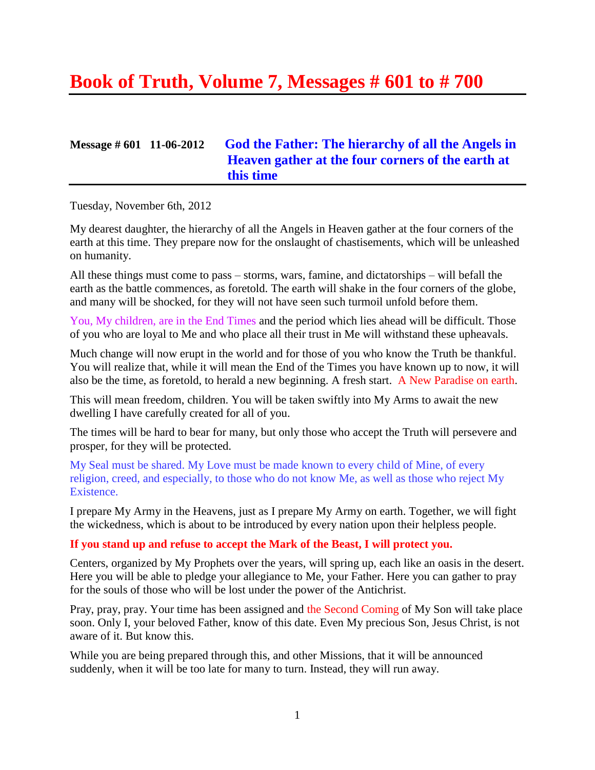# Book of Truth, Volume 7, Messages # 601 to # 700

## Message # 601 11-06-2012 God the Father: The hierarchy of all the Angels in Heaven gather at the four corners of the earth at this time

Tuesday, November 6th, 2012

My dearest daughter, the hierarchy of all the Angels in Heaven gather at the four corners of the earth at this time. They prepare now for the onslaught of chastisements, which will be unleashed on humanity.

All these things must come to pass – storms, wars, famine, and dictatorships – will befall the earth as the battle commences, as foretold. The earth will shake in the four corners of the globe, and many will be shocked, for they will not have seen such turmoil unfold before them.

You, My children, are in the End Times and the period which lies ahead will be difficult. Those of you who are loyal to Me and who place all their trust in Me will withstand these upheavals.

Much change will now erupt in the world and for those of you who know the Truth be thankful. You will realize that, while it will mean the End of the Times you have known up to now, it will also be the time, as foretold, to herald a new beginning. A fresh start. A New Paradise on earth.

This will mean freedom, children. You will be taken swiftly into My Arms to await the new dwelling I have carefully created for all of you.

The times will be hard to bear for many, but only those who accept the Truth will persevere and prosper, for they will be protected.

My Seal must be shared. My Love must be made known to every child of Mine, of every religion, creed, and especially, to those who do not know Me, as well as those who reject My Existence.

I prepare My Army in the Heavens, just as I prepare My Army on earth. Together, we will fight the wickedness, which is about to be introduced by every nation upon their helpless people.

**If you stand up and refuse to accept the Mark of the Beast, I will protect you.**

Centers, organized by My Prophets over the years, will spring up, each like an oasis in the desert. Here you will be able to pledge your allegiance to Me, your Father. Here you can gather to pray for the souls of those who will be lost under the power of the Antichrist.

Pray, pray, pray. Your time has been assigned and the Second Coming of My Son will take place soon. Only I, your beloved Father, know of this date. Even My precious Son, Jesus Christ, is not aware of it. But know this.

While you are being prepared through this, and other Missions, that it will be announced suddenly, when it will be too late for many to turn. Instead, they will run away.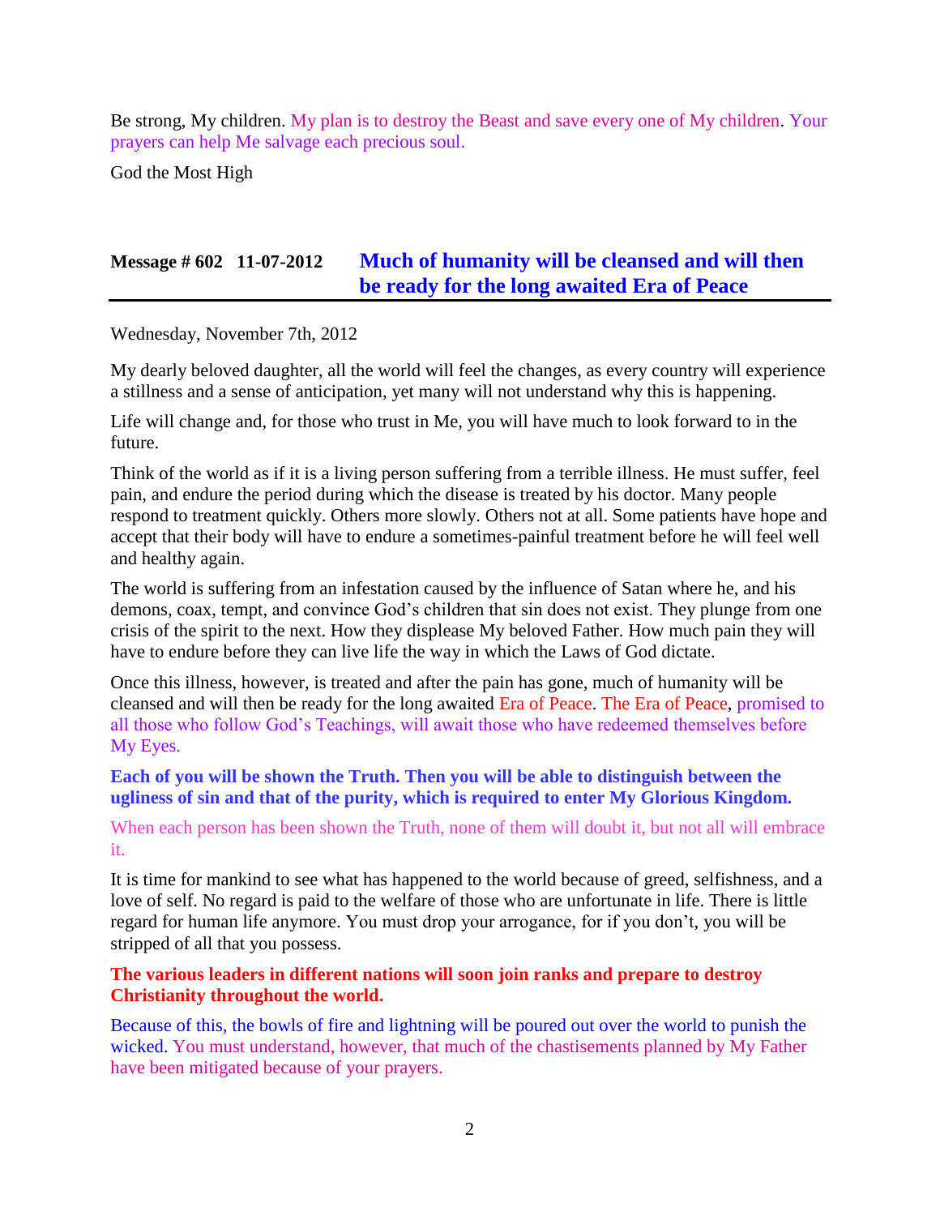Be strong, My children. My plan is to destroy the Beast and save every one of My children. Your prayers can help Me salvage each precious soul.

God the Most High

## Message # 602 11-07-2012 Much of humanity will be cleansed and will then be ready for the long awaited Era of Peace

Wednesday, November 7th, 2012

My dearly beloved daughter, all the world will feel the changes, as every country will experience a stillness and a sense of anticipation, yet many will not understand why this is happening.

Life will change and, for those who trust in Me, you will have much to look forward to in the future.

Think of the world as if it is a living person suffering from a terrible illness. He must suffer, feel pain, and endure the period during which the disease is treated by his doctor. Many people respond to treatment quickly. Others more slowly. Others not at all. Some patients have hope and accept that their body will have to endure a sometimes-painful treatment before he will feel well and healthy again.

The world is suffering from an infestation caused by the influence of Satan where he, and his demons, coax, tempt, and convince God's children that sin does not exist. They plunge from one crisis of the spirit to the next. How they displease My beloved Father. How much pain they will have to endure before they can live life the way in which the Laws of God dictate.

Once this illness, however, is treated and after the pain has gone, much of humanity will be cleansed and will then be ready for the long awaited Era of Peace. The Era of Peace, promised to all those who follow God's Teachings, will await those who have redeemed themselves before My Eyes.

**Each of you will be shown the Truth. Then you will be able to distinguish between the ugliness of sin and that of the purity, which is required to enter My Glorious Kingdom.**

When each person has been shown the Truth, none of them will doubt it, but not all will embrace it.

It is time for mankind to see what has happened to the world because of greed, selfishness, and a love of self. No regard is paid to the welfare of those who are unfortunate in life. There is little regard for human life anymore. You must drop your arrogance, for if you don't, you will be stripped of all that you possess.

**The various leaders in different nations will soon join ranks and prepare to destroy Christianity throughout the world.**

Because of this, the bowls of fire and lightning will be poured out over the world to punish the wicked. You must understand, however, that much of the chastisements planned by My Father have been mitigated because of your prayers.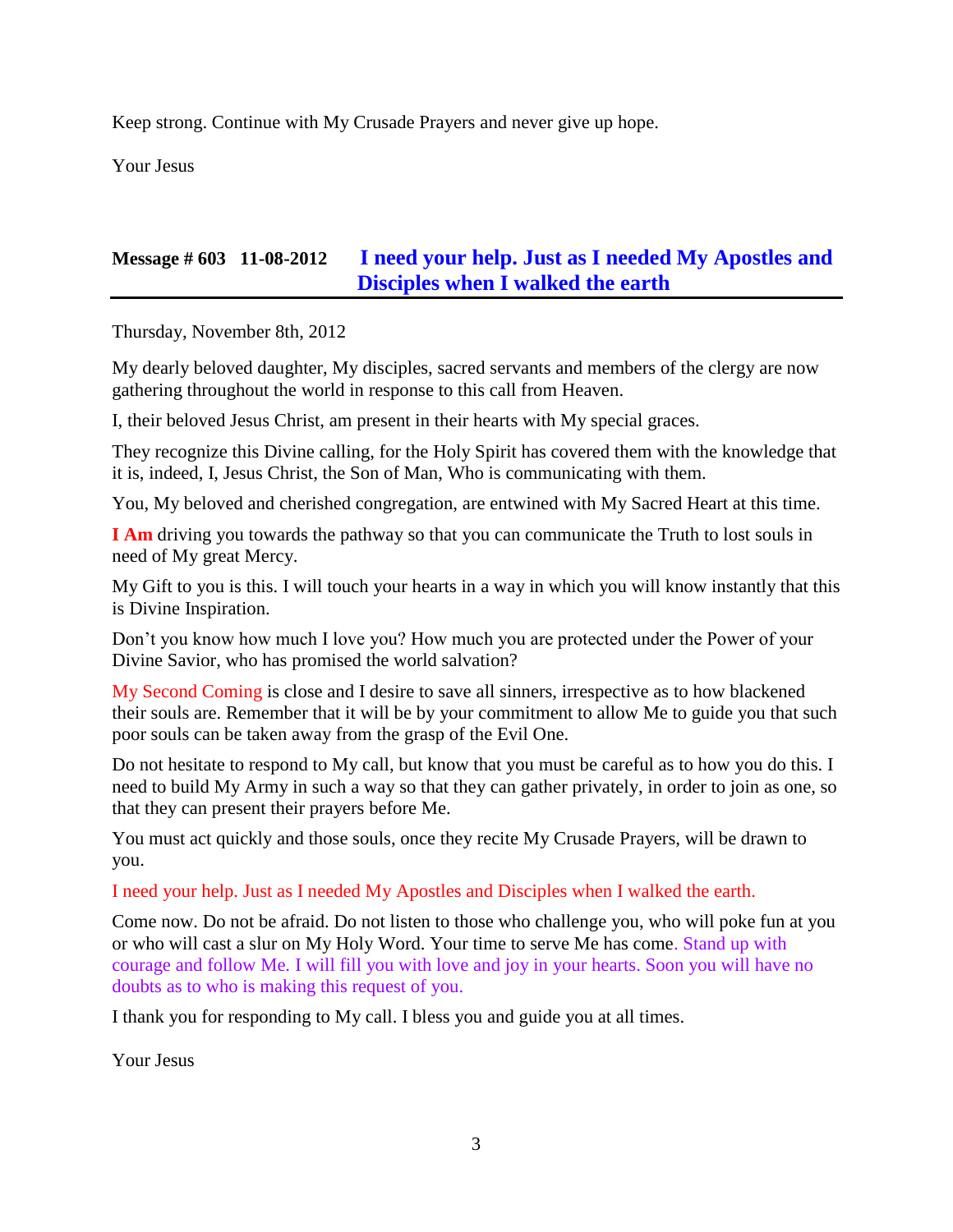Keep strong. Continue with My Crusade Prayers and never give up hope.

Your Jesus

## Message # 603 11-08-2012 I need your help. Just as I needed My Apostles and Disciples when I walked the earth

Thursday, November 8th, 2012

My dearly beloved daughter, My disciples, sacred servants and members of the clergy are now gathering throughout the world in response to this call from Heaven.

I, their beloved Jesus Christ, am present in their hearts with My special graces.

They recognize this Divine calling, for the Holy Spirit has covered them with the knowledge that it is, indeed, I, Jesus Christ, the Son of Man, Who is communicating with them.

You, My beloved and cherished congregation, are entwined with My Sacred Heart at this time.

**I Am** driving you towards the pathway so that you can communicate the Truth to lost souls in need of My great Mercy.

My Gift to you is this. I will touch your hearts in a way in which you will know instantly that this is Divine Inspiration.

Don't you know how much I love you? How much you are protected under the Power of your Divine Savior, who has promised the world salvation?

My Second Coming is close and I desire to save all sinners, irrespective as to how blackened their souls are. Remember that it will be by your commitment to allow Me to guide you that such poor souls can be taken away from the grasp of the Evil One.

Do not hesitate to respond to My call, but know that you must be careful as to how you do this. I need to build My Army in such a way so that they can gather privately, in order to join as one, so that they can present their prayers before Me.

You must act quickly and those souls, once they recite My Crusade Prayers, will be drawn to you.

I need your help. Just as I needed My Apostles and Disciples when I walked the earth.

Come now. Do not be afraid. Do not listen to those who challenge you, who will poke fun at you or who will cast a slur on My Holy Word. Your time to serve Me has come. Stand up with courage and follow Me. I will fill you with love and joy in your hearts. Soon you will have no doubts as to who is making this request of you.

I thank you for responding to My call. I bless you and guide you at all times.

Your Jesus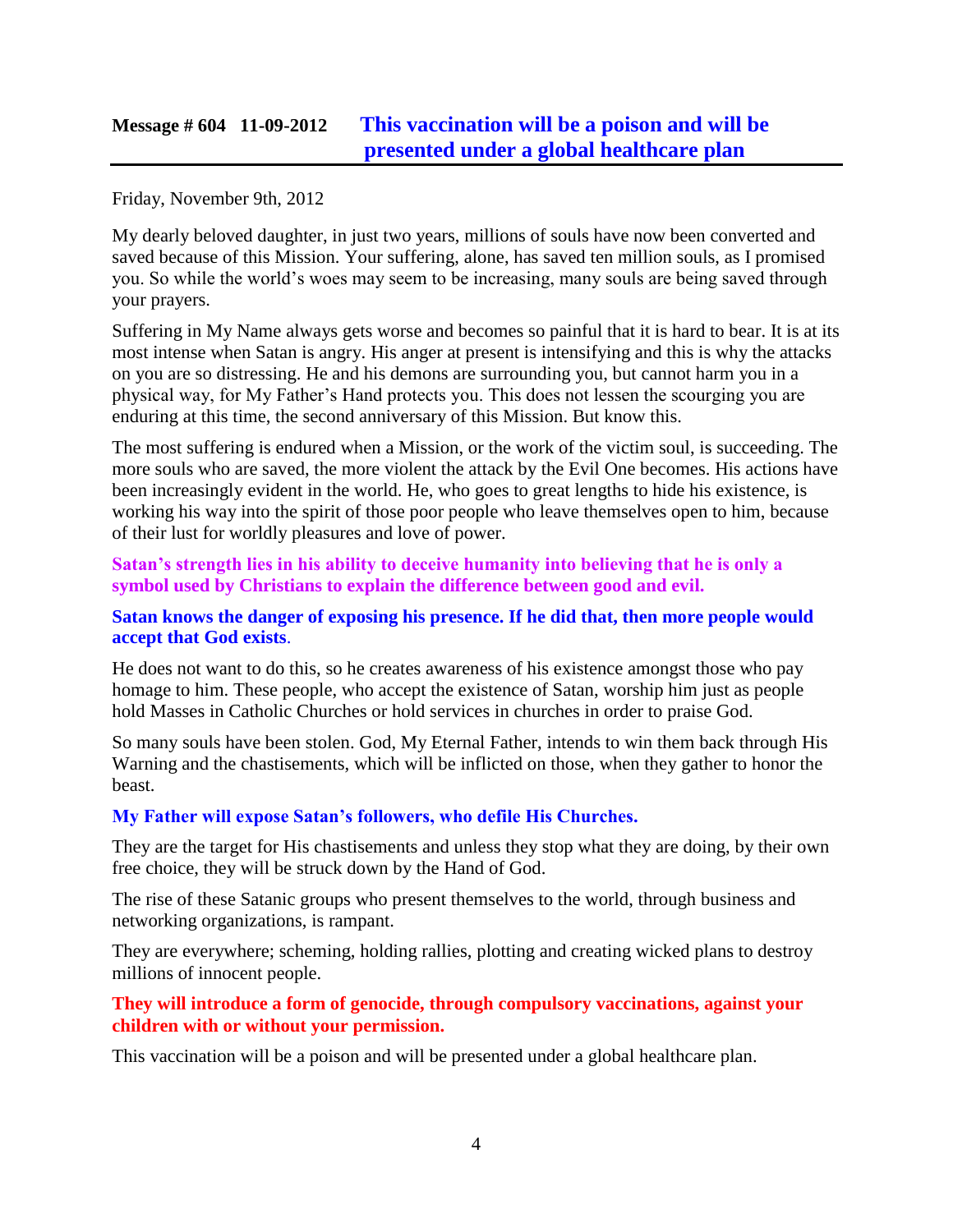## Message # 604 11-09-2012 This vaccination will be a poison and will be presented under a global healthcare plan

Friday, November 9th, 2012

My dearly beloved daughter, in just two years, millions of souls have now been converted and saved because of this Mission. Your suffering, alone, has saved ten million souls, as I promised you. So while the world's woes may seem to be increasing, many souls are being saved through your prayers.

Suffering in My Name always gets worse and becomes so painful that it is hard to bear. It is at its most intense when Satan is angry. His anger at present is intensifying and this is why the attacks on you are so distressing. He and his demons are surrounding you, but cannot harm you in a physical way, for My Father's Hand protects you. This does not lessen the scourging you are enduring at this time, the second anniversary of this Mission. But know this.

The most suffering is endured when a Mission, or the work of the victim soul, is succeeding. The more souls who are saved, the more violent the attack by the Evil One becomes. His actions have been increasingly evident in the world. He, who goes to great lengths to hide his existence, is working his way into the spirit of those poor people who leave themselves open to him, because of their lust for worldly pleasures and love of power.

**Satan's strength lies in his ability to deceive humanity into believing that he is only a symbol used by Christians to explain the difference between good and evil.**

**Satan knows the danger of exposing his presence. If he did that, then more people would accept that God exists**.

He does not want to do this, so he creates awareness of his existence amongst those who pay homage to him. These people, who accept the existence of Satan, worship him just as people hold Masses in Catholic Churches or hold services in churches in order to praise God.

So many souls have been stolen. God, My Eternal Father, intends to win them back through His Warning and the chastisements, which will be inflicted on those, when they gather to honor the beast.

**My Father will expose Satan's followers, who defile His Churches.**

They are the target for His chastisements and unless they stop what they are doing, by their own free choice, they will be struck down by the Hand of God.

The rise of these Satanic groups who present themselves to the world, through business and networking organizations, is rampant.

They are everywhere; scheming, holding rallies, plotting and creating wicked plans to destroy millions of innocent people.

**They will introduce a form of genocide, through compulsory vaccinations, against your children with or without your permission.**

This vaccination will be a poison and will be presented under a global healthcare plan.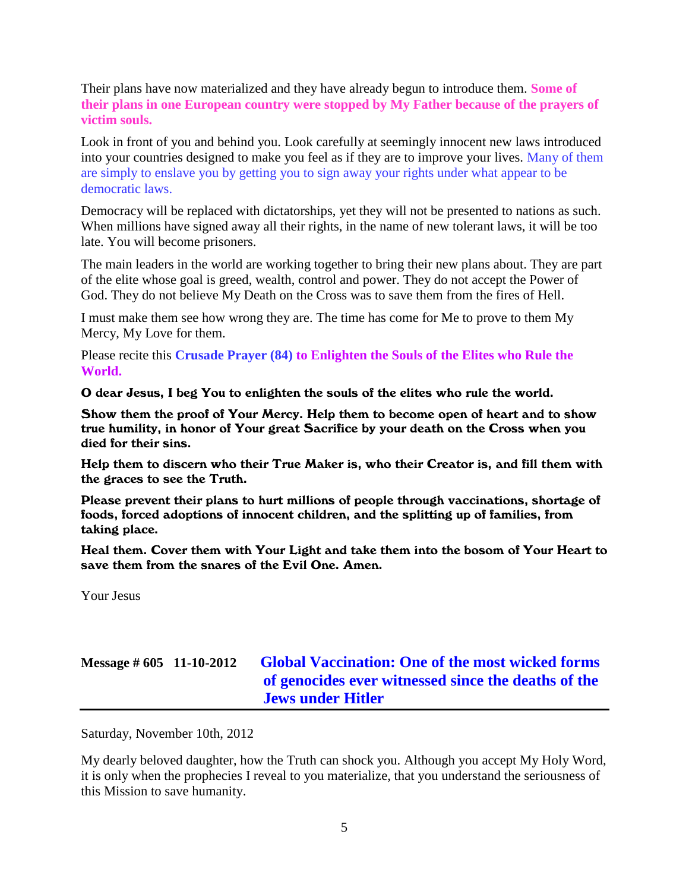Their plans have now materialized and they have already begun to introduce them. **Some of their plans in one European country were stopped by My Father because of the prayers of victim souls.**

Look in front of you and behind you. Look carefully at seemingly innocent new laws introduced into your countries designed to make you feel as if they are to improve your lives. Many of them are simply to enslave you by getting you to sign away your rights under what appear to be democratic laws.

Democracy will be replaced with dictatorships, yet they will not be presented to nations as such. When millions have signed away all their rights, in the name of new tolerant laws, it will be too late. You will become prisoners.

The main leaders in the world are working together to bring their new plans about. They are part of the elite whose goal is greed, wealth, control and power. They do not accept the Power of God. They do not believe My Death on the Cross was to save them from the fires of Hell.

I must make them see how wrong they are. The time has come for Me to prove to them My Mercy, My Love for them.

Please recite this **Crusade Prayer (84) to Enlighten the Souls of the Elites who Rule the World.**

**O dear Jesus, I beg You to enlighten the souls of the elites who rule the world.**

**Show them the proof of Your Mercy. Help them to become open of heart and to show true humility, in honor of Your great Sacrifice by your death on the Cross when you died for their sins.**

**Help them to discern who their True Maker is, who their Creator is, and fill them with the graces to see the Truth.**

**Please prevent their plans to hurt millions of people through vaccinations, shortage of foods, forced adoptions of innocent children, and the splitting up of families, from taking place.**

**Heal them. Cover them with Your Light and take them into the bosom of Your Heart to save them from the snares of the Evil One. Amen.**

Your Jesus

## Message # 605 11-10-2012 Global Vaccination: One of the most wicked forms of genocides ever witnessed since the deaths of the Jews under Hitler

Saturday, November 10th, 2012

My dearly beloved daughter, how the Truth can shock you. Although you accept My Holy Word, it is only when the prophecies I reveal to you materialize, that you understand the seriousness of this Mission to save humanity.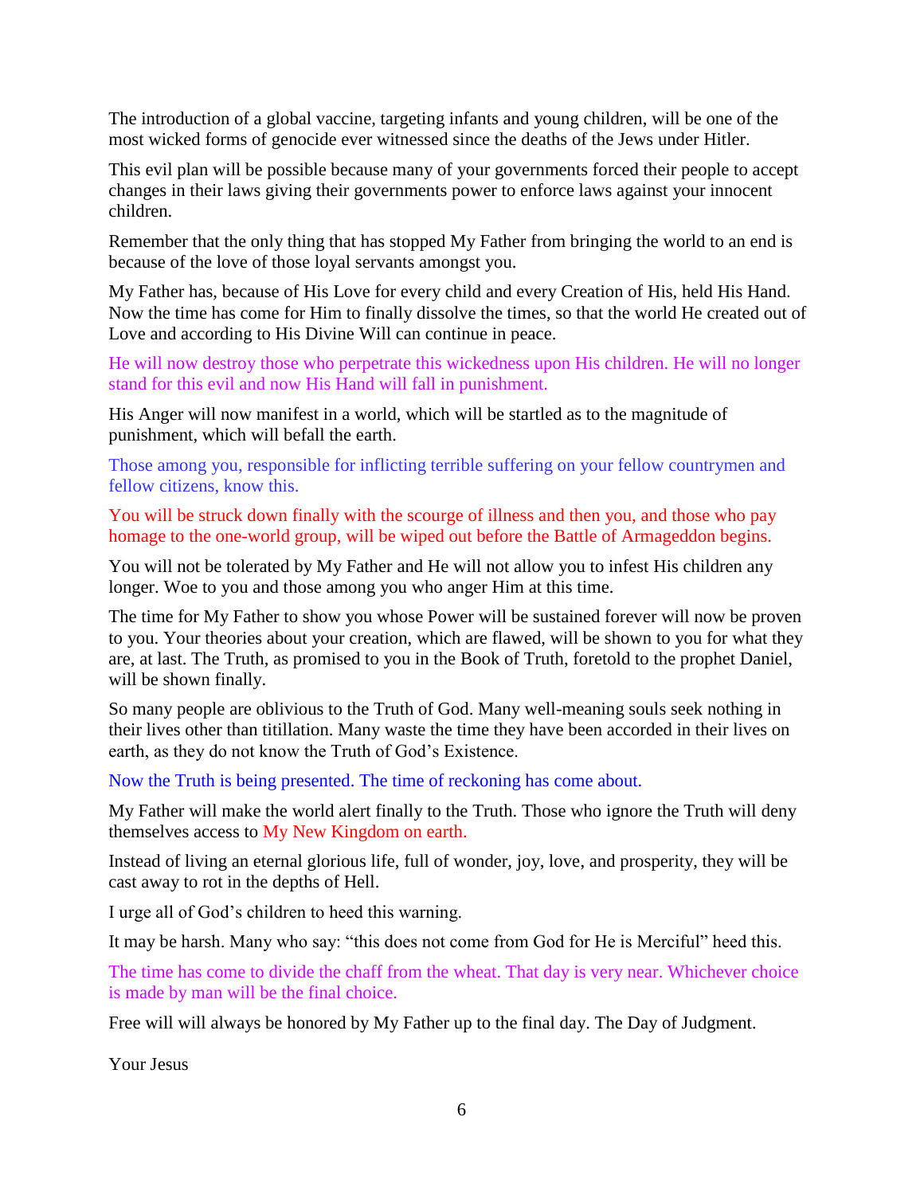The introduction of a global vaccine, targeting infants and young children, will be one of the most wicked forms of genocide ever witnessed since the deaths of the Jews under Hitler.

This evil plan will be possible because many of your governments forced their people to accept changes in their laws giving their governments power to enforce laws against your innocent children.

Remember that the only thing that has stopped My Father from bringing the world to an end is because of the love of those loyal servants amongst you.

My Father has, because of His Love for every child and every Creation of His, held His Hand. Now the time has come for Him to finally dissolve the times, so that the world He created out of Love and according to His Divine Will can continue in peace.

He will now destroy those who perpetrate this wickedness upon His children. He will no longer stand for this evil and now His Hand will fall in punishment.

His Anger will now manifest in a world, which will be startled as to the magnitude of punishment, which will befall the earth.

Those among you, responsible for inflicting terrible suffering on your fellow countrymen and fellow citizens, know this.

You will be struck down finally with the scourge of illness and then you, and those who pay homage to the one-world group, will be wiped out before the Battle of Armageddon begins.

You will not be tolerated by My Father and He will not allow you to infest His children any longer. Woe to you and those among you who anger Him at this time.

The time for My Father to show you whose Power will be sustained forever will now be proven to you. Your theories about your creation, which are flawed, will be shown to you for what they are, at last. The Truth, as promised to you in the Book of Truth, foretold to the prophet Daniel, will be shown finally.

So many people are oblivious to the Truth of God. Many well-meaning souls seek nothing in their lives other than titillation. Many waste the time they have been accorded in their lives on earth, as they do not know the Truth of God's Existence.

Now the Truth is being presented. The time of reckoning has come about.

My Father will make the world alert finally to the Truth. Those who ignore the Truth will deny themselves access to My New Kingdom on earth.

Instead of living an eternal glorious life, full of wonder, joy, love, and prosperity, they will be cast away to rot in the depths of Hell.

I urge all of God's children to heed this warning.

It may be harsh. Many who say: "this does not come from God for He is Merciful" heed this.

The time has come to divide the chaff from the wheat. That day is very near. Whichever choice is made by man will be the final choice.

Free will will always be honored by My Father up to the final day. The Day of Judgment.

Your Jesus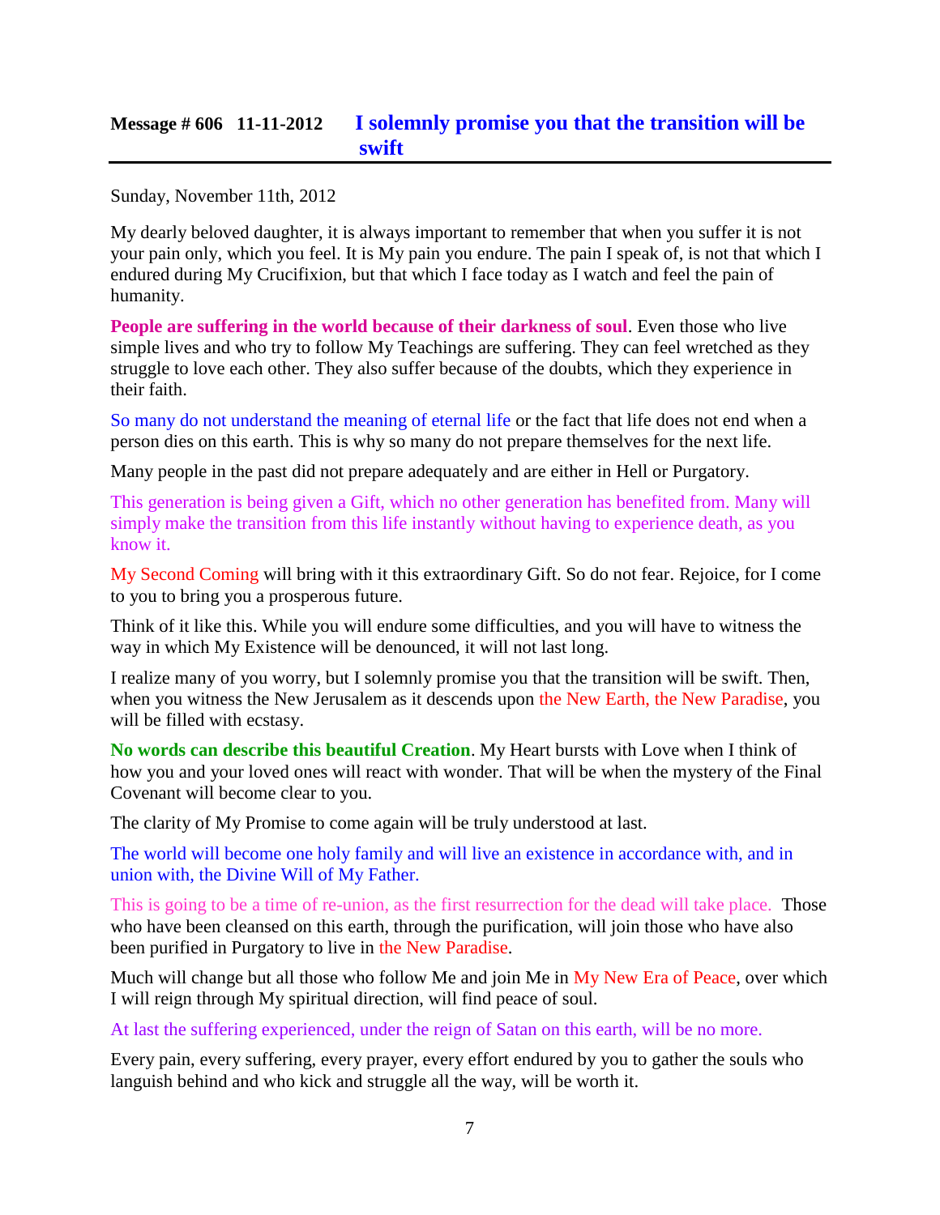## Message # 606 11-11-2012 I solemnly promise you that the transition will be swift

Sunday, November 11th, 2012

My dearly beloved daughter, it is always important to remember that when you suffer it is not your pain only, which you feel. It is My pain you endure. The pain I speak of, is not that which I endured during My Crucifixion, but that which I face today as I watch and feel the pain of humanity.

**People are suffering in the world because of their darkness of soul**. Even those who live simple lives and who try to follow My Teachings are suffering. They can feel wretched as they struggle to love each other. They also suffer because of the doubts, which they experience in their faith.

So many do not understand the meaning of eternal life or the fact that life does not end when a person dies on this earth. This is why so many do not prepare themselves for the next life.

Many people in the past did not prepare adequately and are either in Hell or Purgatory.

This generation is being given a Gift, which no other generation has benefited from. Many will simply make the transition from this life instantly without having to experience death, as you know it.

My Second Coming will bring with it this extraordinary Gift. So do not fear. Rejoice, for I come to you to bring you a prosperous future.

Think of it like this. While you will endure some difficulties, and you will have to witness the way in which My Existence will be denounced, it will not last long.

I realize many of you worry, but I solemnly promise you that the transition will be swift. Then, when you witness the New Jerusalem as it descends upon the New Earth, the New Paradise, you will be filled with ecstasy.

**No words can describe this beautiful Creation**. My Heart bursts with Love when I think of how you and your loved ones will react with wonder. That will be when the mystery of the Final Covenant will become clear to you.

The clarity of My Promise to come again will be truly understood at last.

The world will become one holy family and will live an existence in accordance with, and in union with, the Divine Will of My Father.

This is going to be a time of re-union, as the first resurrection for the dead will take place. Those who have been cleansed on this earth, through the purification, will join those who have also been purified in Purgatory to live in the New Paradise.

Much will change but all those who follow Me and join Me in My New Era of Peace, over which I will reign through My spiritual direction, will find peace of soul.

At last the suffering experienced, under the reign of Satan on this earth, will be no more.

Every pain, every suffering, every prayer, every effort endured by you to gather the souls who languish behind and who kick and struggle all the way, will be worth it.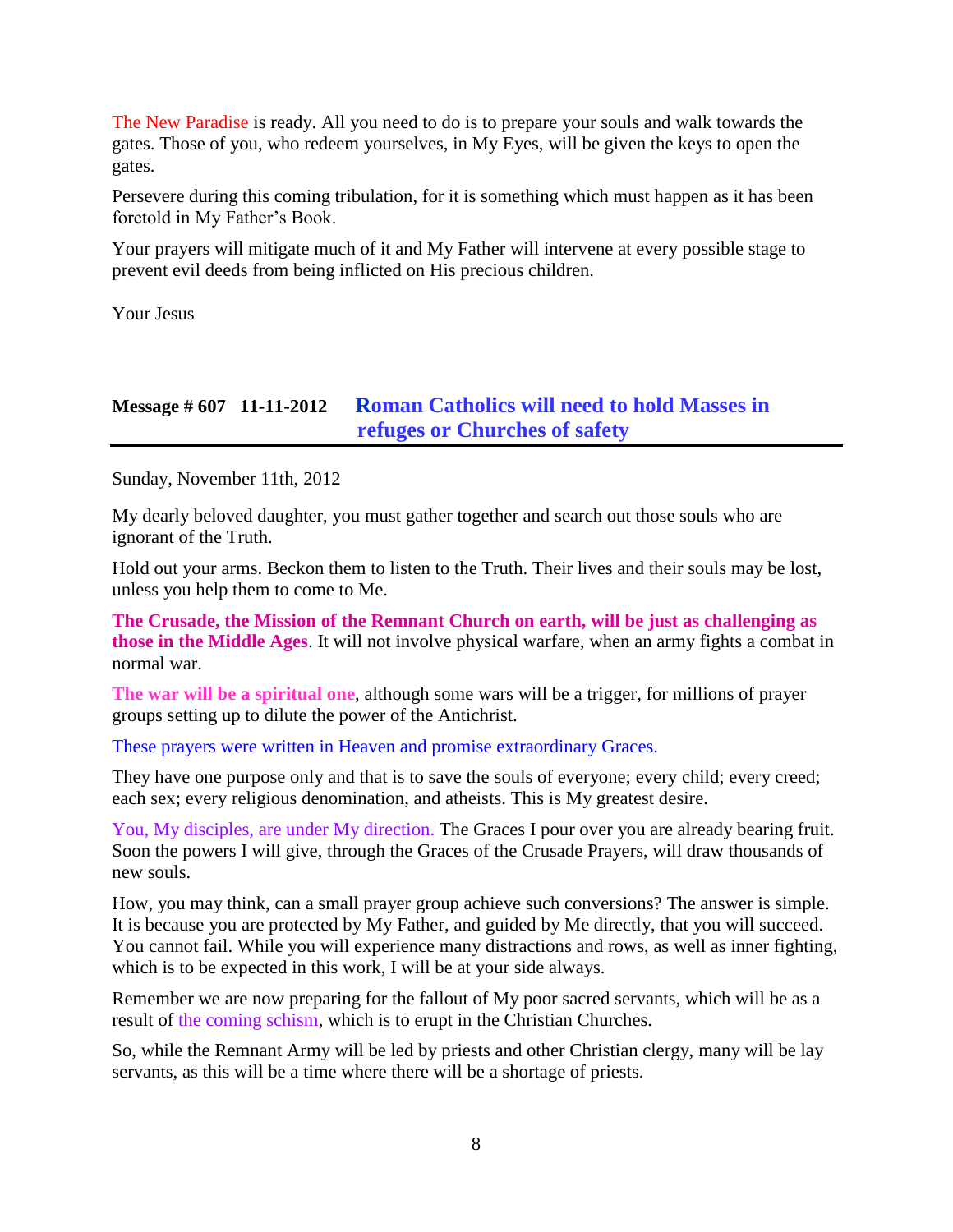The New Paradise is ready. All you need to do is to prepare your souls and walk towards the gates. Those of you, who redeem yourselves, in My Eyes, will be given the keys to open the gates.

Persevere during this coming tribulation, for it is something which must happen as it has been foretold in My Father's Book.

Your prayers will mitigate much of it and My Father will intervene at every possible stage to prevent evil deeds from being inflicted on His precious children.

Your Jesus

## Message # 607 11-11-2012 Roman Catholics will need to hold Masses in refuges or Churches of safety

Sunday, November 11th, 2012

My dearly beloved daughter, you must gather together and search out those souls who are ignorant of the Truth.

Hold out your arms. Beckon them to listen to the Truth. Their lives and their souls may be lost, unless you help them to come to Me.

**The Crusade, the Mission of the Remnant Church on earth, will be just as challenging as those in the Middle Ages**. It will not involve physical warfare, when an army fights a combat in normal war.

**The war will be a spiritual one**, although some wars will be a trigger, for millions of prayer groups setting up to dilute the power of the Antichrist.

These prayers were written in Heaven and promise extraordinary Graces.

They have one purpose only and that is to save the souls of everyone; every child; every creed; each sex; every religious denomination, and atheists. This is My greatest desire.

You, My disciples, are under My direction. The Graces I pour over you are already bearing fruit. Soon the powers I will give, through the Graces of the Crusade Prayers, will draw thousands of new souls.

How, you may think, can a small prayer group achieve such conversions? The answer is simple. It is because you are protected by My Father, and guided by Me directly, that you will succeed. You cannot fail. While you will experience many distractions and rows, as well as inner fighting, which is to be expected in this work, I will be at your side always.

Remember we are now preparing for the fallout of My poor sacred servants, which will be as a result of the coming schism, which is to erupt in the Christian Churches.

So, while the Remnant Army will be led by priests and other Christian clergy, many will be lay servants, as this will be a time where there will be a shortage of priests.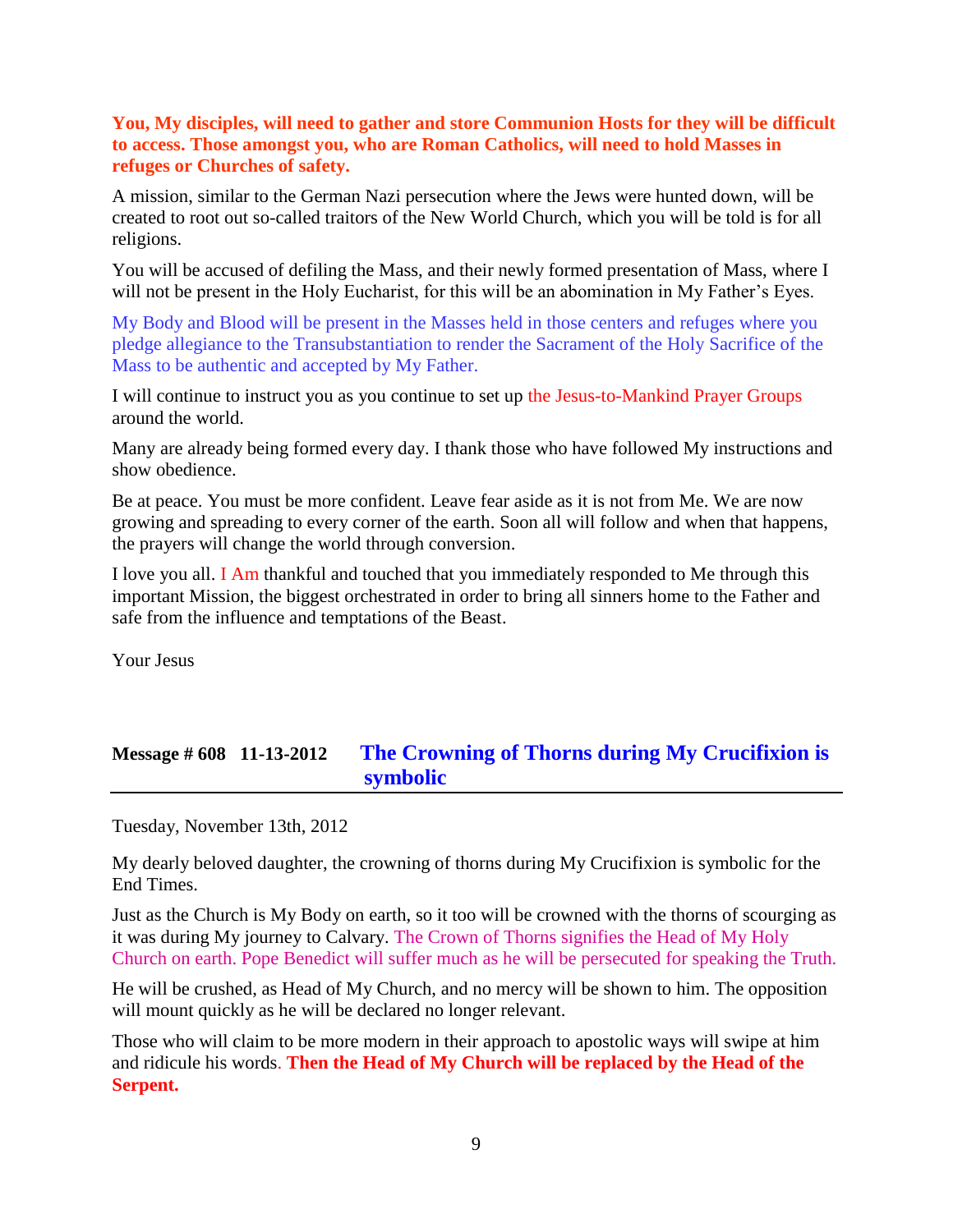**You, My disciples, will need to gather and store Communion Hosts for they will be difficult to access. Those amongst you, who are Roman Catholics, will need to hold Masses in refuges or Churches of safety.**

A mission, similar to the German Nazi persecution where the Jews were hunted down, will be created to root out so-called traitors of the New World Church, which you will be told is for all religions.

You will be accused of defiling the Mass, and their newly formed presentation of Mass, where I will not be present in the Holy Eucharist, for this will be an abomination in My Father's Eyes.

My Body and Blood will be present in the Masses held in those centers and refuges where you pledge allegiance to the Transubstantiation to render the Sacrament of the Holy Sacrifice of the Mass to be authentic and accepted by My Father.

I will continue to instruct you as you continue to set up the Jesus-to-Mankind Prayer Groups around the world.

Many are already being formed every day. I thank those who have followed My instructions and show obedience.

Be at peace. You must be more confident. Leave fear aside as it is not from Me. We are now growing and spreading to every corner of the earth. Soon all will follow and when that happens, the prayers will change the world through conversion.

I love you all. I Am thankful and touched that you immediately responded to Me through this important Mission, the biggest orchestrated in order to bring all sinners home to the Father and safe from the influence and temptations of the Beast.

Your Jesus

## Message # 608 11-13-2012 The Crowning of Thorns during My Crucifixion is symbolic

Tuesday, November 13th, 2012

My dearly beloved daughter, the crowning of thorns during My Crucifixion is symbolic for the End Times.

Just as the Church is My Body on earth, so it too will be crowned with the thorns of scourging as it was during My journey to Calvary. The Crown of Thorns signifies the Head of My Holy Church on earth. Pope Benedict will suffer much as he will be persecuted for speaking the Truth.

He will be crushed, as Head of My Church, and no mercy will be shown to him. The opposition will mount quickly as he will be declared no longer relevant.

Those who will claim to be more modern in their approach to apostolic ways will swipe at him and ridicule his words. **Then the Head of My Church will be replaced by the Head of the Serpent.**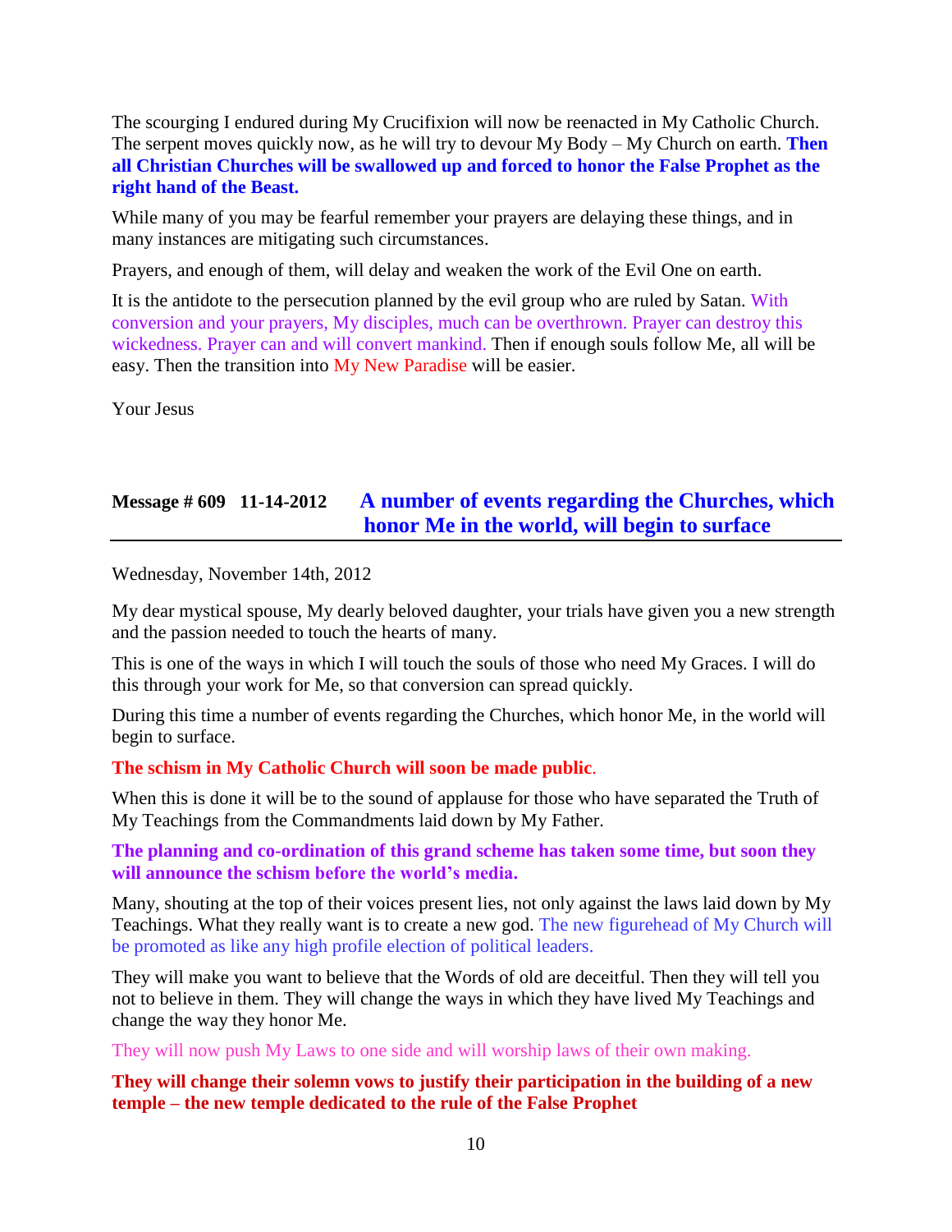The scourging I endured during My Crucifixion will now be reenacted in My Catholic Church. The serpent moves quickly now, as he will try to devour My Body – My Church on earth. **Then all Christian Churches will be swallowed up and forced to honor the False Prophet as the right hand of the Beast.**

While many of you may be fearful remember your prayers are delaying these things, and in many instances are mitigating such circumstances.

Prayers, and enough of them, will delay and weaken the work of the Evil One on earth.

It is the antidote to the persecution planned by the evil group who are ruled by Satan. With conversion and your prayers, My disciples, much can be overthrown. Prayer can destroy this wickedness. Prayer can and will convert mankind. Then if enough souls follow Me, all will be easy. Then the transition into My New Paradise will be easier.

Your Jesus

## Message # 609 11-14-2012 A number of events regarding the Churches, which honor Me in the world, will begin to surface

Wednesday, November 14th, 2012

My dear mystical spouse, My dearly beloved daughter, your trials have given you a new strength and the passion needed to touch the hearts of many.

This is one of the ways in which I will touch the souls of those who need My Graces. I will do this through your work for Me, so that conversion can spread quickly.

During this time a number of events regarding the Churches, which honor Me, in the world will begin to surface.

**The schism in My Catholic Church will soon be made public.**

When this is done it will be to the sound of applause for those who have separated the Truth of My Teachings from the Commandments laid down by My Father.

**The planning and co-ordination of this grand scheme has taken some time, but soon they will announce the schism before the world's media.**

Many, shouting at the top of their voices present lies, not only against the laws laid down by My Teachings. What they really want is to create a new god. The new figurehead of My Church will be promoted as like any high profile election of political leaders.

They will make you want to believe that the Words of old are deceitful. Then they will tell you not to believe in them. They will change the ways in which they have lived My Teachings and change the way they honor Me.

They will now push My Laws to one side and will worship laws of their own making.

**They will change their solemn vows to justify their participation in the building of a new temple – the new temple dedicated to the rule of the False Prophet**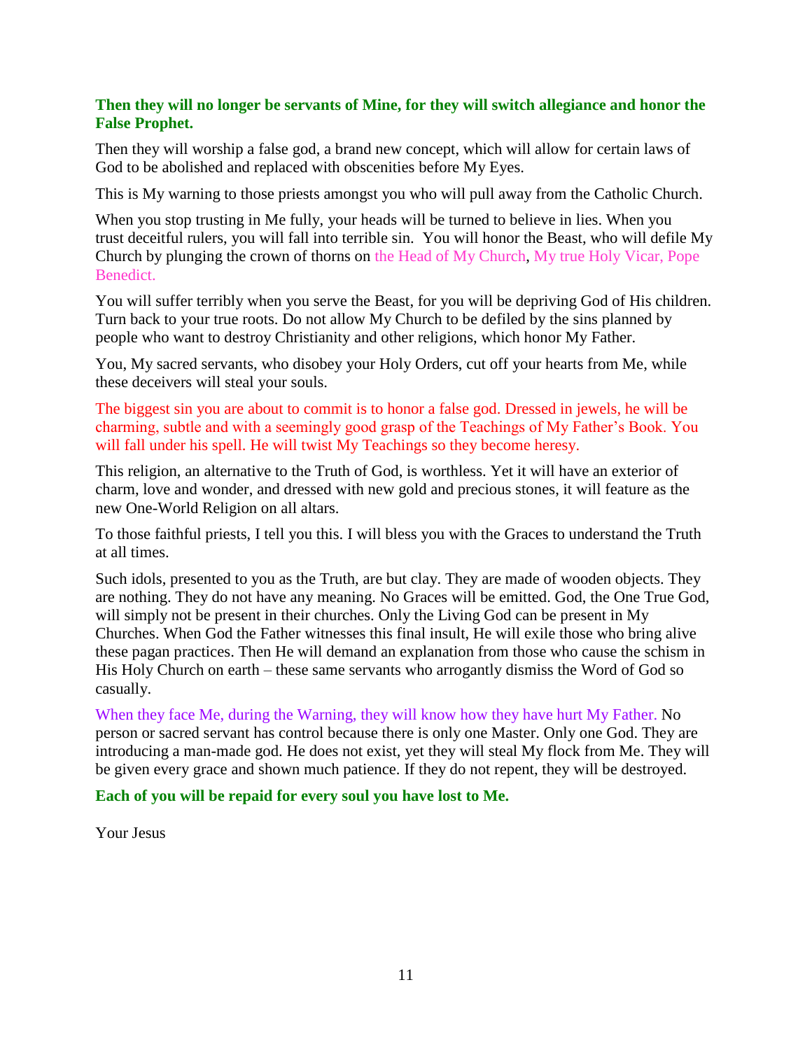**Then they will no longer be servants of Mine, for they will switch allegiance and honor the False Prophet.**

Then they will worship a false god, a brand new concept, which will allow for certain laws of God to be abolished and replaced with obscenities before My Eyes.

This is My warning to those priests amongst you who will pull away from the Catholic Church.

When you stop trusting in Me fully, your heads will be turned to believe in lies. When you trust deceitful rulers, you will fall into terrible sin. You will honor the Beast, who will defile My Church by plunging the crown of thorns on the Head of My Church, My true Holy Vicar, Pope Benedict.

You will suffer terribly when you serve the Beast, for you will be depriving God of His children. Turn back to your true roots. Do not allow My Church to be defiled by the sins planned by people who want to destroy Christianity and other religions, which honor My Father.

You, My sacred servants, who disobey your Holy Orders, cut off your hearts from Me, while these deceivers will steal your souls.

The biggest sin you are about to commit is to honor a false god. Dressed in jewels, he will be charming, subtle and with a seemingly good grasp of the Teachings of My Father's Book. You will fall under his spell. He will twist My Teachings so they become heresy.

This religion, an alternative to the Truth of God, is worthless. Yet it will have an exterior of charm, love and wonder, and dressed with new gold and precious stones, it will feature as the new One-World Religion on all altars.

To those faithful priests, I tell you this. I will bless you with the Graces to understand the Truth at all times.

Such idols, presented to you as the Truth, are but clay. They are made of wooden objects. They are nothing. They do not have any meaning. No Graces will be emitted. God, the One True God, will simply not be present in their churches. Only the Living God can be present in My Churches. When God the Father witnesses this final insult, He will exile those who bring alive these pagan practices. Then He will demand an explanation from those who cause the schism in His Holy Church on earth – these same servants who arrogantly dismiss the Word of God so casually.

When they face Me, during the Warning, they will know how they have hurt My Father. No person or sacred servant has control because there is only one Master. Only one God. They are introducing a man-made god. He does not exist, yet they will steal My flock from Me. They will be given every grace and shown much patience. If they do not repent, they will be destroyed.

**Each of you will be repaid for every soul you have lost to Me.**

Your Jesus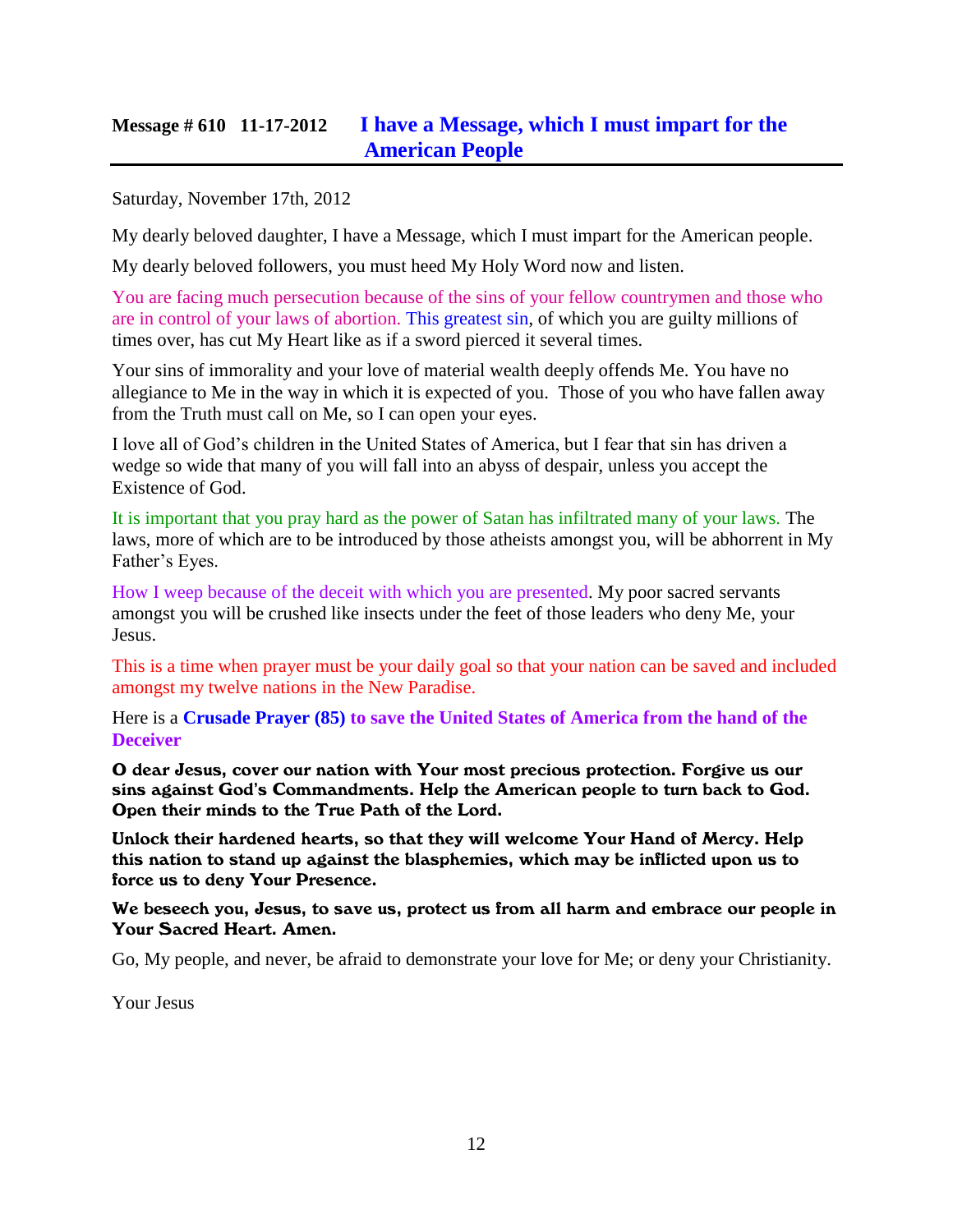## Message # 610 11-17-2012 I have a Message, which I must impart for the American People

Saturday, November 17th, 2012

My dearly beloved daughter, I have a Message, which I must impart for the American people.

My dearly beloved followers, you must heed My Holy Word now and listen.

You are facing much persecution because of the sins of your fellow countrymen and those who are in control of your laws of abortion. This greatest sin, of which you are guilty millions of times over, has cut My Heart like as if a sword pierced it several times.

Your sins of immorality and your love of material wealth deeply offends Me. You have no allegiance to Me in the way in which it is expected of you. Those of you who have fallen away from the Truth must call on Me, so I can open your eyes.

I love all of God's children in the United States of America, but I fear that sin has driven a wedge so wide that many of you will fall into an abyss of despair, unless you accept the Existence of God.

It is important that you pray hard as the power of Satan has infiltrated many of your laws. The laws, more of which are to be introduced by those atheists amongst you, will be abhorrent in My Father's Eyes.

How I weep because of the deceit with which you are presented. My poor sacred servants amongst you will be crushed like insects under the feet of those leaders who deny Me, your Jesus.

This is a time when prayer must be your daily goal so that your nation can be saved and included amongst my twelve nations in the New Paradise.

Here is a **Crusade Prayer (85) to save the United States of America from the hand of the Deceiver**

**O dear Jesus, cover our nation with Your most precious protection. Forgive us our sins against God's Commandments. Help the American people to turn back to God. Open their minds to the True Path of the Lord.**

**Unlock their hardened hearts, so that they will welcome Your Hand of Mercy. Help this nation to stand up against the blasphemies, which may be inflicted upon us to force us to deny Your Presence.**

**We beseech you, Jesus, to save us, protect us from all harm and embrace our people in Your Sacred Heart. Amen.**

Go, My people, and never, be afraid to demonstrate your love for Me; or deny your Christianity.

Your Jesus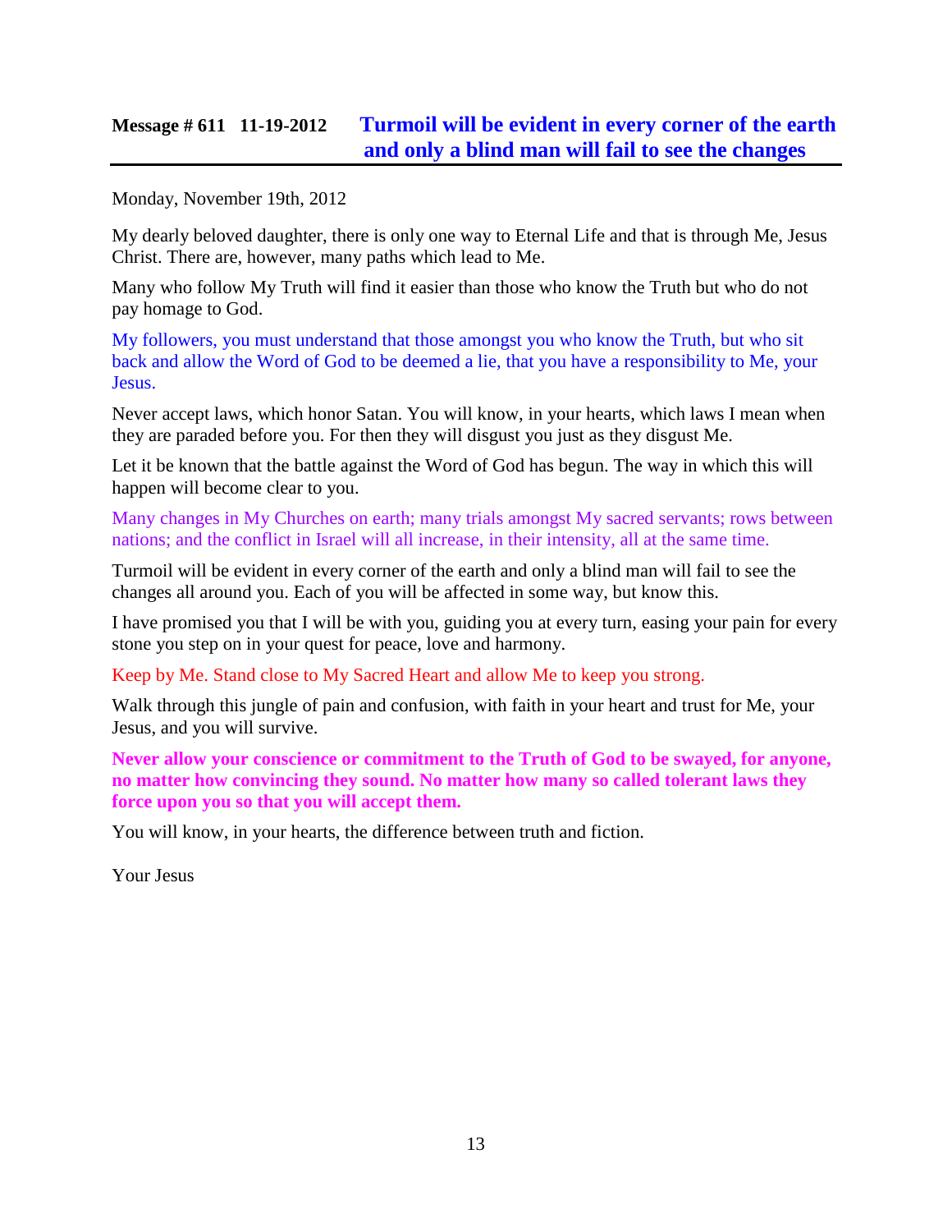## Message # 611 11-19-2012 Turmoil will be evident in every corner of the earth and only a blind man will fail to see the changes

Monday, November 19th, 2012

My dearly beloved daughter, there is only one way to Eternal Life and that is through Me, Jesus Christ. There are, however, many paths which lead to Me.

Many who follow My Truth will find it easier than those who know the Truth but who do not pay homage to God.

My followers, you must understand that those amongst you who know the Truth, but who sit back and allow the Word of God to be deemed a lie, that you have a responsibility to Me, your Jesus.

Never accept laws, which honor Satan. You will know, in your hearts, which laws I mean when they are paraded before you. For then they will disgust you just as they disgust Me.

Let it be known that the battle against the Word of God has begun. The way in which this will happen will become clear to you.

Many changes in My Churches on earth; many trials amongst My sacred servants; rows between nations; and the conflict in Israel will all increase, in their intensity, all at the same time.

Turmoil will be evident in every corner of the earth and only a blind man will fail to see the changes all around you. Each of you will be affected in some way, but know this.

I have promised you that I will be with you, guiding you at every turn, easing your pain for every stone you step on in your quest for peace, love and harmony.

Keep by Me. Stand close to My Sacred Heart and allow Me to keep you strong.

Walk through this jungle of pain and confusion, with faith in your heart and trust for Me, your Jesus, and you will survive.

**Never allow your conscience or commitment to the Truth of God to be swayed, for anyone, no matter how convincing they sound. No matter how many so called tolerant laws they force upon you so that you will accept them.**

You will know, in your hearts, the difference between truth and fiction.

Your Jesus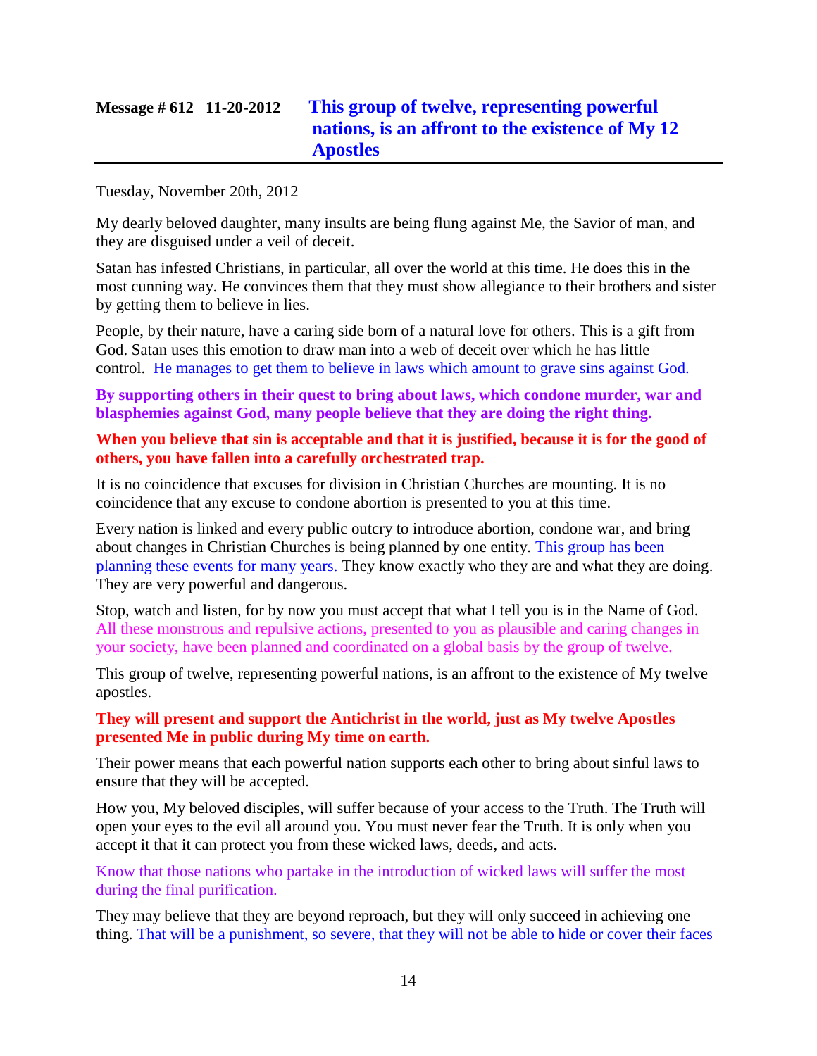## Message # 612 11-20-2012 This group of twelve, representing powerful nations, is an affront to the existence of My 12 Apostles

Tuesday, November 20th, 2012

My dearly beloved daughter, many insults are being flung against Me, the Savior of man, and they are disguised under a veil of deceit.

Satan has infested Christians, in particular, all over the world at this time. He does this in the most cunning way. He convinces them that they must show allegiance to their brothers and sister by getting them to believe in lies.

People, by their nature, have a caring side born of a natural love for others. This is a gift from God. Satan uses this emotion to draw man into a web of deceit over which he has little control. He manages to get them to believe in laws which amount to grave sins against God.

**By supporting others in their quest to bring about laws, which condone murder, war and blasphemies against God, many people believe that they are doing the right thing.**

**When you believe that sin is acceptable and that it is justified, because it is for the good of others, you have fallen into a carefully orchestrated trap.**

It is no coincidence that excuses for division in Christian Churches are mounting. It is no coincidence that any excuse to condone abortion is presented to you at this time.

Every nation is linked and every public outcry to introduce abortion, condone war, and bring about changes in Christian Churches is being planned by one entity. This group has been planning these events for many years. They know exactly who they are and what they are doing. They are very powerful and dangerous.

Stop, watch and listen, for by now you must accept that what I tell you is in the Name of God. All these monstrous and repulsive actions, presented to you as plausible and caring changes in your society, have been planned and coordinated on a global basis by the group of twelve.

This group of twelve, representing powerful nations, is an affront to the existence of My twelve apostles.

**They will present and support the Antichrist in the world, just as My twelve Apostles presented Me in public during My time on earth.**

Their power means that each powerful nation supports each other to bring about sinful laws to ensure that they will be accepted.

How you, My beloved disciples, will suffer because of your access to the Truth. The Truth will open your eyes to the evil all around you. You must never fear the Truth. It is only when you accept it that it can protect you from these wicked laws, deeds, and acts.

Know that those nations who partake in the introduction of wicked laws will suffer the most during the final purification.

They may believe that they are beyond reproach, but they will only succeed in achieving one thing. That will be a punishment, so severe, that they will not be able to hide or cover their faces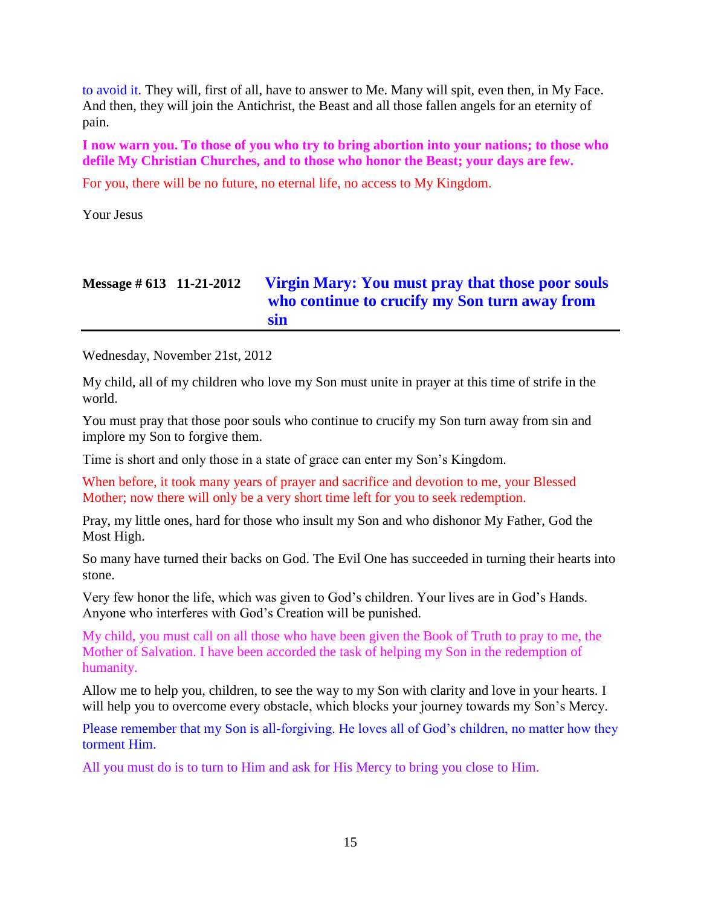to avoid it. They will, first of all, have to answer to Me. Many will spit, even then, in My Face. And then, they will join the Antichrist, the Beast and all those fallen angels for an eternity of pain.

**I now warn you. To those of you who try to bring abortion into your nations; to those who defile My Christian Churches, and to those who honor the Beast; your days are few.**

For you, there will be no future, no eternal life, no access to My Kingdom.

Your Jesus

## Message # 613 11-21-2012 Virgin Mary: You must pray that those poor souls who continue to crucify my Son turn away from sin

Wednesday, November 21st, 2012

My child, all of my children who love my Son must unite in prayer at this time of strife in the world.

You must pray that those poor souls who continue to crucify my Son turn away from sin and implore my Son to forgive them.

Time is short and only those in a state of grace can enter my Son's Kingdom.

When before, it took many years of prayer and sacrifice and devotion to me, your Blessed Mother; now there will only be a very short time left for you to seek redemption.

Pray, my little ones, hard for those who insult my Son and who dishonor My Father, God the Most High.

So many have turned their backs on God. The Evil One has succeeded in turning their hearts into stone.

Very few honor the life, which was given to God's children. Your lives are in God's Hands. Anyone who interferes with God's Creation will be punished.

My child, you must call on all those who have been given the Book of Truth to pray to me, the Mother of Salvation. I have been accorded the task of helping my Son in the redemption of humanity.

Allow me to help you, children, to see the way to my Son with clarity and love in your hearts. I will help you to overcome every obstacle, which blocks your journey towards my Son's Mercy.

Please remember that my Son is all-forgiving. He loves all of God's children, no matter how they torment Him.

All you must do is to turn to Him and ask for His Mercy to bring you close to Him.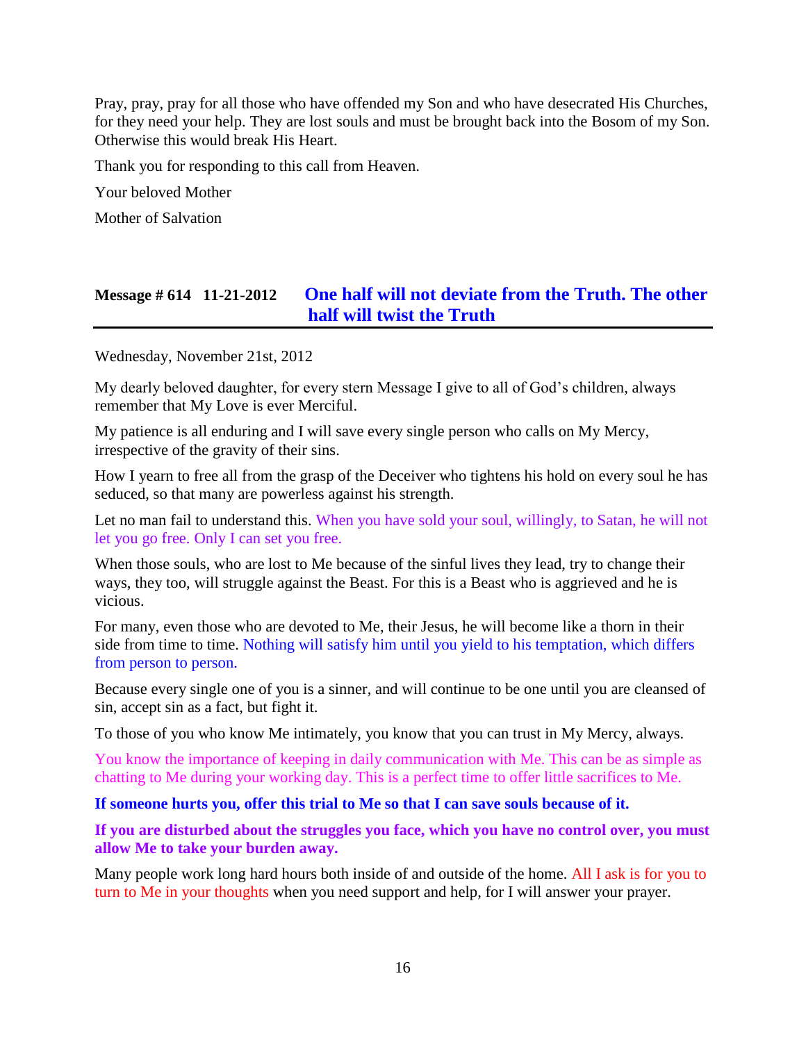Pray, pray, pray for all those who have offended my Son and who have desecrated His Churches, for they need your help. They are lost souls and must be brought back into the Bosom of my Son. Otherwise this would break His Heart.

Thank you for responding to this call from Heaven.

Your beloved Mother

Mother of Salvation

## Message # 614 11-21-2012 One half will not deviate from the Truth. The other half will twist the Truth

Wednesday, November 21st, 2012

My dearly beloved daughter, for every stern Message I give to all of God's children, always remember that My Love is ever Merciful.

My patience is all enduring and I will save every single person who calls on My Mercy, irrespective of the gravity of their sins.

How I yearn to free all from the grasp of the Deceiver who tightens his hold on every soul he has seduced, so that many are powerless against his strength.

Let no man fail to understand this. When you have sold your soul, willingly, to Satan, he will not let you go free. Only I can set you free.

When those souls, who are lost to Me because of the sinful lives they lead, try to change their ways, they too, will struggle against the Beast. For this is a Beast who is aggrieved and he is vicious.

For many, even those who are devoted to Me, their Jesus, he will become like a thorn in their side from time to time. Nothing will satisfy him until you yield to his temptation, which differs from person to person.

Because every single one of you is a sinner, and will continue to be one until you are cleansed of sin, accept sin as a fact, but fight it.

To those of you who know Me intimately, you know that you can trust in My Mercy, always.

You know the importance of keeping in daily communication with Me. This can be as simple as chatting to Me during your working day. This is a perfect time to offer little sacrifices to Me.

**If someone hurts you, offer this trial to Me so that I can save souls because of it.**

**If you are disturbed about the struggles you face, which you have no control over, you must allow Me to take your burden away.**

Many people work long hard hours both inside of and outside of the home. All I ask is for you to turn to Me in your thoughts when you need support and help, for I will answer your prayer.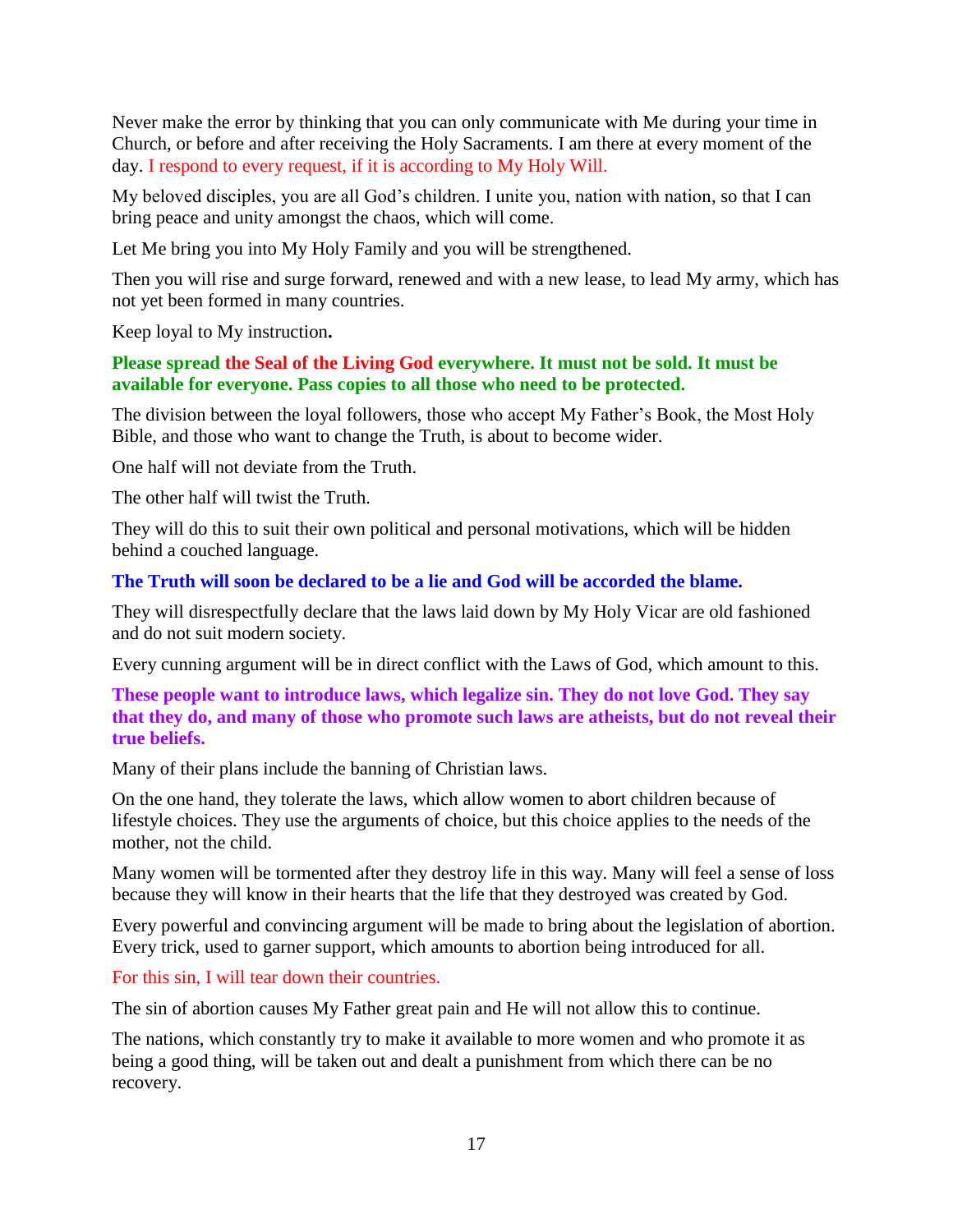Never make the error by thinking that you can only communicate with Me during your time in Church, or before and after receiving the Holy Sacraments. I am there at every moment of the day. I respond to every request, if it is according to My Holy Will.

My beloved disciples, you are all God's children. I unite you, nation with nation, so that I can bring peace and unity amongst the chaos, which will come.

Let Me bring you into My Holy Family and you will be strengthened.

Then you will rise and surge forward, renewed and with a new lease, to lead My army, which has not yet been formed in many countries.

Keep loyal to My instruction**.**

**Please spread the Seal of the Living God everywhere. It must not be sold. It must be available for everyone. Pass copies to all those who need to be protected.**

The division between the loyal followers, those who accept My Father's Book, the Most Holy Bible, and those who want to change the Truth, is about to become wider.

One half will not deviate from the Truth.

The other half will twist the Truth.

They will do this to suit their own political and personal motivations, which will be hidden behind a couched language.

**The Truth will soon be declared to be a lie and God will be accorded the blame.**

They will disrespectfully declare that the laws laid down by My Holy Vicar are old fashioned and do not suit modern society.

Every cunning argument will be in direct conflict with the Laws of God, which amount to this.

**These people want to introduce laws, which legalize sin. They do not love God. They say that they do, and many of those who promote such laws are atheists, but do not reveal their true beliefs.**

Many of their plans include the banning of Christian laws.

On the one hand, they tolerate the laws, which allow women to abort children because of lifestyle choices. They use the arguments of choice, but this choice applies to the needs of the mother, not the child.

Many women will be tormented after they destroy life in this way. Many will feel a sense of loss because they will know in their hearts that the life that they destroyed was created by God.

Every powerful and convincing argument will be made to bring about the legislation of abortion. Every trick, used to garner support, which amounts to abortion being introduced for all.

For this sin, I will tear down their countries.

The sin of abortion causes My Father great pain and He will not allow this to continue.

The nations, which constantly try to make it available to more women and who promote it as being a good thing, will be taken out and dealt a punishment from which there can be no recovery.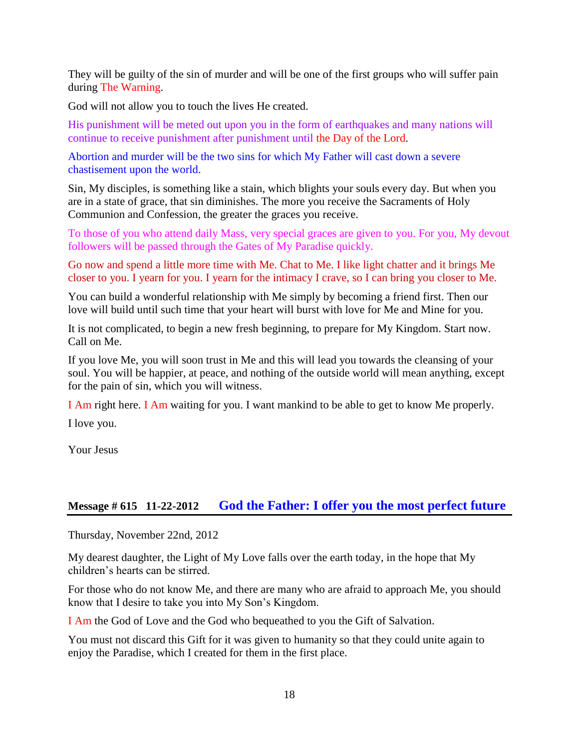They will be guilty of the sin of murder and will be one of the first groups who will suffer pain during The Warning.

God will not allow you to touch the lives He created.

His punishment will be meted out upon you in the form of earthquakes and many nations will continue to receive punishment after punishment until the Day of the Lord.

Abortion and murder will be the two sins for which My Father will cast down a severe chastisement upon the world.

Sin, My disciples, is something like a stain, which blights your souls every day. But when you are in a state of grace, that sin diminishes. The more you receive the Sacraments of Holy Communion and Confession, the greater the graces you receive.

To those of you who attend daily Mass, very special graces are given to you. For you, My devout followers will be passed through the Gates of My Paradise quickly.

Go now and spend a little more time with Me. Chat to Me. I like light chatter and it brings Me closer to you. I yearn for you. I yearn for the intimacy I crave, so I can bring you closer to Me.

You can build a wonderful relationship with Me simply by becoming a friend first. Then our love will build until such time that your heart will burst with love for Me and Mine for you.

It is not complicated, to begin a new fresh beginning, to prepare for My Kingdom. Start now. Call on Me.

If you love Me, you will soon trust in Me and this will lead you towards the cleansing of your soul. You will be happier, at peace, and nothing of the outside world will mean anything, except for the pain of sin, which you will witness.

I Am right here. I Am waiting for you. I want mankind to be able to get to know Me properly.

I love you.

Your Jesus

## Message # 615 11-22-2012 God the Father: I offer you the most perfect future

Thursday, November 22nd, 2012

My dearest daughter, the Light of My Love falls over the earth today, in the hope that My children's hearts can be stirred.

For those who do not know Me, and there are many who are afraid to approach Me, you should know that I desire to take you into My Son's Kingdom.

I Am the God of Love and the God who bequeathed to you the Gift of Salvation.

You must not discard this Gift for it was given to humanity so that they could unite again to enjoy the Paradise, which I created for them in the first place.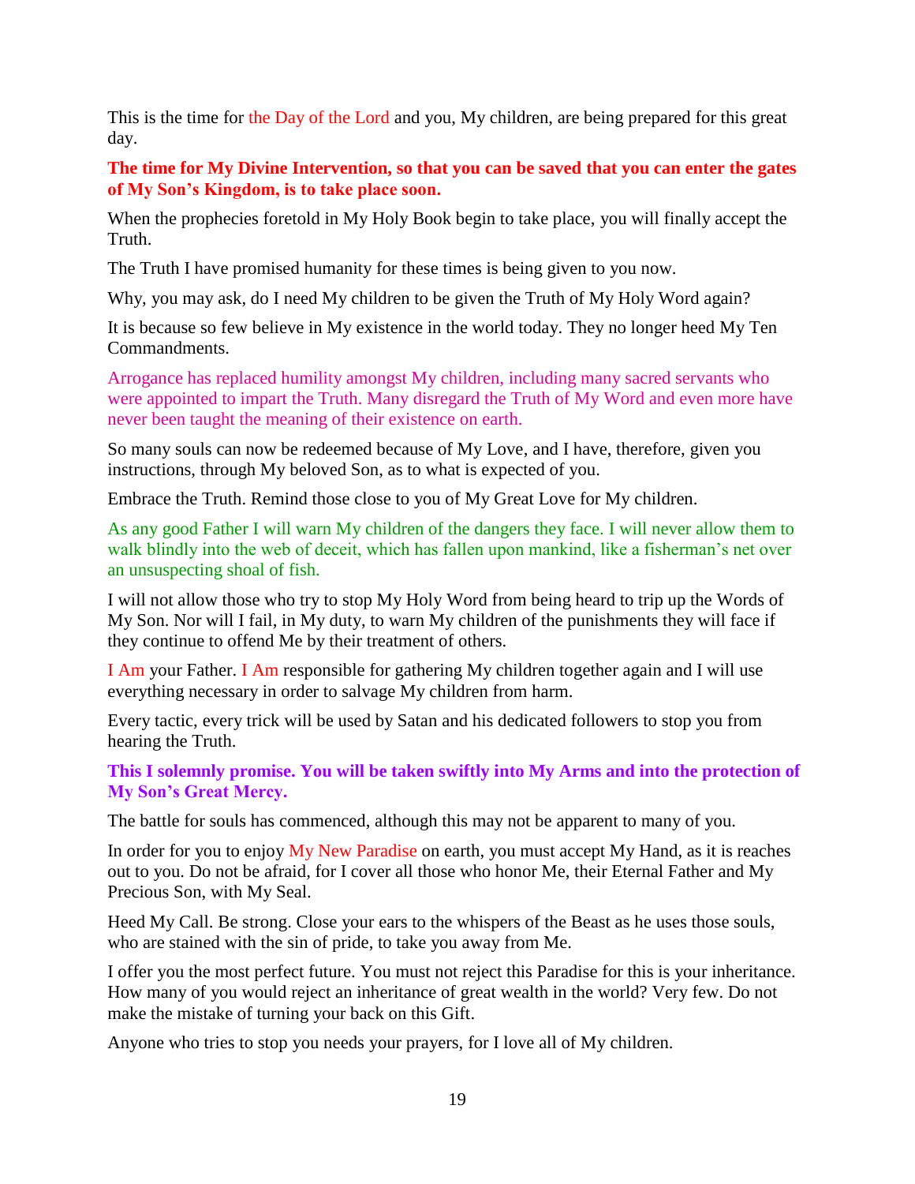This is the time for the Day of the Lord and you, My children, are being prepared for this great day.

**The time for My Divine Intervention, so that you can be saved that you can enter the gates of My Son's Kingdom, is to take place soon.**

When the prophecies foretold in My Holy Book begin to take place, you will finally accept the Truth.

The Truth I have promised humanity for these times is being given to you now.

Why, you may ask, do I need My children to be given the Truth of My Holy Word again?

It is because so few believe in My existence in the world today. They no longer heed My Ten Commandments.

Arrogance has replaced humility amongst My children, including many sacred servants who were appointed to impart the Truth. Many disregard the Truth of My Word and even more have never been taught the meaning of their existence on earth.

So many souls can now be redeemed because of My Love, and I have, therefore, given you instructions, through My beloved Son, as to what is expected of you.

Embrace the Truth. Remind those close to you of My Great Love for My children.

As any good Father I will warn My children of the dangers they face. I will never allow them to walk blindly into the web of deceit, which has fallen upon mankind, like a fisherman's net over an unsuspecting shoal of fish.

I will not allow those who try to stop My Holy Word from being heard to trip up the Words of My Son. Nor will I fail, in My duty, to warn My children of the punishments they will face if they continue to offend Me by their treatment of others.

I Am your Father. I Am responsible for gathering My children together again and I will use everything necessary in order to salvage My children from harm.

Every tactic, every trick will be used by Satan and his dedicated followers to stop you from hearing the Truth.

**This I solemnly promise. You will be taken swiftly into My Arms and into the protection of My Son's Great Mercy.**

The battle for souls has commenced, although this may not be apparent to many of you.

In order for you to enjoy My New Paradise on earth, you must accept My Hand, as it is reaches out to you. Do not be afraid, for I cover all those who honor Me, their Eternal Father and My Precious Son, with My Seal.

Heed My Call. Be strong. Close your ears to the whispers of the Beast as he uses those souls, who are stained with the sin of pride, to take you away from Me.

I offer you the most perfect future. You must not reject this Paradise for this is your inheritance. How many of you would reject an inheritance of great wealth in the world? Very few. Do not make the mistake of turning your back on this Gift.

Anyone who tries to stop you needs your prayers, for I love all of My children.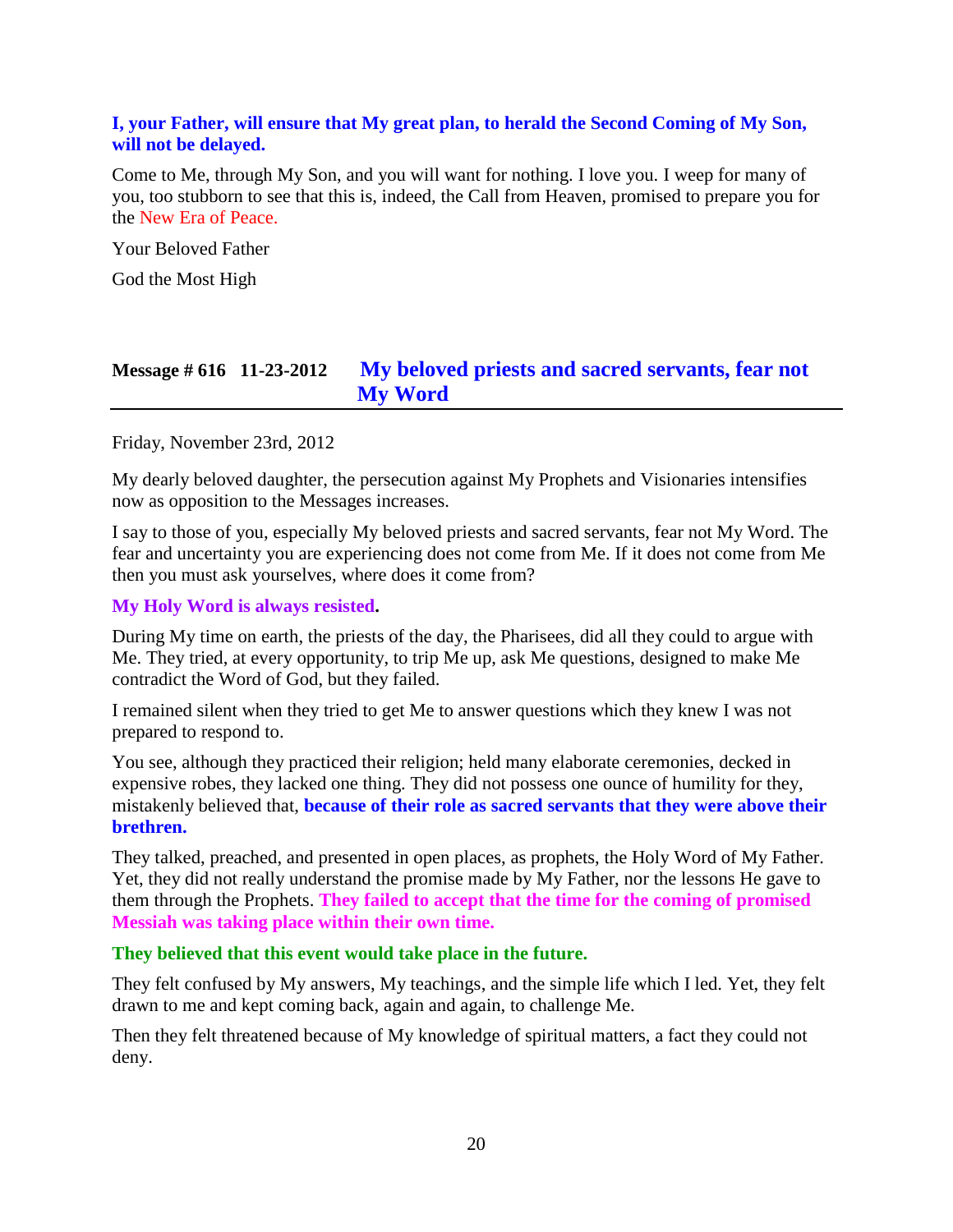**I, your Father, will ensure that My great plan, to herald the Second Coming of My Son, will not be delayed.**

Come to Me, through My Son, and you will want for nothing. I love you. I weep for many of you, too stubborn to see that this is, indeed, the Call from Heaven, promised to prepare you for the New Era of Peace.

Your Beloved Father

God the Most High

## Message # 616 11-23-2012 My beloved priests and sacred servants, fear not My Word

Friday, November 23rd, 2012

My dearly beloved daughter, the persecution against My Prophets and Visionaries intensifies now as opposition to the Messages increases.

I say to those of you, especially My beloved priests and sacred servants, fear not My Word. The fear and uncertainty you are experiencing does not come from Me. If it does not come from Me then you must ask yourselves, where does it come from?

**My Holy Word is always resisted.**

During My time on earth, the priests of the day, the Pharisees, did all they could to argue with Me. They tried, at every opportunity, to trip Me up, ask Me questions, designed to make Me contradict the Word of God, but they failed.

I remained silent when they tried to get Me to answer questions which they knew I was not prepared to respond to.

You see, although they practiced their religion; held many elaborate ceremonies, decked in expensive robes, they lacked one thing. They did not possess one ounce of humility for they, mistakenly believed that, **because of their role as sacred servants that they were above their brethren.**

They talked, preached, and presented in open places, as prophets, the Holy Word of My Father. Yet, they did not really understand the promise made by My Father, nor the lessons He gave to them through the Prophets. **They failed to accept that the time for the coming of promised Messiah was taking place within their own time.**

**They believed that this event would take place in the future.**

They felt confused by My answers, My teachings, and the simple life which I led. Yet, they felt drawn to me and kept coming back, again and again, to challenge Me.

Then they felt threatened because of My knowledge of spiritual matters, a fact they could not deny.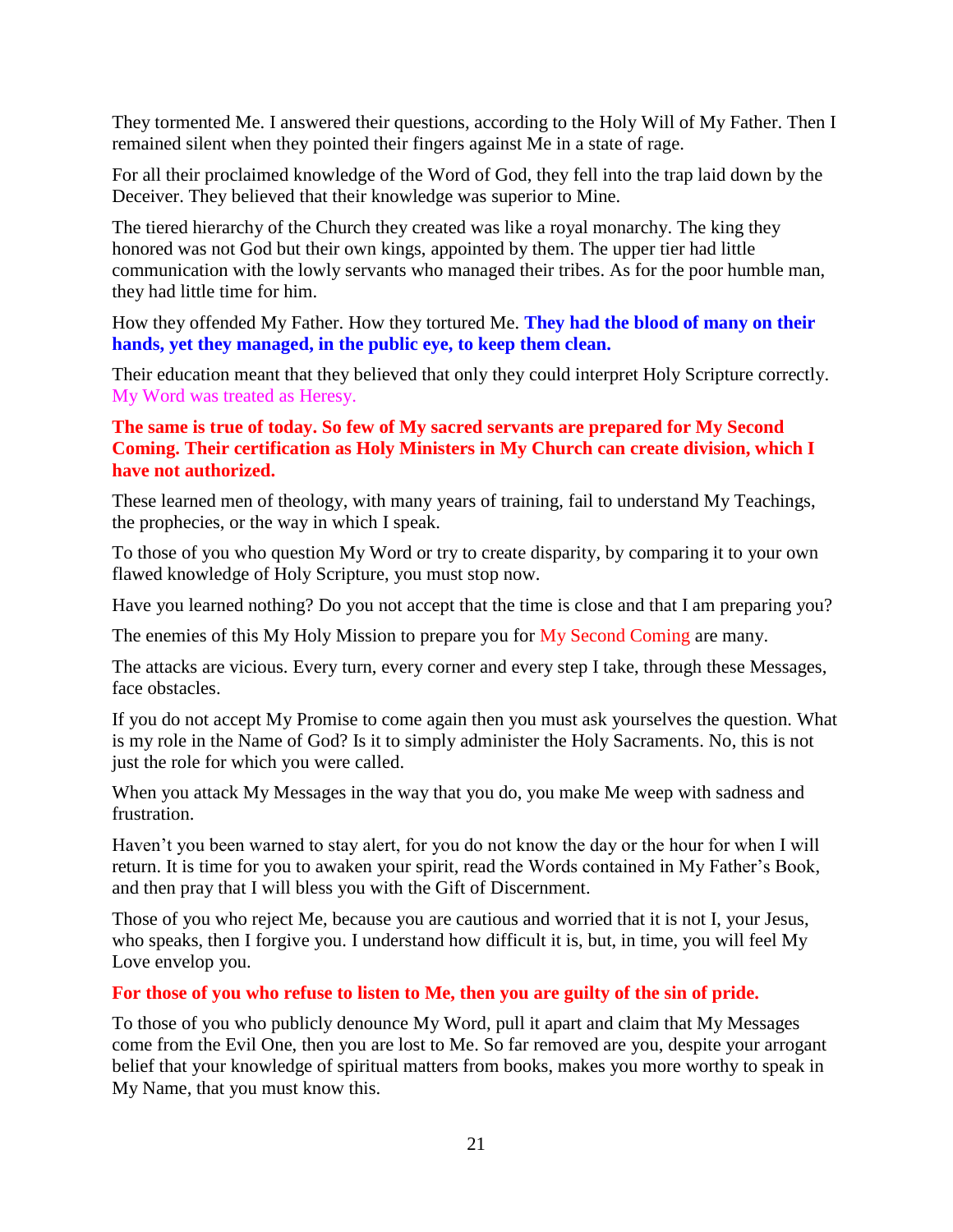They tormented Me. I answered their questions, according to the Holy Will of My Father. Then I remained silent when they pointed their fingers against Me in a state of rage.

For all their proclaimed knowledge of the Word of God, they fell into the trap laid down by the Deceiver. They believed that their knowledge was superior to Mine.

The tiered hierarchy of the Church they created was like a royal monarchy. The king they honored was not God but their own kings, appointed by them. The upper tier had little communication with the lowly servants who managed their tribes. As for the poor humble man, they had little time for him.

How they offended My Father. How they tortured Me. **They had the blood of many on their hands, yet they managed, in the public eye, to keep them clean.**

Their education meant that they believed that only they could interpret Holy Scripture correctly. My Word was treated as Heresy.

**The same is true of today. So few of My sacred servants are prepared for My Second Coming. Their certification as Holy Ministers in My Church can create division, which I have not authorized.**

These learned men of theology, with many years of training, fail to understand My Teachings, the prophecies, or the way in which I speak.

To those of you who question My Word or try to create disparity, by comparing it to your own flawed knowledge of Holy Scripture, you must stop now.

Have you learned nothing? Do you not accept that the time is close and that I am preparing you?

The enemies of this My Holy Mission to prepare you for My Second Coming are many.

The attacks are vicious. Every turn, every corner and every step I take, through these Messages, face obstacles.

If you do not accept My Promise to come again then you must ask yourselves the question. What is my role in the Name of God? Is it to simply administer the Holy Sacraments. No, this is not just the role for which you were called.

When you attack My Messages in the way that you do, you make Me weep with sadness and frustration.

Haven't you been warned to stay alert, for you do not know the day or the hour for when I will return. It is time for you to awaken your spirit, read the Words contained in My Father's Book, and then pray that I will bless you with the Gift of Discernment.

Those of you who reject Me, because you are cautious and worried that it is not I, your Jesus, who speaks, then I forgive you. I understand how difficult it is, but, in time, you will feel My Love envelop you.

**For those of you who refuse to listen to Me, then you are guilty of the sin of pride.**

To those of you who publicly denounce My Word, pull it apart and claim that My Messages come from the Evil One, then you are lost to Me. So far removed are you, despite your arrogant belief that your knowledge of spiritual matters from books, makes you more worthy to speak in My Name, that you must know this.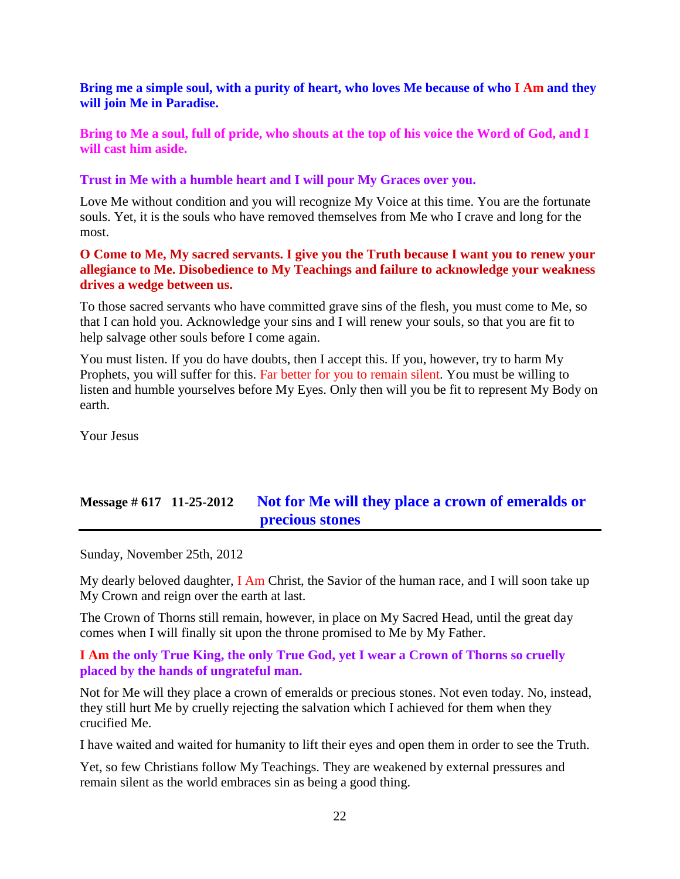**Bring me a simple soul, with a purity of heart, who loves Me because of who I Am and they will join Me in Paradise.**

**Bring to Me a soul, full of pride, who shouts at the top of his voice the Word of God, and I will cast him aside.**

**Trust in Me with a humble heart and I will pour My Graces over you.**

Love Me without condition and you will recognize My Voice at this time. You are the fortunate souls. Yet, it is the souls who have removed themselves from Me who I crave and long for the most.

**O Come to Me, My sacred servants. I give you the Truth because I want you to renew your allegiance to Me. Disobedience to My Teachings and failure to acknowledge your weakness drives a wedge between us.**

To those sacred servants who have committed grave sins of the flesh, you must come to Me, so that I can hold you. Acknowledge your sins and I will renew your souls, so that you are fit to help salvage other souls before I come again.

You must listen. If you do have doubts, then I accept this. If you, however, try to harm My Prophets, you will suffer for this. Far better for you to remain silent. You must be willing to listen and humble yourselves before My Eyes. Only then will you be fit to represent My Body on earth.

Your Jesus

## Message # 617 11-25-2012 Not for Me will they place a crown of emeralds or precious stones

Sunday, November 25th, 2012

My dearly beloved daughter, I Am Christ, the Savior of the human race, and I will soon take up My Crown and reign over the earth at last.

The Crown of Thorns still remain, however, in place on My Sacred Head, until the great day comes when I will finally sit upon the throne promised to Me by My Father.

**I Am the only True King, the only True God, yet I wear a Crown of Thorns so cruelly placed by the hands of ungrateful man.**

Not for Me will they place a crown of emeralds or precious stones. Not even today. No, instead, they still hurt Me by cruelly rejecting the salvation which I achieved for them when they crucified Me.

I have waited and waited for humanity to lift their eyes and open them in order to see the Truth.

Yet, so few Christians follow My Teachings. They are weakened by external pressures and remain silent as the world embraces sin as being a good thing.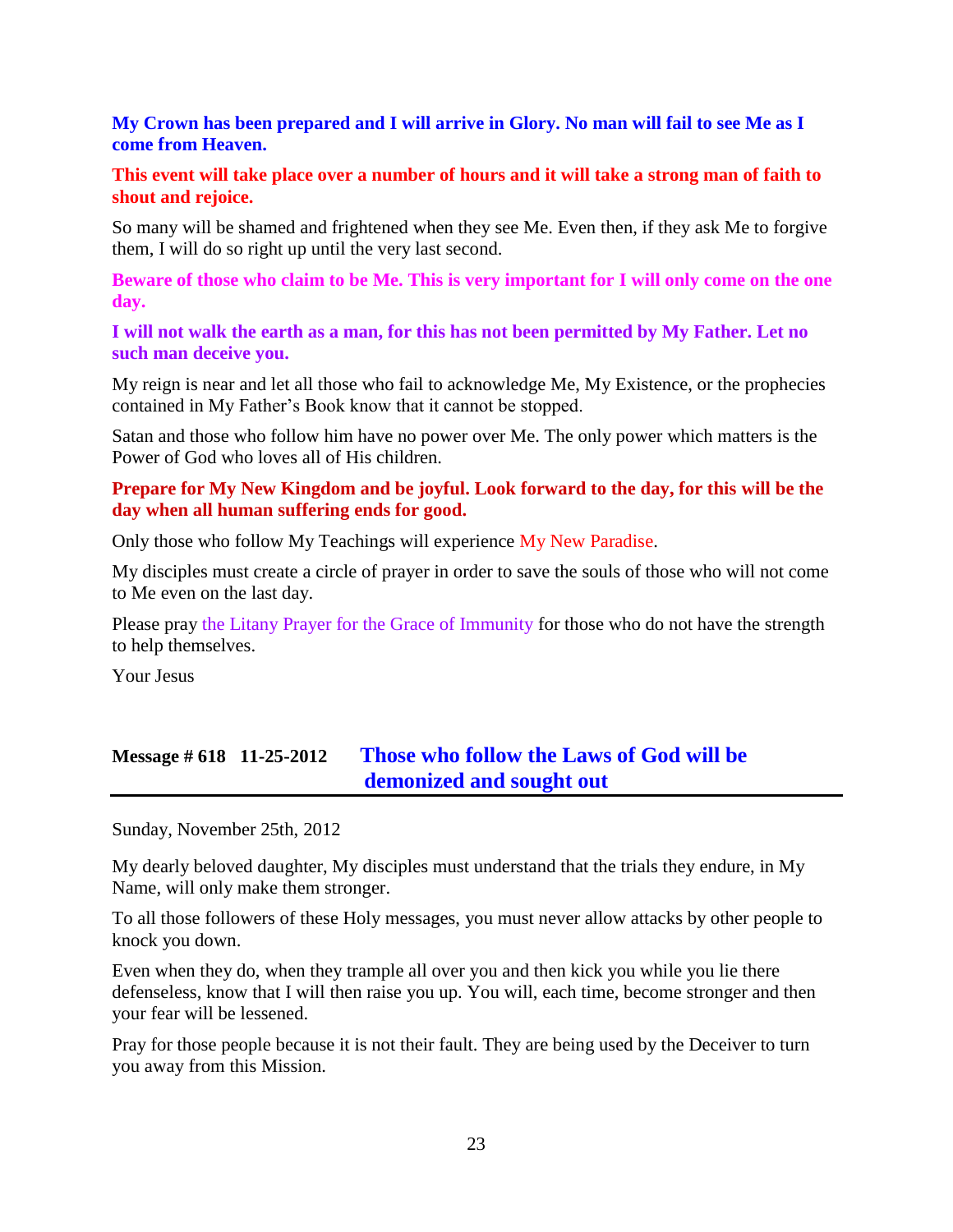**My Crown has been prepared and I will arrive in Glory. No man will fail to see Me as I come from Heaven.**

**This event will take place over a number of hours and it will take a strong man of faith to shout and rejoice.**

So many will be shamed and frightened when they see Me. Even then, if they ask Me to forgive them, I will do so right up until the very last second.

**Beware of those who claim to be Me. This is very important for I will only come on the one day.**

**I will not walk the earth as a man, for this has not been permitted by My Father. Let no such man deceive you.**

My reign is near and let all those who fail to acknowledge Me, My Existence, or the prophecies contained in My Father's Book know that it cannot be stopped.

Satan and those who follow him have no power over Me. The only power which matters is the Power of God who loves all of His children.

**Prepare for My New Kingdom and be joyful. Look forward to the day, for this will be the day when all human suffering ends for good.**

Only those who follow My Teachings will experience My New Paradise.

My disciples must create a circle of prayer in order to save the souls of those who will not come to Me even on the last day.

Please pray the Litany Prayer for the Grace of Immunity for those who do not have the strength to help themselves.

Your Jesus

## Message # 618 11-25-2012 Those who follow the Laws of God will be demonized and sought out

Sunday, November 25th, 2012

My dearly beloved daughter, My disciples must understand that the trials they endure, in My Name, will only make them stronger.

To all those followers of these Holy messages, you must never allow attacks by other people to knock you down.

Even when they do, when they trample all over you and then kick you while you lie there defenseless, know that I will then raise you up. You will, each time, become stronger and then your fear will be lessened.

Pray for those people because it is not their fault. They are being used by the Deceiver to turn you away from this Mission.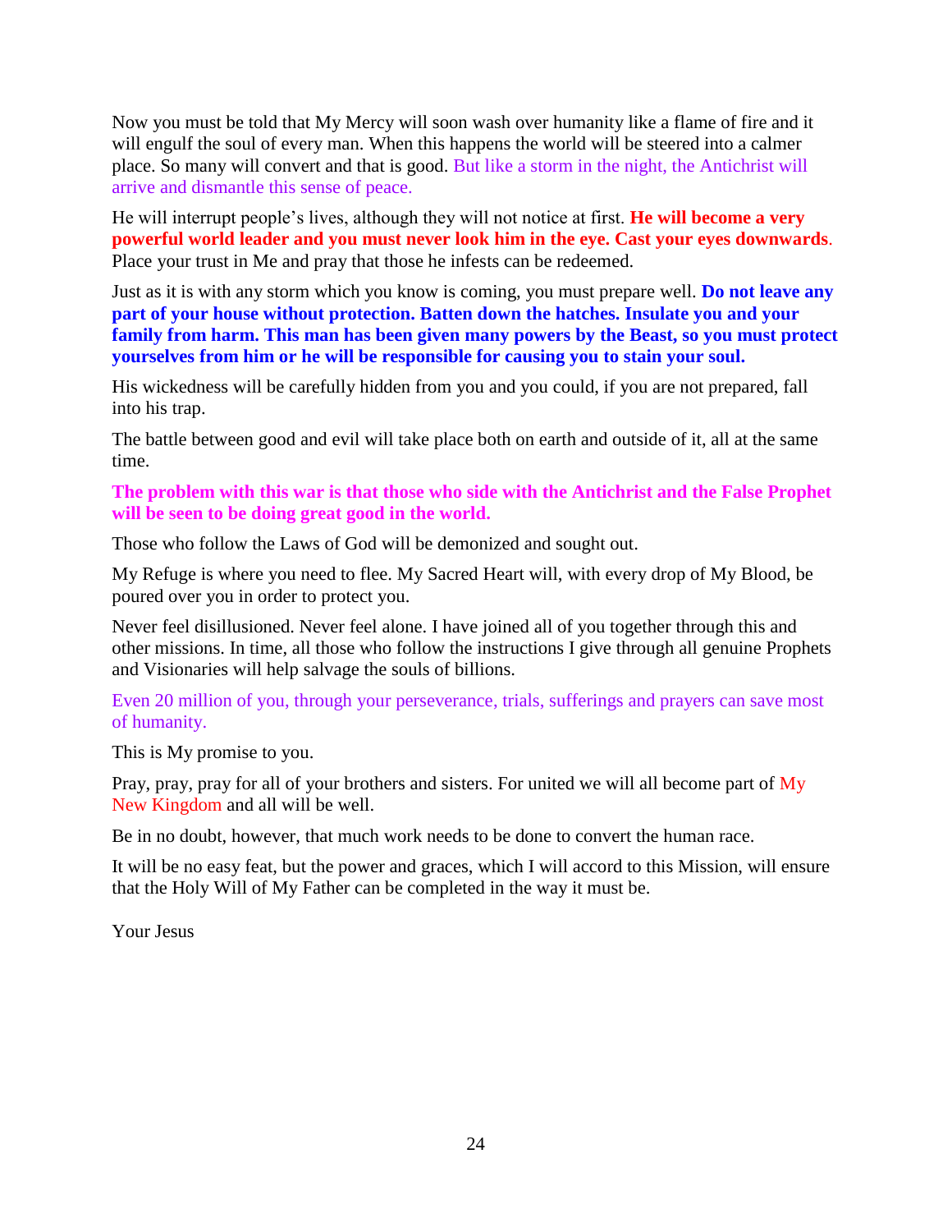Now you must be told that My Mercy will soon wash over humanity like a flame of fire and it will engulf the soul of every man. When this happens the world will be steered into a calmer place. So many will convert and that is good. But like a storm in the night, the Antichrist will arrive and dismantle this sense of peace.

He will interrupt people's lives, although they will not notice at first. **He will become a very powerful world leader and you must never look him in the eye. Cast your eyes downwards**. Place your trust in Me and pray that those he infests can be redeemed.

Just as it is with any storm which you know is coming, you must prepare well. **Do not leave any part of your house without protection. Batten down the hatches. Insulate you and your family from harm. This man has been given many powers by the Beast, so you must protect yourselves from him or he will be responsible for causing you to stain your soul.**

His wickedness will be carefully hidden from you and you could, if you are not prepared, fall into his trap.

The battle between good and evil will take place both on earth and outside of it, all at the same time.

**The problem with this war is that those who side with the Antichrist and the False Prophet will be seen to be doing great good in the world.**

Those who follow the Laws of God will be demonized and sought out.

My Refuge is where you need to flee. My Sacred Heart will, with every drop of My Blood, be poured over you in order to protect you.

Never feel disillusioned. Never feel alone. I have joined all of you together through this and other missions. In time, all those who follow the instructions I give through all genuine Prophets and Visionaries will help salvage the souls of billions.

Even 20 million of you, through your perseverance, trials, sufferings and prayers can save most of humanity.

This is My promise to you.

Pray, pray, pray for all of your brothers and sisters. For united we will all become part of My New Kingdom and all will be well.

Be in no doubt, however, that much work needs to be done to convert the human race.

It will be no easy feat, but the power and graces, which I will accord to this Mission, will ensure that the Holy Will of My Father can be completed in the way it must be.

Your Jesus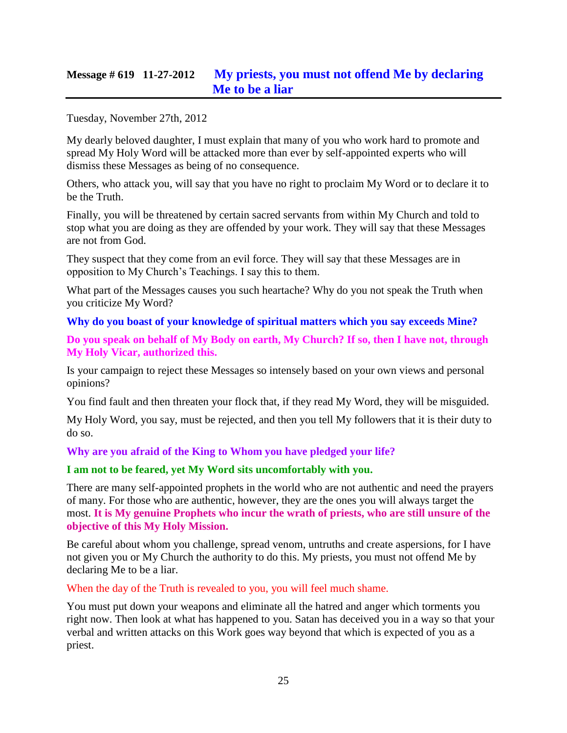## Message # 619 11-27-2012 My priests, you must not offend Me by declaring Me to be a liar

Tuesday, November 27th, 2012

My dearly beloved daughter, I must explain that many of you who work hard to promote and spread My Holy Word will be attacked more than ever by self-appointed experts who will dismiss these Messages as being of no consequence.

Others, who attack you, will say that you have no right to proclaim My Word or to declare it to be the Truth.

Finally, you will be threatened by certain sacred servants from within My Church and told to stop what you are doing as they are offended by your work. They will say that these Messages are not from God.

They suspect that they come from an evil force. They will say that these Messages are in opposition to My Church's Teachings. I say this to them.

What part of the Messages causes you such heartache? Why do you not speak the Truth when you criticize My Word?

**Why do you boast of your knowledge of spiritual matters which you say exceeds Mine?**

**Do you speak on behalf of My Body on earth, My Church? If so, then I have not, through My Holy Vicar, authorized this.**

Is your campaign to reject these Messages so intensely based on your own views and personal opinions?

You find fault and then threaten your flock that, if they read My Word, they will be misguided.

My Holy Word, you say, must be rejected, and then you tell My followers that it is their duty to do so.

**Why are you afraid of the King to Whom you have pledged your life?**

**I am not to be feared, yet My Word sits uncomfortably with you.**

There are many self-appointed prophets in the world who are not authentic and need the prayers of many. For those who are authentic, however, they are the ones you will always target the most. **It is My genuine Prophets who incur the wrath of priests, who are still unsure of the objective of this My Holy Mission.**

Be careful about whom you challenge, spread venom, untruths and create aspersions, for I have not given you or My Church the authority to do this. My priests, you must not offend Me by declaring Me to be a liar.

When the day of the Truth is revealed to you, you will feel much shame.

You must put down your weapons and eliminate all the hatred and anger which torments you right now. Then look at what has happened to you. Satan has deceived you in a way so that your verbal and written attacks on this Work goes way beyond that which is expected of you as a priest.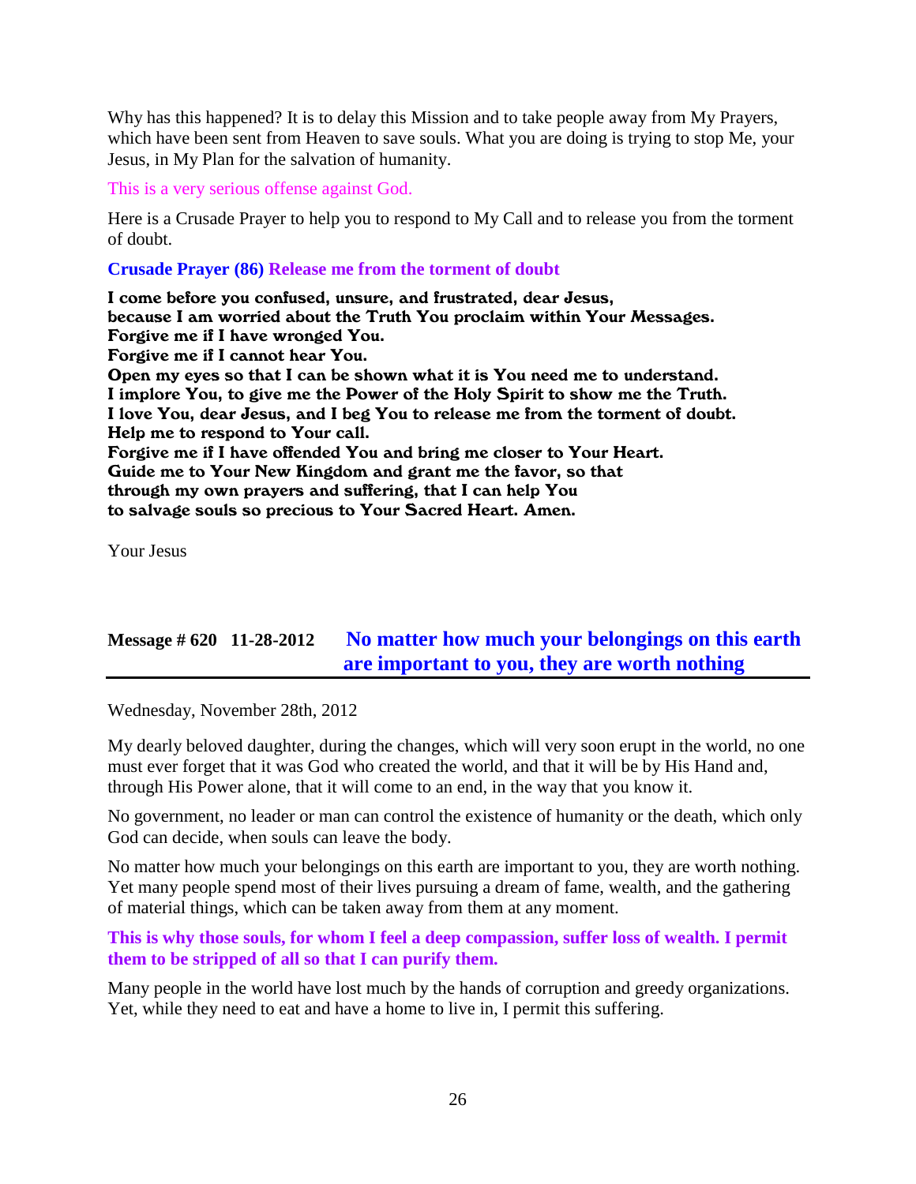Why has this happened? It is to delay this Mission and to take people away from My Prayers, which have been sent from Heaven to save souls. What you are doing is trying to stop Me, your Jesus, in My Plan for the salvation of humanity.

This is a very serious offense against God.

Here is a Crusade Prayer to help you to respond to My Call and to release you from the torment of doubt.

**Crusade Prayer (86) Release me from the torment of doubt**

**I come before you confused, unsure, and frustrated, dear Jesus,**
**because I am worried about the Truth You proclaim within Your Messages.**
**Forgive me if I have wronged You.**
**Forgive me if I cannot hear You.**
**Open my eyes so that I can be shown what it is You need me to understand.**
**I implore You, to give me the Power of the Holy Spirit to show me the Truth.**
**I love You, dear Jesus, and I beg You to release me from the torment of doubt.**
**Help me to respond to Your call.**
**Forgive me if I have offended You and bring me closer to Your Heart.**
**Guide me to Your New Kingdom and grant me the favor, so that**
**through my own prayers and suffering, that I can help You**
**to salvage souls so precious to Your Sacred Heart. Amen.**

Your Jesus

## Message # 620 11-28-2012 No matter how much your belongings on this earth are important to you, they are worth nothing

Wednesday, November 28th, 2012

My dearly beloved daughter, during the changes, which will very soon erupt in the world, no one must ever forget that it was God who created the world, and that it will be by His Hand and, through His Power alone, that it will come to an end, in the way that you know it.

No government, no leader or man can control the existence of humanity or the death, which only God can decide, when souls can leave the body.

No matter how much your belongings on this earth are important to you, they are worth nothing. Yet many people spend most of their lives pursuing a dream of fame, wealth, and the gathering of material things, which can be taken away from them at any moment.

**This is why those souls, for whom I feel a deep compassion, suffer loss of wealth. I permit them to be stripped of all so that I can purify them.**

Many people in the world have lost much by the hands of corruption and greedy organizations. Yet, while they need to eat and have a home to live in, I permit this suffering.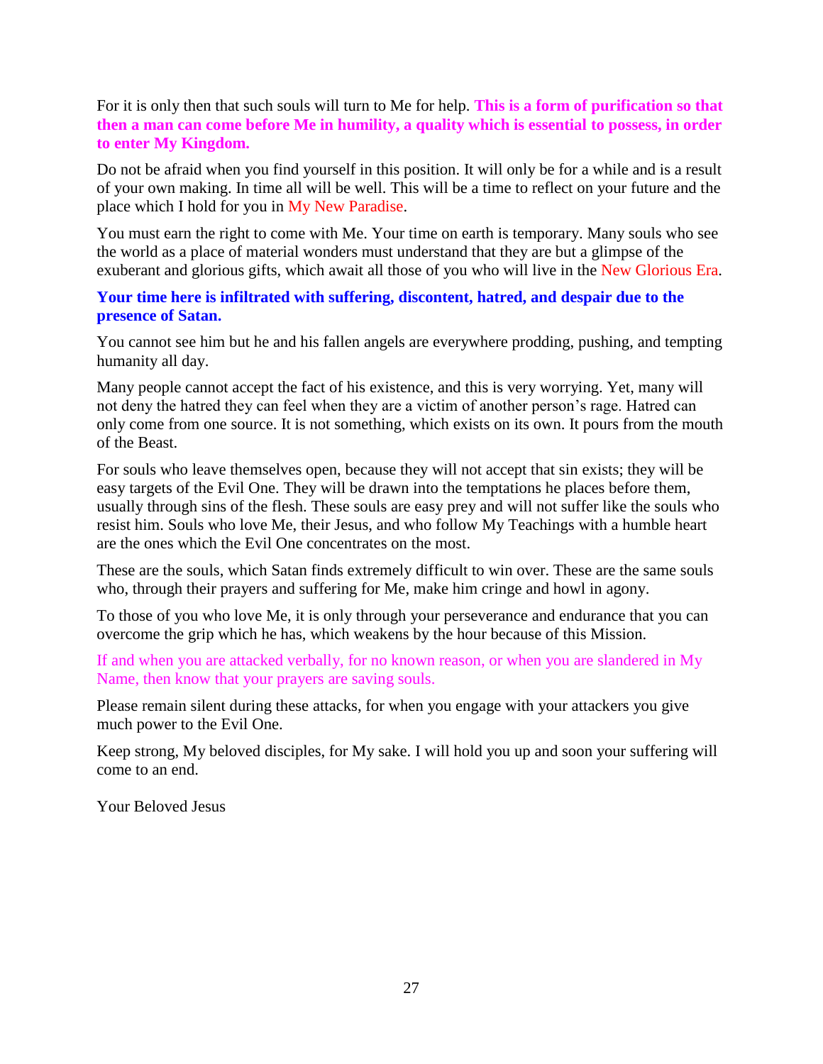For it is only then that such souls will turn to Me for help. **This is a form of purification so that then a man can come before Me in humility, a quality which is essential to possess, in order to enter My Kingdom.**

Do not be afraid when you find yourself in this position. It will only be for a while and is a result of your own making. In time all will be well. This will be a time to reflect on your future and the place which I hold for you in My New Paradise.

You must earn the right to come with Me. Your time on earth is temporary. Many souls who see the world as a place of material wonders must understand that they are but a glimpse of the exuberant and glorious gifts, which await all those of you who will live in the New Glorious Era.

**Your time here is infiltrated with suffering, discontent, hatred, and despair due to the presence of Satan.**

You cannot see him but he and his fallen angels are everywhere prodding, pushing, and tempting humanity all day.

Many people cannot accept the fact of his existence, and this is very worrying. Yet, many will not deny the hatred they can feel when they are a victim of another person's rage. Hatred can only come from one source. It is not something, which exists on its own. It pours from the mouth of the Beast.

For souls who leave themselves open, because they will not accept that sin exists; they will be easy targets of the Evil One. They will be drawn into the temptations he places before them, usually through sins of the flesh. These souls are easy prey and will not suffer like the souls who resist him. Souls who love Me, their Jesus, and who follow My Teachings with a humble heart are the ones which the Evil One concentrates on the most.

These are the souls, which Satan finds extremely difficult to win over. These are the same souls who, through their prayers and suffering for Me, make him cringe and howl in agony.

To those of you who love Me, it is only through your perseverance and endurance that you can overcome the grip which he has, which weakens by the hour because of this Mission.

If and when you are attacked verbally, for no known reason, or when you are slandered in My Name, then know that your prayers are saving souls.

Please remain silent during these attacks, for when you engage with your attackers you give much power to the Evil One.

Keep strong, My beloved disciples, for My sake. I will hold you up and soon your suffering will come to an end.

Your Beloved Jesus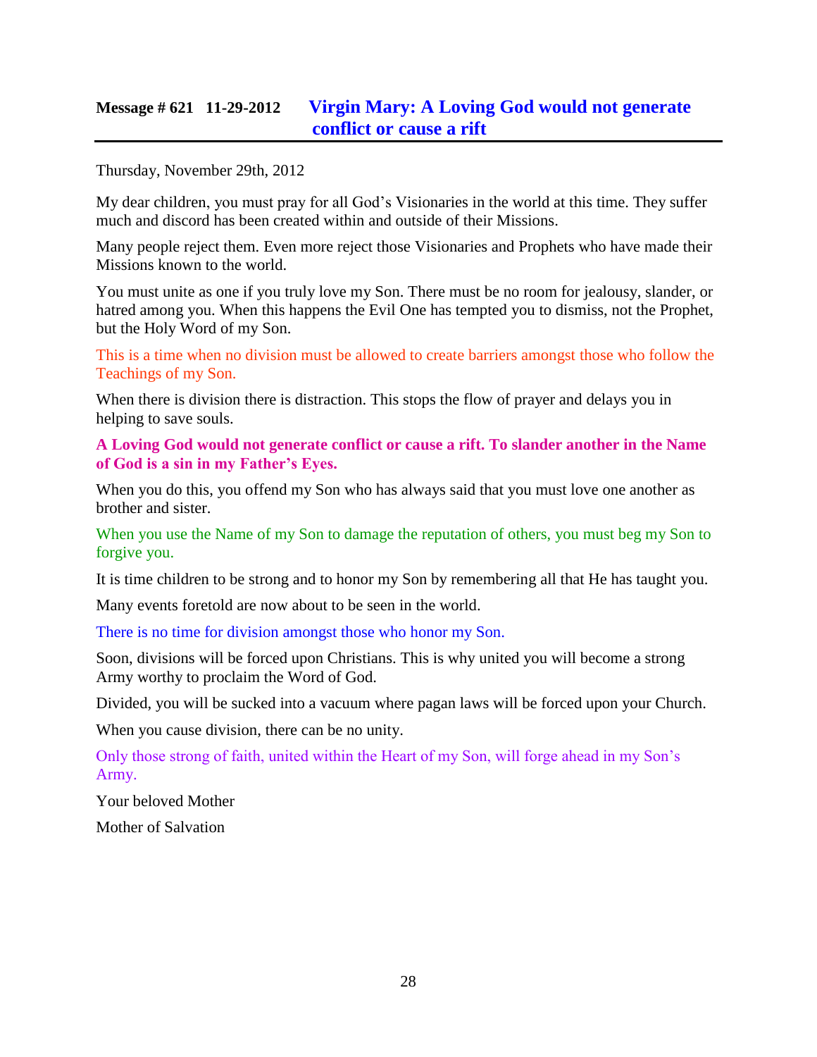## Message # 621 11-29-2012 Virgin Mary: A Loving God would not generate conflict or cause a rift

Thursday, November 29th, 2012

My dear children, you must pray for all God's Visionaries in the world at this time. They suffer much and discord has been created within and outside of their Missions.

Many people reject them. Even more reject those Visionaries and Prophets who have made their Missions known to the world.

You must unite as one if you truly love my Son. There must be no room for jealousy, slander, or hatred among you. When this happens the Evil One has tempted you to dismiss, not the Prophet, but the Holy Word of my Son.

This is a time when no division must be allowed to create barriers amongst those who follow the Teachings of my Son.

When there is division there is distraction. This stops the flow of prayer and delays you in helping to save souls.

**A Loving God would not generate conflict or cause a rift. To slander another in the Name of God is a sin in my Father's Eyes.**

When you do this, you offend my Son who has always said that you must love one another as brother and sister.

When you use the Name of my Son to damage the reputation of others, you must beg my Son to forgive you.

It is time children to be strong and to honor my Son by remembering all that He has taught you.

Many events foretold are now about to be seen in the world.

There is no time for division amongst those who honor my Son.

Soon, divisions will be forced upon Christians. This is why united you will become a strong Army worthy to proclaim the Word of God.

Divided, you will be sucked into a vacuum where pagan laws will be forced upon your Church.

When you cause division, there can be no unity.

Only those strong of faith, united within the Heart of my Son, will forge ahead in my Son's Army.

Your beloved Mother

Mother of Salvation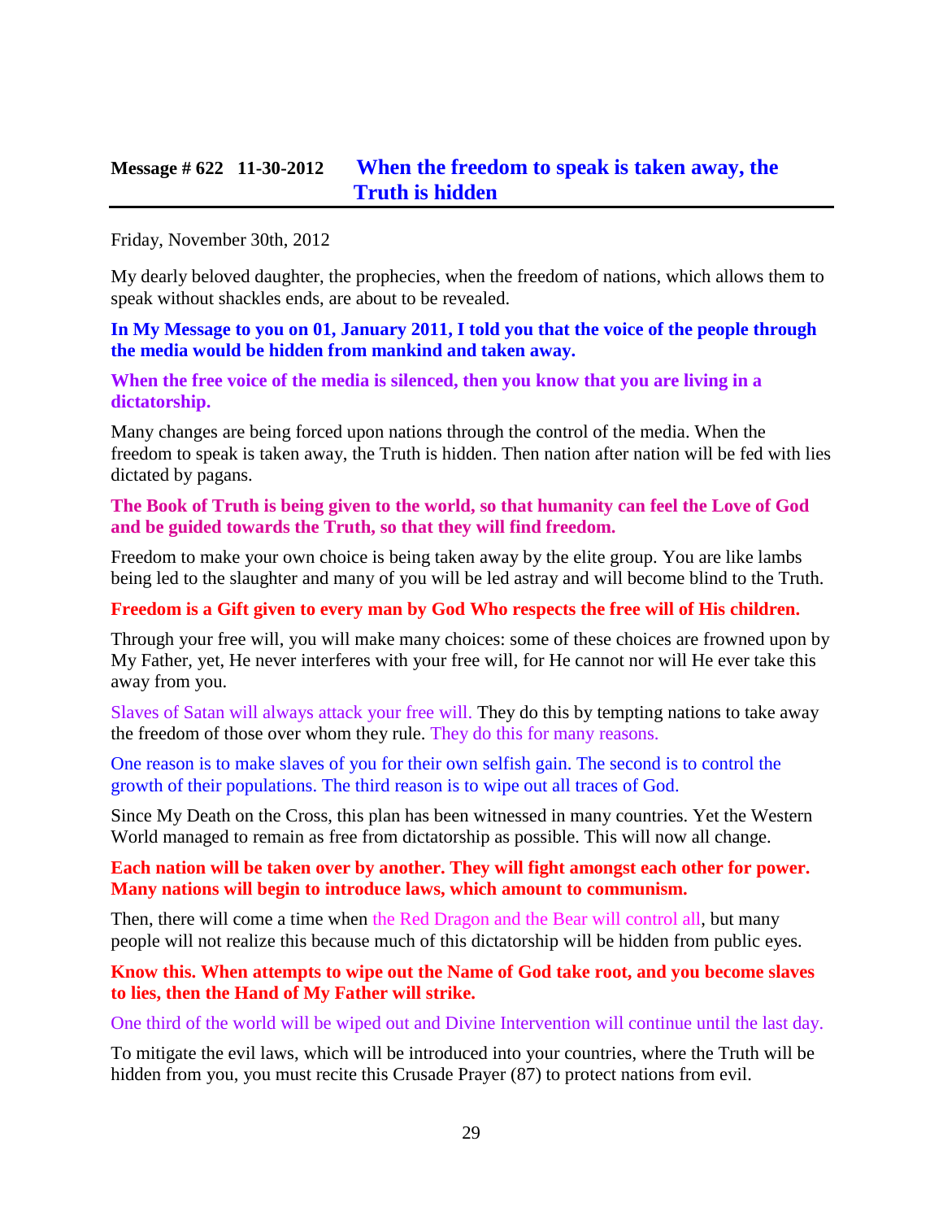## Message # 622 11-30-2012 When the freedom to speak is taken away, the Truth is hidden

Friday, November 30th, 2012

My dearly beloved daughter, the prophecies, when the freedom of nations, which allows them to speak without shackles ends, are about to be revealed.

**In My Message to you on 01, January 2011, I told you that the voice of the people through the media would be hidden from mankind and taken away.**

**When the free voice of the media is silenced, then you know that you are living in a dictatorship.**

Many changes are being forced upon nations through the control of the media. When the freedom to speak is taken away, the Truth is hidden. Then nation after nation will be fed with lies dictated by pagans.

**The Book of Truth is being given to the world, so that humanity can feel the Love of God and be guided towards the Truth, so that they will find freedom.**

Freedom to make your own choice is being taken away by the elite group. You are like lambs being led to the slaughter and many of you will be led astray and will become blind to the Truth.

**Freedom is a Gift given to every man by God Who respects the free will of His children.**

Through your free will, you will make many choices: some of these choices are frowned upon by My Father, yet, He never interferes with your free will, for He cannot nor will He ever take this away from you.

Slaves of Satan will always attack your free will. They do this by tempting nations to take away the freedom of those over whom they rule. They do this for many reasons.

One reason is to make slaves of you for their own selfish gain. The second is to control the growth of their populations. The third reason is to wipe out all traces of God.

Since My Death on the Cross, this plan has been witnessed in many countries. Yet the Western World managed to remain as free from dictatorship as possible. This will now all change.

**Each nation will be taken over by another. They will fight amongst each other for power. Many nations will begin to introduce laws, which amount to communism.**

Then, there will come a time when the Red Dragon and the Bear will control all, but many people will not realize this because much of this dictatorship will be hidden from public eyes.

**Know this. When attempts to wipe out the Name of God take root, and you become slaves to lies, then the Hand of My Father will strike.**

One third of the world will be wiped out and Divine Intervention will continue until the last day.

To mitigate the evil laws, which will be introduced into your countries, where the Truth will be hidden from you, you must recite this Crusade Prayer (87) to protect nations from evil.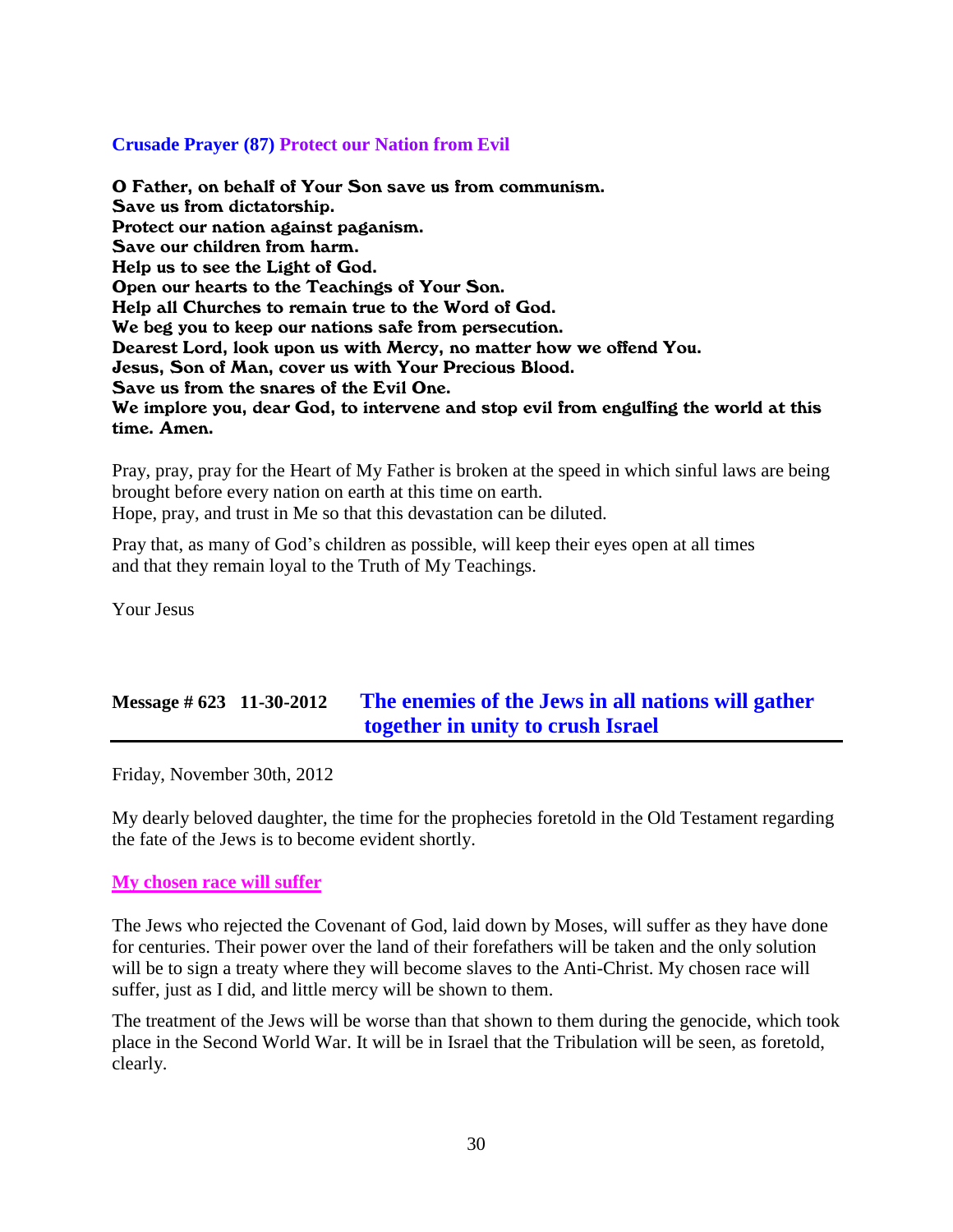**Crusade Prayer (87) Protect our Nation from Evil**

**O Father, on behalf of Your Son save us from communism.**
**Save us from dictatorship.**
**Protect our nation against paganism.**
**Save our children from harm.**
**Help us to see the Light of God.**
**Open our hearts to the Teachings of Your Son.**
**Help all Churches to remain true to the Word of God.**
**We beg you to keep our nations safe from persecution.**
**Dearest Lord, look upon us with Mercy, no matter how we offend You.**
**Jesus, Son of Man, cover us with Your Precious Blood.**
**Save us from the snares of the Evil One.**
**We implore you, dear God, to intervene and stop evil from engulfing the world at this time. Amen.**

Pray, pray, pray for the Heart of My Father is broken at the speed in which sinful laws are being brought before every nation on earth at this time on earth.
Hope, pray, and trust in Me so that this devastation can be diluted.

Pray that, as many of God's children as possible, will keep their eyes open at all times and that they remain loyal to the Truth of My Teachings.

Your Jesus

## Message # 623 11-30-2012 The enemies of the Jews in all nations will gather together in unity to crush Israel

Friday, November 30th, 2012

My dearly beloved daughter, the time for the prophecies foretold in the Old Testament regarding the fate of the Jews is to become evident shortly.

**My chosen race will suffer**

The Jews who rejected the Covenant of God, laid down by Moses, will suffer as they have done for centuries. Their power over the land of their forefathers will be taken and the only solution will be to sign a treaty where they will become slaves to the Anti-Christ. My chosen race will suffer, just as I did, and little mercy will be shown to them.

The treatment of the Jews will be worse than that shown to them during the genocide, which took place in the Second World War. It will be in Israel that the Tribulation will be seen, as foretold, clearly.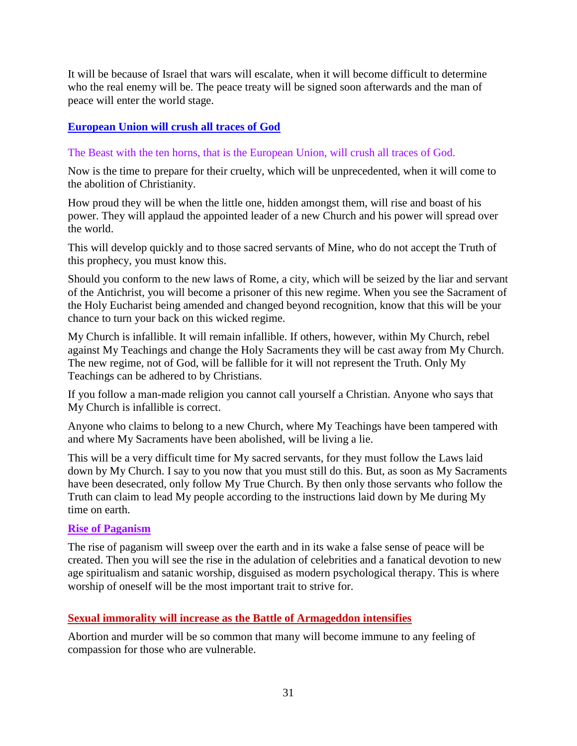It will be because of Israel that wars will escalate, when it will become difficult to determine who the real enemy will be. The peace treaty will be signed soon afterwards and the man of peace will enter the world stage.

## European Union will crush all traces of God

The Beast with the ten horns, that is the European Union, will crush all traces of God.

Now is the time to prepare for their cruelty, which will be unprecedented, when it will come to the abolition of Christianity.

How proud they will be when the little one, hidden amongst them, will rise and boast of his power. They will applaud the appointed leader of a new Church and his power will spread over the world.

This will develop quickly and to those sacred servants of Mine, who do not accept the Truth of this prophecy, you must know this.

Should you conform to the new laws of Rome, a city, which will be seized by the liar and servant of the Antichrist, you will become a prisoner of this new regime. When you see the Sacrament of the Holy Eucharist being amended and changed beyond recognition, know that this will be your chance to turn your back on this wicked regime.

My Church is infallible. It will remain infallible. If others, however, within My Church, rebel against My Teachings and change the Holy Sacraments they will be cast away from My Church. The new regime, not of God, will be fallible for it will not represent the Truth. Only My Teachings can be adhered to by Christians.

If you follow a man-made religion you cannot call yourself a Christian. Anyone who says that My Church is infallible is correct.

Anyone who claims to belong to a new Church, where My Teachings have been tampered with and where My Sacraments have been abolished, will be living a lie.

This will be a very difficult time for My sacred servants, for they must follow the Laws laid down by My Church. I say to you now that you must still do this. But, as soon as My Sacraments have been desecrated, only follow My True Church. By then only those servants who follow the Truth can claim to lead My people according to the instructions laid down by Me during My time on earth.

## Rise of Paganism

The rise of paganism will sweep over the earth and in its wake a false sense of peace will be created. Then you will see the rise in the adulation of celebrities and a fanatical devotion to new age spiritualism and satanic worship, disguised as modern psychological therapy. This is where worship of oneself will be the most important trait to strive for.

## Sexual immorality will increase as the Battle of Armageddon intensifies

Abortion and murder will be so common that many will become immune to any feeling of compassion for those who are vulnerable.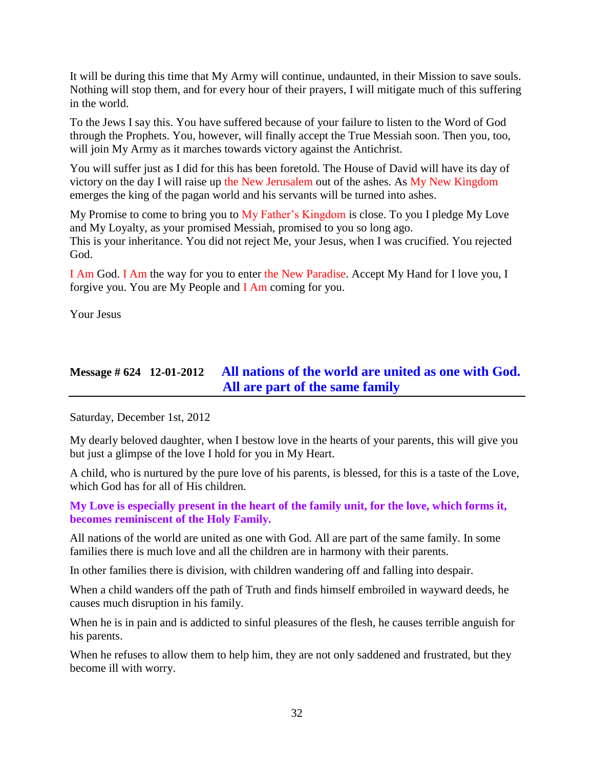It will be during this time that My Army will continue, undaunted, in their Mission to save souls. Nothing will stop them, and for every hour of their prayers, I will mitigate much of this suffering in the world.

To the Jews I say this. You have suffered because of your failure to listen to the Word of God through the Prophets. You, however, will finally accept the True Messiah soon. Then you, too, will join My Army as it marches towards victory against the Antichrist.

You will suffer just as I did for this has been foretold. The House of David will have its day of victory on the day I will raise up the New Jerusalem out of the ashes. As My New Kingdom emerges the king of the pagan world and his servants will be turned into ashes.

My Promise to come to bring you to My Father's Kingdom is close. To you I pledge My Love and My Loyalty, as your promised Messiah, promised to you so long ago.
This is your inheritance. You did not reject Me, your Jesus, when I was crucified. You rejected God.

I Am God. I Am the way for you to enter the New Paradise. Accept My Hand for I love you, I forgive you. You are My People and I Am coming for you.

Your Jesus

## Message # 624 12-01-2012 All nations of the world are united as one with God. All are part of the same family

Saturday, December 1st, 2012

My dearly beloved daughter, when I bestow love in the hearts of your parents, this will give you but just a glimpse of the love I hold for you in My Heart.

A child, who is nurtured by the pure love of his parents, is blessed, for this is a taste of the Love, which God has for all of His children.

**My Love is especially present in the heart of the family unit, for the love, which forms it, becomes reminiscent of the Holy Family.**

All nations of the world are united as one with God. All are part of the same family. In some families there is much love and all the children are in harmony with their parents.

In other families there is division, with children wandering off and falling into despair.

When a child wanders off the path of Truth and finds himself embroiled in wayward deeds, he causes much disruption in his family.

When he is in pain and is addicted to sinful pleasures of the flesh, he causes terrible anguish for his parents.

When he refuses to allow them to help him, they are not only saddened and frustrated, but they become ill with worry.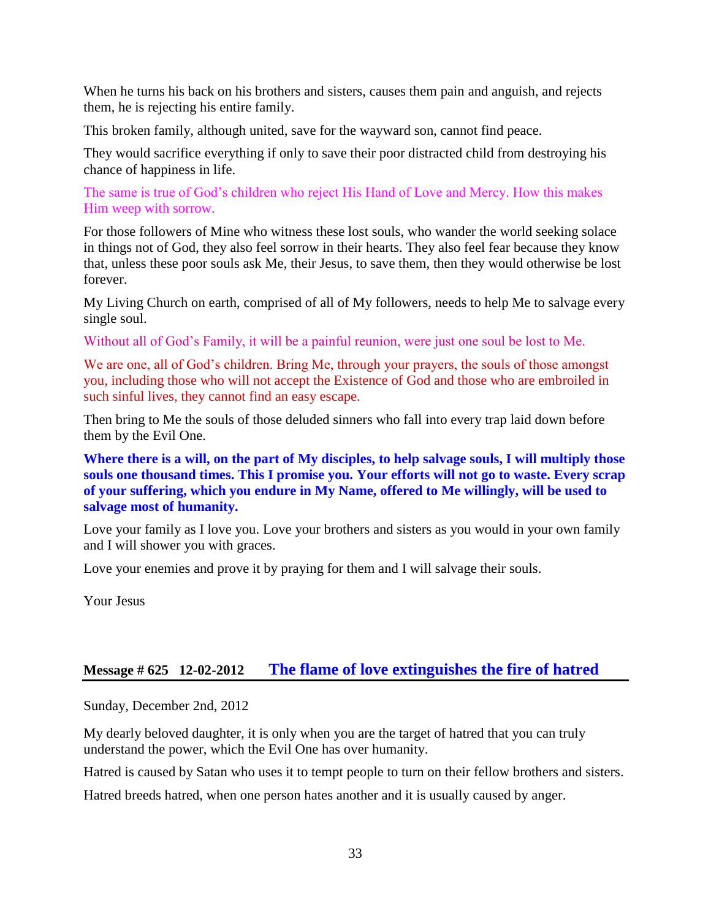When he turns his back on his brothers and sisters, causes them pain and anguish, and rejects them, he is rejecting his entire family.

This broken family, although united, save for the wayward son, cannot find peace.

They would sacrifice everything if only to save their poor distracted child from destroying his chance of happiness in life.

The same is true of God's children who reject His Hand of Love and Mercy. How this makes Him weep with sorrow.

For those followers of Mine who witness these lost souls, who wander the world seeking solace in things not of God, they also feel sorrow in their hearts. They also feel fear because they know that, unless these poor souls ask Me, their Jesus, to save them, then they would otherwise be lost forever.

My Living Church on earth, comprised of all of My followers, needs to help Me to salvage every single soul.

Without all of God's Family, it will be a painful reunion, were just one soul be lost to Me.

We are one, all of God's children. Bring Me, through your prayers, the souls of those amongst you, including those who will not accept the Existence of God and those who are embroiled in such sinful lives, they cannot find an easy escape.

Then bring to Me the souls of those deluded sinners who fall into every trap laid down before them by the Evil One.

**Where there is a will, on the part of My disciples, to help salvage souls, I will multiply those souls one thousand times. This I promise you. Your efforts will not go to waste. Every scrap of your suffering, which you endure in My Name, offered to Me willingly, will be used to salvage most of humanity.**

Love your family as I love you. Love your brothers and sisters as you would in your own family and I will shower you with graces.

Love your enemies and prove it by praying for them and I will salvage their souls.

Your Jesus

## Message # 625 12-02-2012 The flame of love extinguishes the fire of hatred

Sunday, December 2nd, 2012

My dearly beloved daughter, it is only when you are the target of hatred that you can truly understand the power, which the Evil One has over humanity.

Hatred is caused by Satan who uses it to tempt people to turn on their fellow brothers and sisters.

Hatred breeds hatred, when one person hates another and it is usually caused by anger.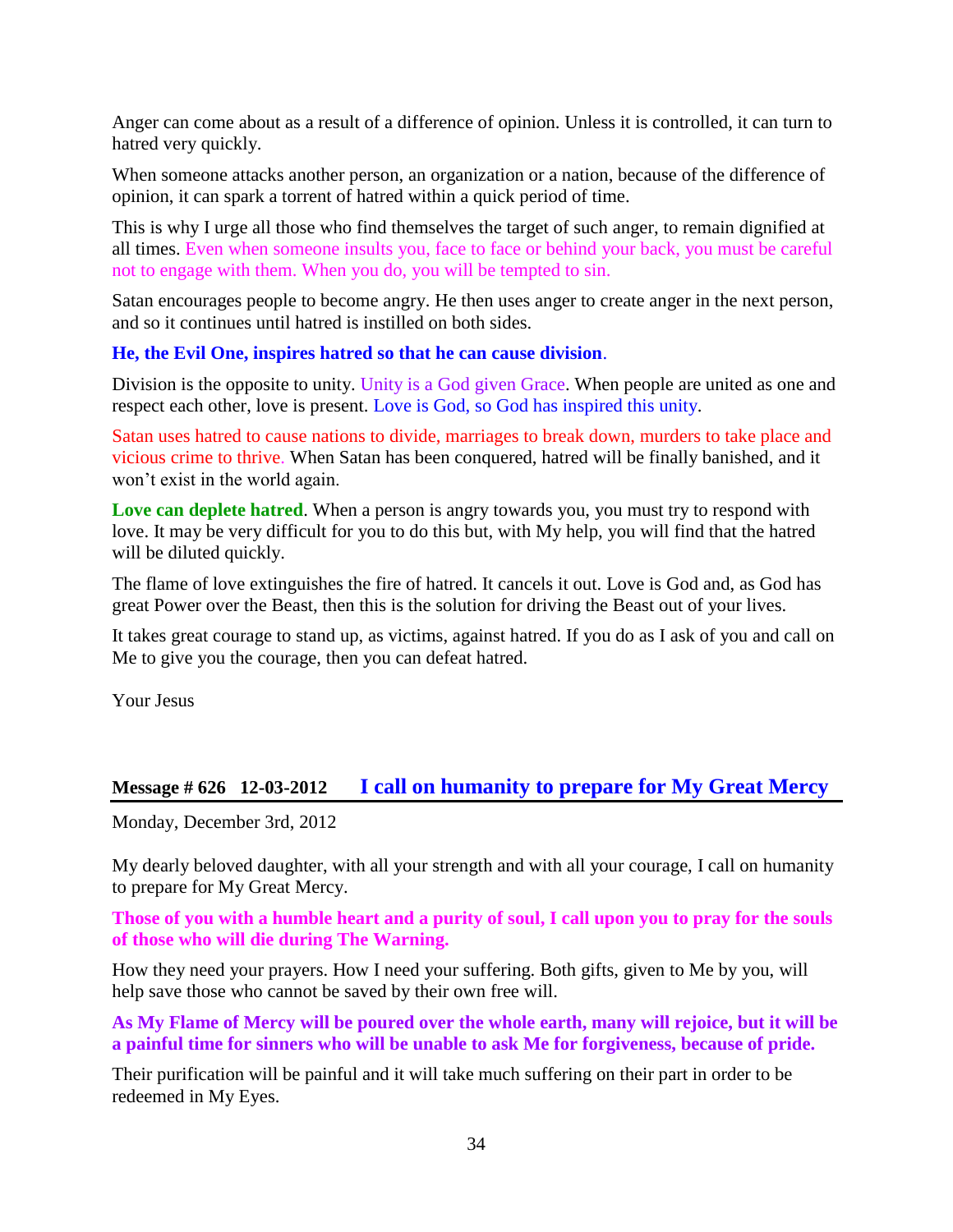Anger can come about as a result of a difference of opinion. Unless it is controlled, it can turn to hatred very quickly.

When someone attacks another person, an organization or a nation, because of the difference of opinion, it can spark a torrent of hatred within a quick period of time.

This is why I urge all those who find themselves the target of such anger, to remain dignified at all times. Even when someone insults you, face to face or behind your back, you must be careful not to engage with them. When you do, you will be tempted to sin.

Satan encourages people to become angry. He then uses anger to create anger in the next person, and so it continues until hatred is instilled on both sides.

**He, the Evil One, inspires hatred so that he can cause division**.

Division is the opposite to unity. Unity is a God given Grace. When people are united as one and respect each other, love is present. Love is God, so God has inspired this unity.

Satan uses hatred to cause nations to divide, marriages to break down, murders to take place and vicious crime to thrive. When Satan has been conquered, hatred will be finally banished, and it won't exist in the world again.

**Love can deplete hatred**. When a person is angry towards you, you must try to respond with love. It may be very difficult for you to do this but, with My help, you will find that the hatred will be diluted quickly.

The flame of love extinguishes the fire of hatred. It cancels it out. Love is God and, as God has great Power over the Beast, then this is the solution for driving the Beast out of your lives.

It takes great courage to stand up, as victims, against hatred. If you do as I ask of you and call on Me to give you the courage, then you can defeat hatred.

Your Jesus

## Message # 626   12-03-2012   I call on humanity to prepare for My Great Mercy

Monday, December 3rd, 2012

My dearly beloved daughter, with all your strength and with all your courage, I call on humanity to prepare for My Great Mercy.

**Those of you with a humble heart and a purity of soul, I call upon you to pray for the souls of those who will die during The Warning.**

How they need your prayers. How I need your suffering. Both gifts, given to Me by you, will help save those who cannot be saved by their own free will.

**As My Flame of Mercy will be poured over the whole earth, many will rejoice, but it will be a painful time for sinners who will be unable to ask Me for forgiveness, because of pride.**

Their purification will be painful and it will take much suffering on their part in order to be redeemed in My Eyes.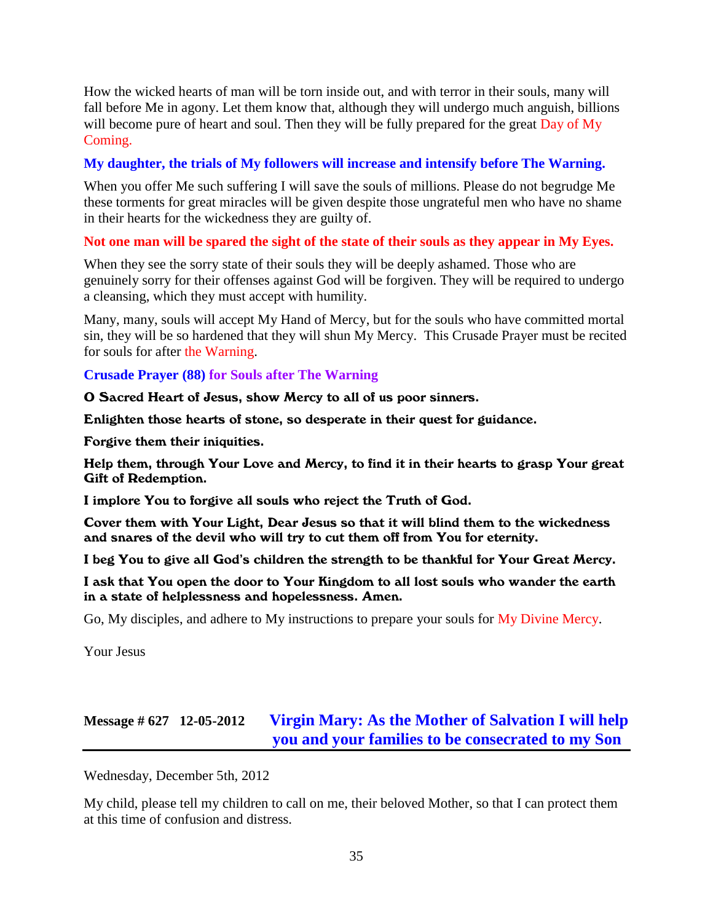How the wicked hearts of man will be torn inside out, and with terror in their souls, many will fall before Me in agony. Let them know that, although they will undergo much anguish, billions will become pure of heart and soul. Then they will be fully prepared for the great Day of My Coming.

**My daughter, the trials of My followers will increase and intensify before The Warning.**

When you offer Me such suffering I will save the souls of millions. Please do not begrudge Me these torments for great miracles will be given despite those ungrateful men who have no shame in their hearts for the wickedness they are guilty of.

**Not one man will be spared the sight of the state of their souls as they appear in My Eyes.**

When they see the sorry state of their souls they will be deeply ashamed. Those who are genuinely sorry for their offenses against God will be forgiven. They will be required to undergo a cleansing, which they must accept with humility.

Many, many, souls will accept My Hand of Mercy, but for the souls who have committed mortal sin, they will be so hardened that they will shun My Mercy. This Crusade Prayer must be recited for souls for after the Warning.

**Crusade Prayer (88) for Souls after The Warning**

**O Sacred Heart of Jesus, show Mercy to all of us poor sinners.**

**Enlighten those hearts of stone, so desperate in their quest for guidance.**

**Forgive them their iniquities.**

**Help them, through Your Love and Mercy, to find it in their hearts to grasp Your great Gift of Redemption.**

**I implore You to forgive all souls who reject the Truth of God.**

**Cover them with Your Light, Dear Jesus so that it will blind them to the wickedness and snares of the devil who will try to cut them off from You for eternity.**

**I beg You to give all God's children the strength to be thankful for Your Great Mercy.**

**I ask that You open the door to Your Kingdom to all lost souls who wander the earth in a state of helplessness and hopelessness. Amen.**

Go, My disciples, and adhere to My instructions to prepare your souls for My Divine Mercy.

Your Jesus

## Message # 627 12-05-2012 Virgin Mary: As the Mother of Salvation I will help you and your families to be consecrated to my Son

Wednesday, December 5th, 2012

My child, please tell my children to call on me, their beloved Mother, so that I can protect them at this time of confusion and distress.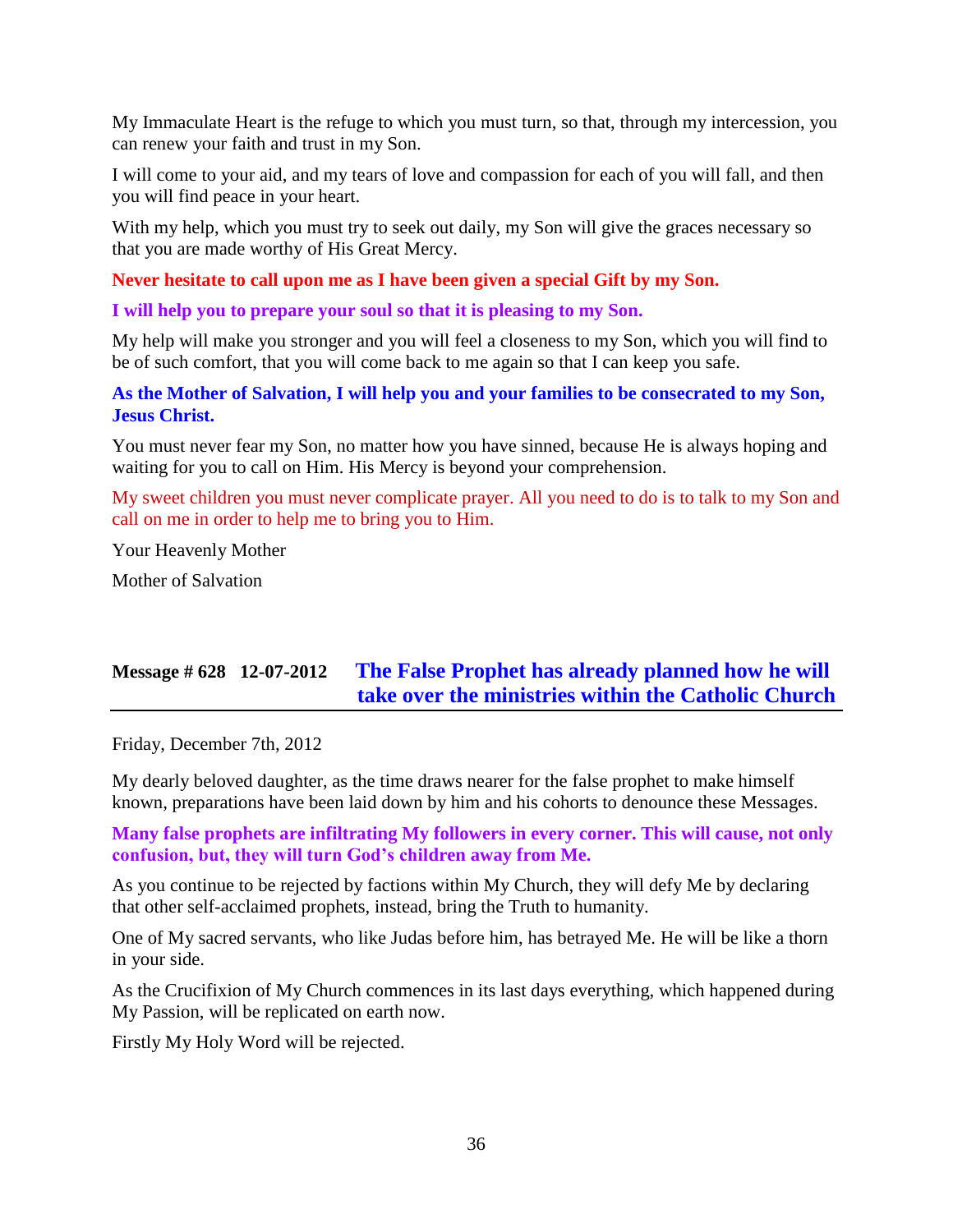My Immaculate Heart is the refuge to which you must turn, so that, through my intercession, you can renew your faith and trust in my Son.

I will come to your aid, and my tears of love and compassion for each of you will fall, and then you will find peace in your heart.

With my help, which you must try to seek out daily, my Son will give the graces necessary so that you are made worthy of His Great Mercy.

**Never hesitate to call upon me as I have been given a special Gift by my Son.**

**I will help you to prepare your soul so that it is pleasing to my Son.**

My help will make you stronger and you will feel a closeness to my Son, which you will find to be of such comfort, that you will come back to me again so that I can keep you safe.

**As the Mother of Salvation, I will help you and your families to be consecrated to my Son, Jesus Christ.**

You must never fear my Son, no matter how you have sinned, because He is always hoping and waiting for you to call on Him. His Mercy is beyond your comprehension.

My sweet children you must never complicate prayer. All you need to do is to talk to my Son and call on me in order to help me to bring you to Him.

Your Heavenly Mother

Mother of Salvation

## Message # 628 12-07-2012 The False Prophet has already planned how he will take over the ministries within the Catholic Church

Friday, December 7th, 2012

My dearly beloved daughter, as the time draws nearer for the false prophet to make himself known, preparations have been laid down by him and his cohorts to denounce these Messages.

**Many false prophets are infiltrating My followers in every corner. This will cause, not only confusion, but, they will turn God's children away from Me.**

As you continue to be rejected by factions within My Church, they will defy Me by declaring that other self-acclaimed prophets, instead, bring the Truth to humanity.

One of My sacred servants, who like Judas before him, has betrayed Me. He will be like a thorn in your side.

As the Crucifixion of My Church commences in its last days everything, which happened during My Passion, will be replicated on earth now.

Firstly My Holy Word will be rejected.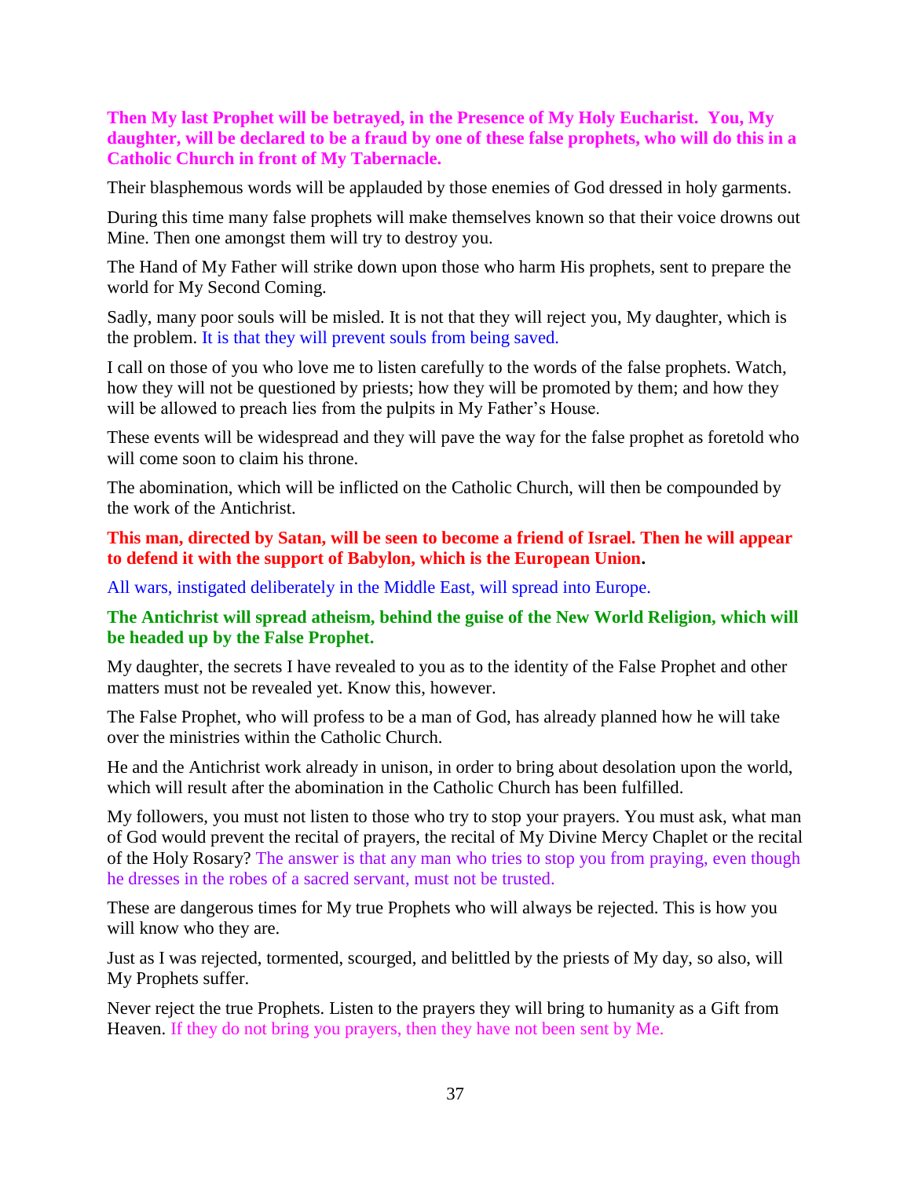**Then My last Prophet will be betrayed, in the Presence of My Holy Eucharist. You, My daughter, will be declared to be a fraud by one of these false prophets, who will do this in a Catholic Church in front of My Tabernacle.**

Their blasphemous words will be applauded by those enemies of God dressed in holy garments.

During this time many false prophets will make themselves known so that their voice drowns out Mine. Then one amongst them will try to destroy you.

The Hand of My Father will strike down upon those who harm His prophets, sent to prepare the world for My Second Coming.

Sadly, many poor souls will be misled. It is not that they will reject you, My daughter, which is the problem. It is that they will prevent souls from being saved.

I call on those of you who love me to listen carefully to the words of the false prophets. Watch, how they will not be questioned by priests; how they will be promoted by them; and how they will be allowed to preach lies from the pulpits in My Father's House.

These events will be widespread and they will pave the way for the false prophet as foretold who will come soon to claim his throne.

The abomination, which will be inflicted on the Catholic Church, will then be compounded by the work of the Antichrist.

**This man, directed by Satan, will be seen to become a friend of Israel. Then he will appear to defend it with the support of Babylon, which is the European Union.**

All wars, instigated deliberately in the Middle East, will spread into Europe.

**The Antichrist will spread atheism, behind the guise of the New World Religion, which will be headed up by the False Prophet.**

My daughter, the secrets I have revealed to you as to the identity of the False Prophet and other matters must not be revealed yet. Know this, however.

The False Prophet, who will profess to be a man of God, has already planned how he will take over the ministries within the Catholic Church.

He and the Antichrist work already in unison, in order to bring about desolation upon the world, which will result after the abomination in the Catholic Church has been fulfilled.

My followers, you must not listen to those who try to stop your prayers. You must ask, what man of God would prevent the recital of prayers, the recital of My Divine Mercy Chaplet or the recital of the Holy Rosary? The answer is that any man who tries to stop you from praying, even though he dresses in the robes of a sacred servant, must not be trusted.

These are dangerous times for My true Prophets who will always be rejected. This is how you will know who they are.

Just as I was rejected, tormented, scourged, and belittled by the priests of My day, so also, will My Prophets suffer.

Never reject the true Prophets. Listen to the prayers they will bring to humanity as a Gift from Heaven. If they do not bring you prayers, then they have not been sent by Me.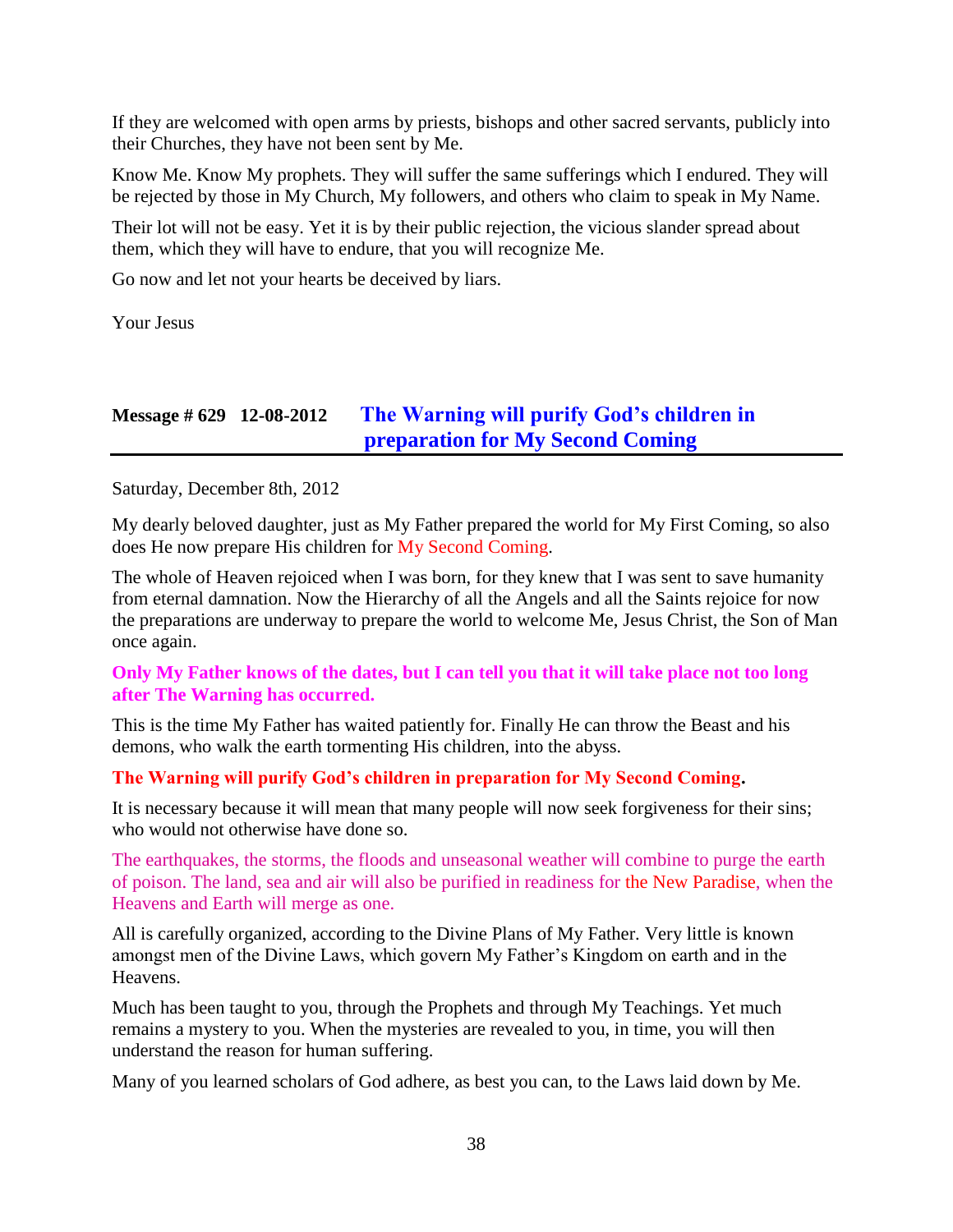If they are welcomed with open arms by priests, bishops and other sacred servants, publicly into their Churches, they have not been sent by Me.

Know Me. Know My prophets. They will suffer the same sufferings which I endured. They will be rejected by those in My Church, My followers, and others who claim to speak in My Name.

Their lot will not be easy. Yet it is by their public rejection, the vicious slander spread about them, which they will have to endure, that you will recognize Me.

Go now and let not your hearts be deceived by liars.

Your Jesus

## Message # 629 12-08-2012 The Warning will purify God's children in preparation for My Second Coming

Saturday, December 8th, 2012

My dearly beloved daughter, just as My Father prepared the world for My First Coming, so also does He now prepare His children for My Second Coming.

The whole of Heaven rejoiced when I was born, for they knew that I was sent to save humanity from eternal damnation. Now the Hierarchy of all the Angels and all the Saints rejoice for now the preparations are underway to prepare the world to welcome Me, Jesus Christ, the Son of Man once again.

**Only My Father knows of the dates, but I can tell you that it will take place not too long after The Warning has occurred.**

This is the time My Father has waited patiently for. Finally He can throw the Beast and his demons, who walk the earth tormenting His children, into the abyss.

**The Warning will purify God's children in preparation for My Second Coming.**

It is necessary because it will mean that many people will now seek forgiveness for their sins; who would not otherwise have done so.

The earthquakes, the storms, the floods and unseasonal weather will combine to purge the earth of poison. The land, sea and air will also be purified in readiness for the New Paradise, when the Heavens and Earth will merge as one.

All is carefully organized, according to the Divine Plans of My Father. Very little is known amongst men of the Divine Laws, which govern My Father's Kingdom on earth and in the Heavens.

Much has been taught to you, through the Prophets and through My Teachings. Yet much remains a mystery to you. When the mysteries are revealed to you, in time, you will then understand the reason for human suffering.

Many of you learned scholars of God adhere, as best you can, to the Laws laid down by Me.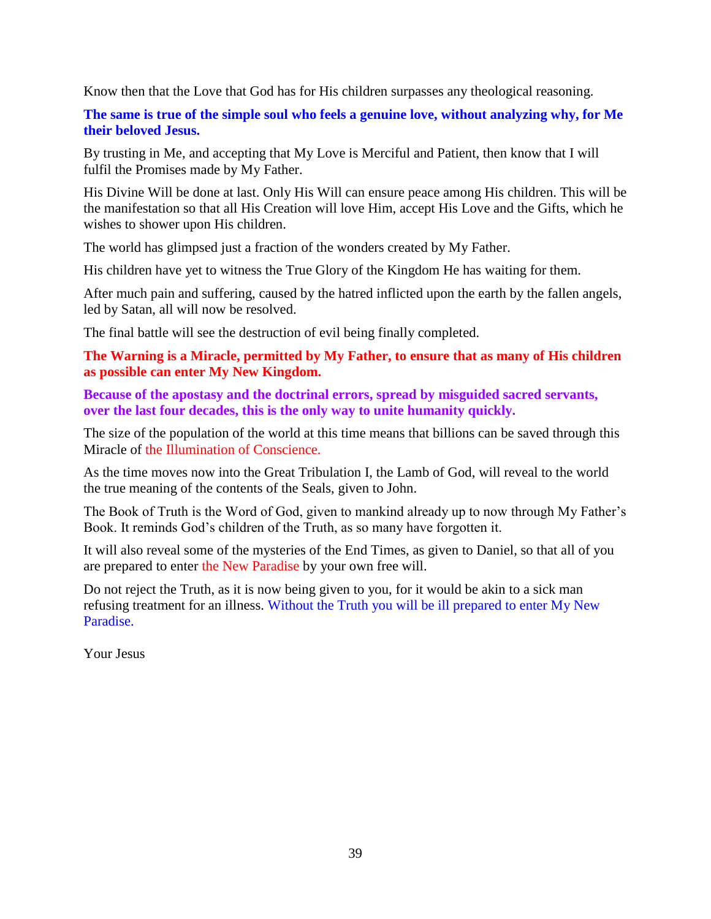Know then that the Love that God has for His children surpasses any theological reasoning.

**The same is true of the simple soul who feels a genuine love, without analyzing why, for Me their beloved Jesus.**

By trusting in Me, and accepting that My Love is Merciful and Patient, then know that I will fulfil the Promises made by My Father.

His Divine Will be done at last. Only His Will can ensure peace among His children. This will be the manifestation so that all His Creation will love Him, accept His Love and the Gifts, which he wishes to shower upon His children.

The world has glimpsed just a fraction of the wonders created by My Father.

His children have yet to witness the True Glory of the Kingdom He has waiting for them.

After much pain and suffering, caused by the hatred inflicted upon the earth by the fallen angels, led by Satan, all will now be resolved.

The final battle will see the destruction of evil being finally completed.

**The Warning is a Miracle, permitted by My Father, to ensure that as many of His children as possible can enter My New Kingdom.**

**Because of the apostasy and the doctrinal errors, spread by misguided sacred servants, over the last four decades, this is the only way to unite humanity quickly.**

The size of the population of the world at this time means that billions can be saved through this Miracle of the Illumination of Conscience.

As the time moves now into the Great Tribulation I, the Lamb of God, will reveal to the world the true meaning of the contents of the Seals, given to John.

The Book of Truth is the Word of God, given to mankind already up to now through My Father's Book. It reminds God's children of the Truth, as so many have forgotten it.

It will also reveal some of the mysteries of the End Times, as given to Daniel, so that all of you are prepared to enter the New Paradise by your own free will.

Do not reject the Truth, as it is now being given to you, for it would be akin to a sick man refusing treatment for an illness. Without the Truth you will be ill prepared to enter My New Paradise.

Your Jesus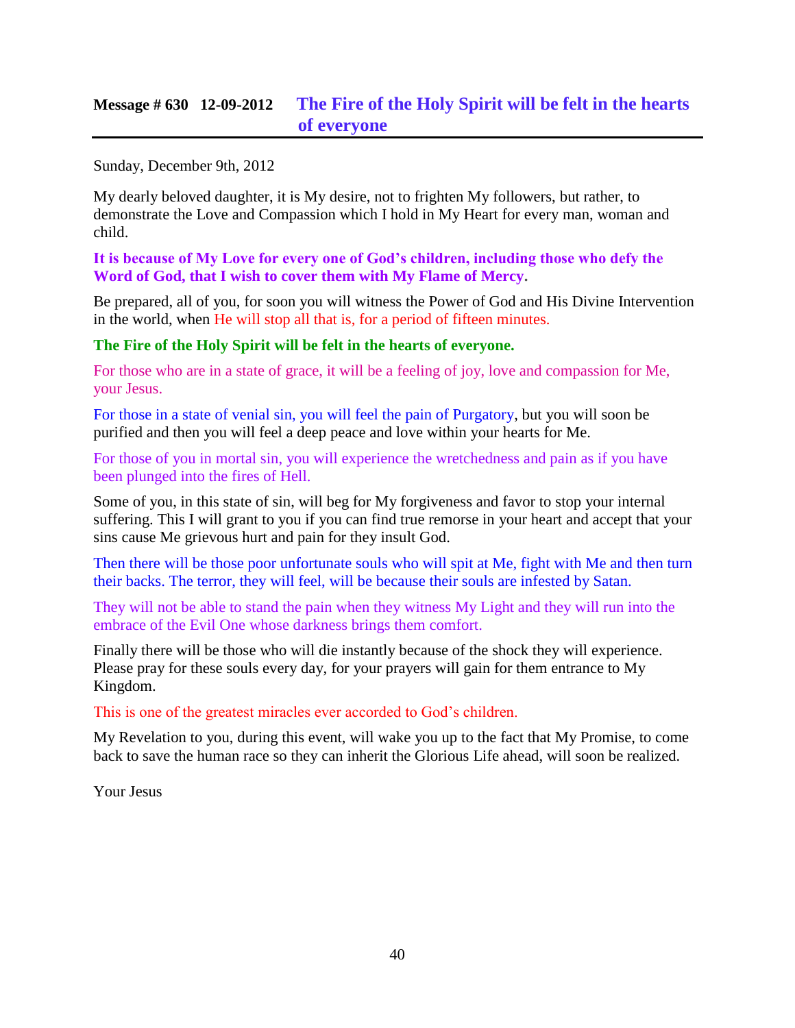## Message # 630   12-09-2012   The Fire of the Holy Spirit will be felt in the hearts of everyone

Sunday, December 9th, 2012

My dearly beloved daughter, it is My desire, not to frighten My followers, but rather, to demonstrate the Love and Compassion which I hold in My Heart for every man, woman and child.

**It is because of My Love for every one of God's children, including those who defy the Word of God, that I wish to cover them with My Flame of Mercy.**

Be prepared, all of you, for soon you will witness the Power of God and His Divine Intervention in the world, when He will stop all that is, for a period of fifteen minutes.

**The Fire of the Holy Spirit will be felt in the hearts of everyone.**

For those who are in a state of grace, it will be a feeling of joy, love and compassion for Me, your Jesus.

For those in a state of venial sin, you will feel the pain of Purgatory, but you will soon be purified and then you will feel a deep peace and love within your hearts for Me.

For those of you in mortal sin, you will experience the wretchedness and pain as if you have been plunged into the fires of Hell.

Some of you, in this state of sin, will beg for My forgiveness and favor to stop your internal suffering. This I will grant to you if you can find true remorse in your heart and accept that your sins cause Me grievous hurt and pain for they insult God.

Then there will be those poor unfortunate souls who will spit at Me, fight with Me and then turn their backs. The terror, they will feel, will be because their souls are infested by Satan.

They will not be able to stand the pain when they witness My Light and they will run into the embrace of the Evil One whose darkness brings them comfort.

Finally there will be those who will die instantly because of the shock they will experience. Please pray for these souls every day, for your prayers will gain for them entrance to My Kingdom.

This is one of the greatest miracles ever accorded to God's children.

My Revelation to you, during this event, will wake you up to the fact that My Promise, to come back to save the human race so they can inherit the Glorious Life ahead, will soon be realized.

Your Jesus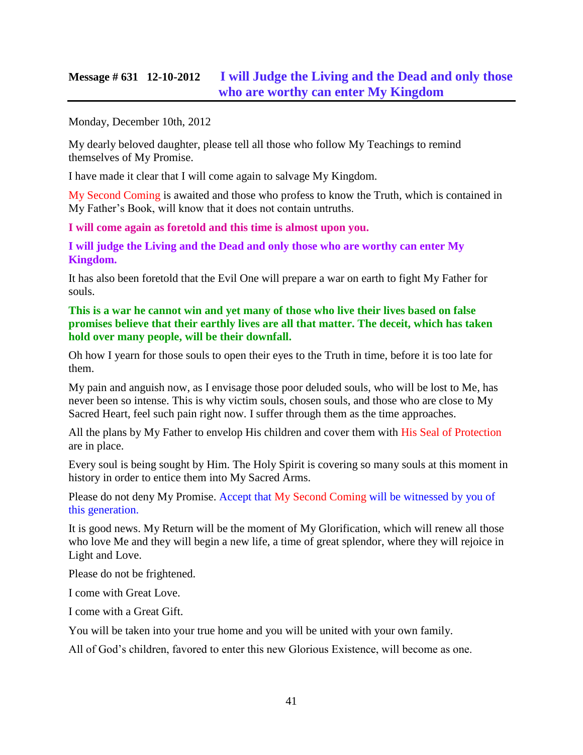## Message # 631 12-10-2012 I will Judge the Living and the Dead and only those who are worthy can enter My Kingdom

Monday, December 10th, 2012

My dearly beloved daughter, please tell all those who follow My Teachings to remind themselves of My Promise.

I have made it clear that I will come again to salvage My Kingdom.

My Second Coming is awaited and those who profess to know the Truth, which is contained in My Father's Book, will know that it does not contain untruths.

**I will come again as foretold and this time is almost upon you.**

**I will judge the Living and the Dead and only those who are worthy can enter My Kingdom.**

It has also been foretold that the Evil One will prepare a war on earth to fight My Father for souls.

**This is a war he cannot win and yet many of those who live their lives based on false promises believe that their earthly lives are all that matter. The deceit, which has taken hold over many people, will be their downfall.**

Oh how I yearn for those souls to open their eyes to the Truth in time, before it is too late for them.

My pain and anguish now, as I envisage those poor deluded souls, who will be lost to Me, has never been so intense. This is why victim souls, chosen souls, and those who are close to My Sacred Heart, feel such pain right now. I suffer through them as the time approaches.

All the plans by My Father to envelop His children and cover them with His Seal of Protection are in place.

Every soul is being sought by Him. The Holy Spirit is covering so many souls at this moment in history in order to entice them into My Sacred Arms.

Please do not deny My Promise. Accept that My Second Coming will be witnessed by you of this generation.

It is good news. My Return will be the moment of My Glorification, which will renew all those who love Me and they will begin a new life, a time of great splendor, where they will rejoice in Light and Love.

Please do not be frightened.

I come with Great Love.

I come with a Great Gift.

You will be taken into your true home and you will be united with your own family.

All of God's children, favored to enter this new Glorious Existence, will become as one.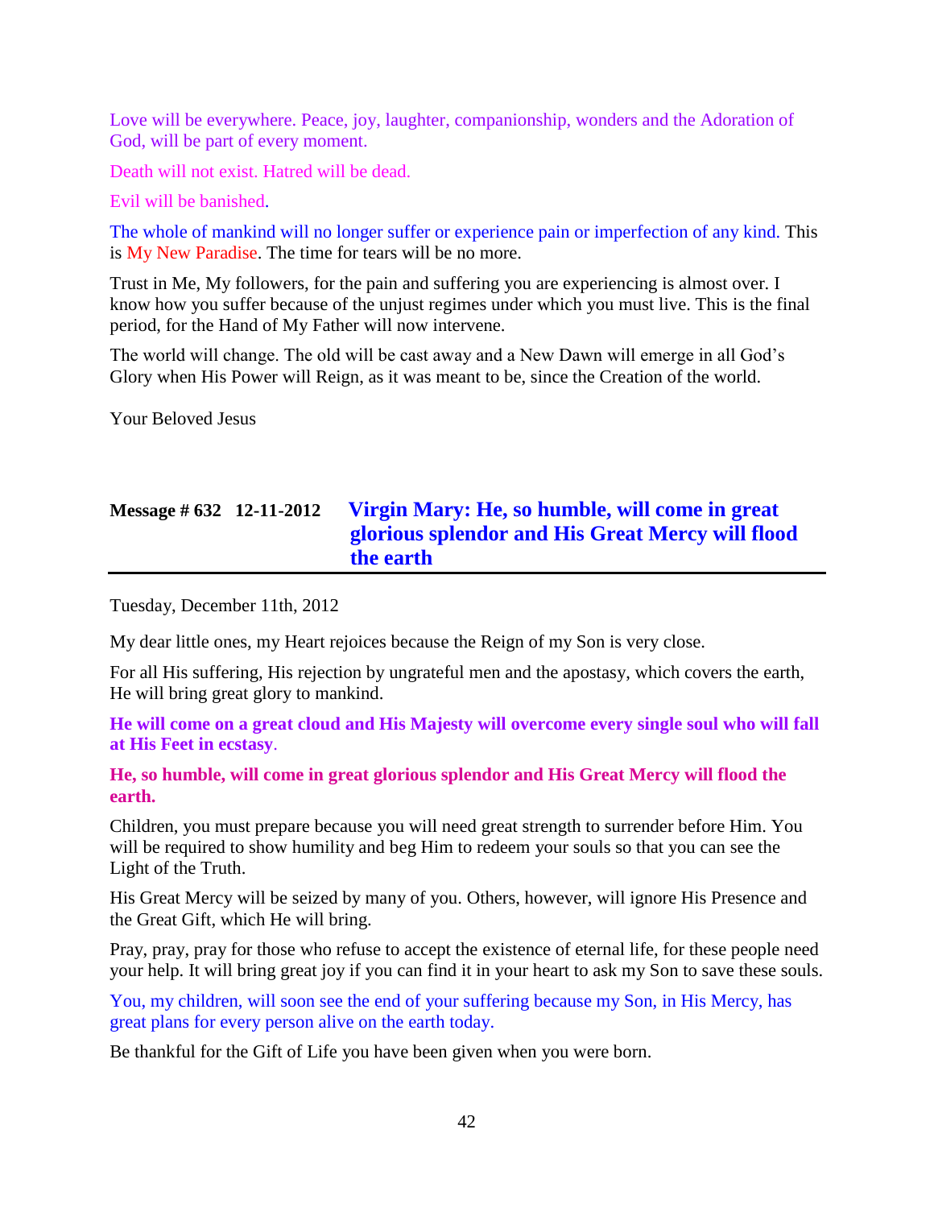Love will be everywhere. Peace, joy, laughter, companionship, wonders and the Adoration of God, will be part of every moment.

Death will not exist. Hatred will be dead.

Evil will be banished.

The whole of mankind will no longer suffer or experience pain or imperfection of any kind. This is My New Paradise. The time for tears will be no more.

Trust in Me, My followers, for the pain and suffering you are experiencing is almost over. I know how you suffer because of the unjust regimes under which you must live. This is the final period, for the Hand of My Father will now intervene.

The world will change. The old will be cast away and a New Dawn will emerge in all God's Glory when His Power will Reign, as it was meant to be, since the Creation of the world.

Your Beloved Jesus

## Message # 632 12-11-2012 Virgin Mary: He, so humble, will come in great glorious splendor and His Great Mercy will flood the earth

Tuesday, December 11th, 2012

My dear little ones, my Heart rejoices because the Reign of my Son is very close.

For all His suffering, His rejection by ungrateful men and the apostasy, which covers the earth, He will bring great glory to mankind.

**He will come on a great cloud and His Majesty will overcome every single soul who will fall at His Feet in ecstasy**.

**He, so humble, will come in great glorious splendor and His Great Mercy will flood the earth.**

Children, you must prepare because you will need great strength to surrender before Him. You will be required to show humility and beg Him to redeem your souls so that you can see the Light of the Truth.

His Great Mercy will be seized by many of you. Others, however, will ignore His Presence and the Great Gift, which He will bring.

Pray, pray, pray for those who refuse to accept the existence of eternal life, for these people need your help. It will bring great joy if you can find it in your heart to ask my Son to save these souls.

You, my children, will soon see the end of your suffering because my Son, in His Mercy, has great plans for every person alive on the earth today.

Be thankful for the Gift of Life you have been given when you were born.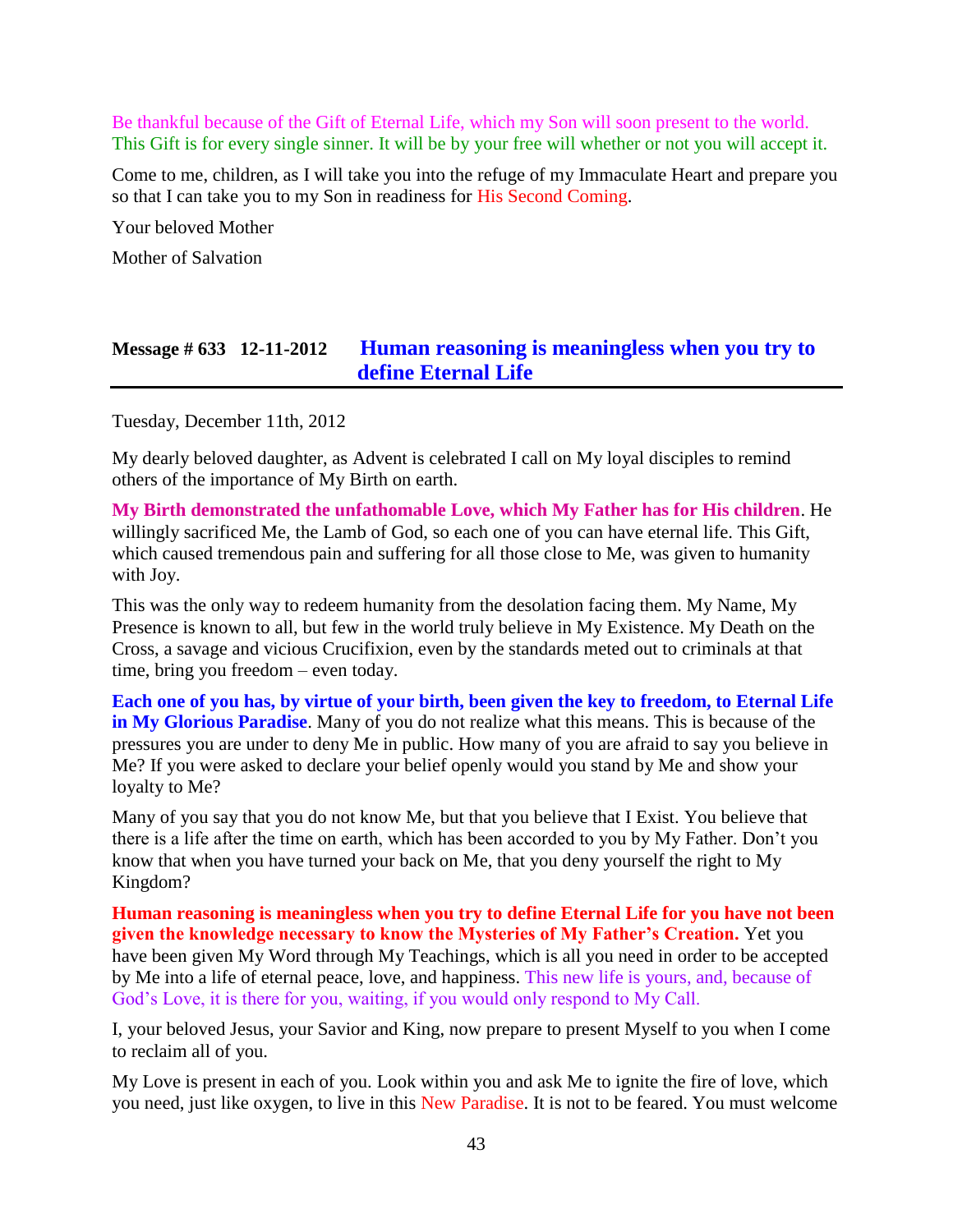Be thankful because of the Gift of Eternal Life, which my Son will soon present to the world. This Gift is for every single sinner. It will be by your free will whether or not you will accept it.

Come to me, children, as I will take you into the refuge of my Immaculate Heart and prepare you so that I can take you to my Son in readiness for His Second Coming.

Your beloved Mother

Mother of Salvation

## Message # 633 12-11-2012 Human reasoning is meaningless when you try to define Eternal Life

Tuesday, December 11th, 2012

My dearly beloved daughter, as Advent is celebrated I call on My loyal disciples to remind others of the importance of My Birth on earth.

**My Birth demonstrated the unfathomable Love, which My Father has for His children**. He willingly sacrificed Me, the Lamb of God, so each one of you can have eternal life. This Gift, which caused tremendous pain and suffering for all those close to Me, was given to humanity with Joy.

This was the only way to redeem humanity from the desolation facing them. My Name, My Presence is known to all, but few in the world truly believe in My Existence. My Death on the Cross, a savage and vicious Crucifixion, even by the standards meted out to criminals at that time, bring you freedom – even today.

**Each one of you has, by virtue of your birth, been given the key to freedom, to Eternal Life in My Glorious Paradise**. Many of you do not realize what this means. This is because of the pressures you are under to deny Me in public. How many of you are afraid to say you believe in Me? If you were asked to declare your belief openly would you stand by Me and show your loyalty to Me?

Many of you say that you do not know Me, but that you believe that I Exist. You believe that there is a life after the time on earth, which has been accorded to you by My Father. Don't you know that when you have turned your back on Me, that you deny yourself the right to My Kingdom?

**Human reasoning is meaningless when you try to define Eternal Life for you have not been given the knowledge necessary to know the Mysteries of My Father's Creation.** Yet you have been given My Word through My Teachings, which is all you need in order to be accepted by Me into a life of eternal peace, love, and happiness. This new life is yours, and, because of God's Love, it is there for you, waiting, if you would only respond to My Call.

I, your beloved Jesus, your Savior and King, now prepare to present Myself to you when I come to reclaim all of you.

My Love is present in each of you. Look within you and ask Me to ignite the fire of love, which you need, just like oxygen, to live in this New Paradise. It is not to be feared. You must welcome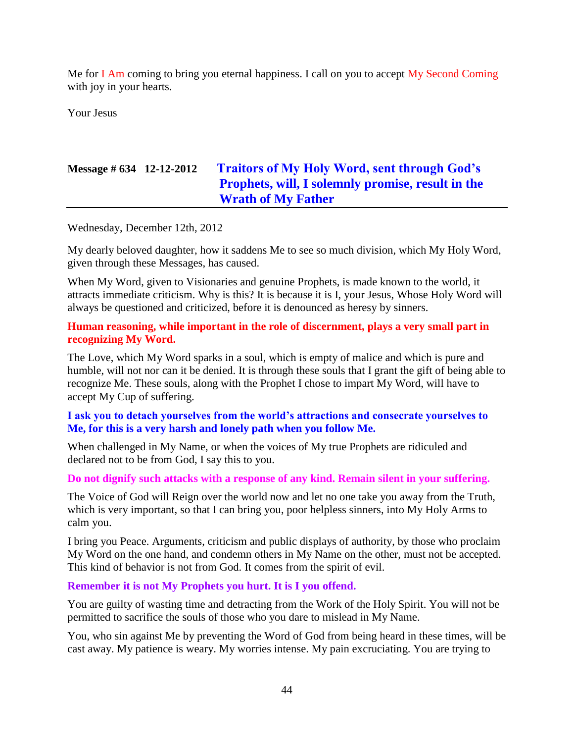Me for I Am coming to bring you eternal happiness. I call on you to accept My Second Coming with joy in your hearts.

Your Jesus

## Message # 634 12-12-2012 Traitors of My Holy Word, sent through God's Prophets, will, I solemnly promise, result in the Wrath of My Father

Wednesday, December 12th, 2012

My dearly beloved daughter, how it saddens Me to see so much division, which My Holy Word, given through these Messages, has caused.

When My Word, given to Visionaries and genuine Prophets, is made known to the world, it attracts immediate criticism. Why is this? It is because it is I, your Jesus, Whose Holy Word will always be questioned and criticized, before it is denounced as heresy by sinners.

**Human reasoning, while important in the role of discernment, plays a very small part in recognizing My Word.**

The Love, which My Word sparks in a soul, which is empty of malice and which is pure and humble, will not nor can it be denied. It is through these souls that I grant the gift of being able to recognize Me. These souls, along with the Prophet I chose to impart My Word, will have to accept My Cup of suffering.

**I ask you to detach yourselves from the world's attractions and consecrate yourselves to Me, for this is a very harsh and lonely path when you follow Me.**

When challenged in My Name, or when the voices of My true Prophets are ridiculed and declared not to be from God, I say this to you.

**Do not dignify such attacks with a response of any kind. Remain silent in your suffering.**

The Voice of God will Reign over the world now and let no one take you away from the Truth, which is very important, so that I can bring you, poor helpless sinners, into My Holy Arms to calm you.

I bring you Peace. Arguments, criticism and public displays of authority, by those who proclaim My Word on the one hand, and condemn others in My Name on the other, must not be accepted. This kind of behavior is not from God. It comes from the spirit of evil.

**Remember it is not My Prophets you hurt. It is I you offend.**

You are guilty of wasting time and detracting from the Work of the Holy Spirit. You will not be permitted to sacrifice the souls of those who you dare to mislead in My Name.

You, who sin against Me by preventing the Word of God from being heard in these times, will be cast away. My patience is weary. My worries intense. My pain excruciating. You are trying to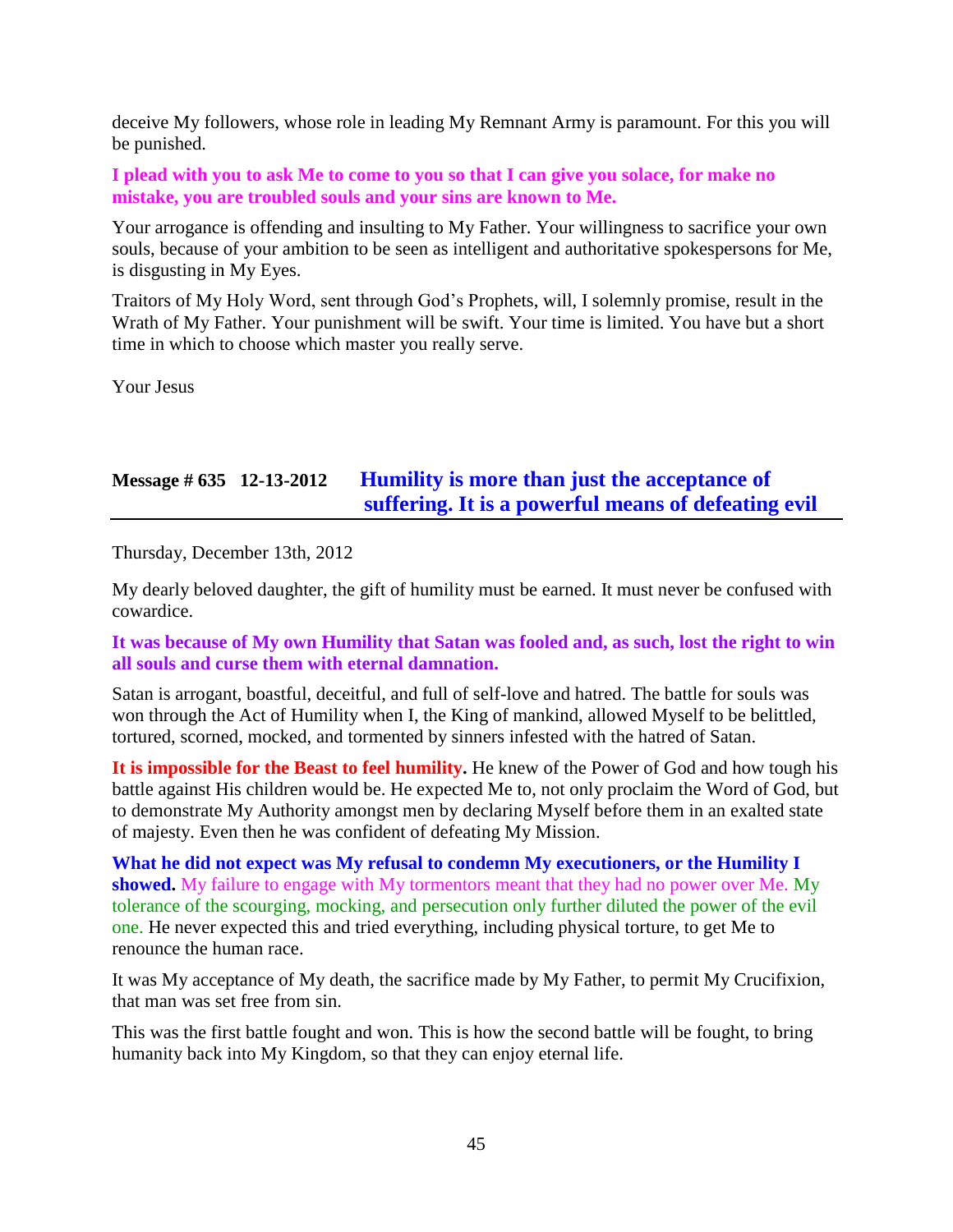deceive My followers, whose role in leading My Remnant Army is paramount. For this you will be punished.

**I plead with you to ask Me to come to you so that I can give you solace, for make no mistake, you are troubled souls and your sins are known to Me.**

Your arrogance is offending and insulting to My Father. Your willingness to sacrifice your own souls, because of your ambition to be seen as intelligent and authoritative spokespersons for Me, is disgusting in My Eyes.

Traitors of My Holy Word, sent through God's Prophets, will, I solemnly promise, result in the Wrath of My Father. Your punishment will be swift. Your time is limited. You have but a short time in which to choose which master you really serve.

Your Jesus

## Message # 635 12-13-2012 Humility is more than just the acceptance of suffering. It is a powerful means of defeating evil

Thursday, December 13th, 2012

My dearly beloved daughter, the gift of humility must be earned. It must never be confused with cowardice.

**It was because of My own Humility that Satan was fooled and, as such, lost the right to win all souls and curse them with eternal damnation.**

Satan is arrogant, boastful, deceitful, and full of self-love and hatred. The battle for souls was won through the Act of Humility when I, the King of mankind, allowed Myself to be belittled, tortured, scorned, mocked, and tormented by sinners infested with the hatred of Satan.

**It is impossible for the Beast to feel humility.** He knew of the Power of God and how tough his battle against His children would be. He expected Me to, not only proclaim the Word of God, but to demonstrate My Authority amongst men by declaring Myself before them in an exalted state of majesty. Even then he was confident of defeating My Mission.

**What he did not expect was My refusal to condemn My executioners, or the Humility I showed.** My failure to engage with My tormentors meant that they had no power over Me. My tolerance of the scourging, mocking, and persecution only further diluted the power of the evil one. He never expected this and tried everything, including physical torture, to get Me to renounce the human race.

It was My acceptance of My death, the sacrifice made by My Father, to permit My Crucifixion, that man was set free from sin.

This was the first battle fought and won. This is how the second battle will be fought, to bring humanity back into My Kingdom, so that they can enjoy eternal life.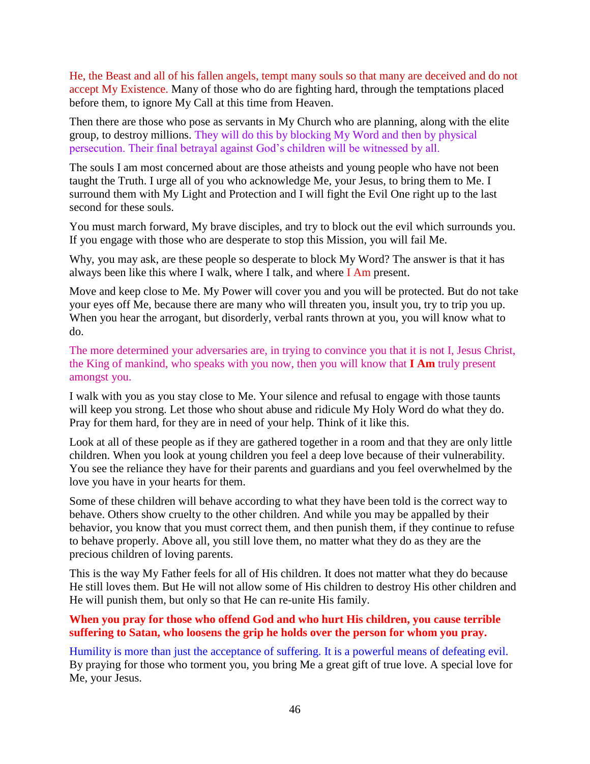He, the Beast and all of his fallen angels, tempt many souls so that many are deceived and do not accept My Existence. Many of those who do are fighting hard, through the temptations placed before them, to ignore My Call at this time from Heaven.

Then there are those who pose as servants in My Church who are planning, along with the elite group, to destroy millions. They will do this by blocking My Word and then by physical persecution. Their final betrayal against God's children will be witnessed by all.

The souls I am most concerned about are those atheists and young people who have not been taught the Truth. I urge all of you who acknowledge Me, your Jesus, to bring them to Me. I surround them with My Light and Protection and I will fight the Evil One right up to the last second for these souls.

You must march forward, My brave disciples, and try to block out the evil which surrounds you. If you engage with those who are desperate to stop this Mission, you will fail Me.

Why, you may ask, are these people so desperate to block My Word? The answer is that it has always been like this where I walk, where I talk, and where I Am present.

Move and keep close to Me. My Power will cover you and you will be protected. But do not take your eyes off Me, because there are many who will threaten you, insult you, try to trip you up. When you hear the arrogant, but disorderly, verbal rants thrown at you, you will know what to do.

The more determined your adversaries are, in trying to convince you that it is not I, Jesus Christ, the King of mankind, who speaks with you now, then you will know that **I Am** truly present amongst you.

I walk with you as you stay close to Me. Your silence and refusal to engage with those taunts will keep you strong. Let those who shout abuse and ridicule My Holy Word do what they do. Pray for them hard, for they are in need of your help. Think of it like this.

Look at all of these people as if they are gathered together in a room and that they are only little children. When you look at young children you feel a deep love because of their vulnerability. You see the reliance they have for their parents and guardians and you feel overwhelmed by the love you have in your hearts for them.

Some of these children will behave according to what they have been told is the correct way to behave. Others show cruelty to the other children. And while you may be appalled by their behavior, you know that you must correct them, and then punish them, if they continue to refuse to behave properly. Above all, you still love them, no matter what they do as they are the precious children of loving parents.

This is the way My Father feels for all of His children. It does not matter what they do because He still loves them. But He will not allow some of His children to destroy His other children and He will punish them, but only so that He can re-unite His family.

**When you pray for those who offend God and who hurt His children, you cause terrible suffering to Satan, who loosens the grip he holds over the person for whom you pray.**

Humility is more than just the acceptance of suffering. It is a powerful means of defeating evil. By praying for those who torment you, you bring Me a great gift of true love. A special love for Me, your Jesus.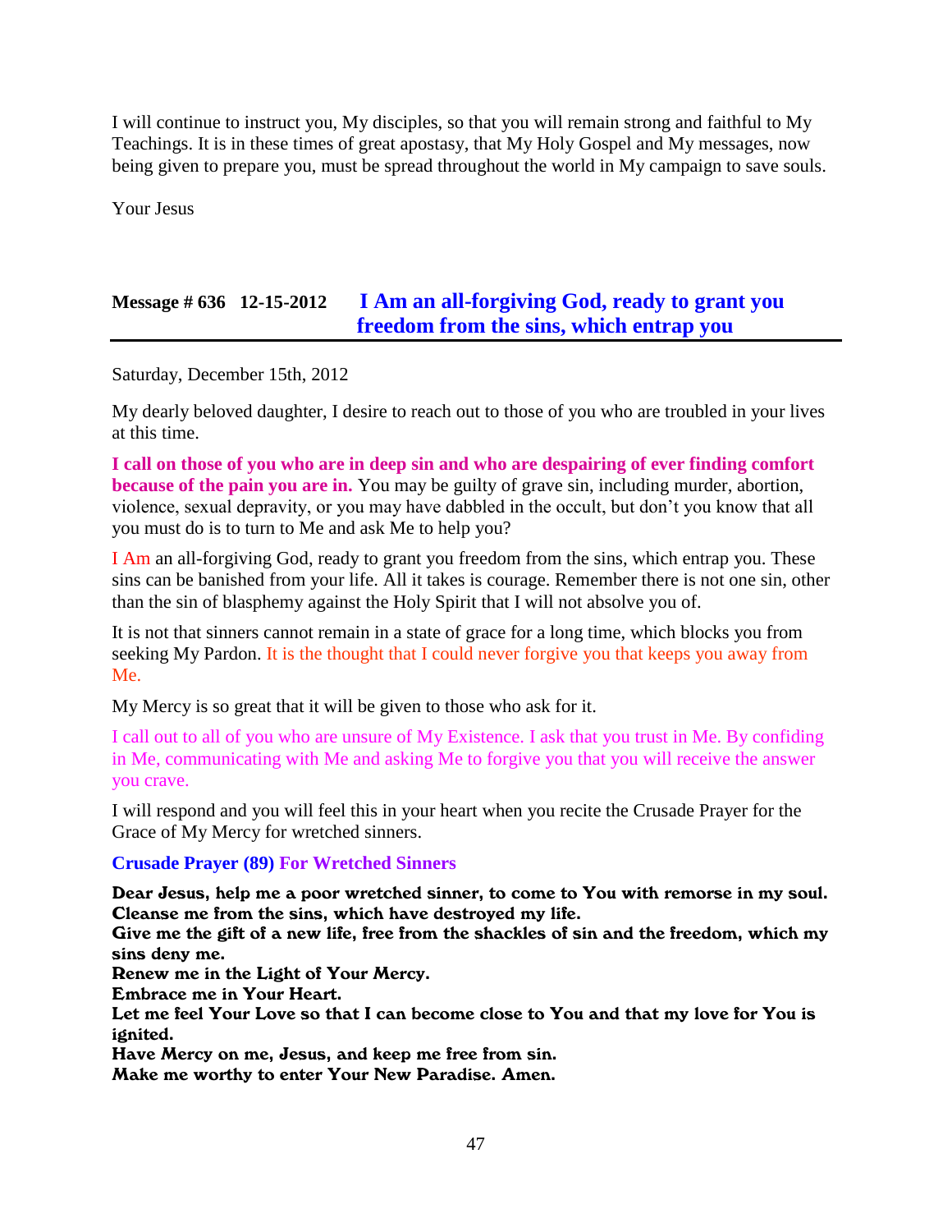I will continue to instruct you, My disciples, so that you will remain strong and faithful to My Teachings. It is in these times of great apostasy, that My Holy Gospel and My messages, now being given to prepare you, must be spread throughout the world in My campaign to save souls.

Your Jesus

## Message # 636 12-15-2012 I Am an all-forgiving God, ready to grant you freedom from the sins, which entrap you

Saturday, December 15th, 2012

My dearly beloved daughter, I desire to reach out to those of you who are troubled in your lives at this time.

**I call on those of you who are in deep sin and who are despairing of ever finding comfort because of the pain you are in.** You may be guilty of grave sin, including murder, abortion, violence, sexual depravity, or you may have dabbled in the occult, but don't you know that all you must do is to turn to Me and ask Me to help you?

I Am an all-forgiving God, ready to grant you freedom from the sins, which entrap you. These sins can be banished from your life. All it takes is courage. Remember there is not one sin, other than the sin of blasphemy against the Holy Spirit that I will not absolve you of.

It is not that sinners cannot remain in a state of grace for a long time, which blocks you from seeking My Pardon. It is the thought that I could never forgive you that keeps you away from Me.

My Mercy is so great that it will be given to those who ask for it.

I call out to all of you who are unsure of My Existence. I ask that you trust in Me. By confiding in Me, communicating with Me and asking Me to forgive you that you will receive the answer you crave.

I will respond and you will feel this in your heart when you recite the Crusade Prayer for the Grace of My Mercy for wretched sinners.

**Crusade Prayer (89) For Wretched Sinners**

**Dear Jesus, help me a poor wretched sinner, to come to You with remorse in my soul.**
**Cleanse me from the sins, which have destroyed my life.**
**Give me the gift of a new life, free from the shackles of sin and the freedom, which my sins deny me.**
**Renew me in the Light of Your Mercy.**
**Embrace me in Your Heart.**
**Let me feel Your Love so that I can become close to You and that my love for You is ignited.**
**Have Mercy on me, Jesus, and keep me free from sin.**
**Make me worthy to enter Your New Paradise. Amen.**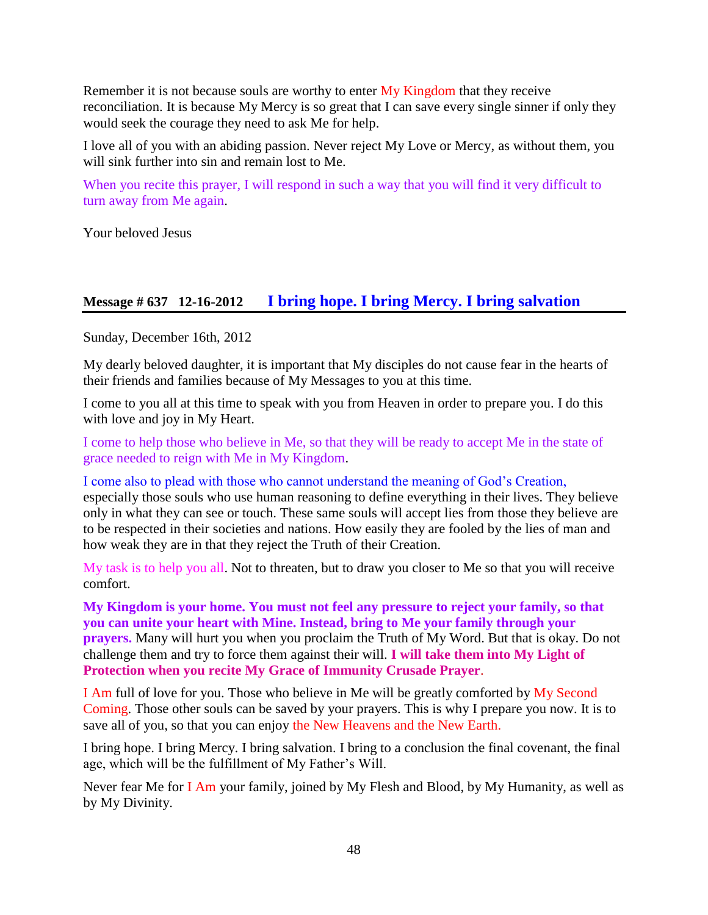Remember it is not because souls are worthy to enter My Kingdom that they receive reconciliation. It is because My Mercy is so great that I can save every single sinner if only they would seek the courage they need to ask Me for help.

I love all of you with an abiding passion. Never reject My Love or Mercy, as without them, you will sink further into sin and remain lost to Me.

When you recite this prayer, I will respond in such a way that you will find it very difficult to turn away from Me again.

Your beloved Jesus

## Message # 637 12-16-2012 I bring hope. I bring Mercy. I bring salvation

Sunday, December 16th, 2012

My dearly beloved daughter, it is important that My disciples do not cause fear in the hearts of their friends and families because of My Messages to you at this time.

I come to you all at this time to speak with you from Heaven in order to prepare you. I do this with love and joy in My Heart.

I come to help those who believe in Me, so that they will be ready to accept Me in the state of grace needed to reign with Me in My Kingdom.

I come also to plead with those who cannot understand the meaning of God's Creation, especially those souls who use human reasoning to define everything in their lives. They believe only in what they can see or touch. These same souls will accept lies from those they believe are to be respected in their societies and nations. How easily they are fooled by the lies of man and how weak they are in that they reject the Truth of their Creation.

My task is to help you all. Not to threaten, but to draw you closer to Me so that you will receive comfort.

**My Kingdom is your home. You must not feel any pressure to reject your family, so that you can unite your heart with Mine. Instead, bring to Me your family through your prayers.** Many will hurt you when you proclaim the Truth of My Word. But that is okay. Do not challenge them and try to force them against their will. **I will take them into My Light of Protection when you recite My Grace of Immunity Crusade Prayer**.

I Am full of love for you. Those who believe in Me will be greatly comforted by My Second Coming. Those other souls can be saved by your prayers. This is why I prepare you now. It is to save all of you, so that you can enjoy the New Heavens and the New Earth.

I bring hope. I bring Mercy. I bring salvation. I bring to a conclusion the final covenant, the final age, which will be the fulfillment of My Father's Will.

Never fear Me for I Am your family, joined by My Flesh and Blood, by My Humanity, as well as by My Divinity.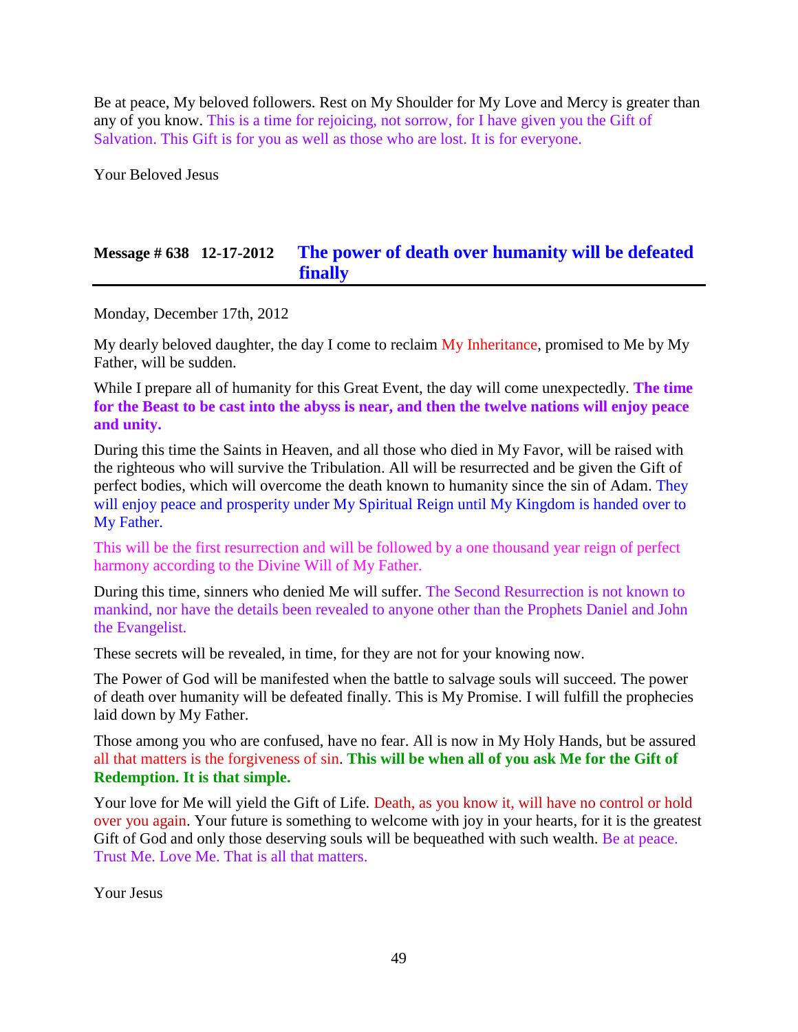Be at peace, My beloved followers. Rest on My Shoulder for My Love and Mercy is greater than any of you know. This is a time for rejoicing, not sorrow, for I have given you the Gift of Salvation. This Gift is for you as well as those who are lost. It is for everyone.

Your Beloved Jesus

## Message # 638 12-17-2012 The power of death over humanity will be defeated finally

Monday, December 17th, 2012

My dearly beloved daughter, the day I come to reclaim My Inheritance, promised to Me by My Father, will be sudden.

While I prepare all of humanity for this Great Event, the day will come unexpectedly. **The time for the Beast to be cast into the abyss is near, and then the twelve nations will enjoy peace and unity.**

During this time the Saints in Heaven, and all those who died in My Favor, will be raised with the righteous who will survive the Tribulation. All will be resurrected and be given the Gift of perfect bodies, which will overcome the death known to humanity since the sin of Adam. They will enjoy peace and prosperity under My Spiritual Reign until My Kingdom is handed over to My Father.

This will be the first resurrection and will be followed by a one thousand year reign of perfect harmony according to the Divine Will of My Father.

During this time, sinners who denied Me will suffer. The Second Resurrection is not known to mankind, nor have the details been revealed to anyone other than the Prophets Daniel and John the Evangelist.

These secrets will be revealed, in time, for they are not for your knowing now.

The Power of God will be manifested when the battle to salvage souls will succeed. The power of death over humanity will be defeated finally. This is My Promise. I will fulfill the prophecies laid down by My Father.

Those among you who are confused, have no fear. All is now in My Holy Hands, but be assured all that matters is the forgiveness of sin. **This will be when all of you ask Me for the Gift of Redemption. It is that simple.**

Your love for Me will yield the Gift of Life. Death, as you know it, will have no control or hold over you again. Your future is something to welcome with joy in your hearts, for it is the greatest Gift of God and only those deserving souls will be bequeathed with such wealth. Be at peace. Trust Me. Love Me. That is all that matters.

Your Jesus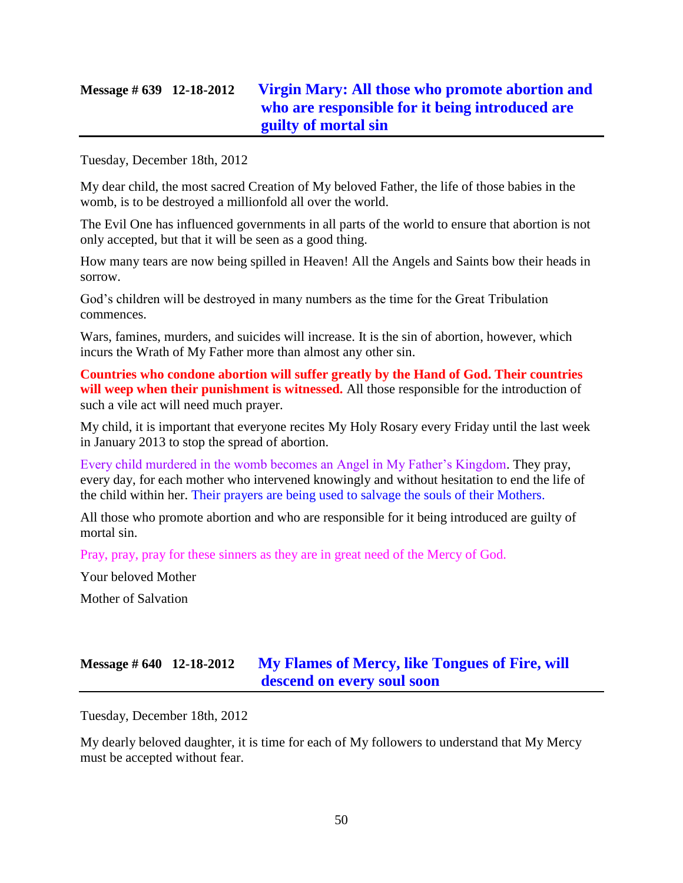## Message # 639 12-18-2012 Virgin Mary: All those who promote abortion and who are responsible for it being introduced are guilty of mortal sin

Tuesday, December 18th, 2012

My dear child, the most sacred Creation of My beloved Father, the life of those babies in the womb, is to be destroyed a millionfold all over the world.

The Evil One has influenced governments in all parts of the world to ensure that abortion is not only accepted, but that it will be seen as a good thing.

How many tears are now being spilled in Heaven! All the Angels and Saints bow their heads in sorrow.

God's children will be destroyed in many numbers as the time for the Great Tribulation commences.

Wars, famines, murders, and suicides will increase. It is the sin of abortion, however, which incurs the Wrath of My Father more than almost any other sin.

**Countries who condone abortion will suffer greatly by the Hand of God. Their countries will weep when their punishment is witnessed.** All those responsible for the introduction of such a vile act will need much prayer.

My child, it is important that everyone recites My Holy Rosary every Friday until the last week in January 2013 to stop the spread of abortion.

Every child murdered in the womb becomes an Angel in My Father's Kingdom. They pray, every day, for each mother who intervened knowingly and without hesitation to end the life of the child within her. Their prayers are being used to salvage the souls of their Mothers.

All those who promote abortion and who are responsible for it being introduced are guilty of mortal sin.

Pray, pray, pray for these sinners as they are in great need of the Mercy of God.

Your beloved Mother

Mother of Salvation

## Message # 640 12-18-2012 My Flames of Mercy, like Tongues of Fire, will descend on every soul soon

Tuesday, December 18th, 2012

My dearly beloved daughter, it is time for each of My followers to understand that My Mercy must be accepted without fear.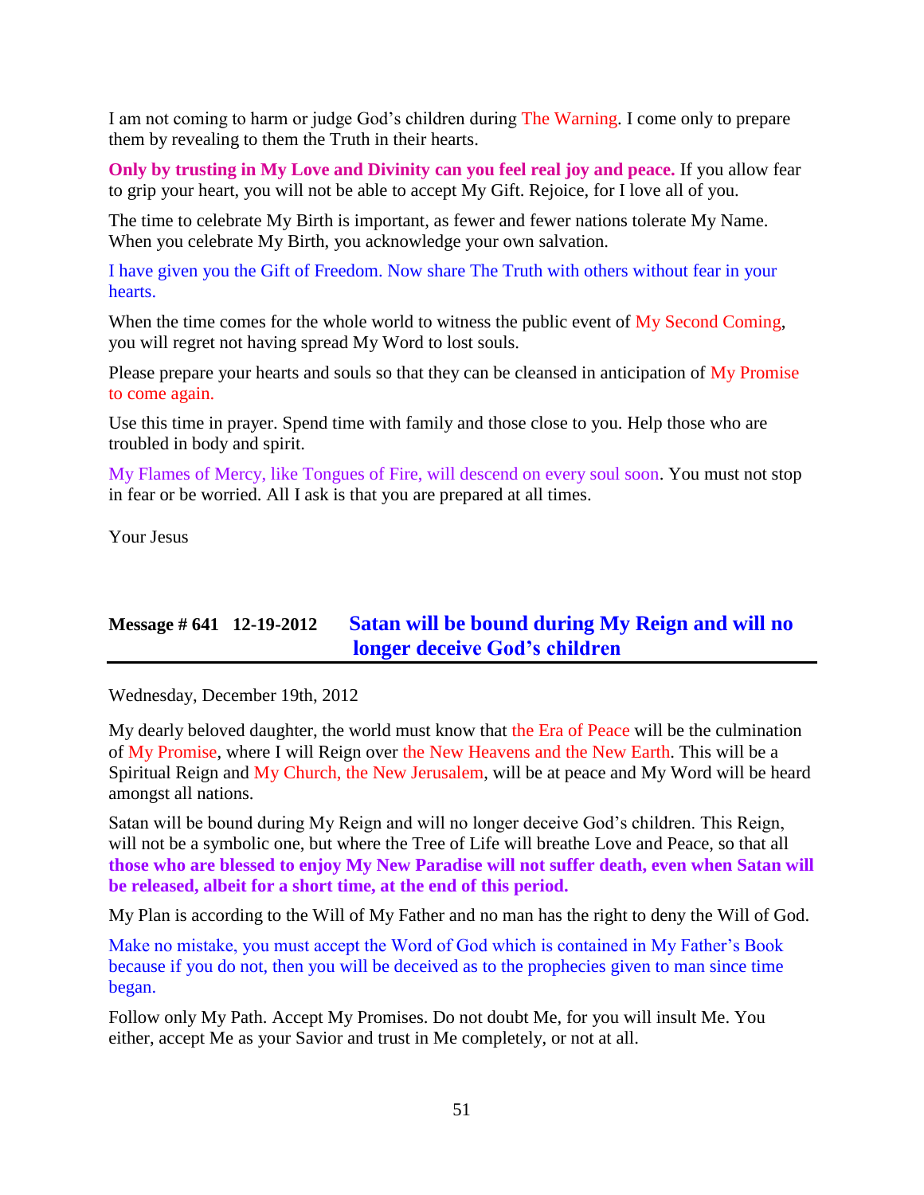I am not coming to harm or judge God's children during The Warning. I come only to prepare them by revealing to them the Truth in their hearts.

**Only by trusting in My Love and Divinity can you feel real joy and peace.** If you allow fear to grip your heart, you will not be able to accept My Gift. Rejoice, for I love all of you.

The time to celebrate My Birth is important, as fewer and fewer nations tolerate My Name. When you celebrate My Birth, you acknowledge your own salvation.

I have given you the Gift of Freedom. Now share The Truth with others without fear in your hearts.

When the time comes for the whole world to witness the public event of My Second Coming, you will regret not having spread My Word to lost souls.

Please prepare your hearts and souls so that they can be cleansed in anticipation of My Promise to come again.

Use this time in prayer. Spend time with family and those close to you. Help those who are troubled in body and spirit.

My Flames of Mercy, like Tongues of Fire, will descend on every soul soon. You must not stop in fear or be worried. All I ask is that you are prepared at all times.

Your Jesus

## Message # 641 12-19-2012 Satan will be bound during My Reign and will no longer deceive God's children

Wednesday, December 19th, 2012

My dearly beloved daughter, the world must know that the Era of Peace will be the culmination of My Promise, where I will Reign over the New Heavens and the New Earth. This will be a Spiritual Reign and My Church, the New Jerusalem, will be at peace and My Word will be heard amongst all nations.

Satan will be bound during My Reign and will no longer deceive God's children. This Reign, will not be a symbolic one, but where the Tree of Life will breathe Love and Peace, so that all **those who are blessed to enjoy My New Paradise will not suffer death, even when Satan will be released, albeit for a short time, at the end of this period.**

My Plan is according to the Will of My Father and no man has the right to deny the Will of God.

Make no mistake, you must accept the Word of God which is contained in My Father's Book because if you do not, then you will be deceived as to the prophecies given to man since time began.

Follow only My Path. Accept My Promises. Do not doubt Me, for you will insult Me. You either, accept Me as your Savior and trust in Me completely, or not at all.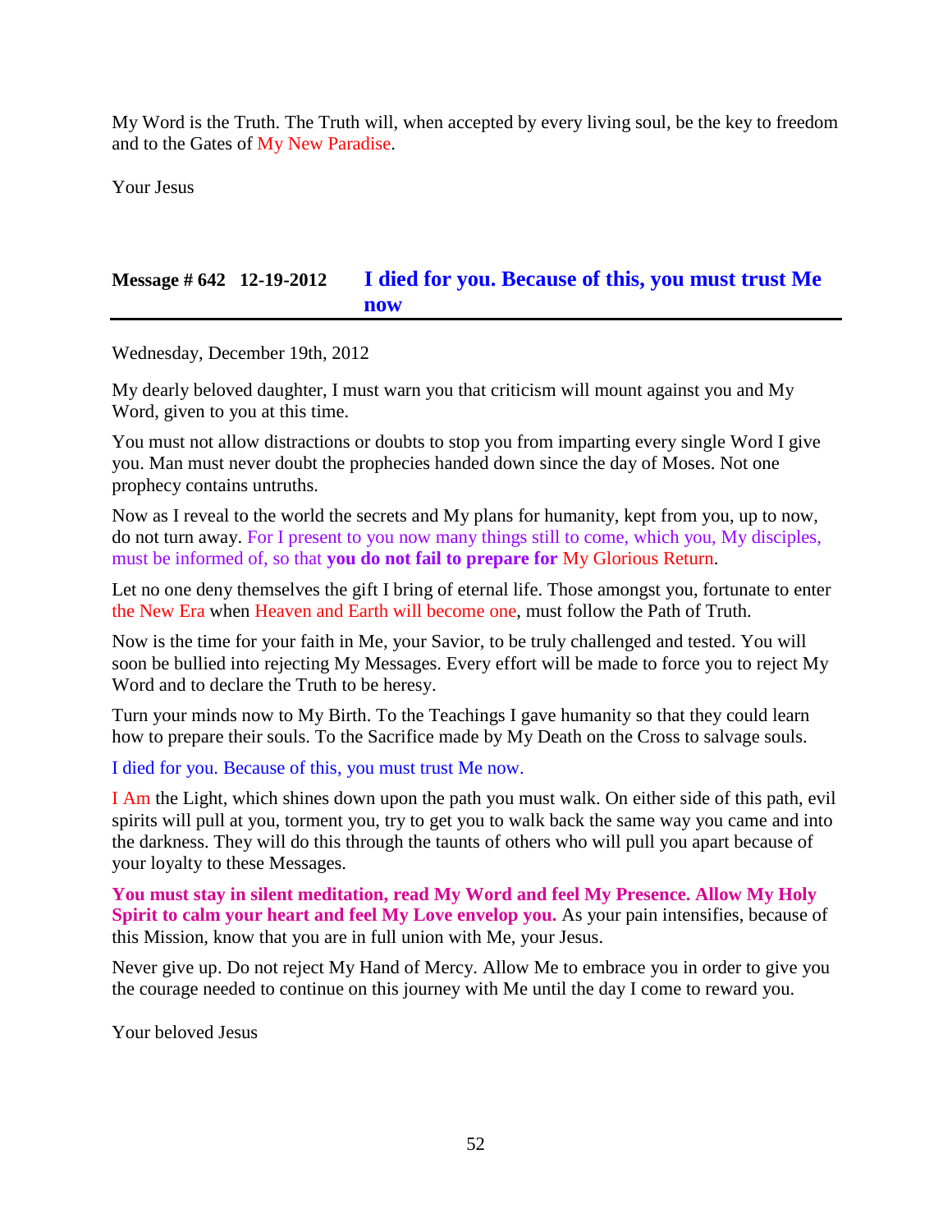My Word is the Truth. The Truth will, when accepted by every living soul, be the key to freedom and to the Gates of My New Paradise.

Your Jesus

## Message # 642 12-19-2012 I died for you. Because of this, you must trust Me now

Wednesday, December 19th, 2012

My dearly beloved daughter, I must warn you that criticism will mount against you and My Word, given to you at this time.

You must not allow distractions or doubts to stop you from imparting every single Word I give you. Man must never doubt the prophecies handed down since the day of Moses. Not one prophecy contains untruths.

Now as I reveal to the world the secrets and My plans for humanity, kept from you, up to now, do not turn away. For I present to you now many things still to come, which you, My disciples, must be informed of, so that **you do not fail to prepare for** My Glorious Return.

Let no one deny themselves the gift I bring of eternal life. Those amongst you, fortunate to enter the New Era when Heaven and Earth will become one, must follow the Path of Truth.

Now is the time for your faith in Me, your Savior, to be truly challenged and tested. You will soon be bullied into rejecting My Messages. Every effort will be made to force you to reject My Word and to declare the Truth to be heresy.

Turn your minds now to My Birth. To the Teachings I gave humanity so that they could learn how to prepare their souls. To the Sacrifice made by My Death on the Cross to salvage souls.

I died for you. Because of this, you must trust Me now.

I Am the Light, which shines down upon the path you must walk. On either side of this path, evil spirits will pull at you, torment you, try to get you to walk back the same way you came and into the darkness. They will do this through the taunts of others who will pull you apart because of your loyalty to these Messages.

**You must stay in silent meditation, read My Word and feel My Presence. Allow My Holy Spirit to calm your heart and feel My Love envelop you.** As your pain intensifies, because of this Mission, know that you are in full union with Me, your Jesus.

Never give up. Do not reject My Hand of Mercy. Allow Me to embrace you in order to give you the courage needed to continue on this journey with Me until the day I come to reward you.

Your beloved Jesus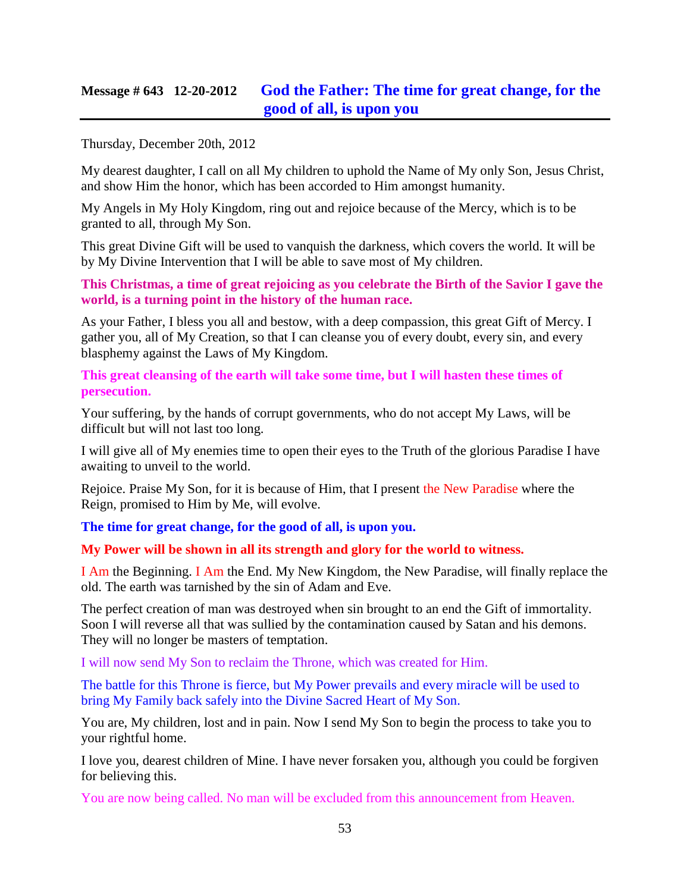## Message # 643 12-20-2012 God the Father: The time for great change, for the good of all, is upon you

Thursday, December 20th, 2012

My dearest daughter, I call on all My children to uphold the Name of My only Son, Jesus Christ, and show Him the honor, which has been accorded to Him amongst humanity.

My Angels in My Holy Kingdom, ring out and rejoice because of the Mercy, which is to be granted to all, through My Son.

This great Divine Gift will be used to vanquish the darkness, which covers the world. It will be by My Divine Intervention that I will be able to save most of My children.

**This Christmas, a time of great rejoicing as you celebrate the Birth of the Savior I gave the world, is a turning point in the history of the human race.**

As your Father, I bless you all and bestow, with a deep compassion, this great Gift of Mercy. I gather you, all of My Creation, so that I can cleanse you of every doubt, every sin, and every blasphemy against the Laws of My Kingdom.

**This great cleansing of the earth will take some time, but I will hasten these times of persecution.**

Your suffering, by the hands of corrupt governments, who do not accept My Laws, will be difficult but will not last too long.

I will give all of My enemies time to open their eyes to the Truth of the glorious Paradise I have awaiting to unveil to the world.

Rejoice. Praise My Son, for it is because of Him, that I present the New Paradise where the Reign, promised to Him by Me, will evolve.

**The time for great change, for the good of all, is upon you.**

**My Power will be shown in all its strength and glory for the world to witness.**

I Am the Beginning. I Am the End. My New Kingdom, the New Paradise, will finally replace the old. The earth was tarnished by the sin of Adam and Eve.

The perfect creation of man was destroyed when sin brought to an end the Gift of immortality. Soon I will reverse all that was sullied by the contamination caused by Satan and his demons. They will no longer be masters of temptation.

I will now send My Son to reclaim the Throne, which was created for Him.

The battle for this Throne is fierce, but My Power prevails and every miracle will be used to bring My Family back safely into the Divine Sacred Heart of My Son.

You are, My children, lost and in pain. Now I send My Son to begin the process to take you to your rightful home.

I love you, dearest children of Mine. I have never forsaken you, although you could be forgiven for believing this.

You are now being called. No man will be excluded from this announcement from Heaven.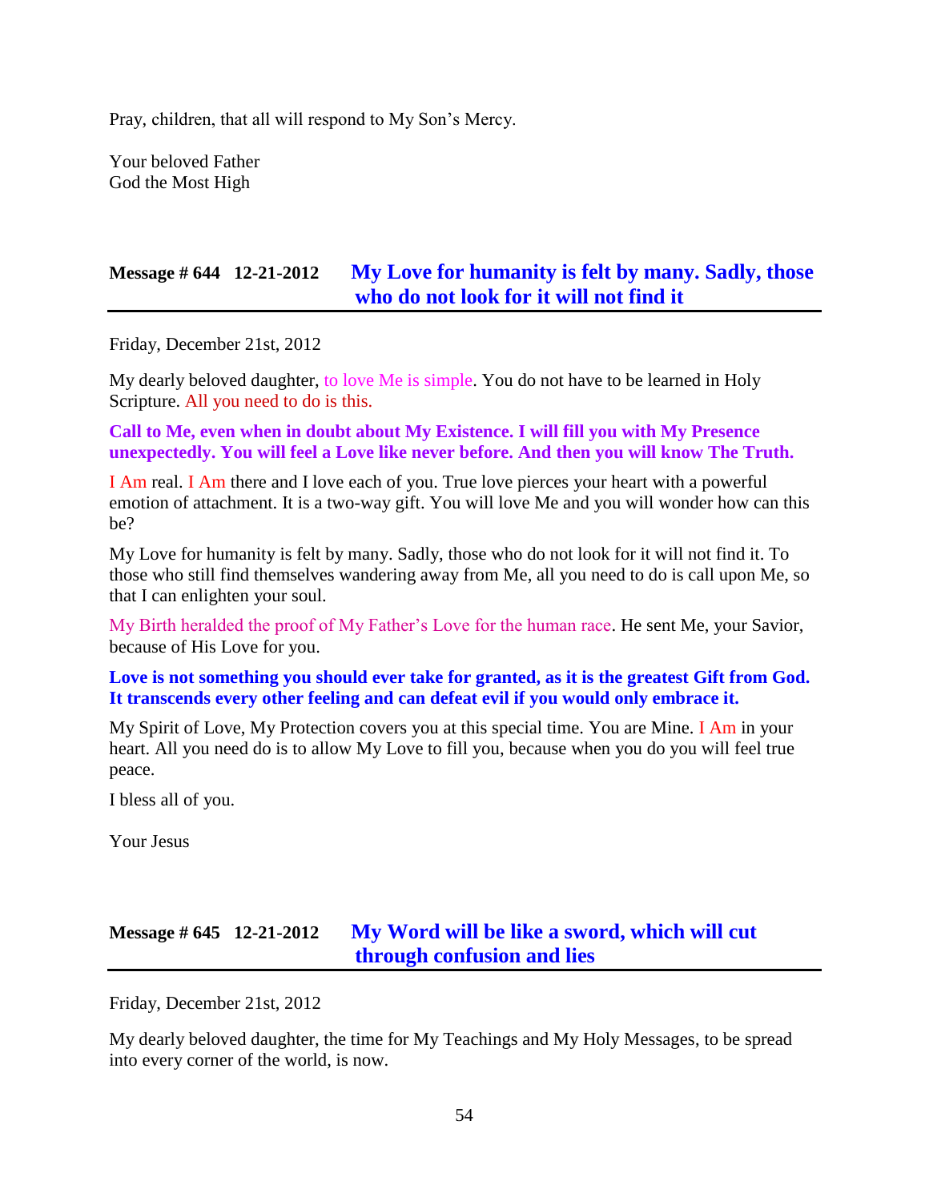Pray, children, that all will respond to My Son's Mercy.

Your beloved Father
God the Most High

## Message # 644 12-21-2012 My Love for humanity is felt by many. Sadly, those who do not look for it will not find it

Friday, December 21st, 2012

My dearly beloved daughter, to love Me is simple. You do not have to be learned in Holy Scripture. All you need to do is this.

**Call to Me, even when in doubt about My Existence. I will fill you with My Presence unexpectedly. You will feel a Love like never before. And then you will know The Truth.**

I Am real. I Am there and I love each of you. True love pierces your heart with a powerful emotion of attachment. It is a two-way gift. You will love Me and you will wonder how can this be?

My Love for humanity is felt by many. Sadly, those who do not look for it will not find it. To those who still find themselves wandering away from Me, all you need to do is call upon Me, so that I can enlighten your soul.

My Birth heralded the proof of My Father's Love for the human race. He sent Me, your Savior, because of His Love for you.

**Love is not something you should ever take for granted, as it is the greatest Gift from God. It transcends every other feeling and can defeat evil if you would only embrace it.**

My Spirit of Love, My Protection covers you at this special time. You are Mine. I Am in your heart. All you need do is to allow My Love to fill you, because when you do you will feel true peace.

I bless all of you.

Your Jesus

## Message # 645 12-21-2012 My Word will be like a sword, which will cut through confusion and lies

Friday, December 21st, 2012

My dearly beloved daughter, the time for My Teachings and My Holy Messages, to be spread into every corner of the world, is now.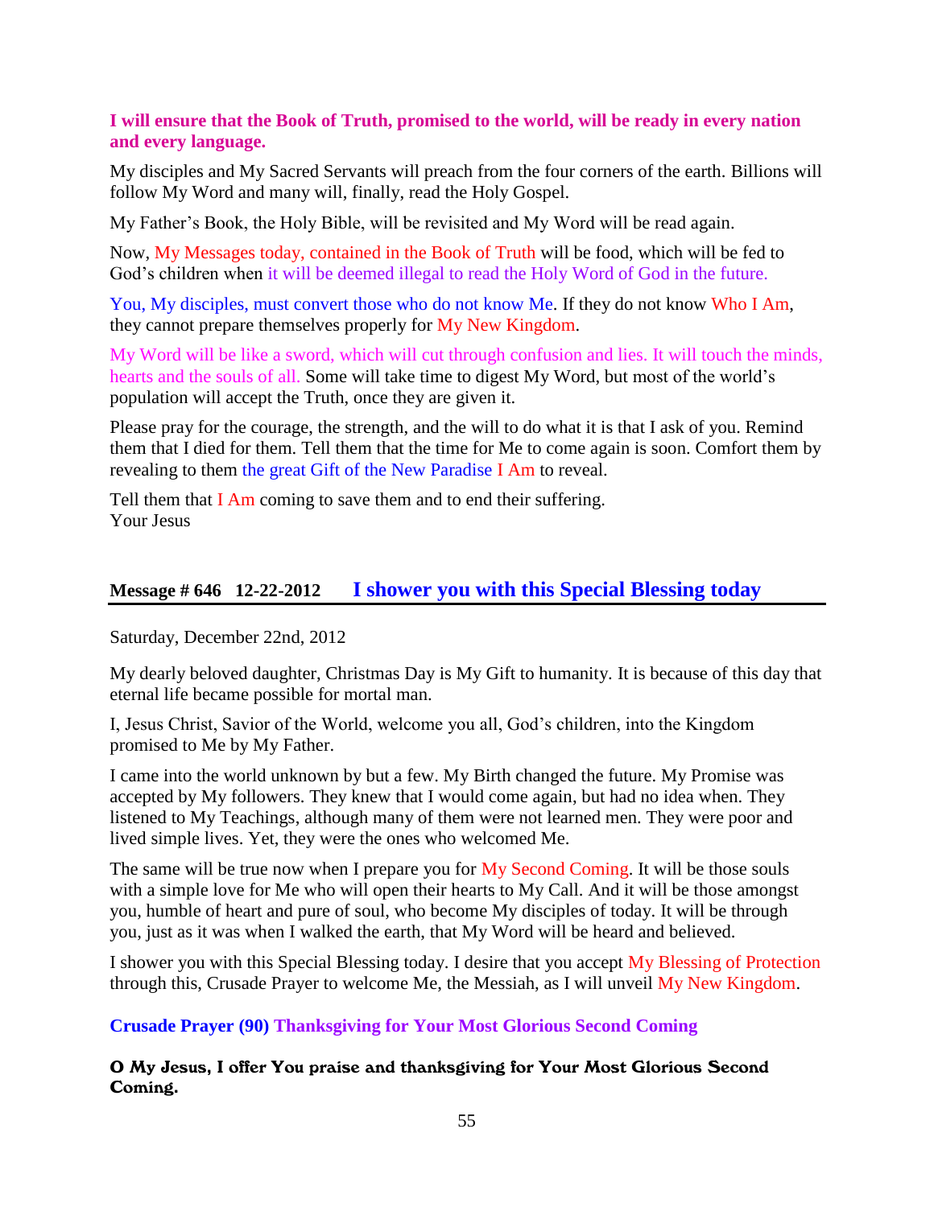**I will ensure that the Book of Truth, promised to the world, will be ready in every nation and every language.**

My disciples and My Sacred Servants will preach from the four corners of the earth. Billions will follow My Word and many will, finally, read the Holy Gospel.

My Father's Book, the Holy Bible, will be revisited and My Word will be read again.

Now, My Messages today, contained in the Book of Truth will be food, which will be fed to God's children when it will be deemed illegal to read the Holy Word of God in the future.

You, My disciples, must convert those who do not know Me. If they do not know Who I Am, they cannot prepare themselves properly for My New Kingdom.

My Word will be like a sword, which will cut through confusion and lies. It will touch the minds, hearts and the souls of all. Some will take time to digest My Word, but most of the world's population will accept the Truth, once they are given it.

Please pray for the courage, the strength, and the will to do what it is that I ask of you. Remind them that I died for them. Tell them that the time for Me to come again is soon. Comfort them by revealing to them the great Gift of the New Paradise I Am to reveal.

Tell them that I Am coming to save them and to end their suffering.
Your Jesus

## Message # 646 12-22-2012 I shower you with this Special Blessing today

Saturday, December 22nd, 2012

My dearly beloved daughter, Christmas Day is My Gift to humanity. It is because of this day that eternal life became possible for mortal man.

I, Jesus Christ, Savior of the World, welcome you all, God's children, into the Kingdom promised to Me by My Father.

I came into the world unknown by but a few. My Birth changed the future. My Promise was accepted by My followers. They knew that I would come again, but had no idea when. They listened to My Teachings, although many of them were not learned men. They were poor and lived simple lives. Yet, they were the ones who welcomed Me.

The same will be true now when I prepare you for My Second Coming. It will be those souls with a simple love for Me who will open their hearts to My Call. And it will be those amongst you, humble of heart and pure of soul, who become My disciples of today. It will be through you, just as it was when I walked the earth, that My Word will be heard and believed.

I shower you with this Special Blessing today. I desire that you accept My Blessing of Protection through this, Crusade Prayer to welcome Me, the Messiah, as I will unveil My New Kingdom.

**Crusade Prayer (90) Thanksgiving for Your Most Glorious Second Coming**

**O My Jesus, I offer You praise and thanksgiving for Your Most Glorious Second Coming.**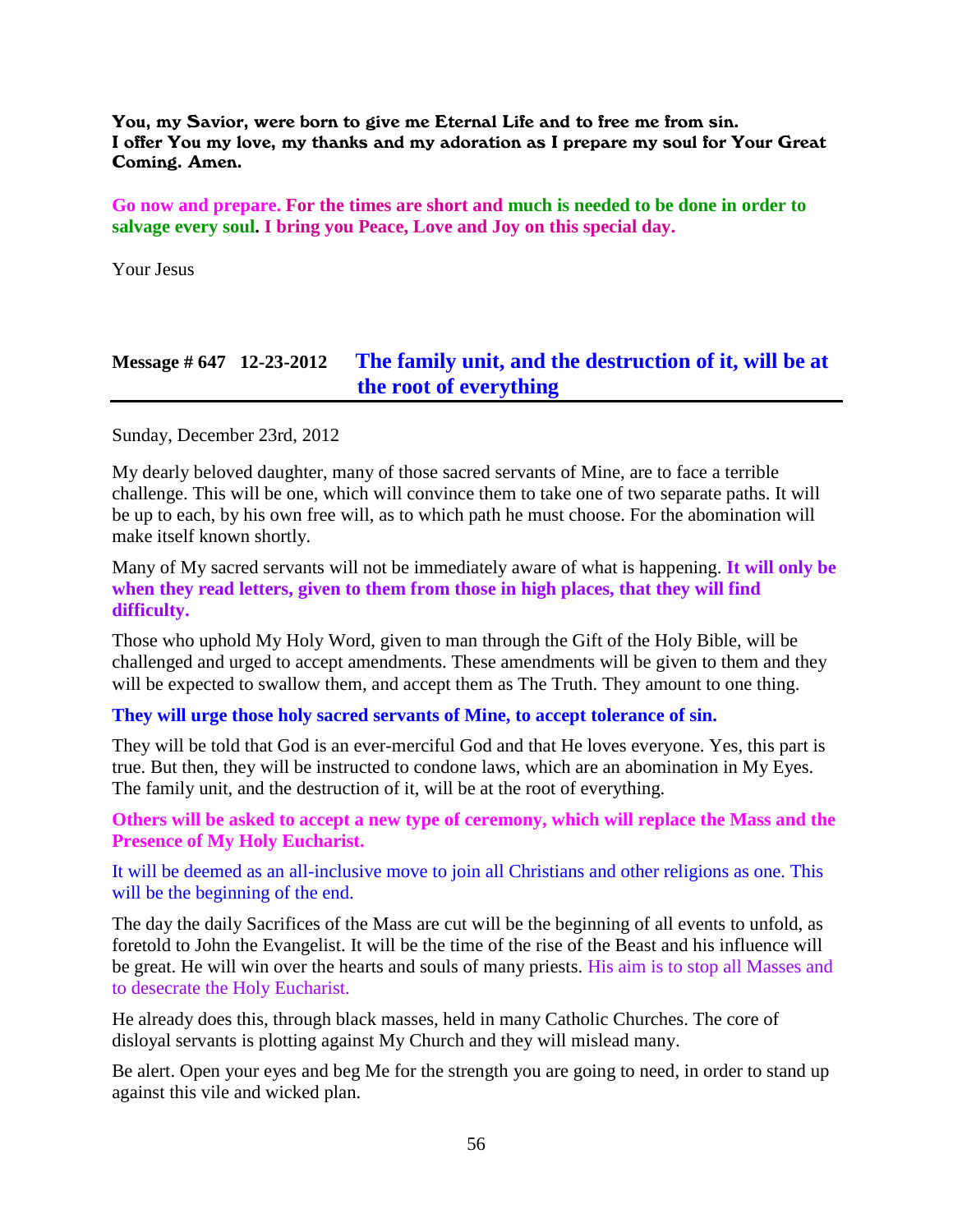**You, my Savior, were born to give me Eternal Life and to free me from sin. I offer You my love, my thanks and my adoration as I prepare my soul for Your Great Coming. Amen.**

**Go now and prepare. For the times are short and much is needed to be done in order to salvage every soul. I bring you Peace, Love and Joy on this special day.**

Your Jesus

## Message # 647 12-23-2012 The family unit, and the destruction of it, will be at the root of everything

Sunday, December 23rd, 2012

My dearly beloved daughter, many of those sacred servants of Mine, are to face a terrible challenge. This will be one, which will convince them to take one of two separate paths. It will be up to each, by his own free will, as to which path he must choose. For the abomination will make itself known shortly.

Many of My sacred servants will not be immediately aware of what is happening. **It will only be when they read letters, given to them from those in high places, that they will find difficulty.**

Those who uphold My Holy Word, given to man through the Gift of the Holy Bible, will be challenged and urged to accept amendments. These amendments will be given to them and they will be expected to swallow them, and accept them as The Truth. They amount to one thing.

**They will urge those holy sacred servants of Mine, to accept tolerance of sin.**

They will be told that God is an ever-merciful God and that He loves everyone. Yes, this part is true. But then, they will be instructed to condone laws, which are an abomination in My Eyes. The family unit, and the destruction of it, will be at the root of everything.

**Others will be asked to accept a new type of ceremony, which will replace the Mass and the Presence of My Holy Eucharist.**

It will be deemed as an all-inclusive move to join all Christians and other religions as one. This will be the beginning of the end.

The day the daily Sacrifices of the Mass are cut will be the beginning of all events to unfold, as foretold to John the Evangelist. It will be the time of the rise of the Beast and his influence will be great. He will win over the hearts and souls of many priests. His aim is to stop all Masses and to desecrate the Holy Eucharist.

He already does this, through black masses, held in many Catholic Churches. The core of disloyal servants is plotting against My Church and they will mislead many.

Be alert. Open your eyes and beg Me for the strength you are going to need, in order to stand up against this vile and wicked plan.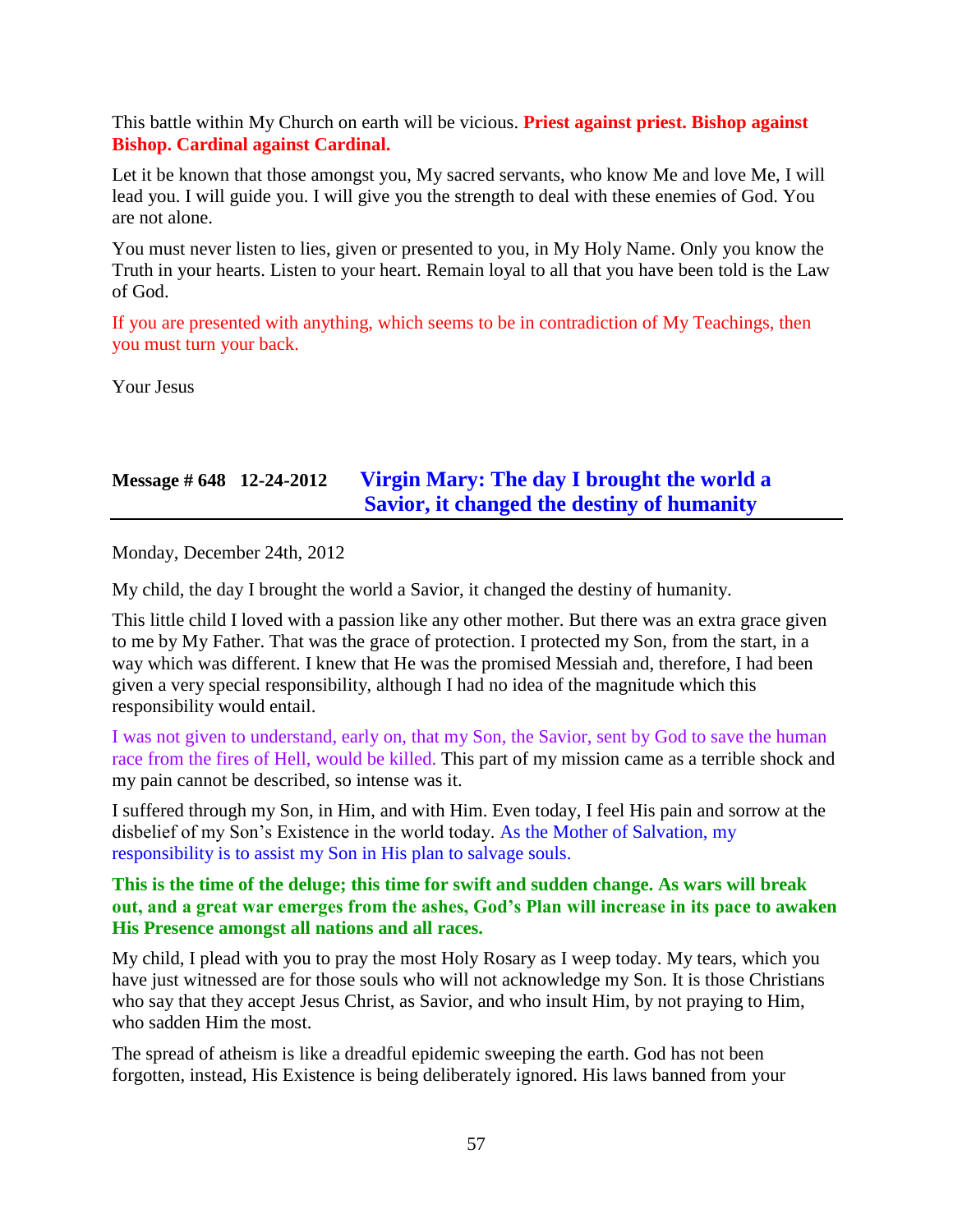This battle within My Church on earth will be vicious. **Priest against priest. Bishop against Bishop. Cardinal against Cardinal.**

Let it be known that those amongst you, My sacred servants, who know Me and love Me, I will lead you. I will guide you. I will give you the strength to deal with these enemies of God. You are not alone.

You must never listen to lies, given or presented to you, in My Holy Name. Only you know the Truth in your hearts. Listen to your heart. Remain loyal to all that you have been told is the Law of God.

If you are presented with anything, which seems to be in contradiction of My Teachings, then you must turn your back.

Your Jesus

## Message # 648 12-24-2012 Virgin Mary: The day I brought the world a Savior, it changed the destiny of humanity

Monday, December 24th, 2012

My child, the day I brought the world a Savior, it changed the destiny of humanity.

This little child I loved with a passion like any other mother. But there was an extra grace given to me by My Father. That was the grace of protection. I protected my Son, from the start, in a way which was different. I knew that He was the promised Messiah and, therefore, I had been given a very special responsibility, although I had no idea of the magnitude which this responsibility would entail.

I was not given to understand, early on, that my Son, the Savior, sent by God to save the human race from the fires of Hell, would be killed. This part of my mission came as a terrible shock and my pain cannot be described, so intense was it.

I suffered through my Son, in Him, and with Him. Even today, I feel His pain and sorrow at the disbelief of my Son's Existence in the world today. As the Mother of Salvation, my responsibility is to assist my Son in His plan to salvage souls.

**This is the time of the deluge; this time for swift and sudden change. As wars will break out, and a great war emerges from the ashes, God's Plan will increase in its pace to awaken His Presence amongst all nations and all races.**

My child, I plead with you to pray the most Holy Rosary as I weep today. My tears, which you have just witnessed are for those souls who will not acknowledge my Son. It is those Christians who say that they accept Jesus Christ, as Savior, and who insult Him, by not praying to Him, who sadden Him the most.

The spread of atheism is like a dreadful epidemic sweeping the earth. God has not been forgotten, instead, His Existence is being deliberately ignored. His laws banned from your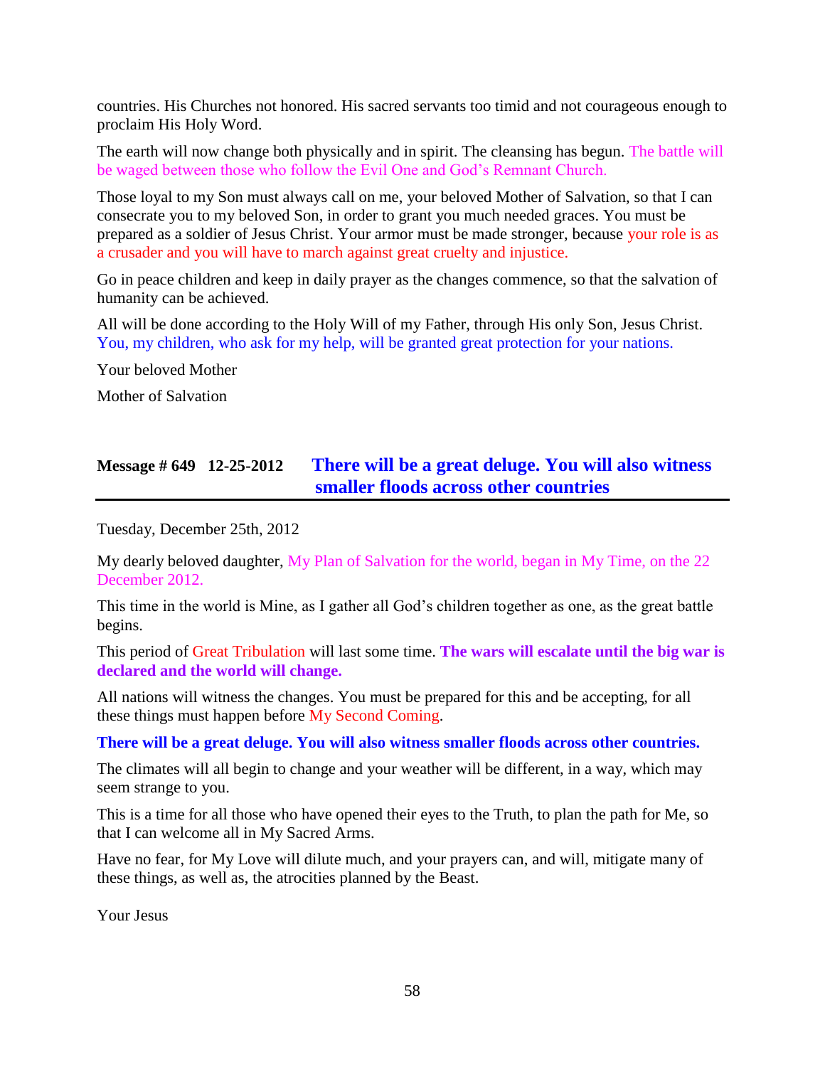countries. His Churches not honored. His sacred servants too timid and not courageous enough to proclaim His Holy Word.

The earth will now change both physically and in spirit. The cleansing has begun. The battle will be waged between those who follow the Evil One and God's Remnant Church.

Those loyal to my Son must always call on me, your beloved Mother of Salvation, so that I can consecrate you to my beloved Son, in order to grant you much needed graces. You must be prepared as a soldier of Jesus Christ. Your armor must be made stronger, because your role is as a crusader and you will have to march against great cruelty and injustice.

Go in peace children and keep in daily prayer as the changes commence, so that the salvation of humanity can be achieved.

All will be done according to the Holy Will of my Father, through His only Son, Jesus Christ. You, my children, who ask for my help, will be granted great protection for your nations.

Your beloved Mother

Mother of Salvation

## Message # 649 12-25-2012 There will be a great deluge. You will also witness smaller floods across other countries

Tuesday, December 25th, 2012

My dearly beloved daughter, My Plan of Salvation for the world, began in My Time, on the 22 December 2012.

This time in the world is Mine, as I gather all God's children together as one, as the great battle begins.

This period of Great Tribulation will last some time. **The wars will escalate until the big war is declared and the world will change.**

All nations will witness the changes. You must be prepared for this and be accepting, for all these things must happen before My Second Coming.

**There will be a great deluge. You will also witness smaller floods across other countries.**

The climates will all begin to change and your weather will be different, in a way, which may seem strange to you.

This is a time for all those who have opened their eyes to the Truth, to plan the path for Me, so that I can welcome all in My Sacred Arms.

Have no fear, for My Love will dilute much, and your prayers can, and will, mitigate many of these things, as well as, the atrocities planned by the Beast.

Your Jesus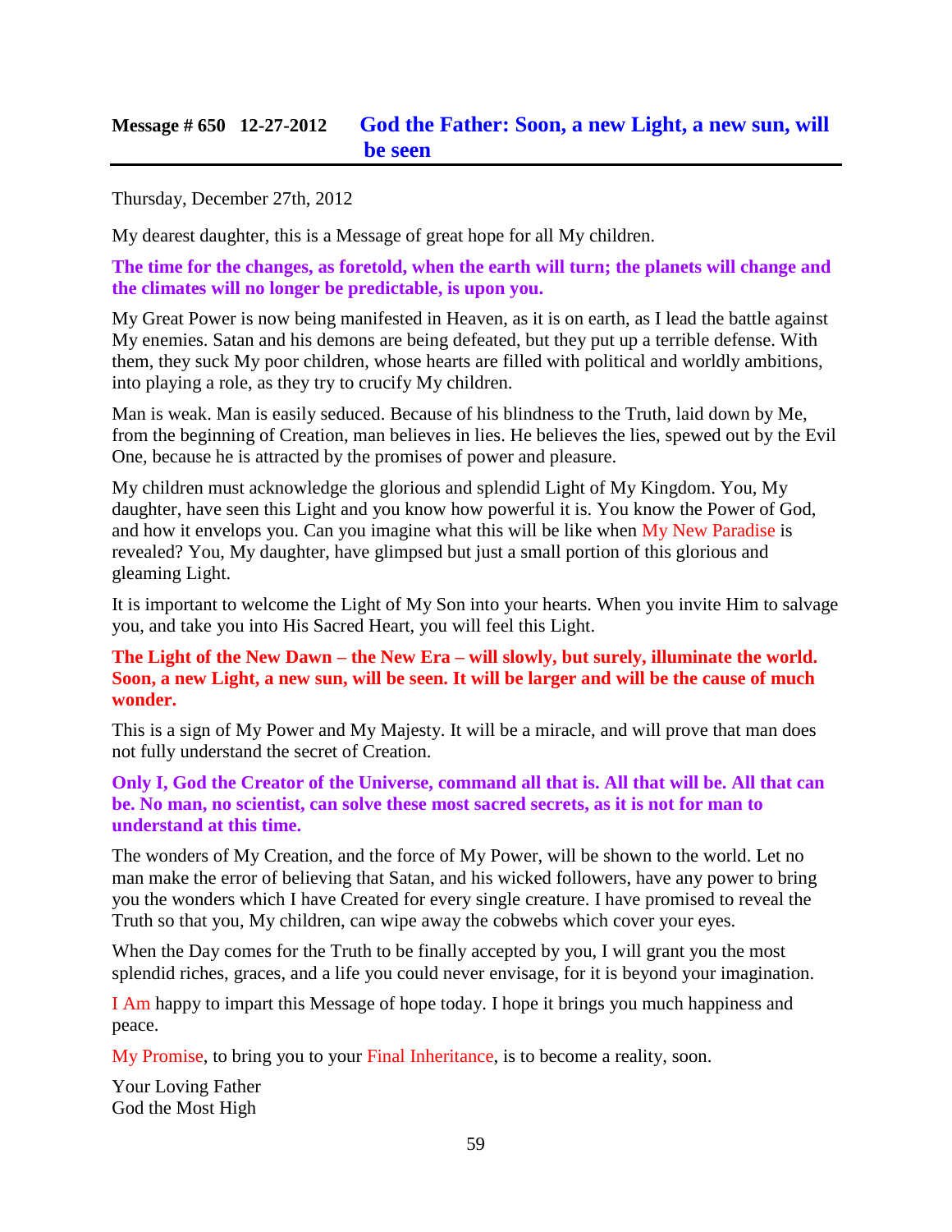## Message # 650 12-27-2012 God the Father: Soon, a new Light, a new sun, will be seen

Thursday, December 27th, 2012

My dearest daughter, this is a Message of great hope for all My children.

**The time for the changes, as foretold, when the earth will turn; the planets will change and the climates will no longer be predictable, is upon you.**

My Great Power is now being manifested in Heaven, as it is on earth, as I lead the battle against My enemies. Satan and his demons are being defeated, but they put up a terrible defense. With them, they suck My poor children, whose hearts are filled with political and worldly ambitions, into playing a role, as they try to crucify My children.

Man is weak. Man is easily seduced. Because of his blindness to the Truth, laid down by Me, from the beginning of Creation, man believes in lies. He believes the lies, spewed out by the Evil One, because he is attracted by the promises of power and pleasure.

My children must acknowledge the glorious and splendid Light of My Kingdom. You, My daughter, have seen this Light and you know how powerful it is. You know the Power of God, and how it envelops you. Can you imagine what this will be like when My New Paradise is revealed? You, My daughter, have glimpsed but just a small portion of this glorious and gleaming Light.

It is important to welcome the Light of My Son into your hearts. When you invite Him to salvage you, and take you into His Sacred Heart, you will feel this Light.

**The Light of the New Dawn – the New Era – will slowly, but surely, illuminate the world. Soon, a new Light, a new sun, will be seen. It will be larger and will be the cause of much wonder.**

This is a sign of My Power and My Majesty. It will be a miracle, and will prove that man does not fully understand the secret of Creation.

**Only I, God the Creator of the Universe, command all that is. All that will be. All that can be. No man, no scientist, can solve these most sacred secrets, as it is not for man to understand at this time.**

The wonders of My Creation, and the force of My Power, will be shown to the world. Let no man make the error of believing that Satan, and his wicked followers, have any power to bring you the wonders which I have Created for every single creature. I have promised to reveal the Truth so that you, My children, can wipe away the cobwebs which cover your eyes.

When the Day comes for the Truth to be finally accepted by you, I will grant you the most splendid riches, graces, and a life you could never envisage, for it is beyond your imagination.

I Am happy to impart this Message of hope today. I hope it brings you much happiness and peace.

My Promise, to bring you to your Final Inheritance, is to become a reality, soon.

Your Loving Father
God the Most High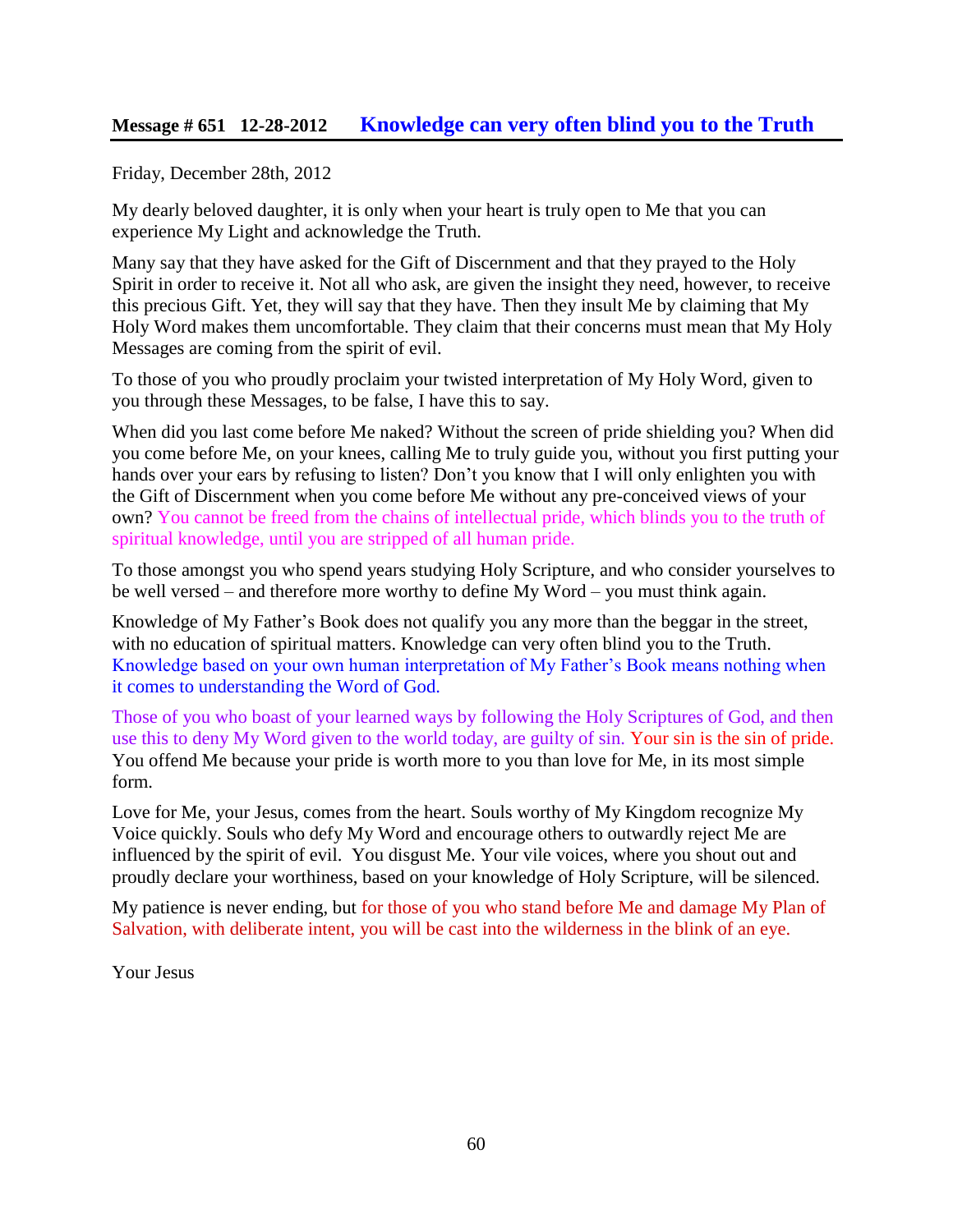## Message # 651 12-28-2012 Knowledge can very often blind you to the Truth

Friday, December 28th, 2012

My dearly beloved daughter, it is only when your heart is truly open to Me that you can experience My Light and acknowledge the Truth.

Many say that they have asked for the Gift of Discernment and that they prayed to the Holy Spirit in order to receive it. Not all who ask, are given the insight they need, however, to receive this precious Gift. Yet, they will say that they have. Then they insult Me by claiming that My Holy Word makes them uncomfortable. They claim that their concerns must mean that My Holy Messages are coming from the spirit of evil.

To those of you who proudly proclaim your twisted interpretation of My Holy Word, given to you through these Messages, to be false, I have this to say.

When did you last come before Me naked? Without the screen of pride shielding you? When did you come before Me, on your knees, calling Me to truly guide you, without you first putting your hands over your ears by refusing to listen? Don't you know that I will only enlighten you with the Gift of Discernment when you come before Me without any pre-conceived views of your own? You cannot be freed from the chains of intellectual pride, which blinds you to the truth of spiritual knowledge, until you are stripped of all human pride.

To those amongst you who spend years studying Holy Scripture, and who consider yourselves to be well versed – and therefore more worthy to define My Word – you must think again.

Knowledge of My Father's Book does not qualify you any more than the beggar in the street, with no education of spiritual matters. Knowledge can very often blind you to the Truth. Knowledge based on your own human interpretation of My Father's Book means nothing when it comes to understanding the Word of God.

Those of you who boast of your learned ways by following the Holy Scriptures of God, and then use this to deny My Word given to the world today, are guilty of sin. Your sin is the sin of pride. You offend Me because your pride is worth more to you than love for Me, in its most simple form.

Love for Me, your Jesus, comes from the heart. Souls worthy of My Kingdom recognize My Voice quickly. Souls who defy My Word and encourage others to outwardly reject Me are influenced by the spirit of evil. You disgust Me. Your vile voices, where you shout out and proudly declare your worthiness, based on your knowledge of Holy Scripture, will be silenced.

My patience is never ending, but for those of you who stand before Me and damage My Plan of Salvation, with deliberate intent, you will be cast into the wilderness in the blink of an eye.

Your Jesus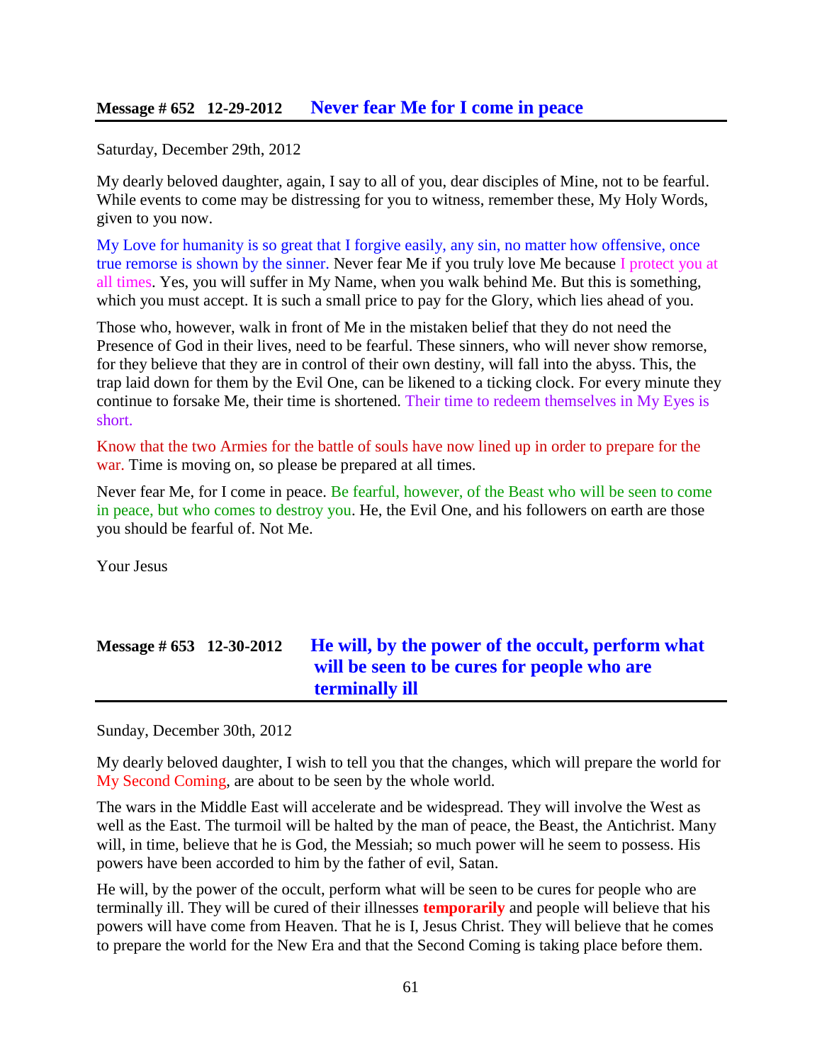## Message # 652 12-29-2012 Never fear Me for I come in peace

Saturday, December 29th, 2012

My dearly beloved daughter, again, I say to all of you, dear disciples of Mine, not to be fearful. While events to come may be distressing for you to witness, remember these, My Holy Words, given to you now.

My Love for humanity is so great that I forgive easily, any sin, no matter how offensive, once true remorse is shown by the sinner. Never fear Me if you truly love Me because I protect you at all times. Yes, you will suffer in My Name, when you walk behind Me. But this is something, which you must accept. It is such a small price to pay for the Glory, which lies ahead of you.

Those who, however, walk in front of Me in the mistaken belief that they do not need the Presence of God in their lives, need to be fearful. These sinners, who will never show remorse, for they believe that they are in control of their own destiny, will fall into the abyss. This, the trap laid down for them by the Evil One, can be likened to a ticking clock. For every minute they continue to forsake Me, their time is shortened. Their time to redeem themselves in My Eyes is short.

Know that the two Armies for the battle of souls have now lined up in order to prepare for the war. Time is moving on, so please be prepared at all times.

Never fear Me, for I come in peace. Be fearful, however, of the Beast who will be seen to come in peace, but who comes to destroy you. He, the Evil One, and his followers on earth are those you should be fearful of. Not Me.

Your Jesus

## Message # 653 12-30-2012 He will, by the power of the occult, perform what will be seen to be cures for people who are terminally ill

Sunday, December 30th, 2012

My dearly beloved daughter, I wish to tell you that the changes, which will prepare the world for My Second Coming, are about to be seen by the whole world.

The wars in the Middle East will accelerate and be widespread. They will involve the West as well as the East. The turmoil will be halted by the man of peace, the Beast, the Antichrist. Many will, in time, believe that he is God, the Messiah; so much power will he seem to possess. His powers have been accorded to him by the father of evil, Satan.

He will, by the power of the occult, perform what will be seen to be cures for people who are terminally ill. They will be cured of their illnesses **temporarily** and people will believe that his powers will have come from Heaven. That he is I, Jesus Christ. They will believe that he comes to prepare the world for the New Era and that the Second Coming is taking place before them.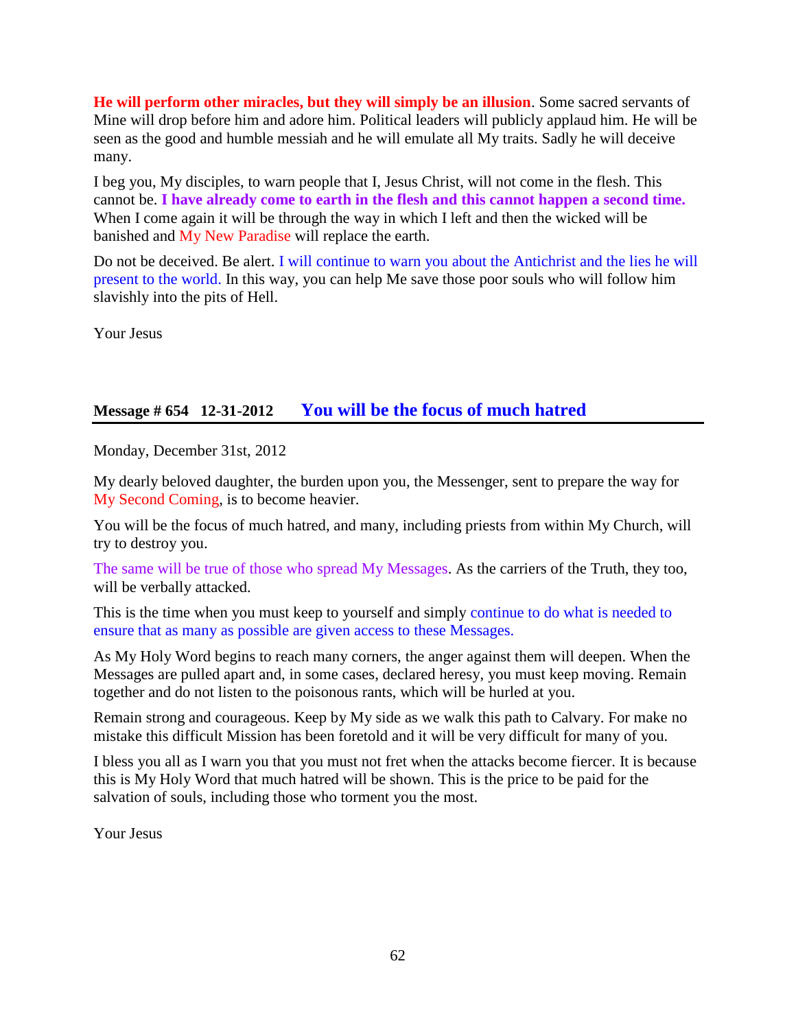**He will perform other miracles, but they will simply be an illusion**. Some sacred servants of Mine will drop before him and adore him. Political leaders will publicly applaud him. He will be seen as the good and humble messiah and he will emulate all My traits. Sadly he will deceive many.

I beg you, My disciples, to warn people that I, Jesus Christ, will not come in the flesh. This cannot be. **I have already come to earth in the flesh and this cannot happen a second time.** When I come again it will be through the way in which I left and then the wicked will be banished and My New Paradise will replace the earth.

Do not be deceived. Be alert. I will continue to warn you about the Antichrist and the lies he will present to the world. In this way, you can help Me save those poor souls who will follow him slavishly into the pits of Hell.

Your Jesus

## Message # 654 12-31-2012 You will be the focus of much hatred

Monday, December 31st, 2012

My dearly beloved daughter, the burden upon you, the Messenger, sent to prepare the way for My Second Coming, is to become heavier.

You will be the focus of much hatred, and many, including priests from within My Church, will try to destroy you.

The same will be true of those who spread My Messages. As the carriers of the Truth, they too, will be verbally attacked.

This is the time when you must keep to yourself and simply continue to do what is needed to ensure that as many as possible are given access to these Messages.

As My Holy Word begins to reach many corners, the anger against them will deepen. When the Messages are pulled apart and, in some cases, declared heresy, you must keep moving. Remain together and do not listen to the poisonous rants, which will be hurled at you.

Remain strong and courageous. Keep by My side as we walk this path to Calvary. For make no mistake this difficult Mission has been foretold and it will be very difficult for many of you.

I bless you all as I warn you that you must not fret when the attacks become fiercer. It is because this is My Holy Word that much hatred will be shown. This is the price to be paid for the salvation of souls, including those who torment you the most.

Your Jesus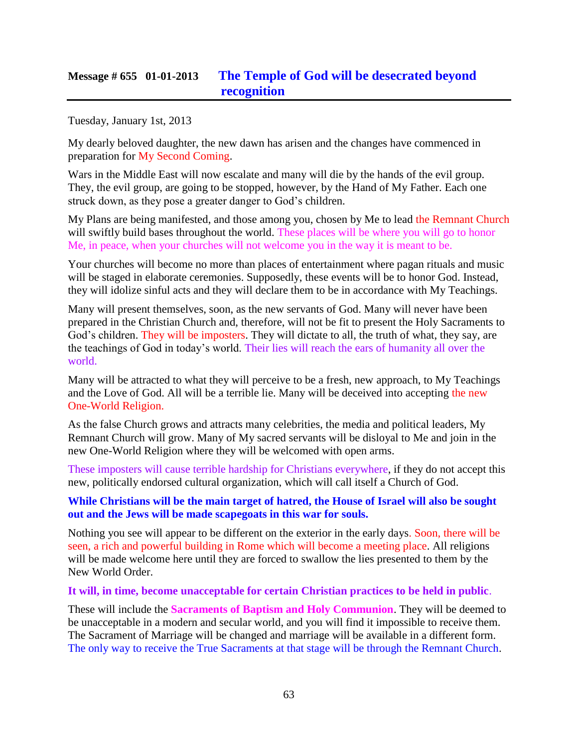## Message # 655 01-01-2013 The Temple of God will be desecrated beyond recognition

Tuesday, January 1st, 2013

My dearly beloved daughter, the new dawn has arisen and the changes have commenced in preparation for My Second Coming.

Wars in the Middle East will now escalate and many will die by the hands of the evil group. They, the evil group, are going to be stopped, however, by the Hand of My Father. Each one struck down, as they pose a greater danger to God's children.

My Plans are being manifested, and those among you, chosen by Me to lead the Remnant Church will swiftly build bases throughout the world. These places will be where you will go to honor Me, in peace, when your churches will not welcome you in the way it is meant to be.

Your churches will become no more than places of entertainment where pagan rituals and music will be staged in elaborate ceremonies. Supposedly, these events will be to honor God. Instead, they will idolize sinful acts and they will declare them to be in accordance with My Teachings.

Many will present themselves, soon, as the new servants of God. Many will never have been prepared in the Christian Church and, therefore, will not be fit to present the Holy Sacraments to God's children. They will be imposters. They will dictate to all, the truth of what, they say, are the teachings of God in today's world. Their lies will reach the ears of humanity all over the world.

Many will be attracted to what they will perceive to be a fresh, new approach, to My Teachings and the Love of God. All will be a terrible lie. Many will be deceived into accepting the new One-World Religion.

As the false Church grows and attracts many celebrities, the media and political leaders, My Remnant Church will grow. Many of My sacred servants will be disloyal to Me and join in the new One-World Religion where they will be welcomed with open arms.

These imposters will cause terrible hardship for Christians everywhere, if they do not accept this new, politically endorsed cultural organization, which will call itself a Church of God.

**While Christians will be the main target of hatred, the House of Israel will also be sought out and the Jews will be made scapegoats in this war for souls.**

Nothing you see will appear to be different on the exterior in the early days. Soon, there will be seen, a rich and powerful building in Rome which will become a meeting place. All religions will be made welcome here until they are forced to swallow the lies presented to them by the New World Order.

**It will, in time, become unacceptable for certain Christian practices to be held in public.**

These will include the **Sacraments of Baptism and Holy Communion**. They will be deemed to be unacceptable in a modern and secular world, and you will find it impossible to receive them. The Sacrament of Marriage will be changed and marriage will be available in a different form. The only way to receive the True Sacraments at that stage will be through the Remnant Church.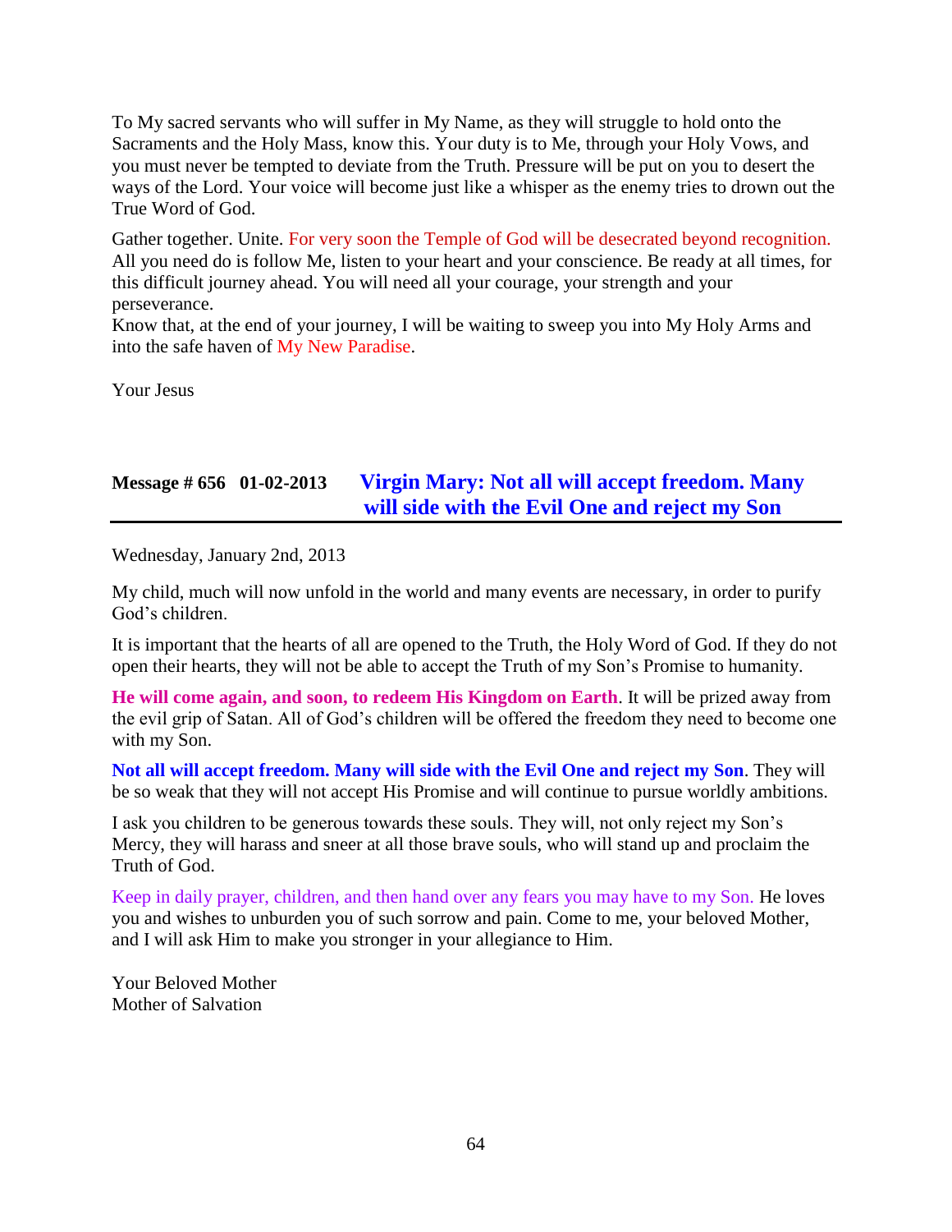To My sacred servants who will suffer in My Name, as they will struggle to hold onto the Sacraments and the Holy Mass, know this. Your duty is to Me, through your Holy Vows, and you must never be tempted to deviate from the Truth. Pressure will be put on you to desert the ways of the Lord. Your voice will become just like a whisper as the enemy tries to drown out the True Word of God.

Gather together. Unite. For very soon the Temple of God will be desecrated beyond recognition. All you need do is follow Me, listen to your heart and your conscience. Be ready at all times, for this difficult journey ahead. You will need all your courage, your strength and your perseverance.
Know that, at the end of your journey, I will be waiting to sweep you into My Holy Arms and into the safe haven of My New Paradise.

Your Jesus

## Message # 656 01-02-2013 Virgin Mary: Not all will accept freedom. Many will side with the Evil One and reject my Son

Wednesday, January 2nd, 2013

My child, much will now unfold in the world and many events are necessary, in order to purify God's children.

It is important that the hearts of all are opened to the Truth, the Holy Word of God. If they do not open their hearts, they will not be able to accept the Truth of my Son's Promise to humanity.

**He will come again, and soon, to redeem His Kingdom on Earth**. It will be prized away from the evil grip of Satan. All of God's children will be offered the freedom they need to become one with my Son.

**Not all will accept freedom. Many will side with the Evil One and reject my Son**. They will be so weak that they will not accept His Promise and will continue to pursue worldly ambitions.

I ask you children to be generous towards these souls. They will, not only reject my Son's Mercy, they will harass and sneer at all those brave souls, who will stand up and proclaim the Truth of God.

Keep in daily prayer, children, and then hand over any fears you may have to my Son. He loves you and wishes to unburden you of such sorrow and pain. Come to me, your beloved Mother, and I will ask Him to make you stronger in your allegiance to Him.

Your Beloved Mother
Mother of Salvation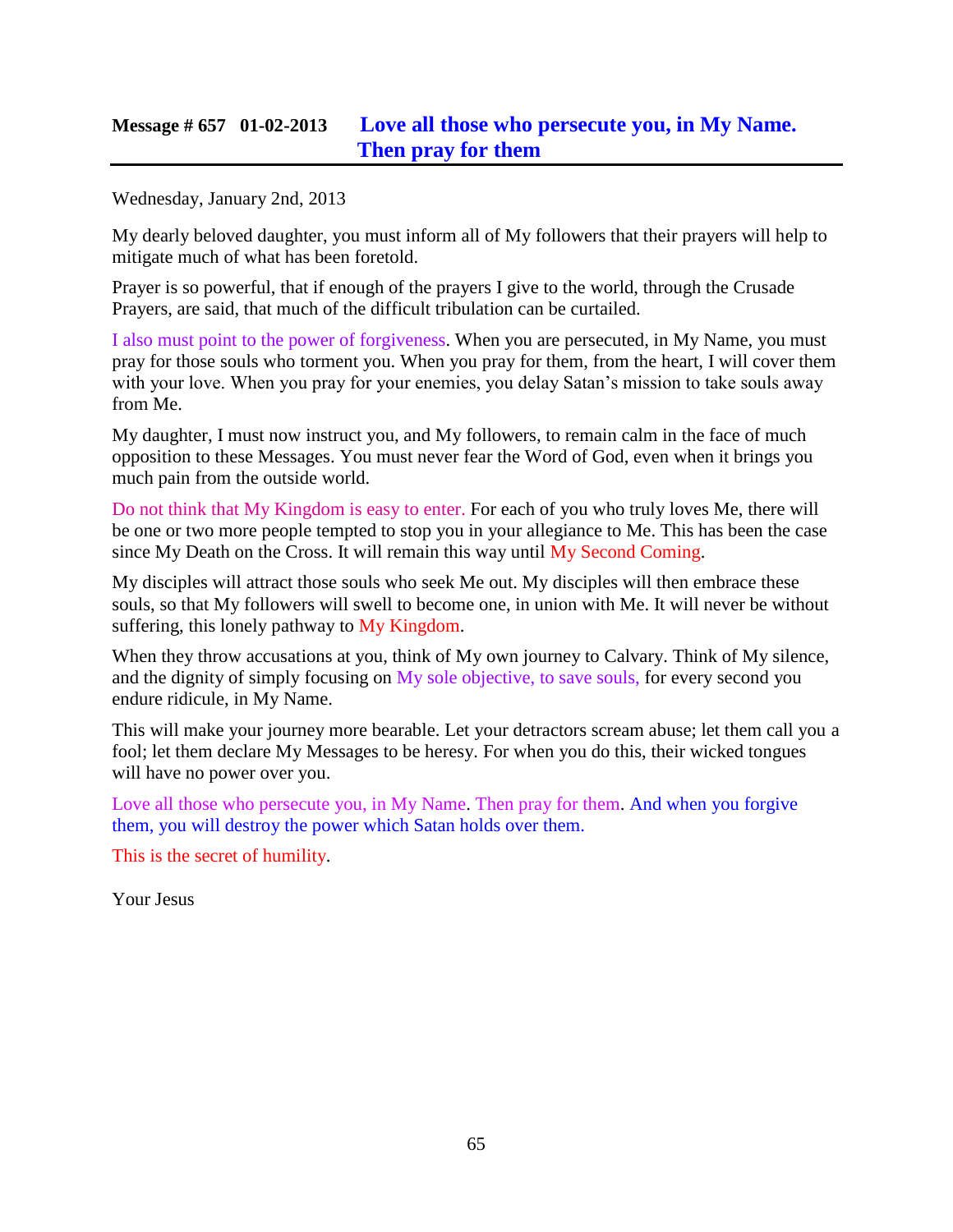## Message # 657 01-02-2013 Love all those who persecute you, in My Name. Then pray for them

Wednesday, January 2nd, 2013

My dearly beloved daughter, you must inform all of My followers that their prayers will help to mitigate much of what has been foretold.

Prayer is so powerful, that if enough of the prayers I give to the world, through the Crusade Prayers, are said, that much of the difficult tribulation can be curtailed.

I also must point to the power of forgiveness. When you are persecuted, in My Name, you must pray for those souls who torment you. When you pray for them, from the heart, I will cover them with your love. When you pray for your enemies, you delay Satan's mission to take souls away from Me.

My daughter, I must now instruct you, and My followers, to remain calm in the face of much opposition to these Messages. You must never fear the Word of God, even when it brings you much pain from the outside world.

Do not think that My Kingdom is easy to enter. For each of you who truly loves Me, there will be one or two more people tempted to stop you in your allegiance to Me. This has been the case since My Death on the Cross. It will remain this way until My Second Coming.

My disciples will attract those souls who seek Me out. My disciples will then embrace these souls, so that My followers will swell to become one, in union with Me. It will never be without suffering, this lonely pathway to My Kingdom.

When they throw accusations at you, think of My own journey to Calvary. Think of My silence, and the dignity of simply focusing on My sole objective, to save souls, for every second you endure ridicule, in My Name.

This will make your journey more bearable. Let your detractors scream abuse; let them call you a fool; let them declare My Messages to be heresy. For when you do this, their wicked tongues will have no power over you.

Love all those who persecute you, in My Name. Then pray for them. And when you forgive them, you will destroy the power which Satan holds over them.

This is the secret of humility.

Your Jesus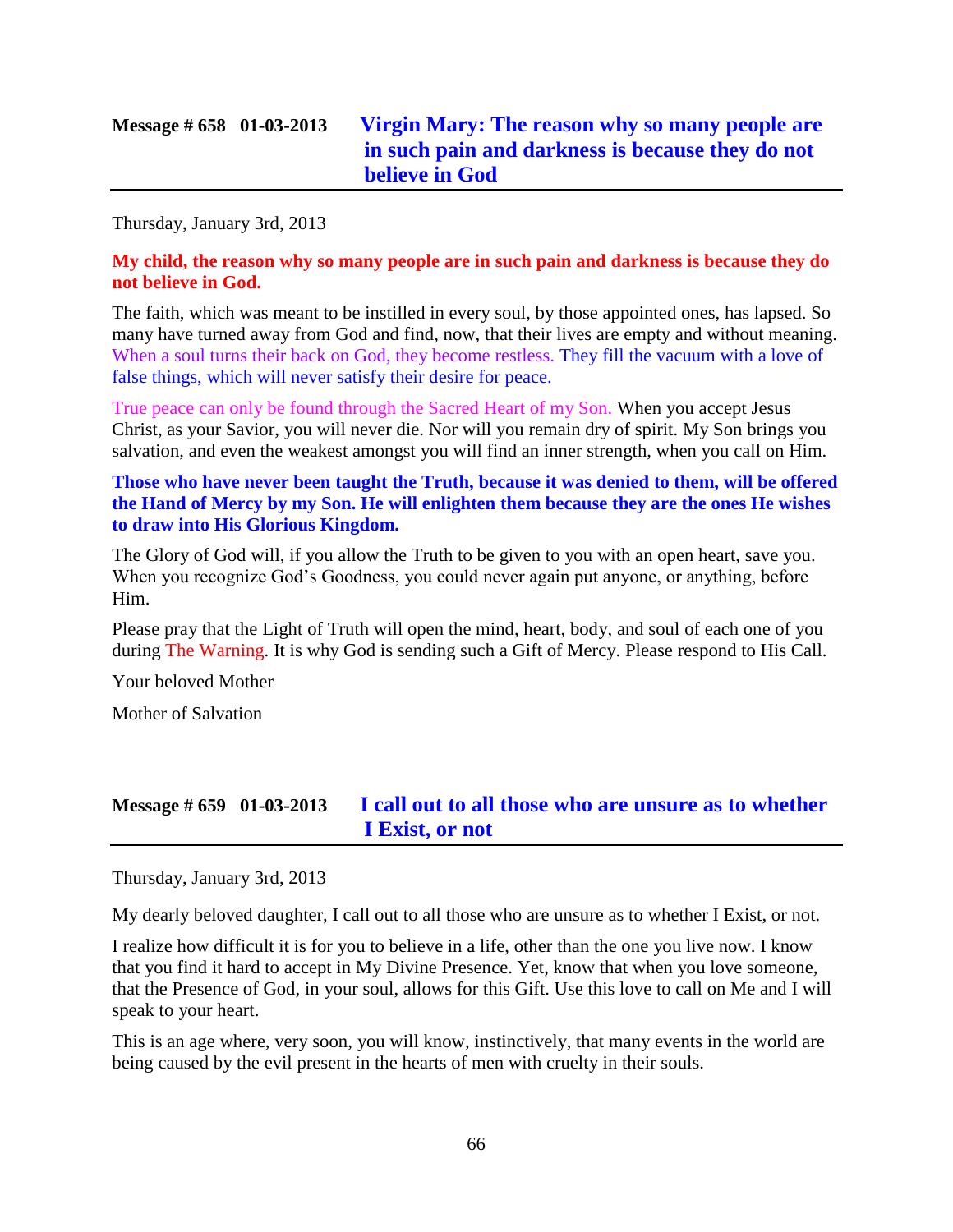## Message # 658 01-03-2013 Virgin Mary: The reason why so many people are in such pain and darkness is because they do not believe in God

Thursday, January 3rd, 2013

**My child, the reason why so many people are in such pain and darkness is because they do not believe in God.**

The faith, which was meant to be instilled in every soul, by those appointed ones, has lapsed. So many have turned away from God and find, now, that their lives are empty and without meaning. When a soul turns their back on God, they become restless. They fill the vacuum with a love of false things, which will never satisfy their desire for peace.

True peace can only be found through the Sacred Heart of my Son. When you accept Jesus Christ, as your Savior, you will never die. Nor will you remain dry of spirit. My Son brings you salvation, and even the weakest amongst you will find an inner strength, when you call on Him.

**Those who have never been taught the Truth, because it was denied to them, will be offered the Hand of Mercy by my Son. He will enlighten them because they are the ones He wishes to draw into His Glorious Kingdom.**

The Glory of God will, if you allow the Truth to be given to you with an open heart, save you. When you recognize God's Goodness, you could never again put anyone, or anything, before Him.

Please pray that the Light of Truth will open the mind, heart, body, and soul of each one of you during The Warning. It is why God is sending such a Gift of Mercy. Please respond to His Call.

Your beloved Mother

Mother of Salvation

## Message # 659 01-03-2013 I call out to all those who are unsure as to whether I Exist, or not

Thursday, January 3rd, 2013

My dearly beloved daughter, I call out to all those who are unsure as to whether I Exist, or not.

I realize how difficult it is for you to believe in a life, other than the one you live now. I know that you find it hard to accept in My Divine Presence. Yet, know that when you love someone, that the Presence of God, in your soul, allows for this Gift. Use this love to call on Me and I will speak to your heart.

This is an age where, very soon, you will know, instinctively, that many events in the world are being caused by the evil present in the hearts of men with cruelty in their souls.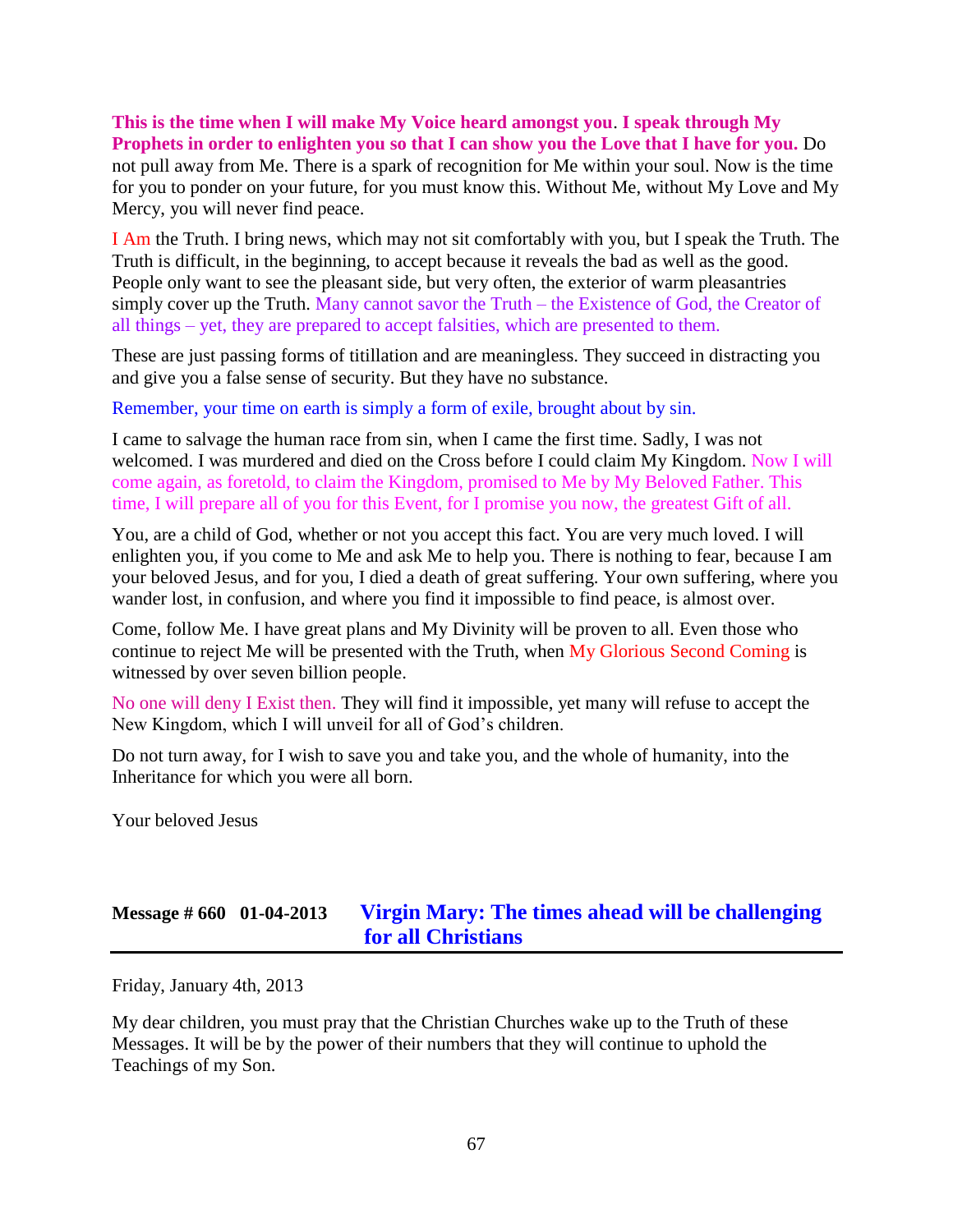**This is the time when I will make My Voice heard amongst you**. **I speak through My Prophets in order to enlighten you so that I can show you the Love that I have for you.** Do not pull away from Me. There is a spark of recognition for Me within your soul. Now is the time for you to ponder on your future, for you must know this. Without Me, without My Love and My Mercy, you will never find peace.

I Am the Truth. I bring news, which may not sit comfortably with you, but I speak the Truth. The Truth is difficult, in the beginning, to accept because it reveals the bad as well as the good. People only want to see the pleasant side, but very often, the exterior of warm pleasantries simply cover up the Truth. Many cannot savor the Truth – the Existence of God, the Creator of all things – yet, they are prepared to accept falsities, which are presented to them.

These are just passing forms of titillation and are meaningless. They succeed in distracting you and give you a false sense of security. But they have no substance.

Remember, your time on earth is simply a form of exile, brought about by sin.

I came to salvage the human race from sin, when I came the first time. Sadly, I was not welcomed. I was murdered and died on the Cross before I could claim My Kingdom. Now I will come again, as foretold, to claim the Kingdom, promised to Me by My Beloved Father. This time, I will prepare all of you for this Event, for I promise you now, the greatest Gift of all.

You, are a child of God, whether or not you accept this fact. You are very much loved. I will enlighten you, if you come to Me and ask Me to help you. There is nothing to fear, because I am your beloved Jesus, and for you, I died a death of great suffering. Your own suffering, where you wander lost, in confusion, and where you find it impossible to find peace, is almost over.

Come, follow Me. I have great plans and My Divinity will be proven to all. Even those who continue to reject Me will be presented with the Truth, when My Glorious Second Coming is witnessed by over seven billion people.

No one will deny I Exist then. They will find it impossible, yet many will refuse to accept the New Kingdom, which I will unveil for all of God's children.

Do not turn away, for I wish to save you and take you, and the whole of humanity, into the Inheritance for which you were all born.

Your beloved Jesus

## Message # 660 01-04-2013 Virgin Mary: The times ahead will be challenging for all Christians

Friday, January 4th, 2013

My dear children, you must pray that the Christian Churches wake up to the Truth of these Messages. It will be by the power of their numbers that they will continue to uphold the Teachings of my Son.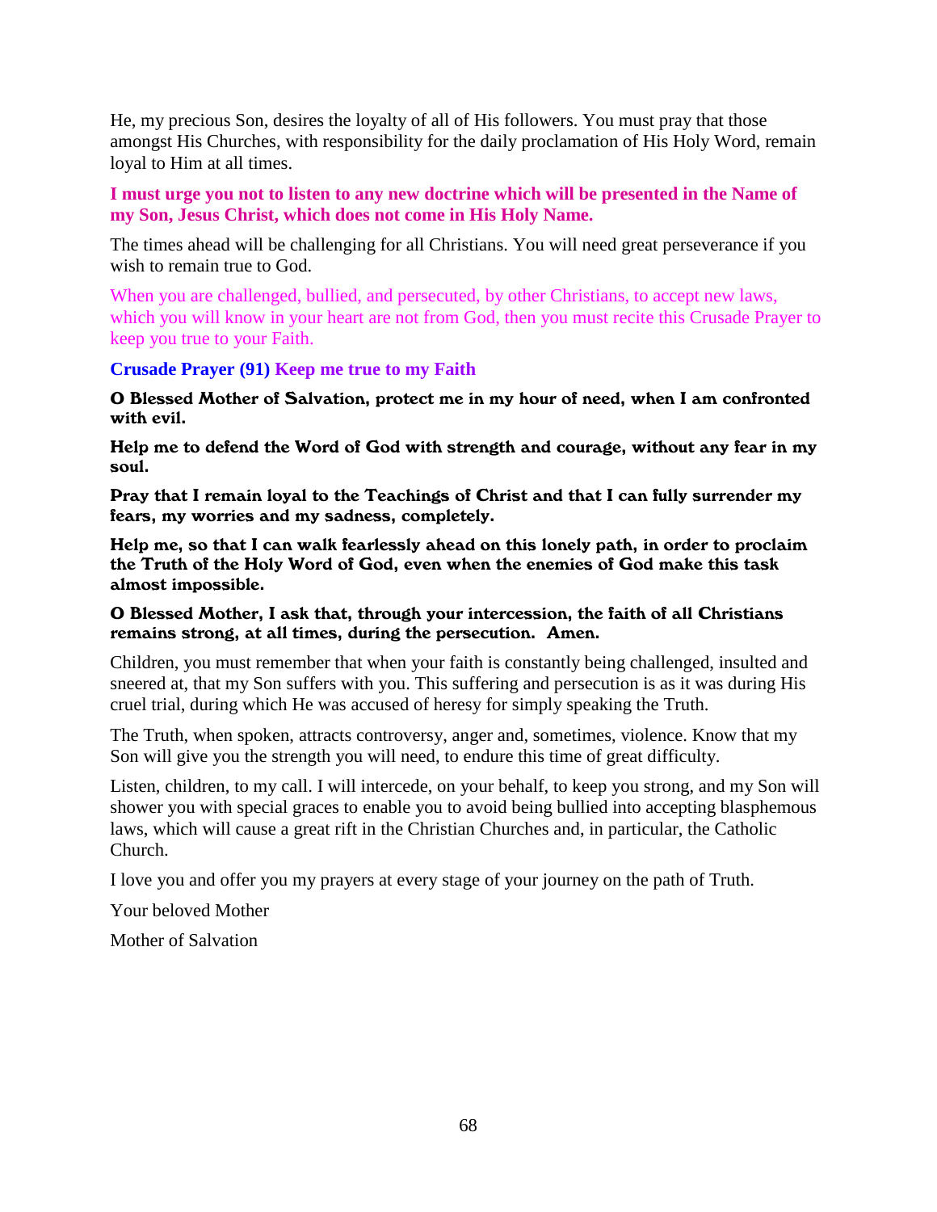He, my precious Son, desires the loyalty of all of His followers. You must pray that those amongst His Churches, with responsibility for the daily proclamation of His Holy Word, remain loyal to Him at all times.

**I must urge you not to listen to any new doctrine which will be presented in the Name of my Son, Jesus Christ, which does not come in His Holy Name.**

The times ahead will be challenging for all Christians. You will need great perseverance if you wish to remain true to God.

When you are challenged, bullied, and persecuted, by other Christians, to accept new laws, which you will know in your heart are not from God, then you must recite this Crusade Prayer to keep you true to your Faith.

**Crusade Prayer (91) Keep me true to my Faith**

**O Blessed Mother of Salvation, protect me in my hour of need, when I am confronted with evil.**

**Help me to defend the Word of God with strength and courage, without any fear in my soul.**

**Pray that I remain loyal to the Teachings of Christ and that I can fully surrender my fears, my worries and my sadness, completely.**

**Help me, so that I can walk fearlessly ahead on this lonely path, in order to proclaim the Truth of the Holy Word of God, even when the enemies of God make this task almost impossible.**

**O Blessed Mother, I ask that, through your intercession, the faith of all Christians remains strong, at all times, during the persecution. Amen.**

Children, you must remember that when your faith is constantly being challenged, insulted and sneered at, that my Son suffers with you. This suffering and persecution is as it was during His cruel trial, during which He was accused of heresy for simply speaking the Truth.

The Truth, when spoken, attracts controversy, anger and, sometimes, violence. Know that my Son will give you the strength you will need, to endure this time of great difficulty.

Listen, children, to my call. I will intercede, on your behalf, to keep you strong, and my Son will shower you with special graces to enable you to avoid being bullied into accepting blasphemous laws, which will cause a great rift in the Christian Churches and, in particular, the Catholic Church.

I love you and offer you my prayers at every stage of your journey on the path of Truth.

Your beloved Mother

Mother of Salvation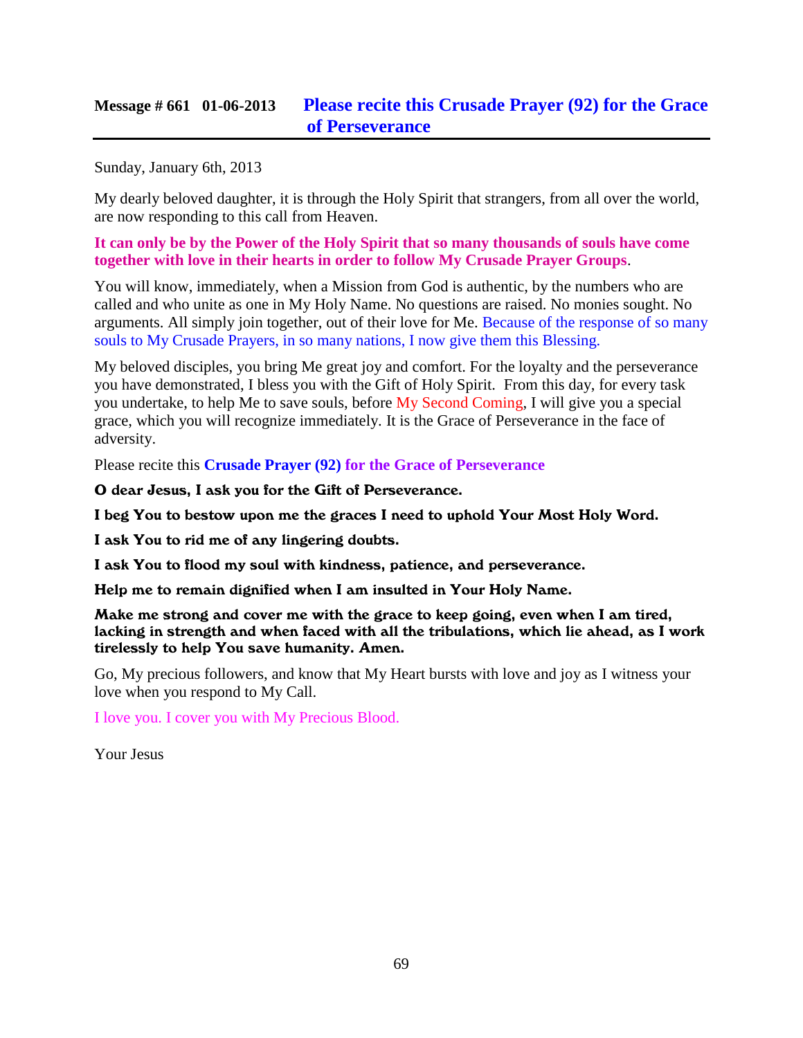## Message # 661 01-06-2013 Please recite this Crusade Prayer (92) for the Grace of Perseverance

Sunday, January 6th, 2013

My dearly beloved daughter, it is through the Holy Spirit that strangers, from all over the world, are now responding to this call from Heaven.

**It can only be by the Power of the Holy Spirit that so many thousands of souls have come together with love in their hearts in order to follow My Crusade Prayer Groups**.

You will know, immediately, when a Mission from God is authentic, by the numbers who are called and who unite as one in My Holy Name. No questions are raised. No monies sought. No arguments. All simply join together, out of their love for Me. Because of the response of so many souls to My Crusade Prayers, in so many nations, I now give them this Blessing.

My beloved disciples, you bring Me great joy and comfort. For the loyalty and the perseverance you have demonstrated, I bless you with the Gift of Holy Spirit. From this day, for every task you undertake, to help Me to save souls, before My Second Coming, I will give you a special grace, which you will recognize immediately. It is the Grace of Perseverance in the face of adversity.

Please recite this **Crusade Prayer (92) for the Grace of Perseverance**

**O dear Jesus, I ask you for the Gift of Perseverance.**

**I beg You to bestow upon me the graces I need to uphold Your Most Holy Word.**

**I ask You to rid me of any lingering doubts.**

**I ask You to flood my soul with kindness, patience, and perseverance.**

**Help me to remain dignified when I am insulted in Your Holy Name.**

**Make me strong and cover me with the grace to keep going, even when I am tired, lacking in strength and when faced with all the tribulations, which lie ahead, as I work tirelessly to help You save humanity. Amen.**

Go, My precious followers, and know that My Heart bursts with love and joy as I witness your love when you respond to My Call.

I love you. I cover you with My Precious Blood.

Your Jesus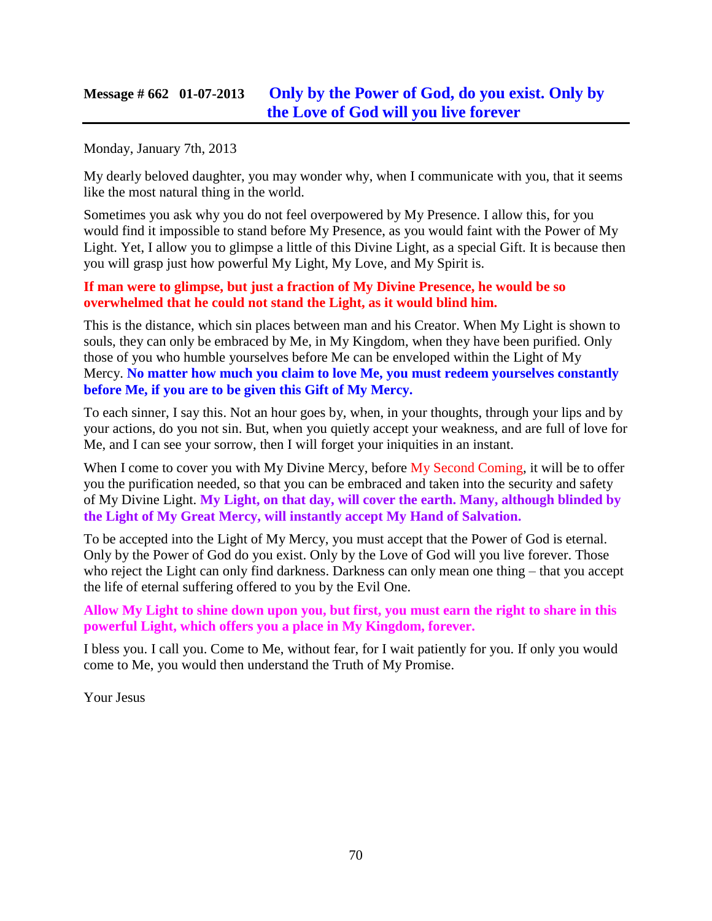## Message # 662 01-07-2013 Only by the Power of God, do you exist. Only by the Love of God will you live forever

Monday, January 7th, 2013

My dearly beloved daughter, you may wonder why, when I communicate with you, that it seems like the most natural thing in the world.

Sometimes you ask why you do not feel overpowered by My Presence. I allow this, for you would find it impossible to stand before My Presence, as you would faint with the Power of My Light. Yet, I allow you to glimpse a little of this Divine Light, as a special Gift. It is because then you will grasp just how powerful My Light, My Love, and My Spirit is.

**If man were to glimpse, but just a fraction of My Divine Presence, he would be so overwhelmed that he could not stand the Light, as it would blind him.**

This is the distance, which sin places between man and his Creator. When My Light is shown to souls, they can only be embraced by Me, in My Kingdom, when they have been purified. Only those of you who humble yourselves before Me can be enveloped within the Light of My Mercy. **No matter how much you claim to love Me, you must redeem yourselves constantly before Me, if you are to be given this Gift of My Mercy.**

To each sinner, I say this. Not an hour goes by, when, in your thoughts, through your lips and by your actions, do you not sin. But, when you quietly accept your weakness, and are full of love for Me, and I can see your sorrow, then I will forget your iniquities in an instant.

When I come to cover you with My Divine Mercy, before My Second Coming, it will be to offer you the purification needed, so that you can be embraced and taken into the security and safety of My Divine Light. **My Light, on that day, will cover the earth. Many, although blinded by the Light of My Great Mercy, will instantly accept My Hand of Salvation.**

To be accepted into the Light of My Mercy, you must accept that the Power of God is eternal. Only by the Power of God do you exist. Only by the Love of God will you live forever. Those who reject the Light can only find darkness. Darkness can only mean one thing – that you accept the life of eternal suffering offered to you by the Evil One.

**Allow My Light to shine down upon you, but first, you must earn the right to share in this powerful Light, which offers you a place in My Kingdom, forever.**

I bless you. I call you. Come to Me, without fear, for I wait patiently for you. If only you would come to Me, you would then understand the Truth of My Promise.

Your Jesus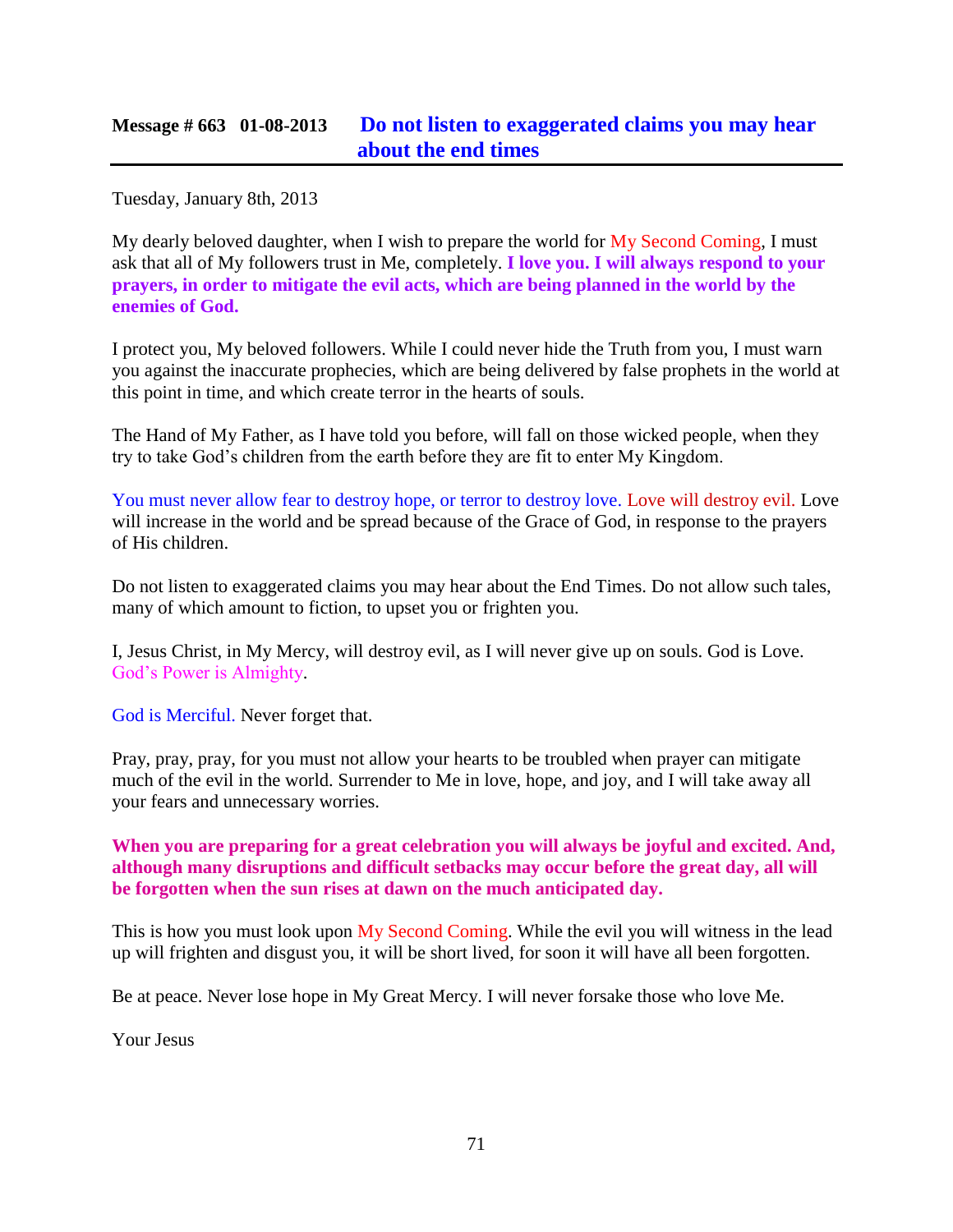## Message # 663 01-08-2013 Do not listen to exaggerated claims you may hear about the end times

Tuesday, January 8th, 2013

My dearly beloved daughter, when I wish to prepare the world for My Second Coming, I must ask that all of My followers trust in Me, completely. **I love you. I will always respond to your prayers, in order to mitigate the evil acts, which are being planned in the world by the enemies of God.**

I protect you, My beloved followers. While I could never hide the Truth from you, I must warn you against the inaccurate prophecies, which are being delivered by false prophets in the world at this point in time, and which create terror in the hearts of souls.

The Hand of My Father, as I have told you before, will fall on those wicked people, when they try to take God's children from the earth before they are fit to enter My Kingdom.

You must never allow fear to destroy hope, or terror to destroy love. Love will destroy evil. Love will increase in the world and be spread because of the Grace of God, in response to the prayers of His children.

Do not listen to exaggerated claims you may hear about the End Times. Do not allow such tales, many of which amount to fiction, to upset you or frighten you.

I, Jesus Christ, in My Mercy, will destroy evil, as I will never give up on souls. God is Love. God's Power is Almighty.

God is Merciful. Never forget that.

Pray, pray, pray, for you must not allow your hearts to be troubled when prayer can mitigate much of the evil in the world. Surrender to Me in love, hope, and joy, and I will take away all your fears and unnecessary worries.

**When you are preparing for a great celebration you will always be joyful and excited. And, although many disruptions and difficult setbacks may occur before the great day, all will be forgotten when the sun rises at dawn on the much anticipated day.**

This is how you must look upon My Second Coming. While the evil you will witness in the lead up will frighten and disgust you, it will be short lived, for soon it will have all been forgotten.

Be at peace. Never lose hope in My Great Mercy. I will never forsake those who love Me.

Your Jesus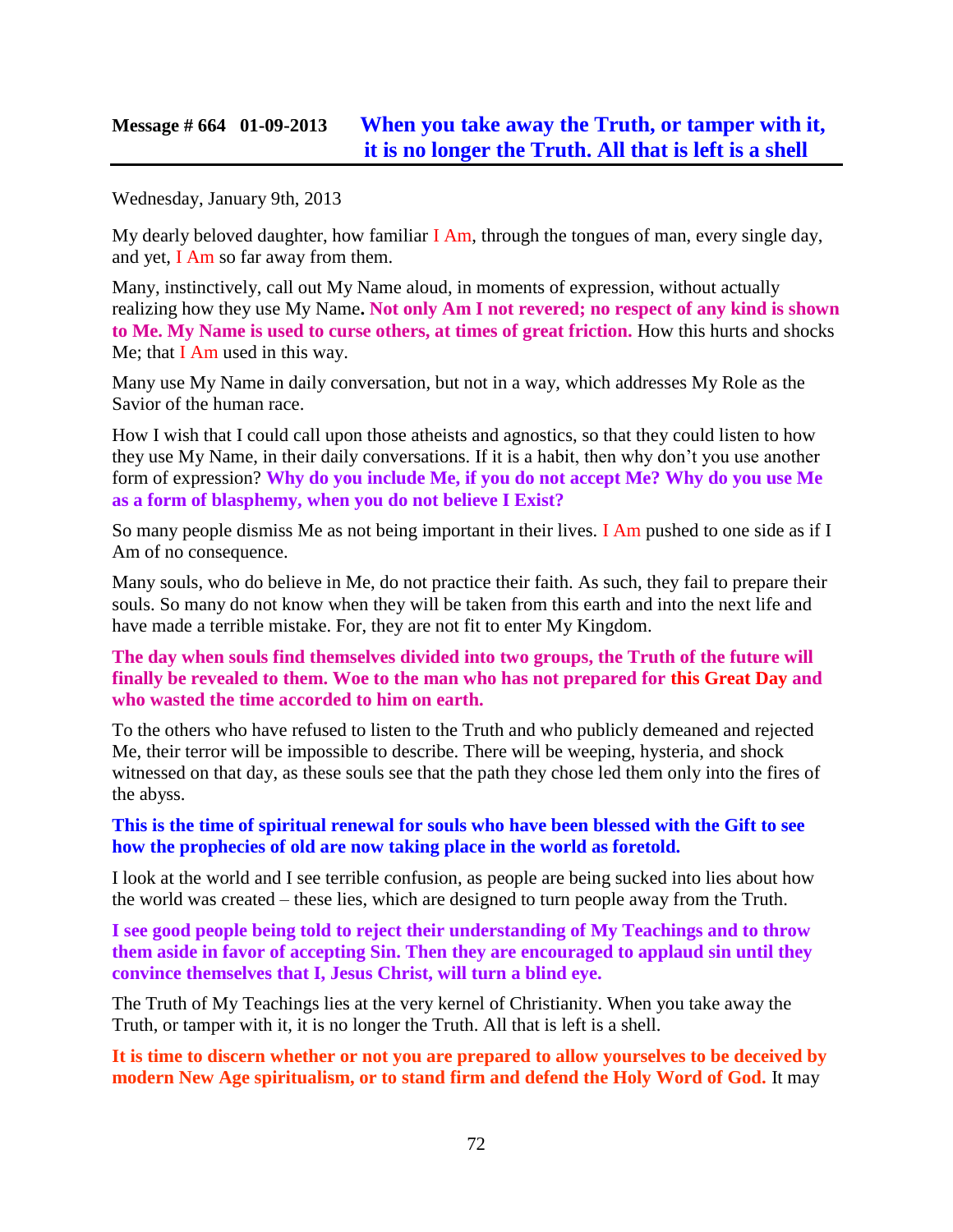## Message # 664 01-09-2013 When you take away the Truth, or tamper with it, it is no longer the Truth. All that is left is a shell

Wednesday, January 9th, 2013

My dearly beloved daughter, how familiar I Am, through the tongues of man, every single day, and yet, I Am so far away from them.

Many, instinctively, call out My Name aloud, in moments of expression, without actually realizing how they use My Name**. Not only Am I not revered; no respect of any kind is shown to Me. My Name is used to curse others, at times of great friction.** How this hurts and shocks Me; that I Am used in this way.

Many use My Name in daily conversation, but not in a way, which addresses My Role as the Savior of the human race.

How I wish that I could call upon those atheists and agnostics, so that they could listen to how they use My Name, in their daily conversations. If it is a habit, then why don't you use another form of expression? **Why do you include Me, if you do not accept Me? Why do you use Me as a form of blasphemy, when you do not believe I Exist?**

So many people dismiss Me as not being important in their lives. I Am pushed to one side as if I Am of no consequence.

Many souls, who do believe in Me, do not practice their faith. As such, they fail to prepare their souls. So many do not know when they will be taken from this earth and into the next life and have made a terrible mistake. For, they are not fit to enter My Kingdom.

**The day when souls find themselves divided into two groups, the Truth of the future will finally be revealed to them. Woe to the man who has not prepared for this Great Day and who wasted the time accorded to him on earth.**

To the others who have refused to listen to the Truth and who publicly demeaned and rejected Me, their terror will be impossible to describe. There will be weeping, hysteria, and shock witnessed on that day, as these souls see that the path they chose led them only into the fires of the abyss.

**This is the time of spiritual renewal for souls who have been blessed with the Gift to see how the prophecies of old are now taking place in the world as foretold.**

I look at the world and I see terrible confusion, as people are being sucked into lies about how the world was created – these lies, which are designed to turn people away from the Truth.

**I see good people being told to reject their understanding of My Teachings and to throw them aside in favor of accepting Sin. Then they are encouraged to applaud sin until they convince themselves that I, Jesus Christ, will turn a blind eye.**

The Truth of My Teachings lies at the very kernel of Christianity. When you take away the Truth, or tamper with it, it is no longer the Truth. All that is left is a shell.

**It is time to discern whether or not you are prepared to allow yourselves to be deceived by modern New Age spiritualism, or to stand firm and defend the Holy Word of God.** It may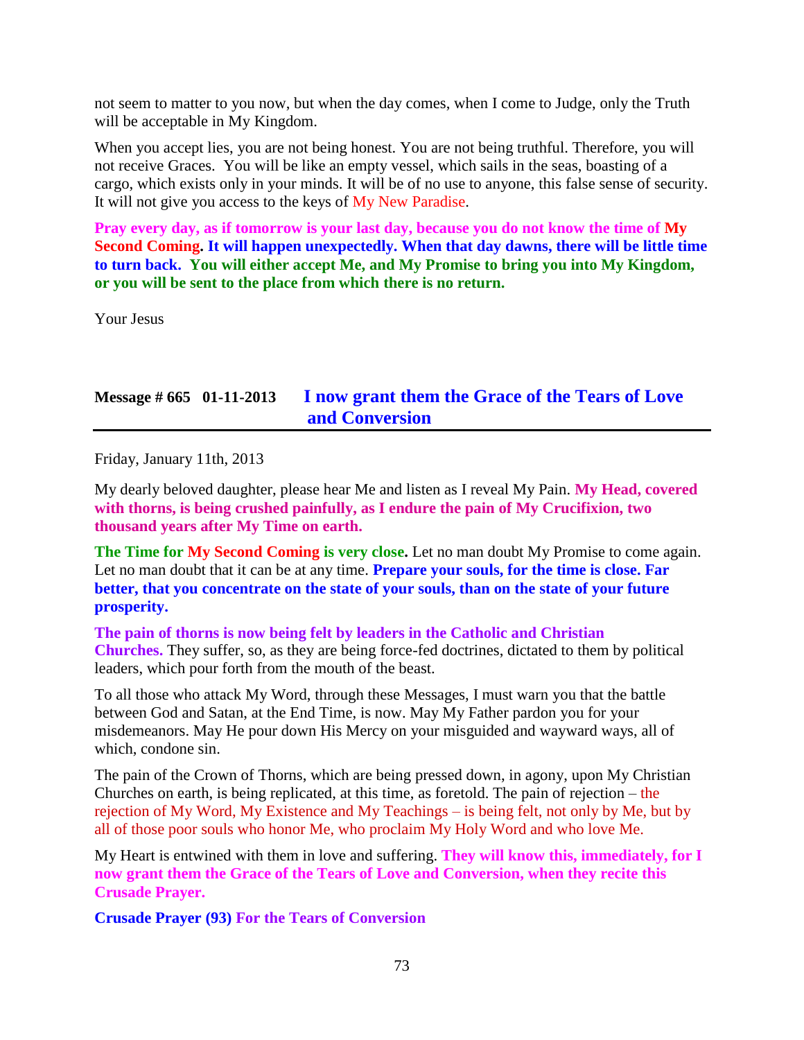not seem to matter to you now, but when the day comes, when I come to Judge, only the Truth will be acceptable in My Kingdom.

When you accept lies, you are not being honest. You are not being truthful. Therefore, you will not receive Graces. You will be like an empty vessel, which sails in the seas, boasting of a cargo, which exists only in your minds. It will be of no use to anyone, this false sense of security. It will not give you access to the keys of My New Paradise.

**Pray every day, as if tomorrow is your last day, because you do not know the time of My Second Coming. It will happen unexpectedly. When that day dawns, there will be little time to turn back. You will either accept Me, and My Promise to bring you into My Kingdom, or you will be sent to the place from which there is no return.**

Your Jesus

## Message # 665 01-11-2013 I now grant them the Grace of the Tears of Love and Conversion

Friday, January 11th, 2013

My dearly beloved daughter, please hear Me and listen as I reveal My Pain. **My Head, covered with thorns, is being crushed painfully, as I endure the pain of My Crucifixion, two thousand years after My Time on earth.**

**The Time for My Second Coming is very close.** Let no man doubt My Promise to come again. Let no man doubt that it can be at any time. **Prepare your souls, for the time is close. Far better, that you concentrate on the state of your souls, than on the state of your future prosperity.**

**The pain of thorns is now being felt by leaders in the Catholic and Christian Churches.** They suffer, so, as they are being force-fed doctrines, dictated to them by political leaders, which pour forth from the mouth of the beast.

To all those who attack My Word, through these Messages, I must warn you that the battle between God and Satan, at the End Time, is now. May My Father pardon you for your misdemeanors. May He pour down His Mercy on your misguided and wayward ways, all of which, condone sin.

The pain of the Crown of Thorns, which are being pressed down, in agony, upon My Christian Churches on earth, is being replicated, at this time, as foretold. The pain of rejection – the rejection of My Word, My Existence and My Teachings – is being felt, not only by Me, but by all of those poor souls who honor Me, who proclaim My Holy Word and who love Me.

My Heart is entwined with them in love and suffering. **They will know this, immediately, for I now grant them the Grace of the Tears of Love and Conversion, when they recite this Crusade Prayer.**

**Crusade Prayer (93) For the Tears of Conversion**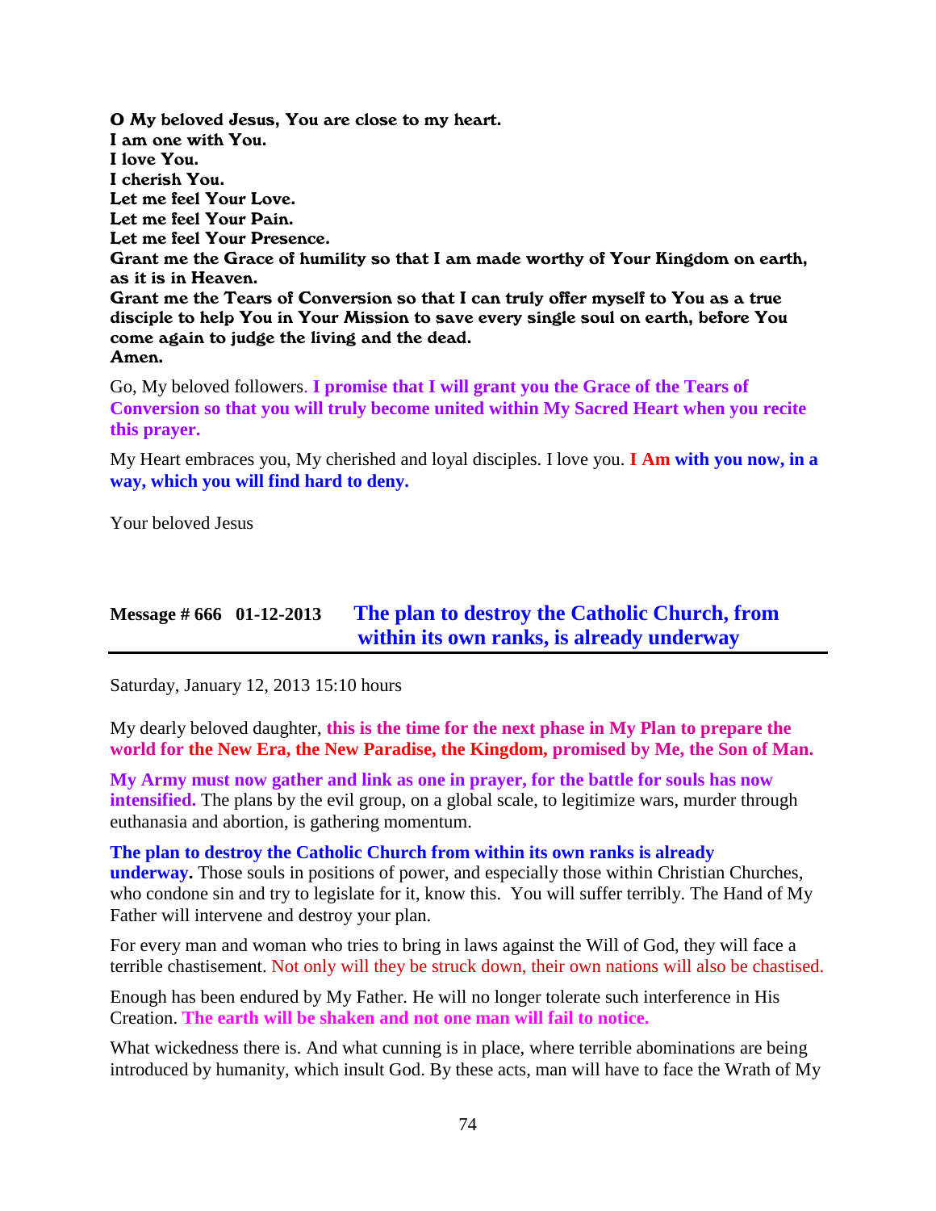**O My beloved Jesus, You are close to my heart.**
**I am one with You.**
**I love You.**
**I cherish You.**
**Let me feel Your Love.**
**Let me feel Your Pain.**
**Let me feel Your Presence.**
**Grant me the Grace of humility so that I am made worthy of Your Kingdom on earth, as it is in Heaven.**
**Grant me the Tears of Conversion so that I can truly offer myself to You as a true disciple to help You in Your Mission to save every single soul on earth, before You come again to judge the living and the dead.**
**Amen.**

Go, My beloved followers. **I promise that I will grant you the Grace of the Tears of Conversion so that you will truly become united within My Sacred Heart when you recite this prayer.**

My Heart embraces you, My cherished and loyal disciples. I love you. **I Am with you now, in a way, which you will find hard to deny.**

Your beloved Jesus

## Message # 666 01-12-2013 The plan to destroy the Catholic Church, from within its own ranks, is already underway

Saturday, January 12, 2013 15:10 hours

My dearly beloved daughter, **this is the time for the next phase in My Plan to prepare the world for the New Era, the New Paradise, the Kingdom, promised by Me, the Son of Man.**

**My Army must now gather and link as one in prayer, for the battle for souls has now intensified.** The plans by the evil group, on a global scale, to legitimize wars, murder through euthanasia and abortion, is gathering momentum.

**The plan to destroy the Catholic Church from within its own ranks is already underway.** Those souls in positions of power, and especially those within Christian Churches, who condone sin and try to legislate for it, know this. You will suffer terribly. The Hand of My Father will intervene and destroy your plan.

For every man and woman who tries to bring in laws against the Will of God, they will face a terrible chastisement. Not only will they be struck down, their own nations will also be chastised.

Enough has been endured by My Father. He will no longer tolerate such interference in His Creation. **The earth will be shaken and not one man will fail to notice.**

What wickedness there is. And what cunning is in place, where terrible abominations are being introduced by humanity, which insult God. By these acts, man will have to face the Wrath of My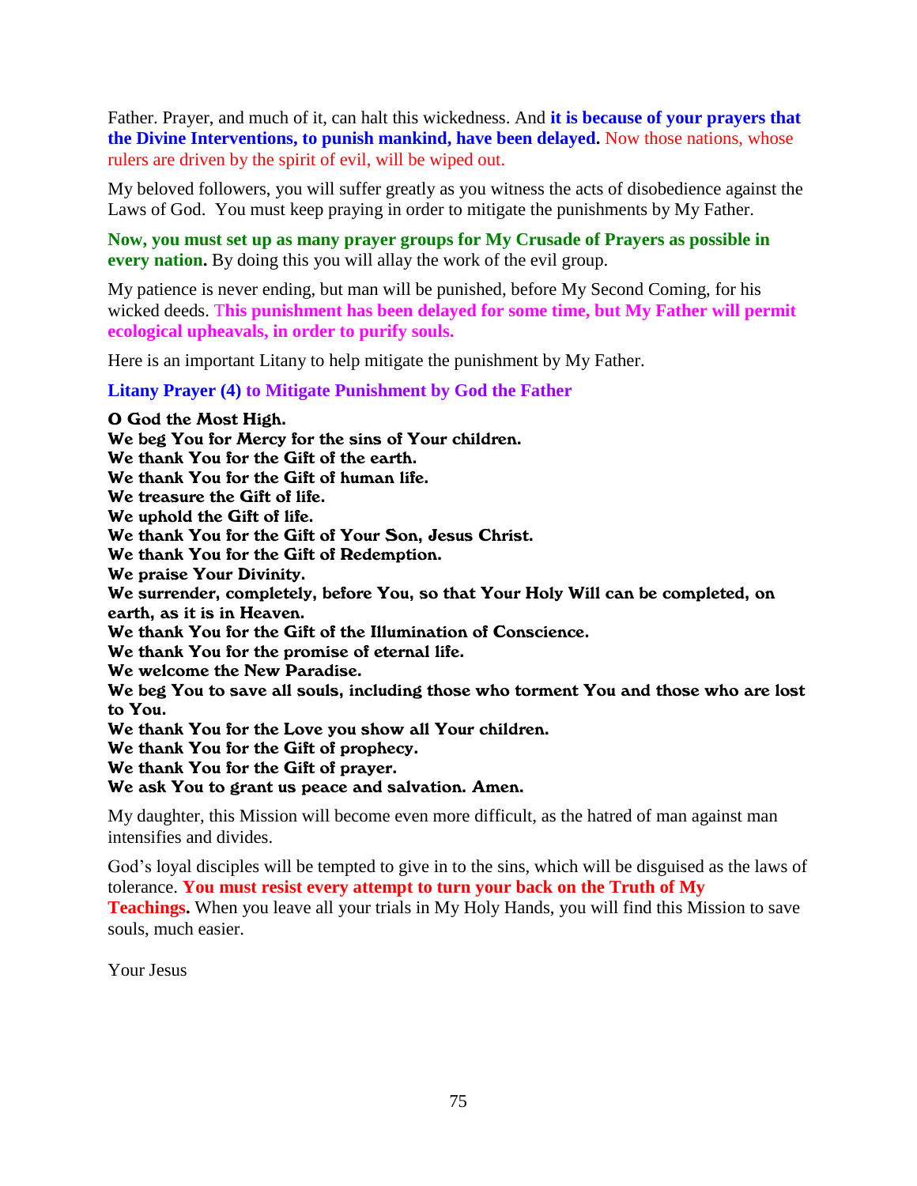Father. Prayer, and much of it, can halt this wickedness. And **it is because of your prayers that the Divine Interventions, to punish mankind, have been delayed.** Now those nations, whose rulers are driven by the spirit of evil, will be wiped out.

My beloved followers, you will suffer greatly as you witness the acts of disobedience against the Laws of God. You must keep praying in order to mitigate the punishments by My Father.

**Now, you must set up as many prayer groups for My Crusade of Prayers as possible in every nation.** By doing this you will allay the work of the evil group.

My patience is never ending, but man will be punished, before My Second Coming, for his wicked deeds. **This punishment has been delayed for some time, but My Father will permit ecological upheavals, in order to purify souls.**

Here is an important Litany to help mitigate the punishment by My Father.

**Litany Prayer (4) to Mitigate Punishment by God the Father**

**O God the Most High.**
**We beg You for Mercy for the sins of Your children.**
**We thank You for the Gift of the earth.**
**We thank You for the Gift of human life.**
**We treasure the Gift of life.**
**We uphold the Gift of life.**
**We thank You for the Gift of Your Son, Jesus Christ.**
**We thank You for the Gift of Redemption.**
**We praise Your Divinity.**
**We surrender, completely, before You, so that Your Holy Will can be completed, on earth, as it is in Heaven.**
**We thank You for the Gift of the Illumination of Conscience.**
**We thank You for the promise of eternal life.**
**We welcome the New Paradise.**
**We beg You to save all souls, including those who torment You and those who are lost to You.**
**We thank You for the Love you show all Your children.**
**We thank You for the Gift of prophecy.**
**We thank You for the Gift of prayer.**
**We ask You to grant us peace and salvation. Amen.**

My daughter, this Mission will become even more difficult, as the hatred of man against man intensifies and divides.

God's loyal disciples will be tempted to give in to the sins, which will be disguised as the laws of tolerance. **You must resist every attempt to turn your back on the Truth of My Teachings.** When you leave all your trials in My Holy Hands, you will find this Mission to save souls, much easier.

Your Jesus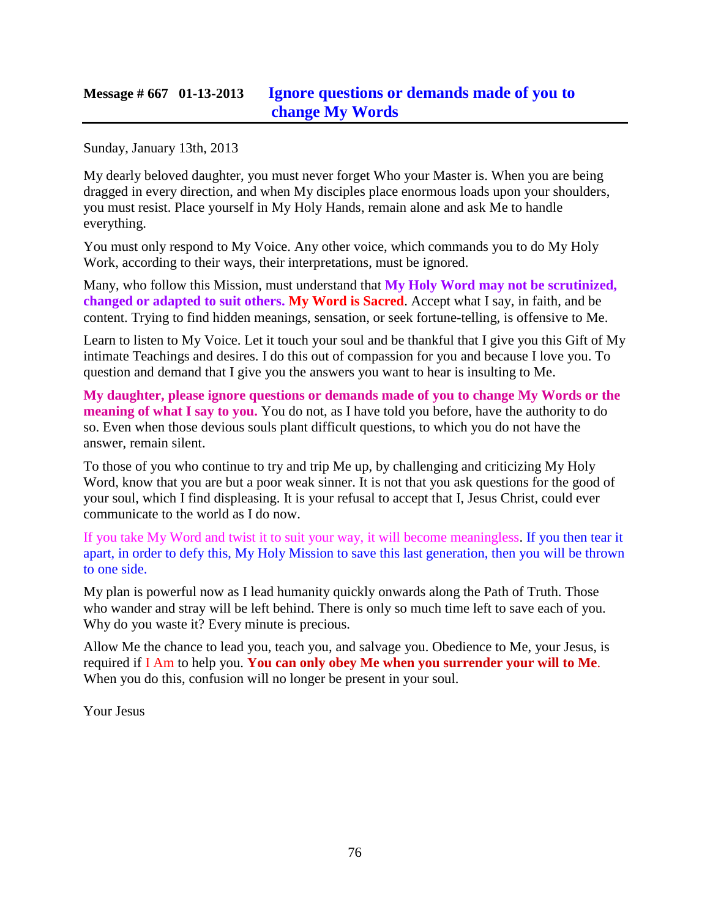## Message # 667 01-13-2013 Ignore questions or demands made of you to change My Words

Sunday, January 13th, 2013

My dearly beloved daughter, you must never forget Who your Master is. When you are being dragged in every direction, and when My disciples place enormous loads upon your shoulders, you must resist. Place yourself in My Holy Hands, remain alone and ask Me to handle everything.

You must only respond to My Voice. Any other voice, which commands you to do My Holy Work, according to their ways, their interpretations, must be ignored.

Many, who follow this Mission, must understand that **My Holy Word may not be scrutinized, changed or adapted to suit others. My Word is Sacred**. Accept what I say, in faith, and be content. Trying to find hidden meanings, sensation, or seek fortune-telling, is offensive to Me.

Learn to listen to My Voice. Let it touch your soul and be thankful that I give you this Gift of My intimate Teachings and desires. I do this out of compassion for you and because I love you. To question and demand that I give you the answers you want to hear is insulting to Me.

**My daughter, please ignore questions or demands made of you to change My Words or the meaning of what I say to you.** You do not, as I have told you before, have the authority to do so. Even when those devious souls plant difficult questions, to which you do not have the answer, remain silent.

To those of you who continue to try and trip Me up, by challenging and criticizing My Holy Word, know that you are but a poor weak sinner. It is not that you ask questions for the good of your soul, which I find displeasing. It is your refusal to accept that I, Jesus Christ, could ever communicate to the world as I do now.

If you take My Word and twist it to suit your way, it will become meaningless. If you then tear it apart, in order to defy this, My Holy Mission to save this last generation, then you will be thrown to one side.

My plan is powerful now as I lead humanity quickly onwards along the Path of Truth. Those who wander and stray will be left behind. There is only so much time left to save each of you. Why do you waste it? Every minute is precious.

Allow Me the chance to lead you, teach you, and salvage you. Obedience to Me, your Jesus, is required if I Am to help you. **You can only obey Me when you surrender your will to Me**. When you do this, confusion will no longer be present in your soul.

Your Jesus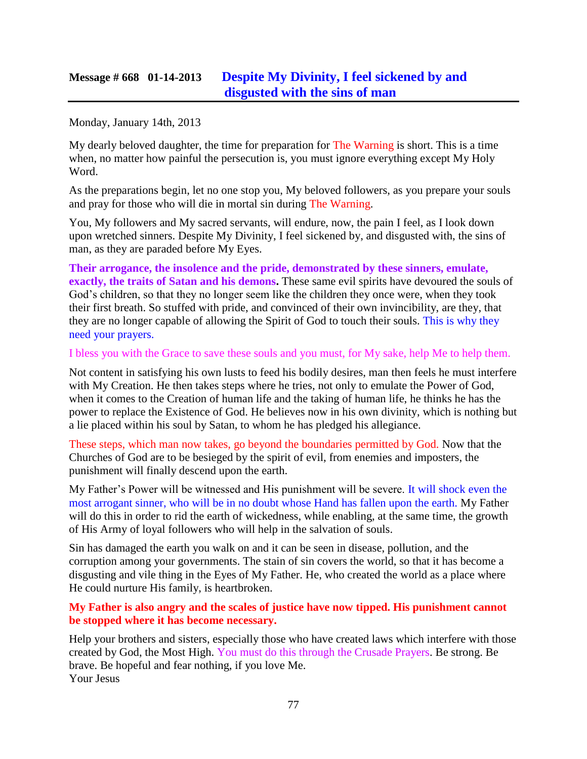## Message # 668 01-14-2013 Despite My Divinity, I feel sickened by and disgusted with the sins of man

Monday, January 14th, 2013

My dearly beloved daughter, the time for preparation for The Warning is short. This is a time when, no matter how painful the persecution is, you must ignore everything except My Holy Word.

As the preparations begin, let no one stop you, My beloved followers, as you prepare your souls and pray for those who will die in mortal sin during The Warning.

You, My followers and My sacred servants, will endure, now, the pain I feel, as I look down upon wretched sinners. Despite My Divinity, I feel sickened by, and disgusted with, the sins of man, as they are paraded before My Eyes.

**Their arrogance, the insolence and the pride, demonstrated by these sinners, emulate, exactly, the traits of Satan and his demons.** These same evil spirits have devoured the souls of God's children, so that they no longer seem like the children they once were, when they took their first breath. So stuffed with pride, and convinced of their own invincibility, are they, that they are no longer capable of allowing the Spirit of God to touch their souls. This is why they need your prayers.

I bless you with the Grace to save these souls and you must, for My sake, help Me to help them.

Not content in satisfying his own lusts to feed his bodily desires, man then feels he must interfere with My Creation. He then takes steps where he tries, not only to emulate the Power of God, when it comes to the Creation of human life and the taking of human life, he thinks he has the power to replace the Existence of God. He believes now in his own divinity, which is nothing but a lie placed within his soul by Satan, to whom he has pledged his allegiance.

These steps, which man now takes, go beyond the boundaries permitted by God. Now that the Churches of God are to be besieged by the spirit of evil, from enemies and imposters, the punishment will finally descend upon the earth.

My Father's Power will be witnessed and His punishment will be severe. It will shock even the most arrogant sinner, who will be in no doubt whose Hand has fallen upon the earth. My Father will do this in order to rid the earth of wickedness, while enabling, at the same time, the growth of His Army of loyal followers who will help in the salvation of souls.

Sin has damaged the earth you walk on and it can be seen in disease, pollution, and the corruption among your governments. The stain of sin covers the world, so that it has become a disgusting and vile thing in the Eyes of My Father. He, who created the world as a place where He could nurture His family, is heartbroken.

**My Father is also angry and the scales of justice have now tipped. His punishment cannot be stopped where it has become necessary.**

Help your brothers and sisters, especially those who have created laws which interfere with those created by God, the Most High. You must do this through the Crusade Prayers. Be strong. Be brave. Be hopeful and fear nothing, if you love Me.
Your Jesus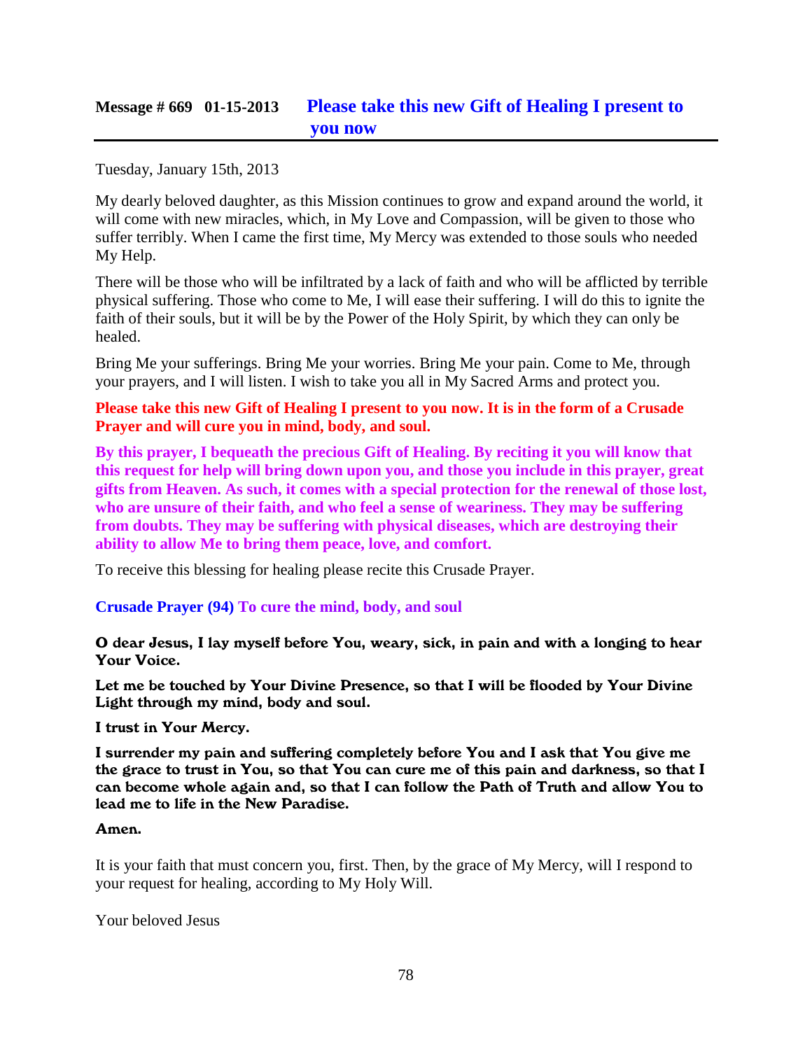## Message # 669 01-15-2013 **Please take this new Gift of Healing I present to you now**

Tuesday, January 15th, 2013

My dearly beloved daughter, as this Mission continues to grow and expand around the world, it will come with new miracles, which, in My Love and Compassion, will be given to those who suffer terribly. When I came the first time, My Mercy was extended to those souls who needed My Help.

There will be those who will be infiltrated by a lack of faith and who will be afflicted by terrible physical suffering. Those who come to Me, I will ease their suffering. I will do this to ignite the faith of their souls, but it will be by the Power of the Holy Spirit, by which they can only be healed.

Bring Me your sufferings. Bring Me your worries. Bring Me your pain. Come to Me, through your prayers, and I will listen. I wish to take you all in My Sacred Arms and protect you.

**Please take this new Gift of Healing I present to you now. It is in the form of a Crusade Prayer and will cure you in mind, body, and soul.**

**By this prayer, I bequeath the precious Gift of Healing. By reciting it you will know that this request for help will bring down upon you, and those you include in this prayer, great gifts from Heaven. As such, it comes with a special protection for the renewal of those lost, who are unsure of their faith, and who feel a sense of weariness. They may be suffering from doubts. They may be suffering with physical diseases, which are destroying their ability to allow Me to bring them peace, love, and comfort.**

To receive this blessing for healing please recite this Crusade Prayer.

### Crusade Prayer (94) To cure the mind, body, and soul

**O dear Jesus, I lay myself before You, weary, sick, in pain and with a longing to hear Your Voice.**

**Let me be touched by Your Divine Presence, so that I will be flooded by Your Divine Light through my mind, body and soul.**

**I trust in Your Mercy.**

**I surrender my pain and suffering completely before You and I ask that You give me the grace to trust in You, so that You can cure me of this pain and darkness, so that I can become whole again and, so that I can follow the Path of Truth and allow You to lead me to life in the New Paradise.**

**Amen.**

It is your faith that must concern you, first. Then, by the grace of My Mercy, will I respond to your request for healing, according to My Holy Will.

Your beloved Jesus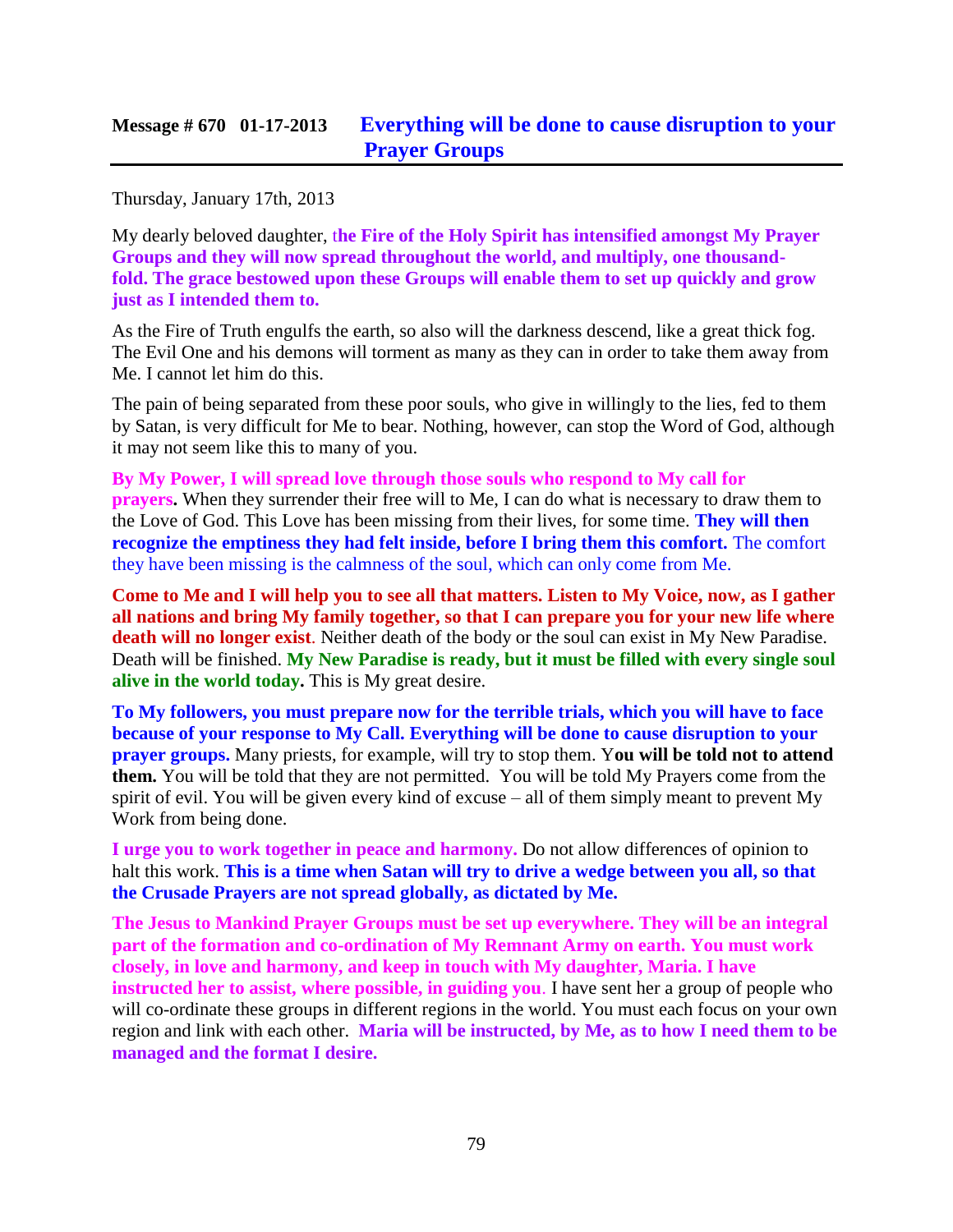## Message # 670 01-17-2013 Everything will be done to cause disruption to your Prayer Groups

Thursday, January 17th, 2013

My dearly beloved daughter, t**he Fire of the Holy Spirit has intensified amongst My Prayer Groups and they will now spread throughout the world, and multiply, one thousand-fold. The grace bestowed upon these Groups will enable them to set up quickly and grow just as I intended them to.**

As the Fire of Truth engulfs the earth, so also will the darkness descend, like a great thick fog. The Evil One and his demons will torment as many as they can in order to take them away from Me. I cannot let him do this.

The pain of being separated from these poor souls, who give in willingly to the lies, fed to them by Satan, is very difficult for Me to bear. Nothing, however, can stop the Word of God, although it may not seem like this to many of you.

**By My Power, I will spread love through those souls who respond to My call for prayers.** When they surrender their free will to Me, I can do what is necessary to draw them to the Love of God. This Love has been missing from their lives, for some time. **They will then recognize the emptiness they had felt inside, before I bring them this comfort.** The comfort they have been missing is the calmness of the soul, which can only come from Me.

**Come to Me and I will help you to see all that matters. Listen to My Voice, now, as I gather all nations and bring My family together, so that I can prepare you for your new life where death will no longer exist**. Neither death of the body or the soul can exist in My New Paradise. Death will be finished. **My New Paradise is ready, but it must be filled with every single soul alive in the world today.** This is My great desire.

**To My followers, you must prepare now for the terrible trials, which you will have to face because of your response to My Call. Everything will be done to cause disruption to your prayer groups.** Many priests, for example, will try to stop them. Y**ou will be told not to attend them.** You will be told that they are not permitted. You will be told My Prayers come from the spirit of evil. You will be given every kind of excuse – all of them simply meant to prevent My Work from being done.

**I urge you to work together in peace and harmony.** Do not allow differences of opinion to halt this work. **This is a time when Satan will try to drive a wedge between you all, so that the Crusade Prayers are not spread globally, as dictated by Me.**

**The Jesus to Mankind Prayer Groups must be set up everywhere. They will be an integral part of the formation and co-ordination of My Remnant Army on earth. You must work closely, in love and harmony, and keep in touch with My daughter, Maria. I have instructed her to assist, where possible, in guiding you**. I have sent her a group of people who will co-ordinate these groups in different regions in the world. You must each focus on your own region and link with each other. **Maria will be instructed, by Me, as to how I need them to be managed and the format I desire.**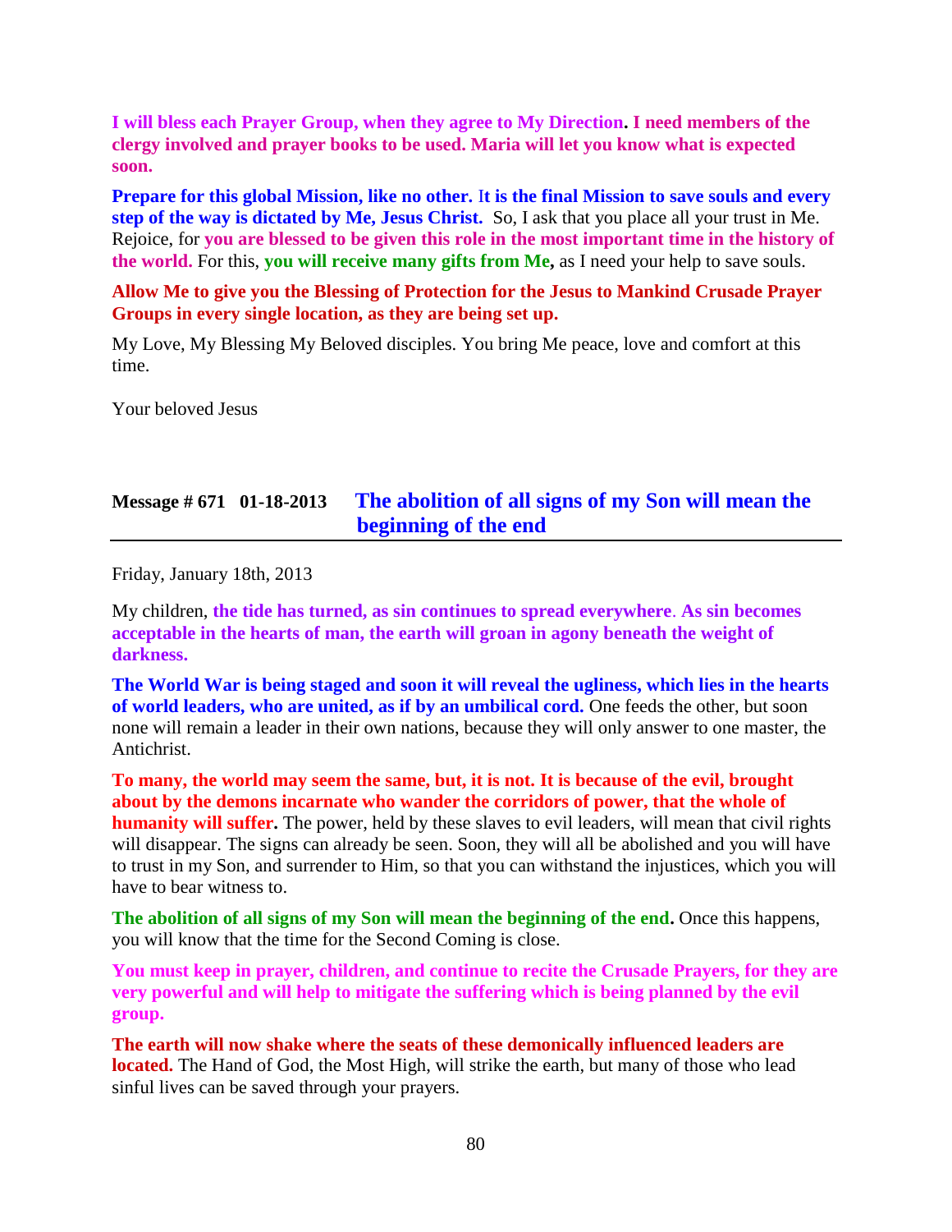**I will bless each Prayer Group, when they agree to My Direction. I need members of the clergy involved and prayer books to be used. Maria will let you know what is expected soon.**

**Prepare for this global Mission, like no other. It is the final Mission to save souls and every step of the way is dictated by Me, Jesus Christ.** So, I ask that you place all your trust in Me. Rejoice, for **you are blessed to be given this role in the most important time in the history of the world.** For this, **you will receive many gifts from Me,** as I need your help to save souls.

**Allow Me to give you the Blessing of Protection for the Jesus to Mankind Crusade Prayer Groups in every single location, as they are being set up.**

My Love, My Blessing My Beloved disciples. You bring Me peace, love and comfort at this time.

Your beloved Jesus

## Message # 671 01-18-2013 The abolition of all signs of my Son will mean the beginning of the end

Friday, January 18th, 2013

My children, **the tide has turned, as sin continues to spread everywhere. As sin becomes acceptable in the hearts of man, the earth will groan in agony beneath the weight of darkness.**

**The World War is being staged and soon it will reveal the ugliness, which lies in the hearts of world leaders, who are united, as if by an umbilical cord.** One feeds the other, but soon none will remain a leader in their own nations, because they will only answer to one master, the Antichrist.

**To many, the world may seem the same, but, it is not. It is because of the evil, brought about by the demons incarnate who wander the corridors of power, that the whole of humanity will suffer.** The power, held by these slaves to evil leaders, will mean that civil rights will disappear. The signs can already be seen. Soon, they will all be abolished and you will have to trust in my Son, and surrender to Him, so that you can withstand the injustices, which you will have to bear witness to.

**The abolition of all signs of my Son will mean the beginning of the end.** Once this happens, you will know that the time for the Second Coming is close.

**You must keep in prayer, children, and continue to recite the Crusade Prayers, for they are very powerful and will help to mitigate the suffering which is being planned by the evil group.**

**The earth will now shake where the seats of these demonically influenced leaders are located.** The Hand of God, the Most High, will strike the earth, but many of those who lead sinful lives can be saved through your prayers.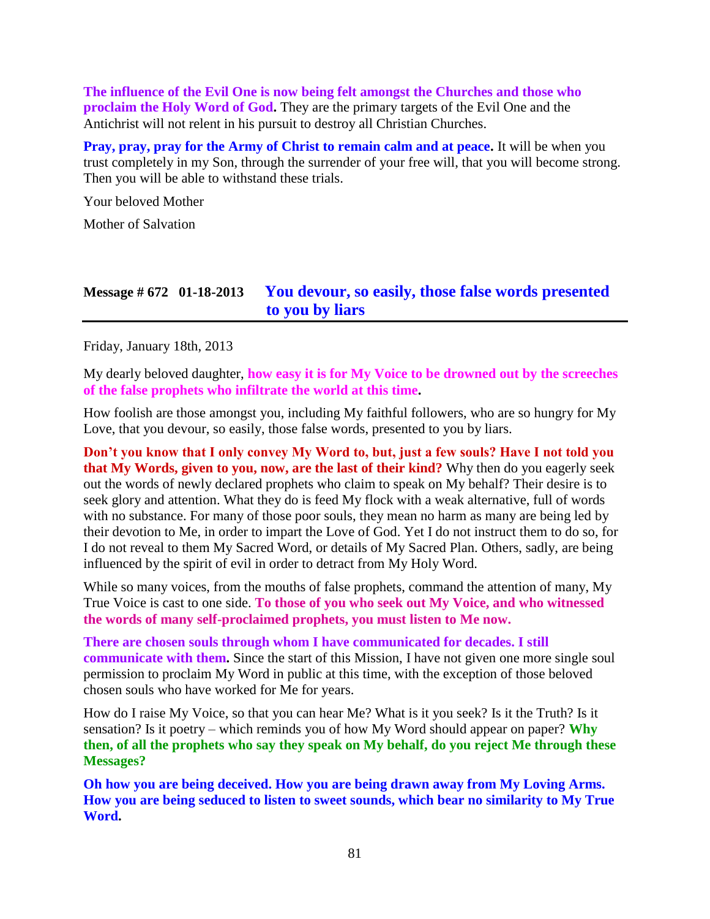**The influence of the Evil One is now being felt amongst the Churches and those who proclaim the Holy Word of God.** They are the primary targets of the Evil One and the Antichrist will not relent in his pursuit to destroy all Christian Churches.

**Pray, pray, pray for the Army of Christ to remain calm and at peace.** It will be when you trust completely in my Son, through the surrender of your free will, that you will become strong. Then you will be able to withstand these trials.

Your beloved Mother

Mother of Salvation

## Message # 672 01-18-2013 You devour, so easily, those false words presented to you by liars

Friday, January 18th, 2013

My dearly beloved daughter, **how easy it is for My Voice to be drowned out by the screeches of the false prophets who infiltrate the world at this time.**

How foolish are those amongst you, including My faithful followers, who are so hungry for My Love, that you devour, so easily, those false words, presented to you by liars.

**Don't you know that I only convey My Word to, but, just a few souls? Have I not told you that My Words, given to you, now, are the last of their kind?** Why then do you eagerly seek out the words of newly declared prophets who claim to speak on My behalf? Their desire is to seek glory and attention. What they do is feed My flock with a weak alternative, full of words with no substance. For many of those poor souls, they mean no harm as many are being led by their devotion to Me, in order to impart the Love of God. Yet I do not instruct them to do so, for I do not reveal to them My Sacred Word, or details of My Sacred Plan. Others, sadly, are being influenced by the spirit of evil in order to detract from My Holy Word.

While so many voices, from the mouths of false prophets, command the attention of many, My True Voice is cast to one side. **To those of you who seek out My Voice, and who witnessed the words of many self-proclaimed prophets, you must listen to Me now.**

**There are chosen souls through whom I have communicated for decades. I still communicate with them.** Since the start of this Mission, I have not given one more single soul permission to proclaim My Word in public at this time, with the exception of those beloved chosen souls who have worked for Me for years.

How do I raise My Voice, so that you can hear Me? What is it you seek? Is it the Truth? Is it sensation? Is it poetry – which reminds you of how My Word should appear on paper? **Why then, of all the prophets who say they speak on My behalf, do you reject Me through these Messages?**

**Oh how you are being deceived. How you are being drawn away from My Loving Arms. How you are being seduced to listen to sweet sounds, which bear no similarity to My True Word.**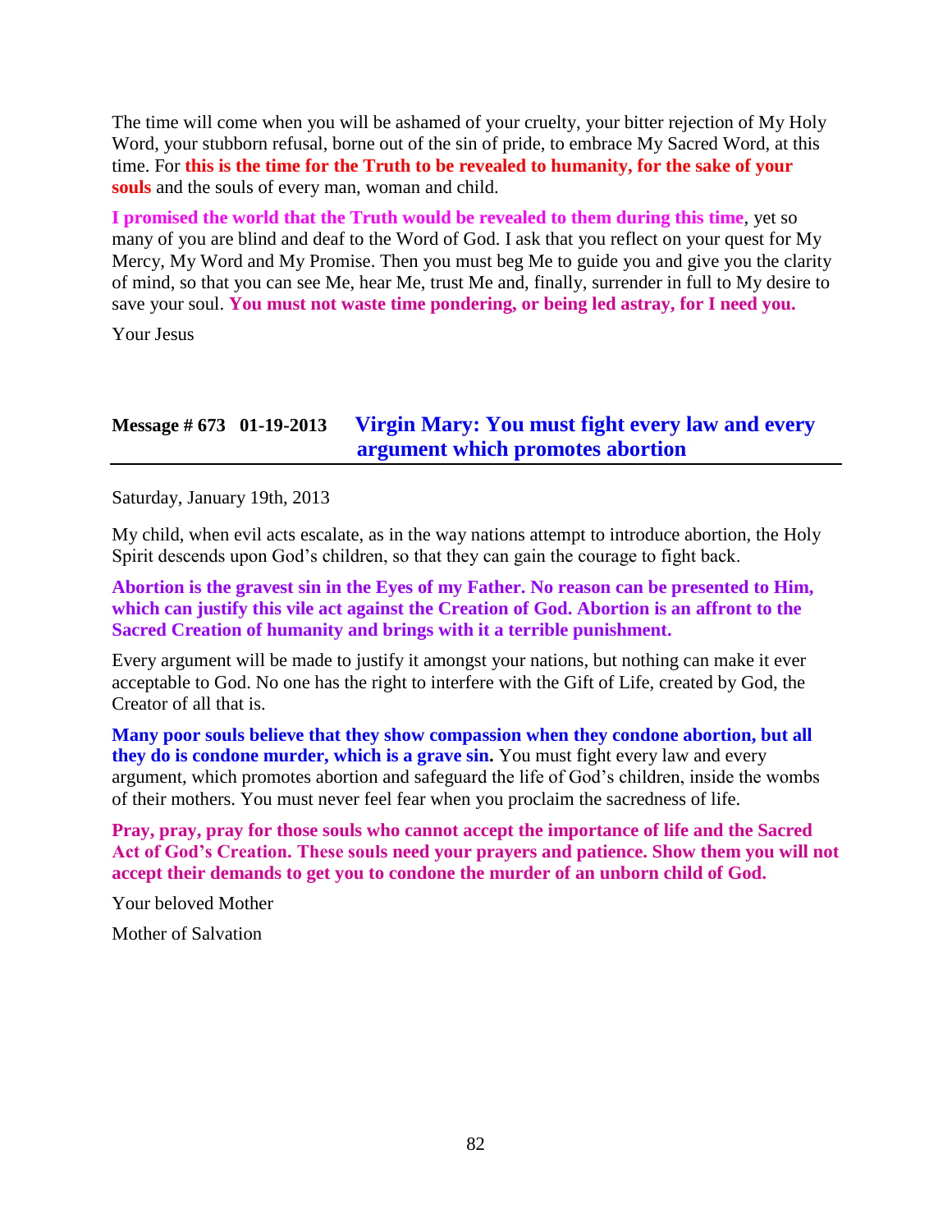The time will come when you will be ashamed of your cruelty, your bitter rejection of My Holy Word, your stubborn refusal, borne out of the sin of pride, to embrace My Sacred Word, at this time. For **this is the time for the Truth to be revealed to humanity, for the sake of your souls** and the souls of every man, woman and child.

**I promised the world that the Truth would be revealed to them during this time**, yet so many of you are blind and deaf to the Word of God. I ask that you reflect on your quest for My Mercy, My Word and My Promise. Then you must beg Me to guide you and give you the clarity of mind, so that you can see Me, hear Me, trust Me and, finally, surrender in full to My desire to save your soul. **You must not waste time pondering, or being led astray, for I need you.**

Your Jesus

## Message # 673 01-19-2013 Virgin Mary: You must fight every law and every argument which promotes abortion

Saturday, January 19th, 2013

My child, when evil acts escalate, as in the way nations attempt to introduce abortion, the Holy Spirit descends upon God's children, so that they can gain the courage to fight back.

**Abortion is the gravest sin in the Eyes of my Father. No reason can be presented to Him, which can justify this vile act against the Creation of God. Abortion is an affront to the Sacred Creation of humanity and brings with it a terrible punishment.**

Every argument will be made to justify it amongst your nations, but nothing can make it ever acceptable to God. No one has the right to interfere with the Gift of Life, created by God, the Creator of all that is.

**Many poor souls believe that they show compassion when they condone abortion, but all they do is condone murder, which is a grave sin.** You must fight every law and every argument, which promotes abortion and safeguard the life of God's children, inside the wombs of their mothers. You must never feel fear when you proclaim the sacredness of life.

**Pray, pray, pray for those souls who cannot accept the importance of life and the Sacred Act of God's Creation. These souls need your prayers and patience. Show them you will not accept their demands to get you to condone the murder of an unborn child of God.**

Your beloved Mother

Mother of Salvation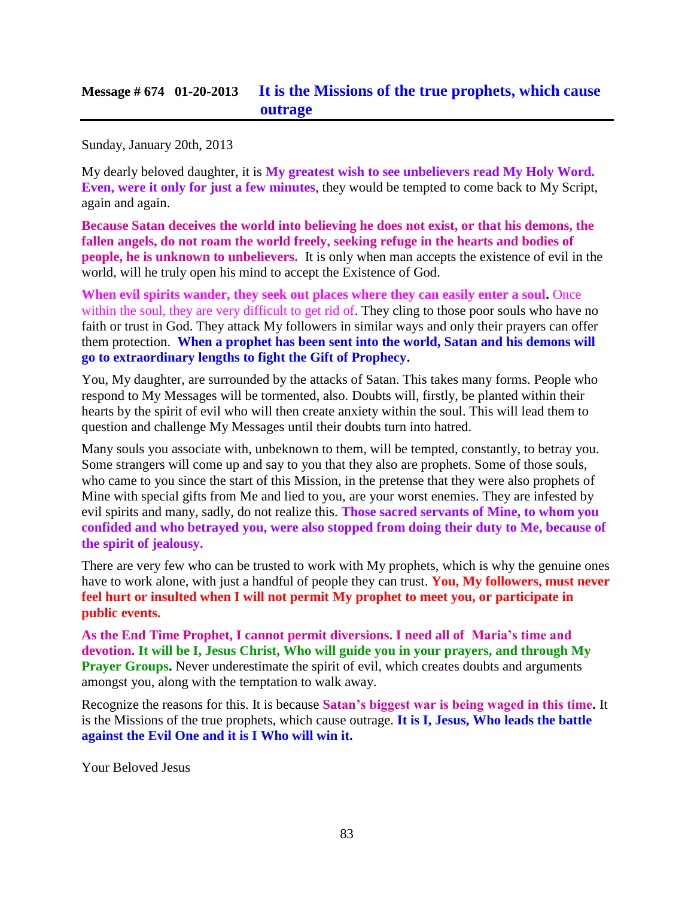## Message # 674 01-20-2013 It is the Missions of the true prophets, which cause outrage

Sunday, January 20th, 2013

My dearly beloved daughter, it is **My greatest wish to see unbelievers read My Holy Word. Even, were it only for just a few minutes**, they would be tempted to come back to My Script, again and again.

**Because Satan deceives the world into believing he does not exist, or that his demons, the fallen angels, do not roam the world freely, seeking refuge in the hearts and bodies of people, he is unknown to unbelievers.** It is only when man accepts the existence of evil in the world, will he truly open his mind to accept the Existence of God.

**When evil spirits wander, they seek out places where they can easily enter a soul.** Once within the soul, they are very difficult to get rid of. They cling to those poor souls who have no faith or trust in God. They attack My followers in similar ways and only their prayers can offer them protection. **When a prophet has been sent into the world, Satan and his demons will go to extraordinary lengths to fight the Gift of Prophecy.**

You, My daughter, are surrounded by the attacks of Satan. This takes many forms. People who respond to My Messages will be tormented, also. Doubts will, firstly, be planted within their hearts by the spirit of evil who will then create anxiety within the soul. This will lead them to question and challenge My Messages until their doubts turn into hatred.

Many souls you associate with, unbeknown to them, will be tempted, constantly, to betray you. Some strangers will come up and say to you that they also are prophets. Some of those souls, who came to you since the start of this Mission, in the pretense that they were also prophets of Mine with special gifts from Me and lied to you, are your worst enemies. They are infested by evil spirits and many, sadly, do not realize this. **Those sacred servants of Mine, to whom you confided and who betrayed you, were also stopped from doing their duty to Me, because of the spirit of jealousy.**

There are very few who can be trusted to work with My prophets, which is why the genuine ones have to work alone, with just a handful of people they can trust. **You, My followers, must never feel hurt or insulted when I will not permit My prophet to meet you, or participate in public events.**

**As the End Time Prophet, I cannot permit diversions. I need all of Maria's time and devotion. It will be I, Jesus Christ, Who will guide you in your prayers, and through My Prayer Groups.** Never underestimate the spirit of evil, which creates doubts and arguments amongst you, along with the temptation to walk away.

Recognize the reasons for this. It is because **Satan's biggest war is being waged in this time.** It is the Missions of the true prophets, which cause outrage. **It is I, Jesus, Who leads the battle against the Evil One and it is I Who will win it.**

Your Beloved Jesus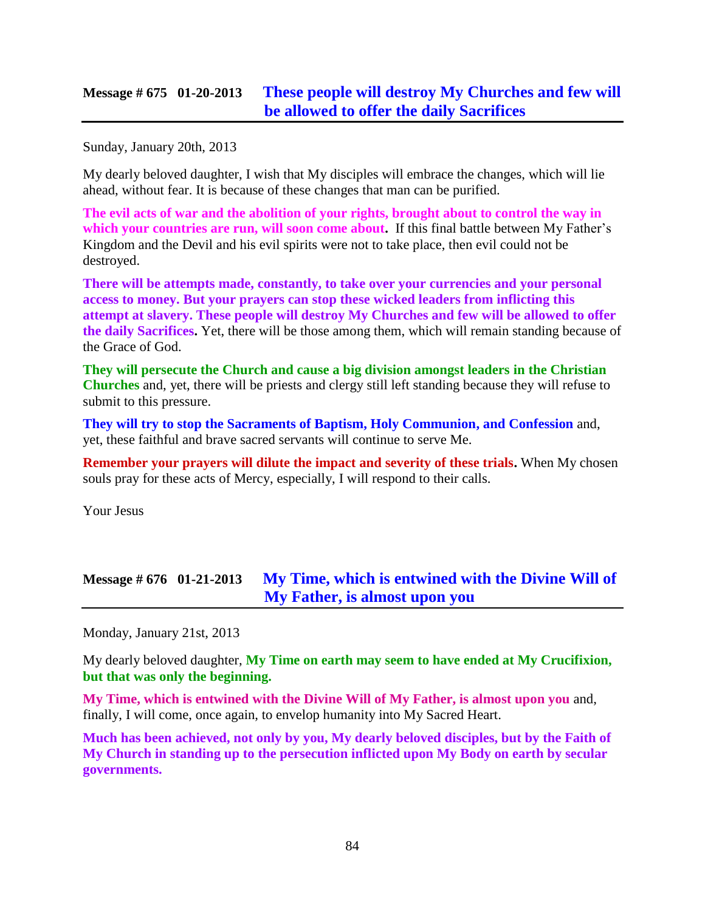## Message # 675 01-20-2013 These people will destroy My Churches and few will be allowed to offer the daily Sacrifices

Sunday, January 20th, 2013

My dearly beloved daughter, I wish that My disciples will embrace the changes, which will lie ahead, without fear. It is because of these changes that man can be purified.

**The evil acts of war and the abolition of your rights, brought about to control the way in which your countries are run, will soon come about.** If this final battle between My Father's Kingdom and the Devil and his evil spirits were not to take place, then evil could not be destroyed.

**There will be attempts made, constantly, to take over your currencies and your personal access to money. But your prayers can stop these wicked leaders from inflicting this attempt at slavery. These people will destroy My Churches and few will be allowed to offer the daily Sacrifices.** Yet, there will be those among them, which will remain standing because of the Grace of God.

**They will persecute the Church and cause a big division amongst leaders in the Christian Churches** and, yet, there will be priests and clergy still left standing because they will refuse to submit to this pressure.

**They will try to stop the Sacraments of Baptism, Holy Communion, and Confession** and, yet, these faithful and brave sacred servants will continue to serve Me.

**Remember your prayers will dilute the impact and severity of these trials.** When My chosen souls pray for these acts of Mercy, especially, I will respond to their calls.

Your Jesus

## Message # 676 01-21-2013 My Time, which is entwined with the Divine Will of My Father, is almost upon you

Monday, January 21st, 2013

My dearly beloved daughter, **My Time on earth may seem to have ended at My Crucifixion, but that was only the beginning.**

**My Time, which is entwined with the Divine Will of My Father, is almost upon you** and, finally, I will come, once again, to envelop humanity into My Sacred Heart.

**Much has been achieved, not only by you, My dearly beloved disciples, but by the Faith of My Church in standing up to the persecution inflicted upon My Body on earth by secular governments.**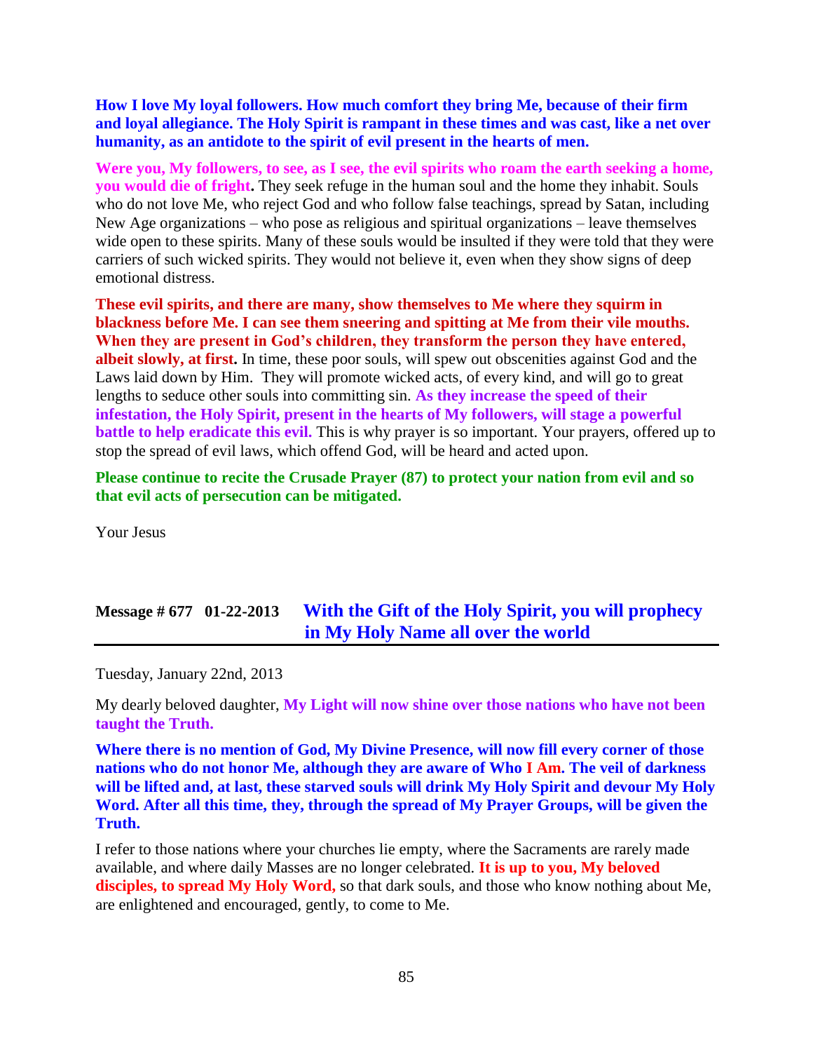**How I love My loyal followers. How much comfort they bring Me, because of their firm and loyal allegiance. The Holy Spirit is rampant in these times and was cast, like a net over humanity, as an antidote to the spirit of evil present in the hearts of men.**

**Were you, My followers, to see, as I see, the evil spirits who roam the earth seeking a home, you would die of fright.** They seek refuge in the human soul and the home they inhabit. Souls who do not love Me, who reject God and who follow false teachings, spread by Satan, including New Age organizations – who pose as religious and spiritual organizations – leave themselves wide open to these spirits. Many of these souls would be insulted if they were told that they were carriers of such wicked spirits. They would not believe it, even when they show signs of deep emotional distress.

**These evil spirits, and there are many, show themselves to Me where they squirm in blackness before Me. I can see them sneering and spitting at Me from their vile mouths. When they are present in God's children, they transform the person they have entered, albeit slowly, at first.** In time, these poor souls, will spew out obscenities against God and the Laws laid down by Him. They will promote wicked acts, of every kind, and will go to great lengths to seduce other souls into committing sin. **As they increase the speed of their infestation, the Holy Spirit, present in the hearts of My followers, will stage a powerful battle to help eradicate this evil.** This is why prayer is so important. Your prayers, offered up to stop the spread of evil laws, which offend God, will be heard and acted upon.

**Please continue to recite the Crusade Prayer (87) to protect your nation from evil and so that evil acts of persecution can be mitigated.**

Your Jesus

## Message # 677 01-22-2013 With the Gift of the Holy Spirit, you will prophecy in My Holy Name all over the world

Tuesday, January 22nd, 2013

My dearly beloved daughter, **My Light will now shine over those nations who have not been taught the Truth.**

**Where there is no mention of God, My Divine Presence, will now fill every corner of those nations who do not honor Me, although they are aware of Who I Am. The veil of darkness will be lifted and, at last, these starved souls will drink My Holy Spirit and devour My Holy Word. After all this time, they, through the spread of My Prayer Groups, will be given the Truth.**

I refer to those nations where your churches lie empty, where the Sacraments are rarely made available, and where daily Masses are no longer celebrated. **It is up to you, My beloved disciples, to spread My Holy Word,** so that dark souls, and those who know nothing about Me, are enlightened and encouraged, gently, to come to Me.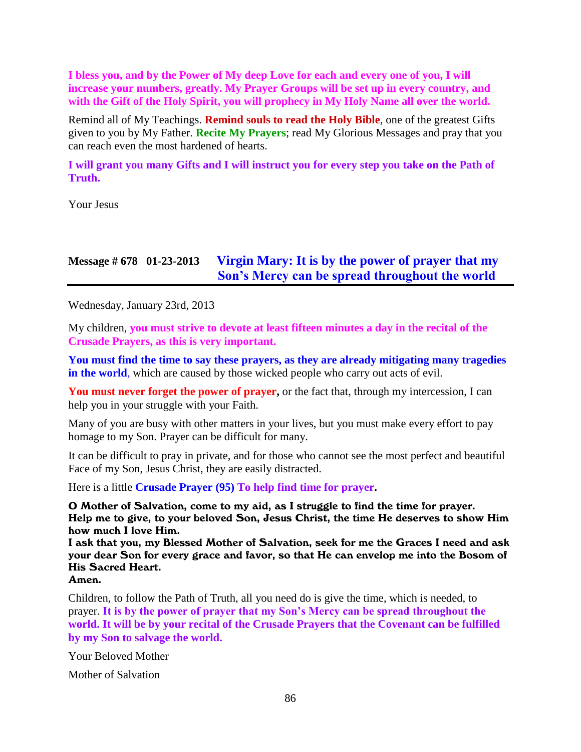**I bless you, and by the Power of My deep Love for each and every one of you, I will increase your numbers, greatly. My Prayer Groups will be set up in every country, and with the Gift of the Holy Spirit, you will prophecy in My Holy Name all over the world.**

Remind all of My Teachings. **Remind souls to read the Holy Bible**, one of the greatest Gifts given to you by My Father. **Recite My Prayers**; read My Glorious Messages and pray that you can reach even the most hardened of hearts.

**I will grant you many Gifts and I will instruct you for every step you take on the Path of Truth.**

Your Jesus

## Message # 678 01-23-2013 Virgin Mary: It is by the power of prayer that my Son's Mercy can be spread throughout the world

Wednesday, January 23rd, 2013

My children, **you must strive to devote at least fifteen minutes a day in the recital of the Crusade Prayers, as this is very important.**

**You must find the time to say these prayers, as they are already mitigating many tragedies in the world**, which are caused by those wicked people who carry out acts of evil.

**You must never forget the power of prayer,** or the fact that, through my intercession, I can help you in your struggle with your Faith.

Many of you are busy with other matters in your lives, but you must make every effort to pay homage to my Son. Prayer can be difficult for many.

It can be difficult to pray in private, and for those who cannot see the most perfect and beautiful Face of my Son, Jesus Christ, they are easily distracted.

Here is a little **Crusade Prayer (95) To help find time for prayer.**

**O Mother of Salvation, come to my aid, as I struggle to find the time for prayer.**
**Help me to give, to your beloved Son, Jesus Christ, the time He deserves to show Him how much I love Him.**
**I ask that you, my Blessed Mother of Salvation, seek for me the Graces I need and ask your dear Son for every grace and favor, so that He can envelop me into the Bosom of His Sacred Heart.**
**Amen.**

Children, to follow the Path of Truth, all you need do is give the time, which is needed, to prayer. **It is by the power of prayer that my Son's Mercy can be spread throughout the world. It will be by your recital of the Crusade Prayers that the Covenant can be fulfilled by my Son to salvage the world.**

Your Beloved Mother

Mother of Salvation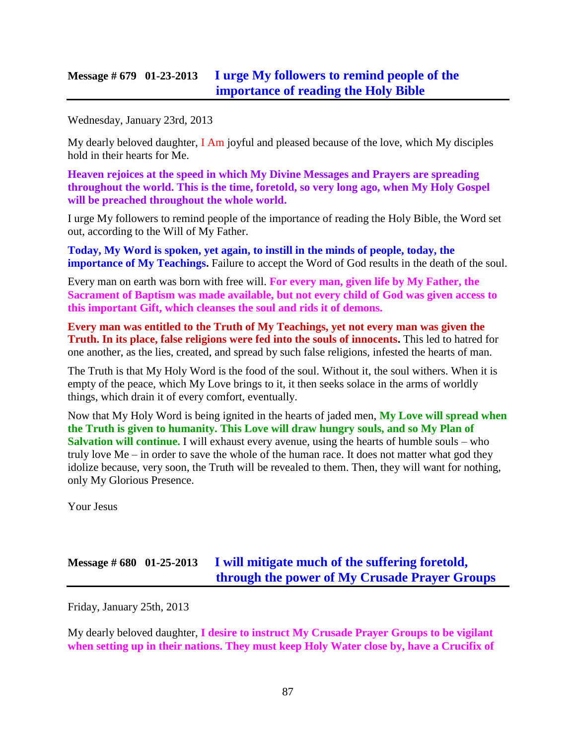## Message # 679 01-23-2013 I urge My followers to remind people of the importance of reading the Holy Bible

Wednesday, January 23rd, 2013

My dearly beloved daughter, I Am joyful and pleased because of the love, which My disciples hold in their hearts for Me.

**Heaven rejoices at the speed in which My Divine Messages and Prayers are spreading throughout the world. This is the time, foretold, so very long ago, when My Holy Gospel will be preached throughout the whole world.**

I urge My followers to remind people of the importance of reading the Holy Bible, the Word set out, according to the Will of My Father.

**Today, My Word is spoken, yet again, to instill in the minds of people, today, the importance of My Teachings.** Failure to accept the Word of God results in the death of the soul.

Every man on earth was born with free will. **For every man, given life by My Father, the Sacrament of Baptism was made available, but not every child of God was given access to this important Gift, which cleanses the soul and rids it of demons.**

**Every man was entitled to the Truth of My Teachings, yet not every man was given the Truth. In its place, false religions were fed into the souls of innocents.** This led to hatred for one another, as the lies, created, and spread by such false religions, infested the hearts of man.

The Truth is that My Holy Word is the food of the soul. Without it, the soul withers. When it is empty of the peace, which My Love brings to it, it then seeks solace in the arms of worldly things, which drain it of every comfort, eventually.

Now that My Holy Word is being ignited in the hearts of jaded men, **My Love will spread when the Truth is given to humanity. This Love will draw hungry souls, and so My Plan of Salvation will continue.** I will exhaust every avenue, using the hearts of humble souls – who truly love Me – in order to save the whole of the human race. It does not matter what god they idolize because, very soon, the Truth will be revealed to them. Then, they will want for nothing, only My Glorious Presence.

Your Jesus

## Message # 680 01-25-2013 I will mitigate much of the suffering foretold, through the power of My Crusade Prayer Groups

Friday, January 25th, 2013

My dearly beloved daughter, **I desire to instruct My Crusade Prayer Groups to be vigilant when setting up in their nations. They must keep Holy Water close by, have a Crucifix of**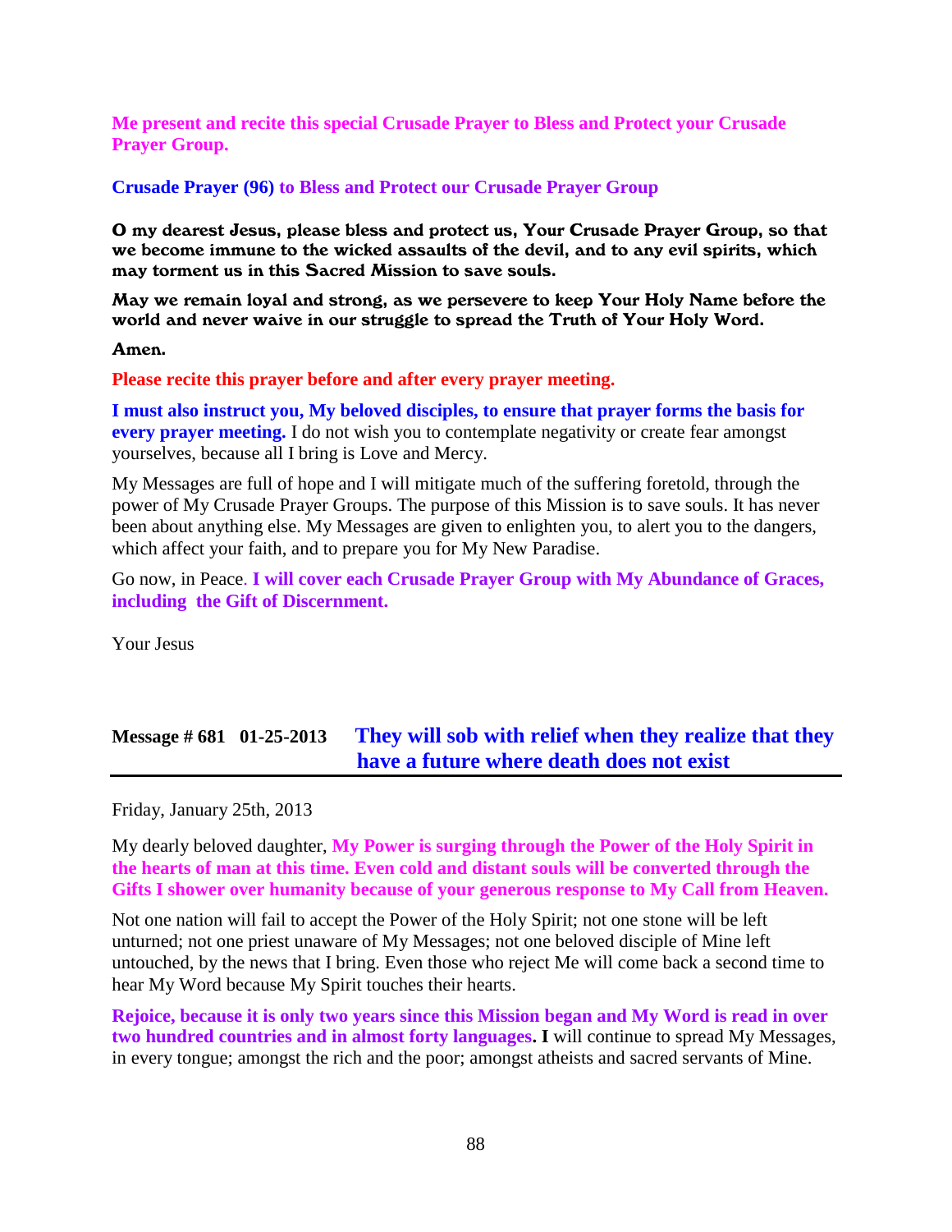**Me present and recite this special Crusade Prayer to Bless and Protect your Crusade Prayer Group.**

**Crusade Prayer (96) to Bless and Protect our Crusade Prayer Group**

**O my dearest Jesus, please bless and protect us, Your Crusade Prayer Group, so that we become immune to the wicked assaults of the devil, and to any evil spirits, which may torment us in this Sacred Mission to save souls.**

**May we remain loyal and strong, as we persevere to keep Your Holy Name before the world and never waive in our struggle to spread the Truth of Your Holy Word.**

**Amen.**

**Please recite this prayer before and after every prayer meeting.**

**I must also instruct you, My beloved disciples, to ensure that prayer forms the basis for every prayer meeting.** I do not wish you to contemplate negativity or create fear amongst yourselves, because all I bring is Love and Mercy.

My Messages are full of hope and I will mitigate much of the suffering foretold, through the power of My Crusade Prayer Groups. The purpose of this Mission is to save souls. It has never been about anything else. My Messages are given to enlighten you, to alert you to the dangers, which affect your faith, and to prepare you for My New Paradise.

Go now, in Peace. **I will cover each Crusade Prayer Group with My Abundance of Graces, including the Gift of Discernment.**

Your Jesus

## Message # 681 01-25-2013 They will sob with relief when they realize that they have a future where death does not exist

Friday, January 25th, 2013

My dearly beloved daughter, **My Power is surging through the Power of the Holy Spirit in the hearts of man at this time. Even cold and distant souls will be converted through the Gifts I shower over humanity because of your generous response to My Call from Heaven.**

Not one nation will fail to accept the Power of the Holy Spirit; not one stone will be left unturned; not one priest unaware of My Messages; not one beloved disciple of Mine left untouched, by the news that I bring. Even those who reject Me will come back a second time to hear My Word because My Spirit touches their hearts.

**Rejoice, because it is only two years since this Mission began and My Word is read in over two hundred countries and in almost forty languages. I** will continue to spread My Messages, in every tongue; amongst the rich and the poor; amongst atheists and sacred servants of Mine.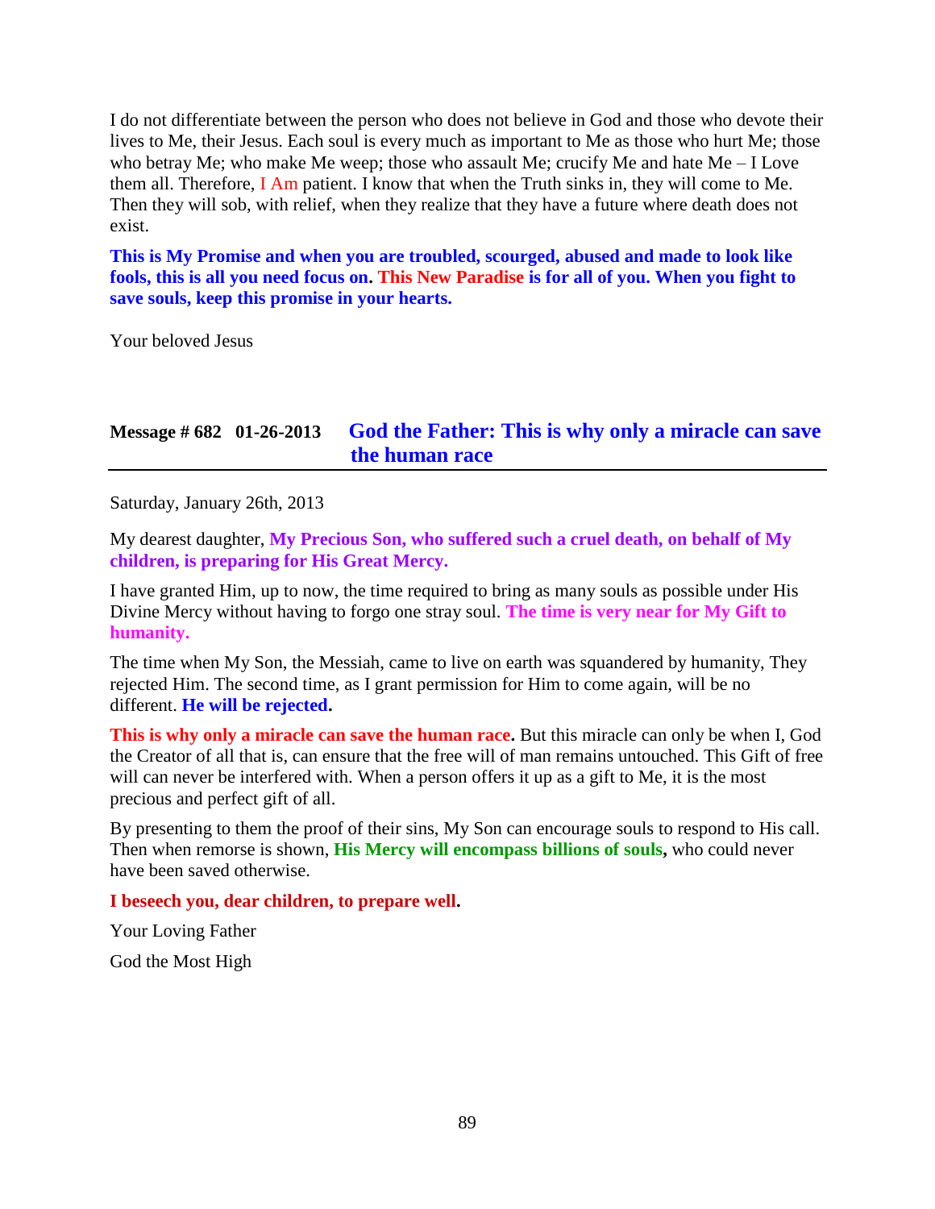I do not differentiate between the person who does not believe in God and those who devote their lives to Me, their Jesus. Each soul is every much as important to Me as those who hurt Me; those who betray Me; who make Me weep; those who assault Me; crucify Me and hate Me – I Love them all. Therefore, I Am patient. I know that when the Truth sinks in, they will come to Me. Then they will sob, with relief, when they realize that they have a future where death does not exist.

**This is My Promise and when you are troubled, scourged, abused and made to look like fools, this is all you need focus on. This New Paradise is for all of you. When you fight to save souls, keep this promise in your hearts.**

Your beloved Jesus

## Message # 682 01-26-2013 God the Father: This is why only a miracle can save the human race

Saturday, January 26th, 2013

My dearest daughter, **My Precious Son, who suffered such a cruel death, on behalf of My children, is preparing for His Great Mercy.**

I have granted Him, up to now, the time required to bring as many souls as possible under His Divine Mercy without having to forgo one stray soul. **The time is very near for My Gift to humanity.**

The time when My Son, the Messiah, came to live on earth was squandered by humanity, They rejected Him. The second time, as I grant permission for Him to come again, will be no different. **He will be rejected.**

**This is why only a miracle can save the human race.** But this miracle can only be when I, God the Creator of all that is, can ensure that the free will of man remains untouched. This Gift of free will can never be interfered with. When a person offers it up as a gift to Me, it is the most precious and perfect gift of all.

By presenting to them the proof of their sins, My Son can encourage souls to respond to His call. Then when remorse is shown, **His Mercy will encompass billions of souls,** who could never have been saved otherwise.

**I beseech you, dear children, to prepare well.**

Your Loving Father

God the Most High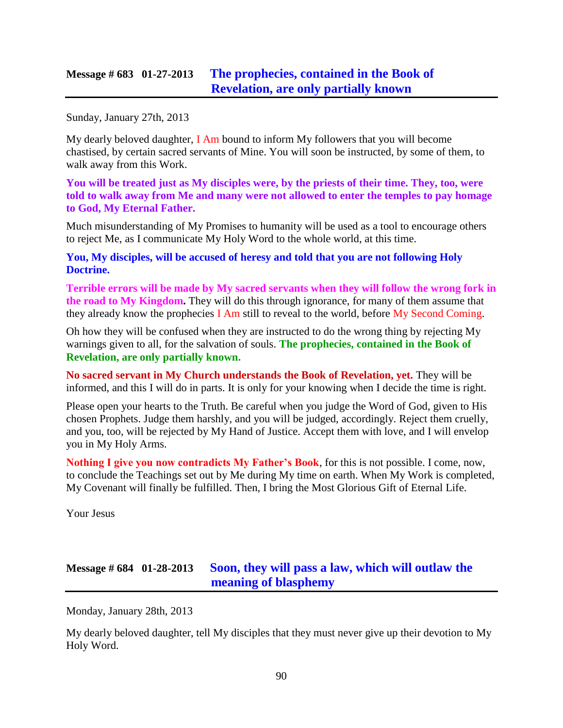## Message # 683 01-27-2013 The prophecies, contained in the Book of Revelation, are only partially known

Sunday, January 27th, 2013

My dearly beloved daughter, I Am bound to inform My followers that you will become chastised, by certain sacred servants of Mine. You will soon be instructed, by some of them, to walk away from this Work.

**You will be treated just as My disciples were, by the priests of their time. They, too, were told to walk away from Me and many were not allowed to enter the temples to pay homage to God, My Eternal Father.**

Much misunderstanding of My Promises to humanity will be used as a tool to encourage others to reject Me, as I communicate My Holy Word to the whole world, at this time.

**You, My disciples, will be accused of heresy and told that you are not following Holy Doctrine.**

**Terrible errors will be made by My sacred servants when they will follow the wrong fork in the road to My Kingdom.** They will do this through ignorance, for many of them assume that they already know the prophecies I Am still to reveal to the world, before My Second Coming.

Oh how they will be confused when they are instructed to do the wrong thing by rejecting My warnings given to all, for the salvation of souls. **The prophecies, contained in the Book of Revelation, are only partially known.**

**No sacred servant in My Church understands the Book of Revelation, yet.** They will be informed, and this I will do in parts. It is only for your knowing when I decide the time is right.

Please open your hearts to the Truth. Be careful when you judge the Word of God, given to His chosen Prophets. Judge them harshly, and you will be judged, accordingly. Reject them cruelly, and you, too, will be rejected by My Hand of Justice. Accept them with love, and I will envelop you in My Holy Arms.

**Nothing I give you now contradicts My Father's Book**, for this is not possible. I come, now, to conclude the Teachings set out by Me during My time on earth. When My Work is completed, My Covenant will finally be fulfilled. Then, I bring the Most Glorious Gift of Eternal Life.

Your Jesus

## Message # 684 01-28-2013 Soon, they will pass a law, which will outlaw the meaning of blasphemy

Monday, January 28th, 2013

My dearly beloved daughter, tell My disciples that they must never give up their devotion to My Holy Word.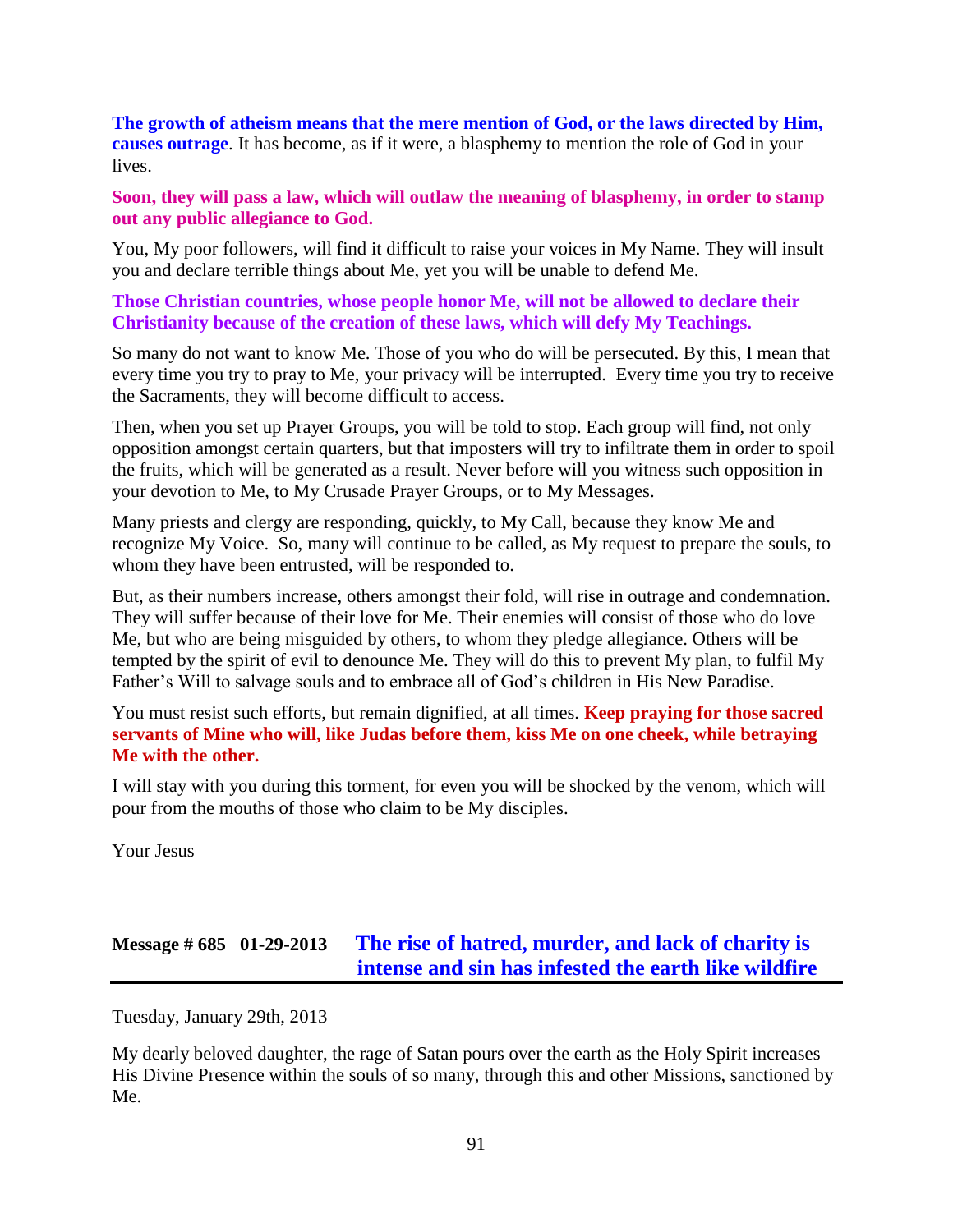**The growth of atheism means that the mere mention of God, or the laws directed by Him, causes outrage**. It has become, as if it were, a blasphemy to mention the role of God in your lives.

**Soon, they will pass a law, which will outlaw the meaning of blasphemy, in order to stamp out any public allegiance to God.**

You, My poor followers, will find it difficult to raise your voices in My Name. They will insult you and declare terrible things about Me, yet you will be unable to defend Me.

**Those Christian countries, whose people honor Me, will not be allowed to declare their Christianity because of the creation of these laws, which will defy My Teachings.**

So many do not want to know Me. Those of you who do will be persecuted. By this, I mean that every time you try to pray to Me, your privacy will be interrupted. Every time you try to receive the Sacraments, they will become difficult to access.

Then, when you set up Prayer Groups, you will be told to stop. Each group will find, not only opposition amongst certain quarters, but that imposters will try to infiltrate them in order to spoil the fruits, which will be generated as a result. Never before will you witness such opposition in your devotion to Me, to My Crusade Prayer Groups, or to My Messages.

Many priests and clergy are responding, quickly, to My Call, because they know Me and recognize My Voice. So, many will continue to be called, as My request to prepare the souls, to whom they have been entrusted, will be responded to.

But, as their numbers increase, others amongst their fold, will rise in outrage and condemnation. They will suffer because of their love for Me. Their enemies will consist of those who do love Me, but who are being misguided by others, to whom they pledge allegiance. Others will be tempted by the spirit of evil to denounce Me. They will do this to prevent My plan, to fulfil My Father's Will to salvage souls and to embrace all of God's children in His New Paradise.

You must resist such efforts, but remain dignified, at all times. **Keep praying for those sacred servants of Mine who will, like Judas before them, kiss Me on one cheek, while betraying Me with the other.**

I will stay with you during this torment, for even you will be shocked by the venom, which will pour from the mouths of those who claim to be My disciples.

Your Jesus

## Message # 685 01-29-2013 The rise of hatred, murder, and lack of charity is intense and sin has infested the earth like wildfire

Tuesday, January 29th, 2013

My dearly beloved daughter, the rage of Satan pours over the earth as the Holy Spirit increases His Divine Presence within the souls of so many, through this and other Missions, sanctioned by Me.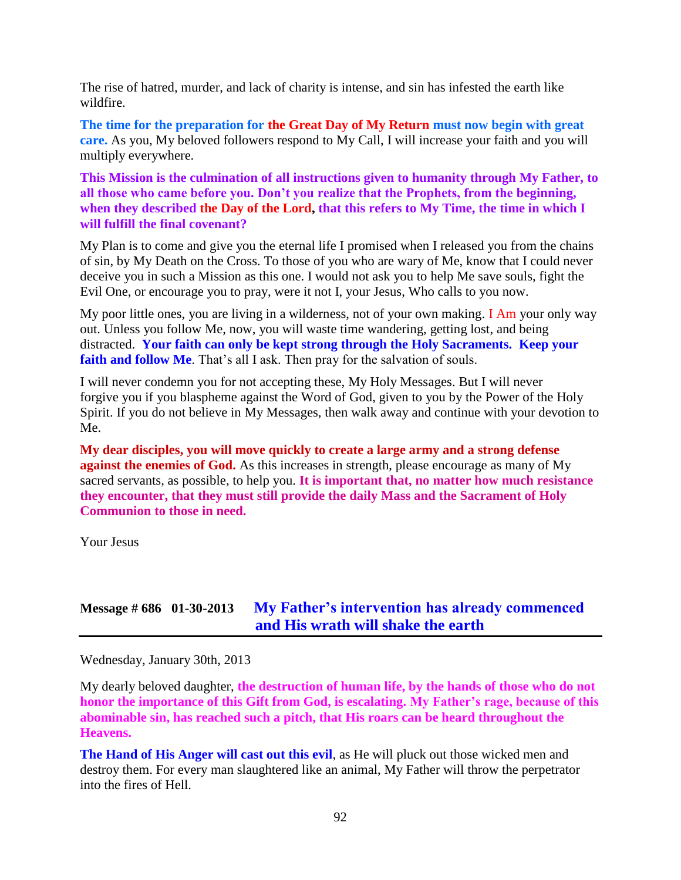The rise of hatred, murder, and lack of charity is intense, and sin has infested the earth like wildfire.

**The time for the preparation for the Great Day of My Return must now begin with great care.** As you, My beloved followers respond to My Call, I will increase your faith and you will multiply everywhere.

**This Mission is the culmination of all instructions given to humanity through My Father, to all those who came before you. Don't you realize that the Prophets, from the beginning, when they described the Day of the Lord, that this refers to My Time, the time in which I will fulfill the final covenant?**

My Plan is to come and give you the eternal life I promised when I released you from the chains of sin, by My Death on the Cross. To those of you who are wary of Me, know that I could never deceive you in such a Mission as this one. I would not ask you to help Me save souls, fight the Evil One, or encourage you to pray, were it not I, your Jesus, Who calls to you now.

My poor little ones, you are living in a wilderness, not of your own making. I Am your only way out. Unless you follow Me, now, you will waste time wandering, getting lost, and being distracted. **Your faith can only be kept strong through the Holy Sacraments. Keep your faith and follow Me**. That's all I ask. Then pray for the salvation of souls.

I will never condemn you for not accepting these, My Holy Messages. But I will never forgive you if you blaspheme against the Word of God, given to you by the Power of the Holy Spirit. If you do not believe in My Messages, then walk away and continue with your devotion to Me.

**My dear disciples, you will move quickly to create a large army and a strong defense against the enemies of God.** As this increases in strength, please encourage as many of My sacred servants, as possible, to help you. **It is important that, no matter how much resistance they encounter, that they must still provide the daily Mass and the Sacrament of Holy Communion to those in need.**

Your Jesus

## Message # 686 01-30-2013 My Father's intervention has already commenced and His wrath will shake the earth

Wednesday, January 30th, 2013

My dearly beloved daughter, **the destruction of human life, by the hands of those who do not honor the importance of this Gift from God, is escalating. My Father's rage, because of this abominable sin, has reached such a pitch, that His roars can be heard throughout the Heavens.**

**The Hand of His Anger will cast out this evil**, as He will pluck out those wicked men and destroy them. For every man slaughtered like an animal, My Father will throw the perpetrator into the fires of Hell.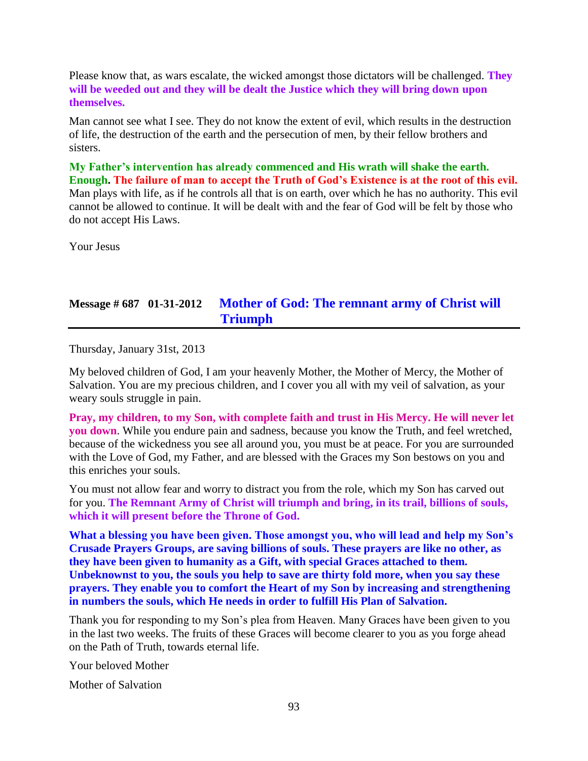Please know that, as wars escalate, the wicked amongst those dictators will be challenged. **They will be weeded out and they will be dealt the Justice which they will bring down upon themselves.**

Man cannot see what I see. They do not know the extent of evil, which results in the destruction of life, the destruction of the earth and the persecution of men, by their fellow brothers and sisters.

**My Father's intervention has already commenced and His wrath will shake the earth. Enough. The failure of man to accept the Truth of God's Existence is at the root of this evil.** Man plays with life, as if he controls all that is on earth, over which he has no authority. This evil cannot be allowed to continue. It will be dealt with and the fear of God will be felt by those who do not accept His Laws.

Your Jesus

## Message # 687 01-31-2012 Mother of God: The remnant army of Christ will Triumph

Thursday, January 31st, 2013

My beloved children of God, I am your heavenly Mother, the Mother of Mercy, the Mother of Salvation. You are my precious children, and I cover you all with my veil of salvation, as your weary souls struggle in pain.

**Pray, my children, to my Son, with complete faith and trust in His Mercy. He will never let you down**. While you endure pain and sadness, because you know the Truth, and feel wretched, because of the wickedness you see all around you, you must be at peace. For you are surrounded with the Love of God, my Father, and are blessed with the Graces my Son bestows on you and this enriches your souls.

You must not allow fear and worry to distract you from the role, which my Son has carved out for you. **The Remnant Army of Christ will triumph and bring, in its trail, billions of souls, which it will present before the Throne of God.**

**What a blessing you have been given. Those amongst you, who will lead and help my Son's Crusade Prayers Groups, are saving billions of souls. These prayers are like no other, as they have been given to humanity as a Gift, with special Graces attached to them. Unbeknownst to you, the souls you help to save are thirty fold more, when you say these prayers. They enable you to comfort the Heart of my Son by increasing and strengthening in numbers the souls, which He needs in order to fulfill His Plan of Salvation.**

Thank you for responding to my Son's plea from Heaven. Many Graces have been given to you in the last two weeks. The fruits of these Graces will become clearer to you as you forge ahead on the Path of Truth, towards eternal life.

Your beloved Mother

Mother of Salvation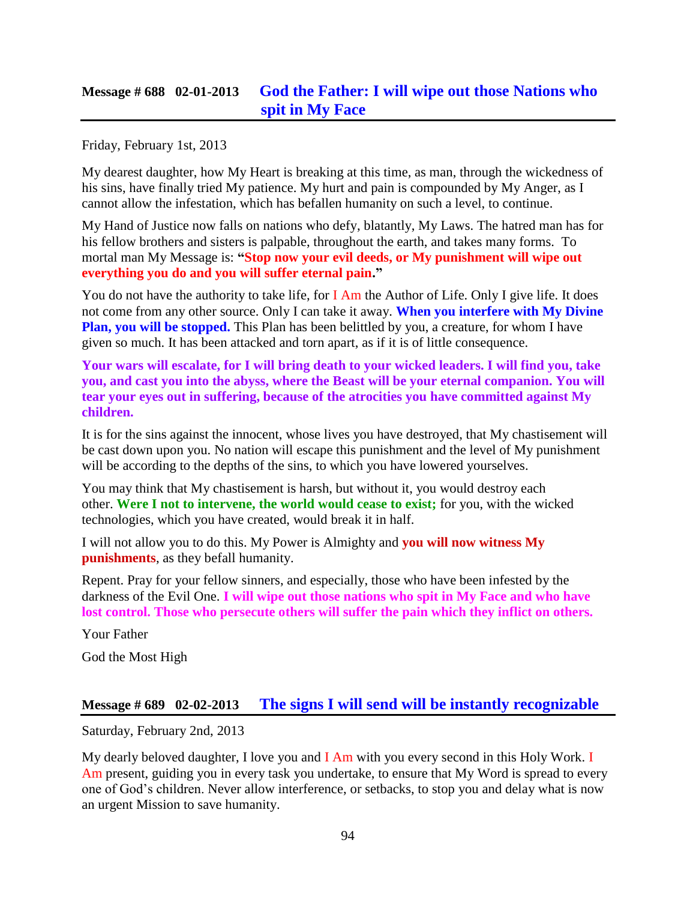## Message # 688 02-01-2013 God the Father: I will wipe out those Nations who spit in My Face

Friday, February 1st, 2013

My dearest daughter, how My Heart is breaking at this time, as man, through the wickedness of his sins, have finally tried My patience. My hurt and pain is compounded by My Anger, as I cannot allow the infestation, which has befallen humanity on such a level, to continue.

My Hand of Justice now falls on nations who defy, blatantly, My Laws. The hatred man has for his fellow brothers and sisters is palpable, throughout the earth, and takes many forms. To mortal man My Message is: **"Stop now your evil deeds, or My punishment will wipe out everything you do and you will suffer eternal pain."**

You do not have the authority to take life, for I Am the Author of Life. Only I give life. It does not come from any other source. Only I can take it away. **When you interfere with My Divine Plan, you will be stopped.** This Plan has been belittled by you, a creature, for whom I have given so much. It has been attacked and torn apart, as if it is of little consequence.

**Your wars will escalate, for I will bring death to your wicked leaders. I will find you, take you, and cast you into the abyss, where the Beast will be your eternal companion. You will tear your eyes out in suffering, because of the atrocities you have committed against My children.**

It is for the sins against the innocent, whose lives you have destroyed, that My chastisement will be cast down upon you. No nation will escape this punishment and the level of My punishment will be according to the depths of the sins, to which you have lowered yourselves.

You may think that My chastisement is harsh, but without it, you would destroy each other. **Were I not to intervene, the world would cease to exist;** for you, with the wicked technologies, which you have created, would break it in half.

I will not allow you to do this. My Power is Almighty and **you will now witness My punishments**, as they befall humanity.

Repent. Pray for your fellow sinners, and especially, those who have been infested by the darkness of the Evil One. **I will wipe out those nations who spit in My Face and who have lost control. Those who persecute others will suffer the pain which they inflict on others.**

Your Father

God the Most High

## Message # 689 02-02-2013 The signs I will send will be instantly recognizable

Saturday, February 2nd, 2013

My dearly beloved daughter, I love you and I Am with you every second in this Holy Work. I Am present, guiding you in every task you undertake, to ensure that My Word is spread to every one of God's children. Never allow interference, or setbacks, to stop you and delay what is now an urgent Mission to save humanity.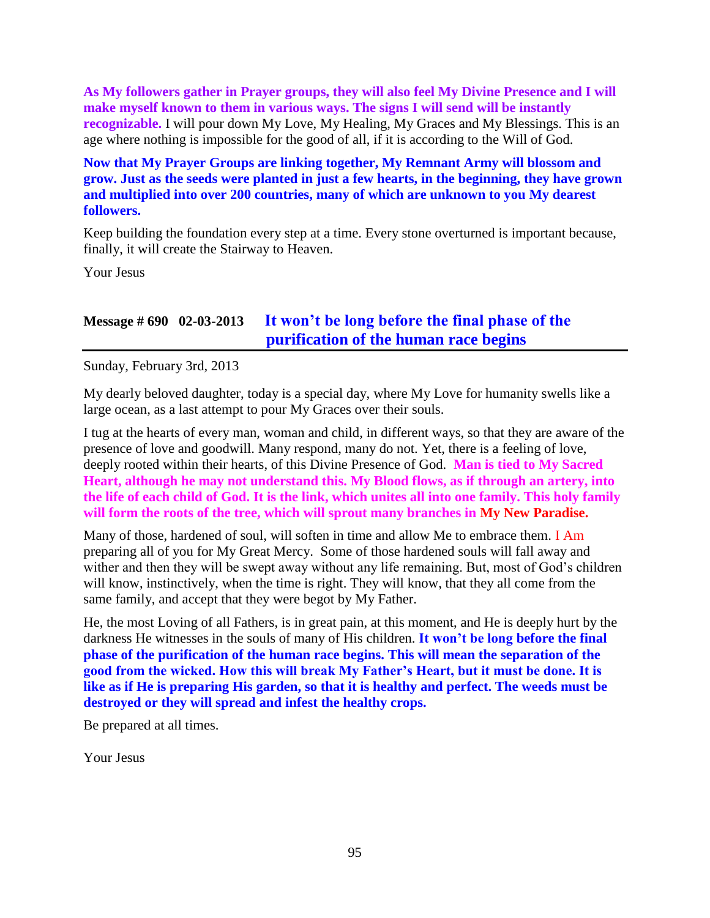**As My followers gather in Prayer groups, they will also feel My Divine Presence and I will make myself known to them in various ways. The signs I will send will be instantly recognizable.** I will pour down My Love, My Healing, My Graces and My Blessings. This is an age where nothing is impossible for the good of all, if it is according to the Will of God.

**Now that My Prayer Groups are linking together, My Remnant Army will blossom and grow. Just as the seeds were planted in just a few hearts, in the beginning, they have grown and multiplied into over 200 countries, many of which are unknown to you My dearest followers.**

Keep building the foundation every step at a time. Every stone overturned is important because, finally, it will create the Stairway to Heaven.

Your Jesus

## Message # 690 02-03-2013 It won't be long before the final phase of the purification of the human race begins

Sunday, February 3rd, 2013

My dearly beloved daughter, today is a special day, where My Love for humanity swells like a large ocean, as a last attempt to pour My Graces over their souls.

I tug at the hearts of every man, woman and child, in different ways, so that they are aware of the presence of love and goodwill. Many respond, many do not. Yet, there is a feeling of love, deeply rooted within their hearts, of this Divine Presence of God. **Man is tied to My Sacred Heart, although he may not understand this. My Blood flows, as if through an artery, into the life of each child of God. It is the link, which unites all into one family. This holy family will form the roots of the tree, which will sprout many branches in My New Paradise.**

Many of those, hardened of soul, will soften in time and allow Me to embrace them. I Am preparing all of you for My Great Mercy. Some of those hardened souls will fall away and wither and then they will be swept away without any life remaining. But, most of God's children will know, instinctively, when the time is right. They will know, that they all come from the same family, and accept that they were begot by My Father.

He, the most Loving of all Fathers, is in great pain, at this moment, and He is deeply hurt by the darkness He witnesses in the souls of many of His children. **It won't be long before the final phase of the purification of the human race begins. This will mean the separation of the good from the wicked. How this will break My Father's Heart, but it must be done. It is like as if He is preparing His garden, so that it is healthy and perfect. The weeds must be destroyed or they will spread and infest the healthy crops.**

Be prepared at all times.

Your Jesus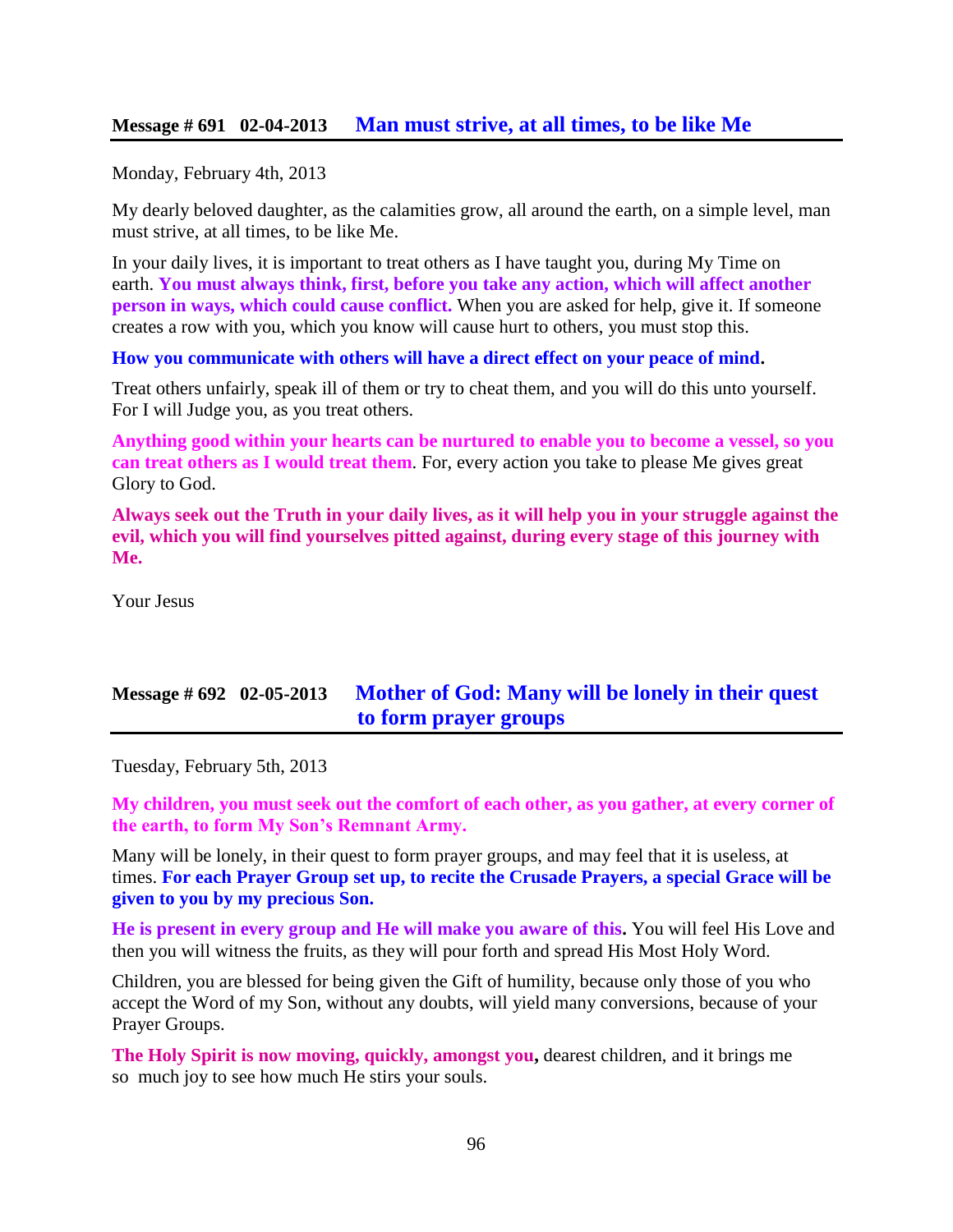## Message # 691 02-04-2013 Man must strive, at all times, to be like Me

Monday, February 4th, 2013

My dearly beloved daughter, as the calamities grow, all around the earth, on a simple level, man must strive, at all times, to be like Me.

In your daily lives, it is important to treat others as I have taught you, during My Time on earth. **You must always think, first, before you take any action, which will affect another person in ways, which could cause conflict.** When you are asked for help, give it. If someone creates a row with you, which you know will cause hurt to others, you must stop this.

**How you communicate with others will have a direct effect on your peace of mind.**

Treat others unfairly, speak ill of them or try to cheat them, and you will do this unto yourself. For I will Judge you, as you treat others.

**Anything good within your hearts can be nurtured to enable you to become a vessel, so you can treat others as I would treat them**. For, every action you take to please Me gives great Glory to God.

**Always seek out the Truth in your daily lives, as it will help you in your struggle against the evil, which you will find yourselves pitted against, during every stage of this journey with Me.**

Your Jesus

## Message # 692 02-05-2013 Mother of God: Many will be lonely in their quest to form prayer groups

Tuesday, February 5th, 2013

**My children, you must seek out the comfort of each other, as you gather, at every corner of the earth, to form My Son's Remnant Army.**

Many will be lonely, in their quest to form prayer groups, and may feel that it is useless, at times. **For each Prayer Group set up, to recite the Crusade Prayers, a special Grace will be given to you by my precious Son.**

**He is present in every group and He will make you aware of this.** You will feel His Love and then you will witness the fruits, as they will pour forth and spread His Most Holy Word.

Children, you are blessed for being given the Gift of humility, because only those of you who accept the Word of my Son, without any doubts, will yield many conversions, because of your Prayer Groups.

**The Holy Spirit is now moving, quickly, amongst you,** dearest children, and it brings me so much joy to see how much He stirs your souls.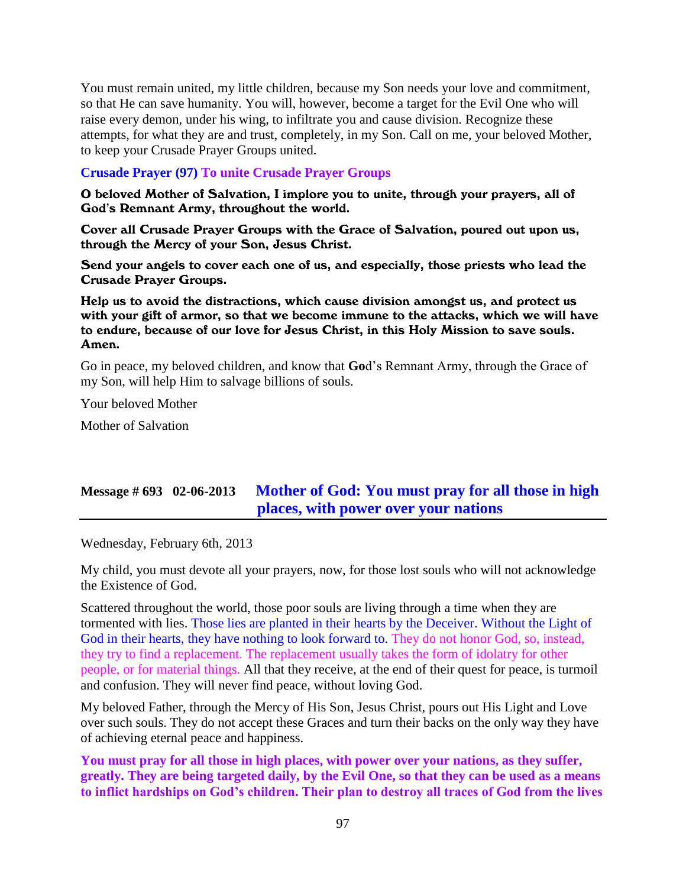You must remain united, my little children, because my Son needs your love and commitment, so that He can save humanity. You will, however, become a target for the Evil One who will raise every demon, under his wing, to infiltrate you and cause division. Recognize these attempts, for what they are and trust, completely, in my Son. Call on me, your beloved Mother, to keep your Crusade Prayer Groups united.

**Crusade Prayer (97) To unite Crusade Prayer Groups**

**O beloved Mother of Salvation, I implore you to unite, through your prayers, all of God's Remnant Army, throughout the world.**

**Cover all Crusade Prayer Groups with the Grace of Salvation, poured out upon us, through the Mercy of your Son, Jesus Christ.**

**Send your angels to cover each one of us, and especially, those priests who lead the Crusade Prayer Groups.**

**Help us to avoid the distractions, which cause division amongst us, and protect us with your gift of armor, so that we become immune to the attacks, which we will have to endure, because of our love for Jesus Christ, in this Holy Mission to save souls. Amen.**

Go in peace, my beloved children, and know that God's Remnant Army, through the Grace of my Son, will help Him to salvage billions of souls.

Your beloved Mother

Mother of Salvation

## Message # 693 02-06-2013 Mother of God: You must pray for all those in high places, with power over your nations

Wednesday, February 6th, 2013

My child, you must devote all your prayers, now, for those lost souls who will not acknowledge the Existence of God.

Scattered throughout the world, those poor souls are living through a time when they are tormented with lies. Those lies are planted in their hearts by the Deceiver. Without the Light of God in their hearts, they have nothing to look forward to. They do not honor God, so, instead, they try to find a replacement. The replacement usually takes the form of idolatry for other people, or for material things. All that they receive, at the end of their quest for peace, is turmoil and confusion. They will never find peace, without loving God.

My beloved Father, through the Mercy of His Son, Jesus Christ, pours out His Light and Love over such souls. They do not accept these Graces and turn their backs on the only way they have of achieving eternal peace and happiness.

**You must pray for all those in high places, with power over your nations, as they suffer, greatly. They are being targeted daily, by the Evil One, so that they can be used as a means to inflict hardships on God's children. Their plan to destroy all traces of God from the lives**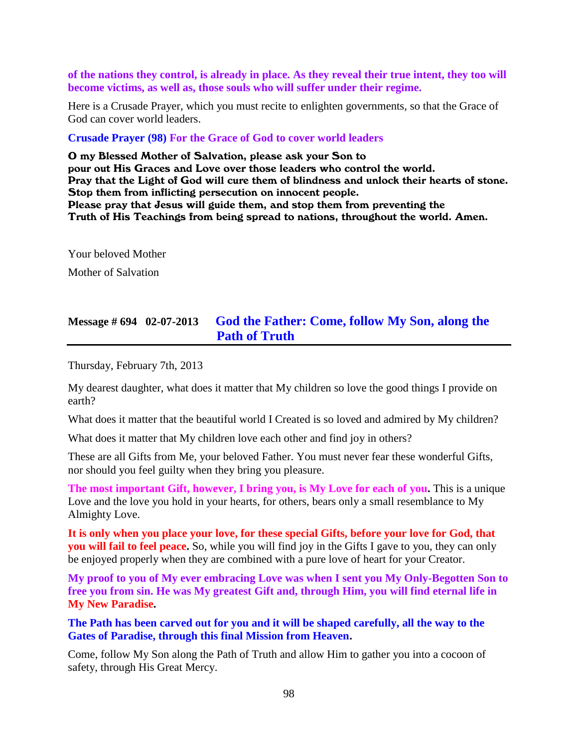**of the nations they control, is already in place. As they reveal their true intent, they too will become victims, as well as, those souls who will suffer under their regime.**

Here is a Crusade Prayer, which you must recite to enlighten governments, so that the Grace of God can cover world leaders.

**Crusade Prayer (98) For the Grace of God to cover world leaders**

**O my Blessed Mother of Salvation, please ask your Son to**
**pour out His Graces and Love over those leaders who control the world.**
**Pray that the Light of God will cure them of blindness and unlock their hearts of stone.**
**Stop them from inflicting persecution on innocent people.**
**Please pray that Jesus will guide them, and stop them from preventing the**
**Truth of His Teachings from being spread to nations, throughout the world. Amen.**

Your beloved Mother

Mother of Salvation

## Message # 694 02-07-2013 God the Father: Come, follow My Son, along the Path of Truth

Thursday, February 7th, 2013

My dearest daughter, what does it matter that My children so love the good things I provide on earth?

What does it matter that the beautiful world I Created is so loved and admired by My children?

What does it matter that My children love each other and find joy in others?

These are all Gifts from Me, your beloved Father. You must never fear these wonderful Gifts, nor should you feel guilty when they bring you pleasure.

**The most important Gift, however, I bring you, is My Love for each of you.** This is a unique Love and the love you hold in your hearts, for others, bears only a small resemblance to My Almighty Love.

**It is only when you place your love, for these special Gifts, before your love for God, that you will fail to feel peace.** So, while you will find joy in the Gifts I gave to you, they can only be enjoyed properly when they are combined with a pure love of heart for your Creator.

**My proof to you of My ever embracing Love was when I sent you My Only-Begotten Son to free you from sin. He was My greatest Gift and, through Him, you will find eternal life in My New Paradise.**

**The Path has been carved out for you and it will be shaped carefully, all the way to the Gates of Paradise, through this final Mission from Heaven.**

Come, follow My Son along the Path of Truth and allow Him to gather you into a cocoon of safety, through His Great Mercy.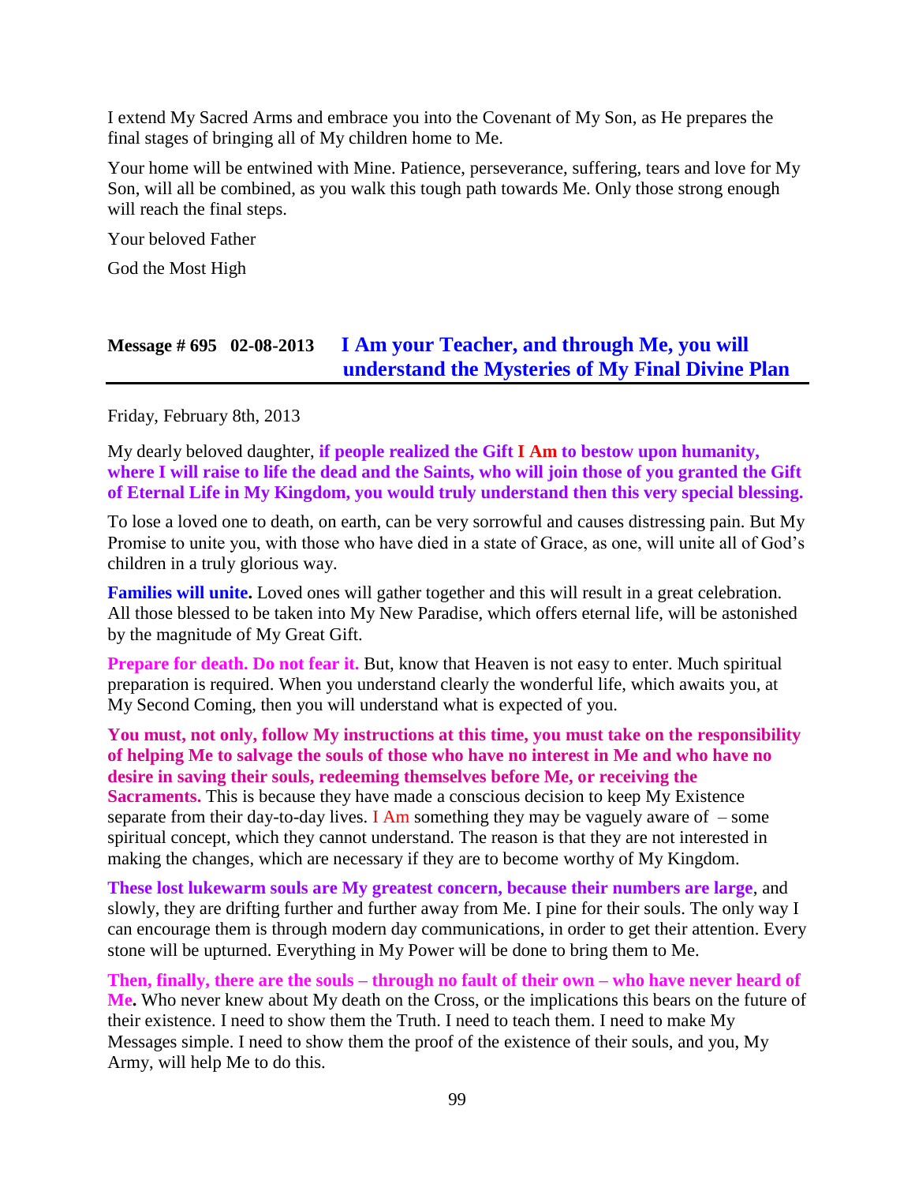I extend My Sacred Arms and embrace you into the Covenant of My Son, as He prepares the final stages of bringing all of My children home to Me.

Your home will be entwined with Mine. Patience, perseverance, suffering, tears and love for My Son, will all be combined, as you walk this tough path towards Me. Only those strong enough will reach the final steps.

Your beloved Father

God the Most High

## Message # 695 02-08-2013 I Am your Teacher, and through Me, you will understand the Mysteries of My Final Divine Plan

Friday, February 8th, 2013

My dearly beloved daughter, **if people realized the Gift I Am to bestow upon humanity, where I will raise to life the dead and the Saints, who will join those of you granted the Gift of Eternal Life in My Kingdom, you would truly understand then this very special blessing.**

To lose a loved one to death, on earth, can be very sorrowful and causes distressing pain. But My Promise to unite you, with those who have died in a state of Grace, as one, will unite all of God's children in a truly glorious way.

**Families will unite.** Loved ones will gather together and this will result in a great celebration. All those blessed to be taken into My New Paradise, which offers eternal life, will be astonished by the magnitude of My Great Gift.

**Prepare for death. Do not fear it.** But, know that Heaven is not easy to enter. Much spiritual preparation is required. When you understand clearly the wonderful life, which awaits you, at My Second Coming, then you will understand what is expected of you.

**You must, not only, follow My instructions at this time, you must take on the responsibility of helping Me to salvage the souls of those who have no interest in Me and who have no desire in saving their souls, redeeming themselves before Me, or receiving the Sacraments.** This is because they have made a conscious decision to keep My Existence separate from their day-to-day lives. I Am something they may be vaguely aware of – some spiritual concept, which they cannot understand. The reason is that they are not interested in making the changes, which are necessary if they are to become worthy of My Kingdom.

**These lost lukewarm souls are My greatest concern, because their numbers are large**, and slowly, they are drifting further and further away from Me. I pine for their souls. The only way I can encourage them is through modern day communications, in order to get their attention. Every stone will be upturned. Everything in My Power will be done to bring them to Me.

**Then, finally, there are the souls – through no fault of their own – who have never heard of Me.** Who never knew about My death on the Cross, or the implications this bears on the future of their existence. I need to show them the Truth. I need to teach them. I need to make My Messages simple. I need to show them the proof of the existence of their souls, and you, My Army, will help Me to do this.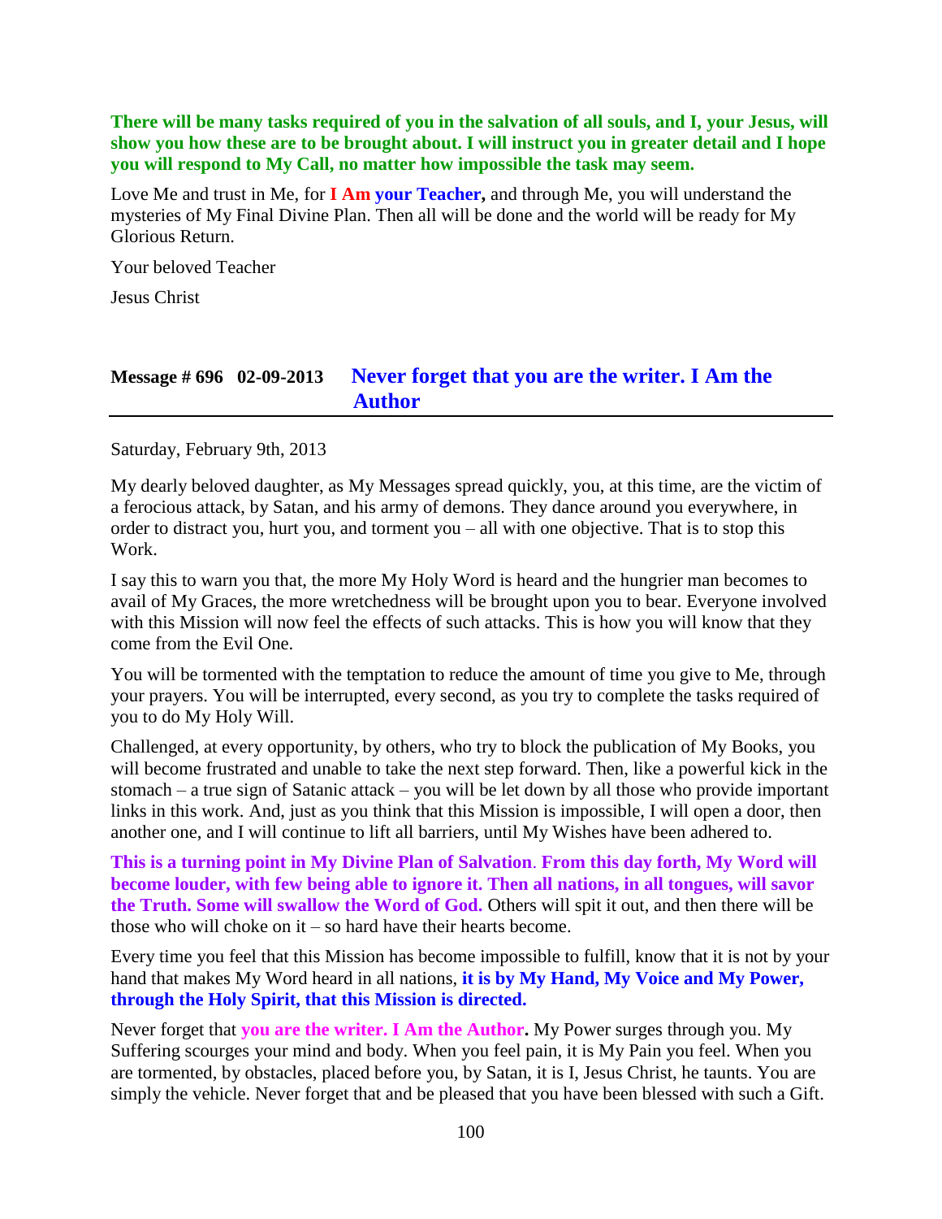**There will be many tasks required of you in the salvation of all souls, and I, your Jesus, will show you how these are to be brought about. I will instruct you in greater detail and I hope you will respond to My Call, no matter how impossible the task may seem.**

Love Me and trust in Me, for **I Am your Teacher,** and through Me, you will understand the mysteries of My Final Divine Plan. Then all will be done and the world will be ready for My Glorious Return.

Your beloved Teacher

Jesus Christ

## Message # 696 02-09-2013 Never forget that you are the writer. I Am the Author

Saturday, February 9th, 2013

My dearly beloved daughter, as My Messages spread quickly, you, at this time, are the victim of a ferocious attack, by Satan, and his army of demons. They dance around you everywhere, in order to distract you, hurt you, and torment you – all with one objective. That is to stop this Work.

I say this to warn you that, the more My Holy Word is heard and the hungrier man becomes to avail of My Graces, the more wretchedness will be brought upon you to bear. Everyone involved with this Mission will now feel the effects of such attacks. This is how you will know that they come from the Evil One.

You will be tormented with the temptation to reduce the amount of time you give to Me, through your prayers. You will be interrupted, every second, as you try to complete the tasks required of you to do My Holy Will.

Challenged, at every opportunity, by others, who try to block the publication of My Books, you will become frustrated and unable to take the next step forward. Then, like a powerful kick in the stomach – a true sign of Satanic attack – you will be let down by all those who provide important links in this work. And, just as you think that this Mission is impossible, I will open a door, then another one, and I will continue to lift all barriers, until My Wishes have been adhered to.

**This is a turning point in My Divine Plan of Salvation**. **From this day forth, My Word will become louder, with few being able to ignore it. Then all nations, in all tongues, will savor the Truth. Some will swallow the Word of God.** Others will spit it out, and then there will be those who will choke on it – so hard have their hearts become.

Every time you feel that this Mission has become impossible to fulfill, know that it is not by your hand that makes My Word heard in all nations, **it is by My Hand, My Voice and My Power, through the Holy Spirit, that this Mission is directed.**

Never forget that **you are the writer. I Am the Author.** My Power surges through you. My Suffering scourges your mind and body. When you feel pain, it is My Pain you feel. When you are tormented, by obstacles, placed before you, by Satan, it is I, Jesus Christ, he taunts. You are simply the vehicle. Never forget that and be pleased that you have been blessed with such a Gift.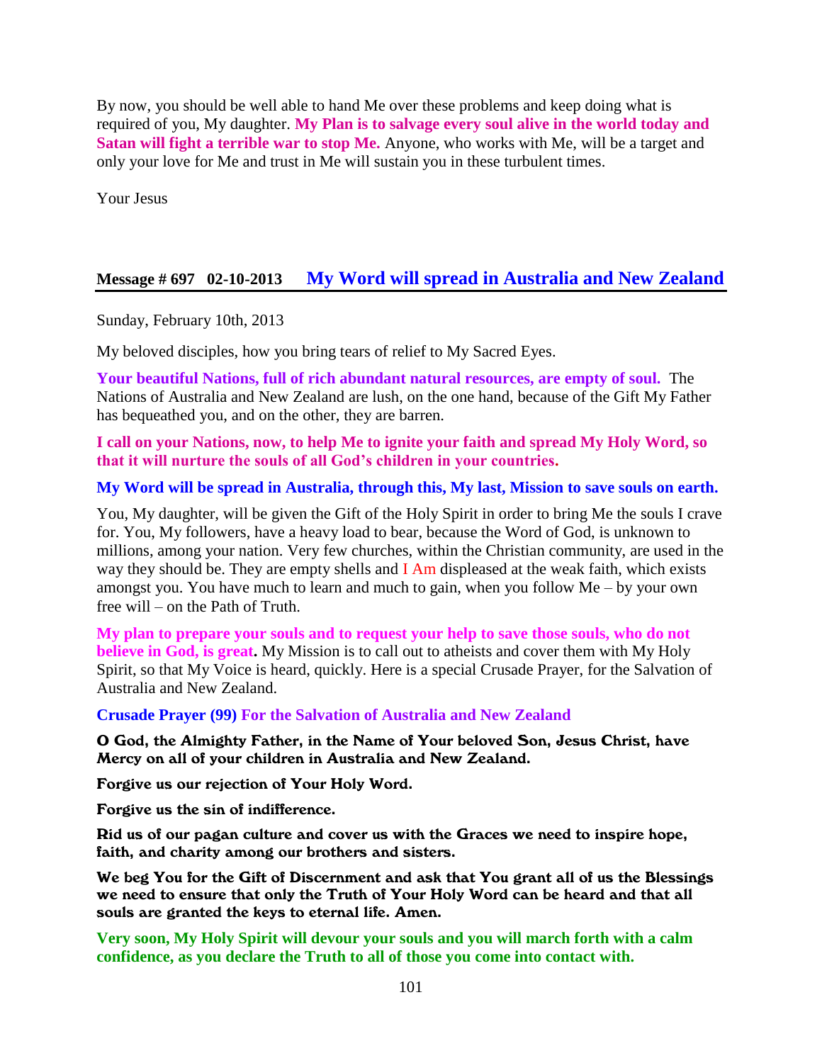By now, you should be well able to hand Me over these problems and keep doing what is required of you, My daughter. **My Plan is to salvage every soul alive in the world today and Satan will fight a terrible war to stop Me.** Anyone, who works with Me, will be a target and only your love for Me and trust in Me will sustain you in these turbulent times.

Your Jesus

## Message # 697 02-10-2013 My Word will spread in Australia and New Zealand

Sunday, February 10th, 2013

My beloved disciples, how you bring tears of relief to My Sacred Eyes.

**Your beautiful Nations, full of rich abundant natural resources, are empty of soul.** The Nations of Australia and New Zealand are lush, on the one hand, because of the Gift My Father has bequeathed you, and on the other, they are barren.

**I call on your Nations, now, to help Me to ignite your faith and spread My Holy Word, so that it will nurture the souls of all God's children in your countries.**

**My Word will be spread in Australia, through this, My last, Mission to save souls on earth.**

You, My daughter, will be given the Gift of the Holy Spirit in order to bring Me the souls I crave for. You, My followers, have a heavy load to bear, because the Word of God, is unknown to millions, among your nation. Very few churches, within the Christian community, are used in the way they should be. They are empty shells and I Am displeased at the weak faith, which exists amongst you. You have much to learn and much to gain, when you follow Me – by your own free will – on the Path of Truth.

**My plan to prepare your souls and to request your help to save those souls, who do not believe in God, is great.** My Mission is to call out to atheists and cover them with My Holy Spirit, so that My Voice is heard, quickly. Here is a special Crusade Prayer, for the Salvation of Australia and New Zealand.

**Crusade Prayer (99) For the Salvation of Australia and New Zealand**

**O God, the Almighty Father, in the Name of Your beloved Son, Jesus Christ, have Mercy on all of your children in Australia and New Zealand.**

**Forgive us our rejection of Your Holy Word.**

**Forgive us the sin of indifference.**

**Rid us of our pagan culture and cover us with the Graces we need to inspire hope, faith, and charity among our brothers and sisters.**

**We beg You for the Gift of Discernment and ask that You grant all of us the Blessings we need to ensure that only the Truth of Your Holy Word can be heard and that all souls are granted the keys to eternal life. Amen.**

**Very soon, My Holy Spirit will devour your souls and you will march forth with a calm confidence, as you declare the Truth to all of those you come into contact with.**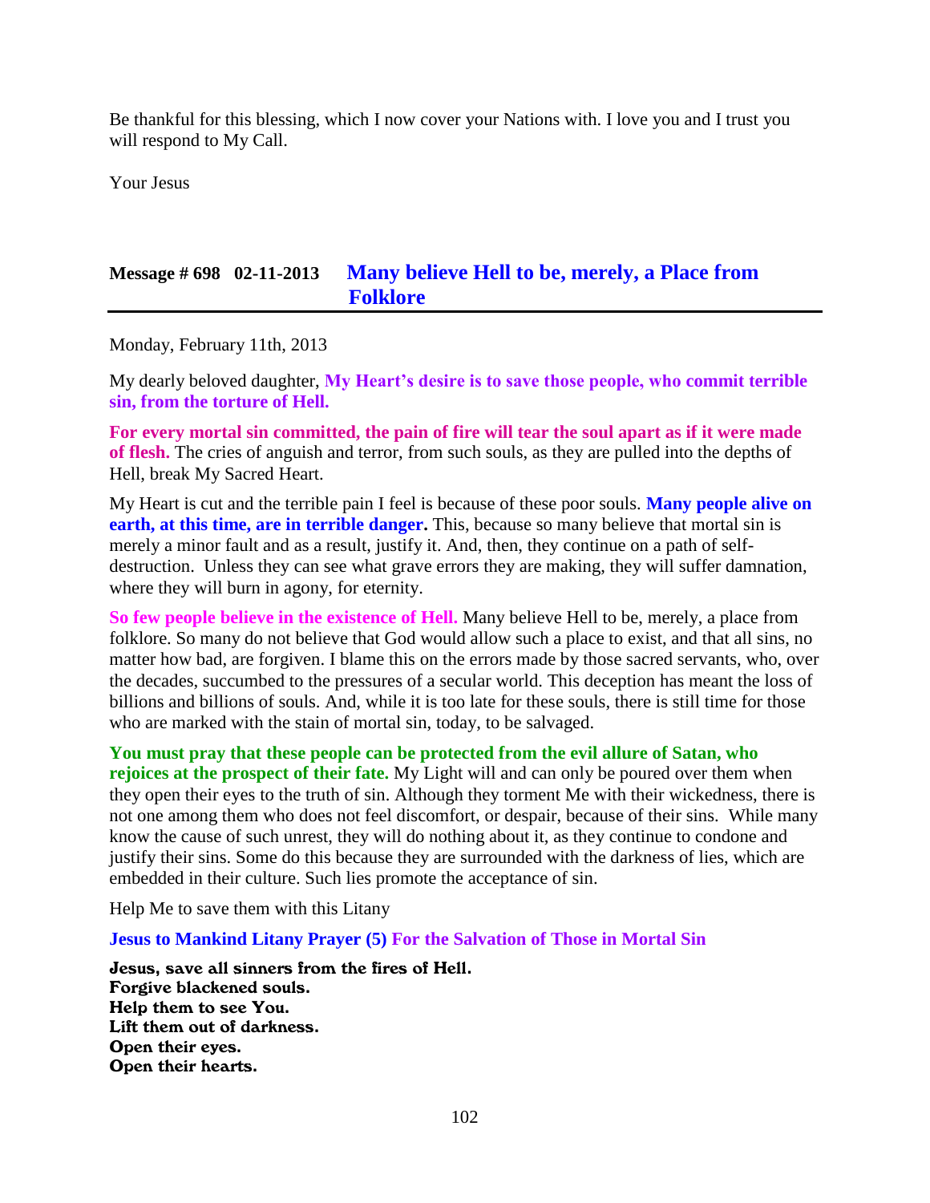Be thankful for this blessing, which I now cover your Nations with. I love you and I trust you will respond to My Call.

Your Jesus

## Message # 698 02-11-2013 Many believe Hell to be, merely, a Place from Folklore

Monday, February 11th, 2013

My dearly beloved daughter, **My Heart's desire is to save those people, who commit terrible sin, from the torture of Hell.**

**For every mortal sin committed, the pain of fire will tear the soul apart as if it were made of flesh.** The cries of anguish and terror, from such souls, as they are pulled into the depths of Hell, break My Sacred Heart.

My Heart is cut and the terrible pain I feel is because of these poor souls. **Many people alive on earth, at this time, are in terrible danger.** This, because so many believe that mortal sin is merely a minor fault and as a result, justify it. And, then, they continue on a path of self-destruction. Unless they can see what grave errors they are making, they will suffer damnation, where they will burn in agony, for eternity.

**So few people believe in the existence of Hell.** Many believe Hell to be, merely, a place from folklore. So many do not believe that God would allow such a place to exist, and that all sins, no matter how bad, are forgiven. I blame this on the errors made by those sacred servants, who, over the decades, succumbed to the pressures of a secular world. This deception has meant the loss of billions and billions of souls. And, while it is too late for these souls, there is still time for those who are marked with the stain of mortal sin, today, to be salvaged.

**You must pray that these people can be protected from the evil allure of Satan, who rejoices at the prospect of their fate.** My Light will and can only be poured over them when they open their eyes to the truth of sin. Although they torment Me with their wickedness, there is not one among them who does not feel discomfort, or despair, because of their sins. While many know the cause of such unrest, they will do nothing about it, as they continue to condone and justify their sins. Some do this because they are surrounded with the darkness of lies, which are embedded in their culture. Such lies promote the acceptance of sin.

Help Me to save them with this Litany

**Jesus to Mankind Litany Prayer (5) For the Salvation of Those in Mortal Sin**

**Jesus, save all sinners from the fires of Hell.**
**Forgive blackened souls.**
**Help them to see You.**
**Lift them out of darkness.**
**Open their eyes.**
**Open their hearts.**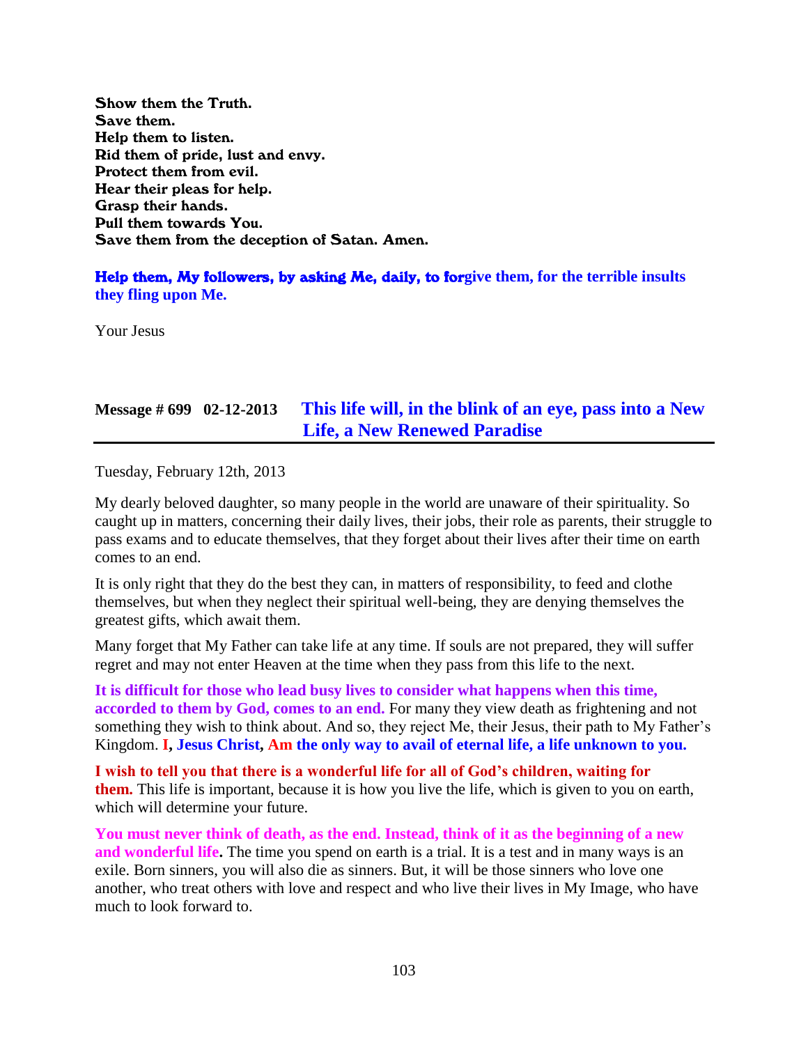**Show them the Truth.**
**Save them.**
**Help them to listen.**
**Rid them of pride, lust and envy.**
**Protect them from evil.**
**Hear their pleas for help.**
**Grasp their hands.**
**Pull them towards You.**
**Save them from the deception of Satan. Amen.**

**Help them, My followers, by asking Me, daily, to forgive them, for the terrible insults they fling upon Me.**

Your Jesus

## Message # 699 02-12-2013 This life will, in the blink of an eye, pass into a New Life, a New Renewed Paradise

Tuesday, February 12th, 2013

My dearly beloved daughter, so many people in the world are unaware of their spirituality. So caught up in matters, concerning their daily lives, their jobs, their role as parents, their struggle to pass exams and to educate themselves, that they forget about their lives after their time on earth comes to an end.

It is only right that they do the best they can, in matters of responsibility, to feed and clothe themselves, but when they neglect their spiritual well-being, they are denying themselves the greatest gifts, which await them.

Many forget that My Father can take life at any time. If souls are not prepared, they will suffer regret and may not enter Heaven at the time when they pass from this life to the next.

**It is difficult for those who lead busy lives to consider what happens when this time, accorded to them by God, comes to an end.** For many they view death as frightening and not something they wish to think about. And so, they reject Me, their Jesus, their path to My Father's Kingdom. **I, Jesus Christ, Am the only way to avail of eternal life, a life unknown to you.**

**I wish to tell you that there is a wonderful life for all of God's children, waiting for them.** This life is important, because it is how you live the life, which is given to you on earth, which will determine your future.

**You must never think of death, as the end. Instead, think of it as the beginning of a new and wonderful life.** The time you spend on earth is a trial. It is a test and in many ways is an exile. Born sinners, you will also die as sinners. But, it will be those sinners who love one another, who treat others with love and respect and who live their lives in My Image, who have much to look forward to.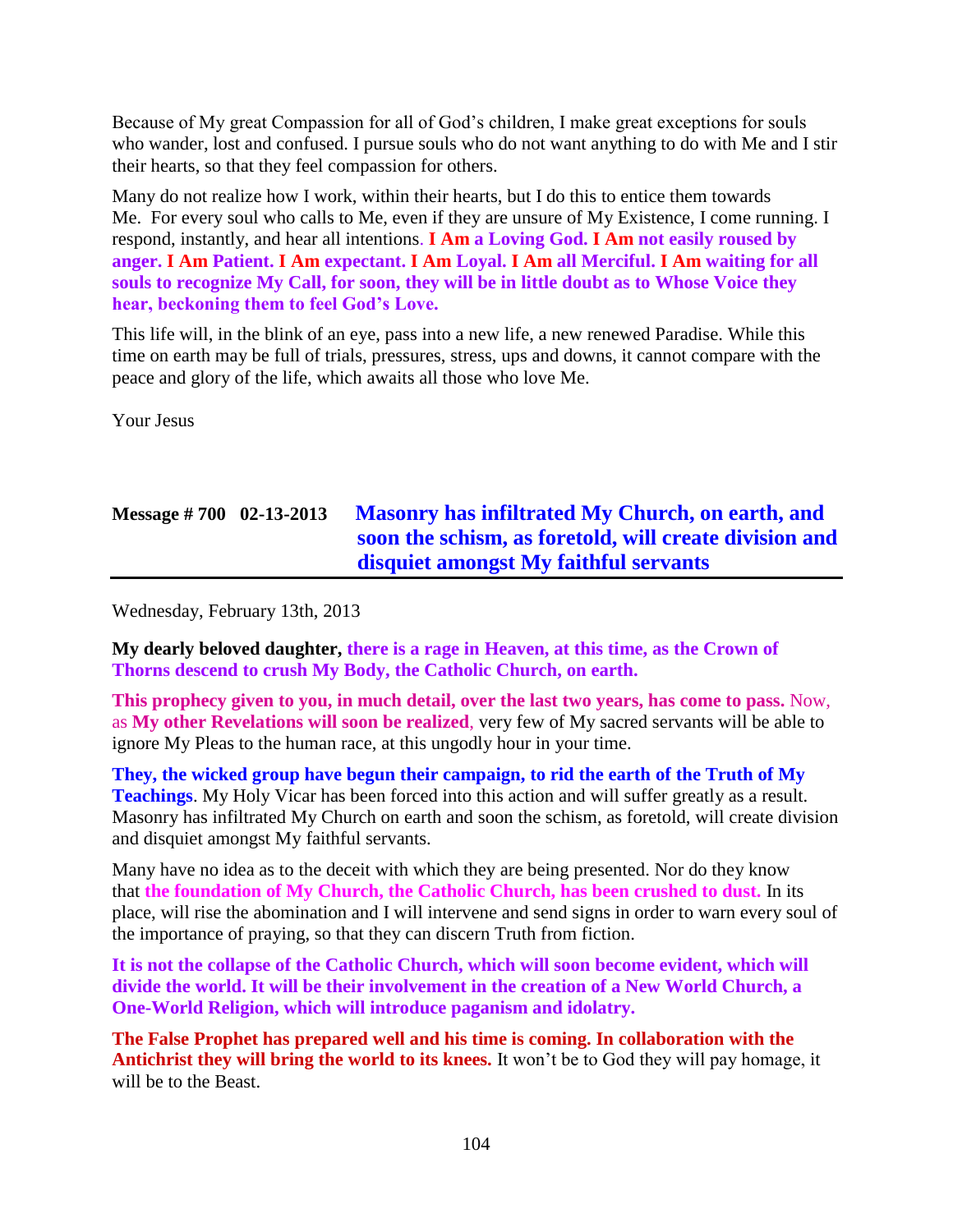Because of My great Compassion for all of God's children, I make great exceptions for souls who wander, lost and confused. I pursue souls who do not want anything to do with Me and I stir their hearts, so that they feel compassion for others.

Many do not realize how I work, within their hearts, but I do this to entice them towards Me. For every soul who calls to Me, even if they are unsure of My Existence, I come running. I respond, instantly, and hear all intentions. **I Am a Loving God. I Am not easily roused by anger. I Am Patient. I Am expectant. I Am Loyal. I Am all Merciful. I Am waiting for all souls to recognize My Call, for soon, they will be in little doubt as to Whose Voice they hear, beckoning them to feel God's Love.**

This life will, in the blink of an eye, pass into a new life, a new renewed Paradise. While this time on earth may be full of trials, pressures, stress, ups and downs, it cannot compare with the peace and glory of the life, which awaits all those who love Me.

Your Jesus

## Message # 700 02-13-2013 Masonry has infiltrated My Church, on earth, and soon the schism, as foretold, will create division and disquiet amongst My faithful servants

Wednesday, February 13th, 2013

**My dearly beloved daughter, there is a rage in Heaven, at this time, as the Crown of Thorns descend to crush My Body, the Catholic Church, on earth.**

**This prophecy given to you, in much detail, over the last two years, has come to pass.** Now, as **My other Revelations will soon be realized**, very few of My sacred servants will be able to ignore My Pleas to the human race, at this ungodly hour in your time.

**They, the wicked group have begun their campaign, to rid the earth of the Truth of My Teachings**. My Holy Vicar has been forced into this action and will suffer greatly as a result. Masonry has infiltrated My Church on earth and soon the schism, as foretold, will create division and disquiet amongst My faithful servants.

Many have no idea as to the deceit with which they are being presented. Nor do they know that **the foundation of My Church, the Catholic Church, has been crushed to dust.** In its place, will rise the abomination and I will intervene and send signs in order to warn every soul of the importance of praying, so that they can discern Truth from fiction.

**It is not the collapse of the Catholic Church, which will soon become evident, which will divide the world. It will be their involvement in the creation of a New World Church, a One-World Religion, which will introduce paganism and idolatry.**

**The False Prophet has prepared well and his time is coming. In collaboration with the Antichrist they will bring the world to its knees.** It won't be to God they will pay homage, it will be to the Beast.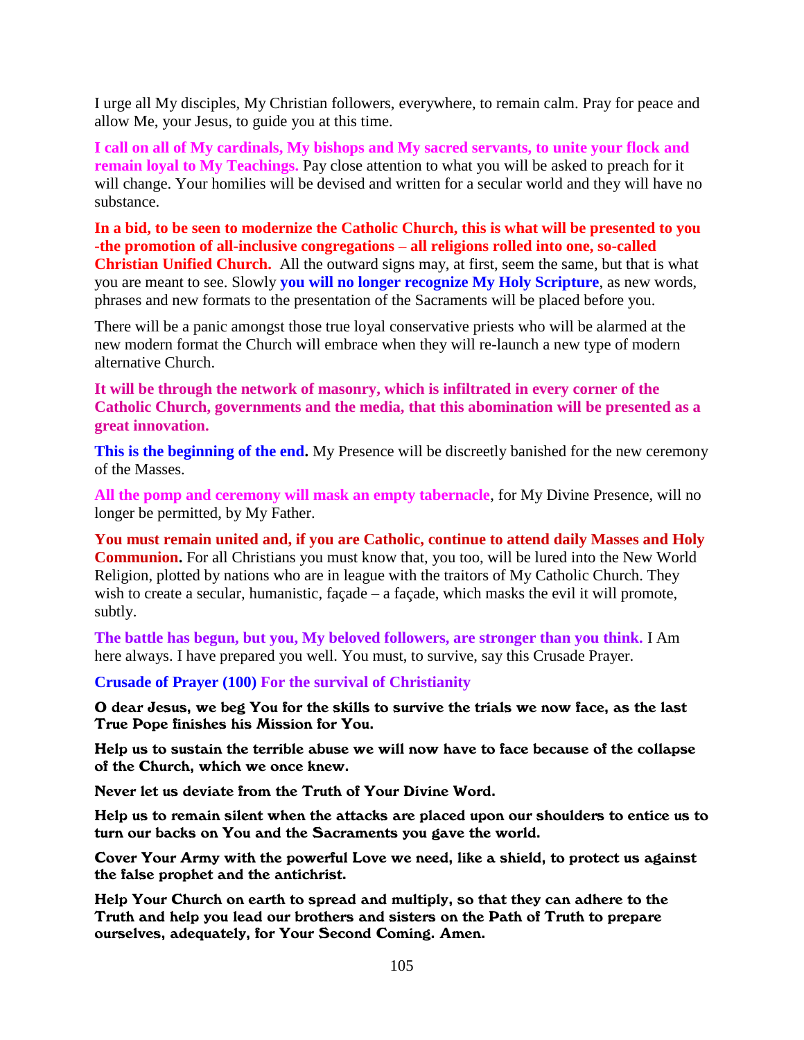I urge all My disciples, My Christian followers, everywhere, to remain calm. Pray for peace and allow Me, your Jesus, to guide you at this time.

**I call on all of My cardinals, My bishops and My sacred servants, to unite your flock and remain loyal to My Teachings.** Pay close attention to what you will be asked to preach for it will change. Your homilies will be devised and written for a secular world and they will have no substance.

**In a bid, to be seen to modernize the Catholic Church, this is what will be presented to you -the promotion of all-inclusive congregations – all religions rolled into one, so-called Christian Unified Church.** All the outward signs may, at first, seem the same, but that is what you are meant to see. Slowly **you will no longer recognize My Holy Scripture**, as new words, phrases and new formats to the presentation of the Sacraments will be placed before you.

There will be a panic amongst those true loyal conservative priests who will be alarmed at the new modern format the Church will embrace when they will re-launch a new type of modern alternative Church.

**It will be through the network of masonry, which is infiltrated in every corner of the Catholic Church, governments and the media, that this abomination will be presented as a great innovation.**

**This is the beginning of the end.** My Presence will be discreetly banished for the new ceremony of the Masses.

**All the pomp and ceremony will mask an empty tabernacle**, for My Divine Presence, will no longer be permitted, by My Father.

**You must remain united and, if you are Catholic, continue to attend daily Masses and Holy Communion.** For all Christians you must know that, you too, will be lured into the New World Religion, plotted by nations who are in league with the traitors of My Catholic Church. They wish to create a secular, humanistic, façade – a façade, which masks the evil it will promote, subtly.

**The battle has begun, but you, My beloved followers, are stronger than you think.** I Am here always. I have prepared you well. You must, to survive, say this Crusade Prayer.

**Crusade of Prayer (100) For the survival of Christianity**

**O dear Jesus, we beg You for the skills to survive the trials we now face, as the last True Pope finishes his Mission for You.**

**Help us to sustain the terrible abuse we will now have to face because of the collapse of the Church, which we once knew.**

**Never let us deviate from the Truth of Your Divine Word.**

**Help us to remain silent when the attacks are placed upon our shoulders to entice us to turn our backs on You and the Sacraments you gave the world.**

**Cover Your Army with the powerful Love we need, like a shield, to protect us against the false prophet and the antichrist.**

**Help Your Church on earth to spread and multiply, so that they can adhere to the Truth and help you lead our brothers and sisters on the Path of Truth to prepare ourselves, adequately, for Your Second Coming. Amen.**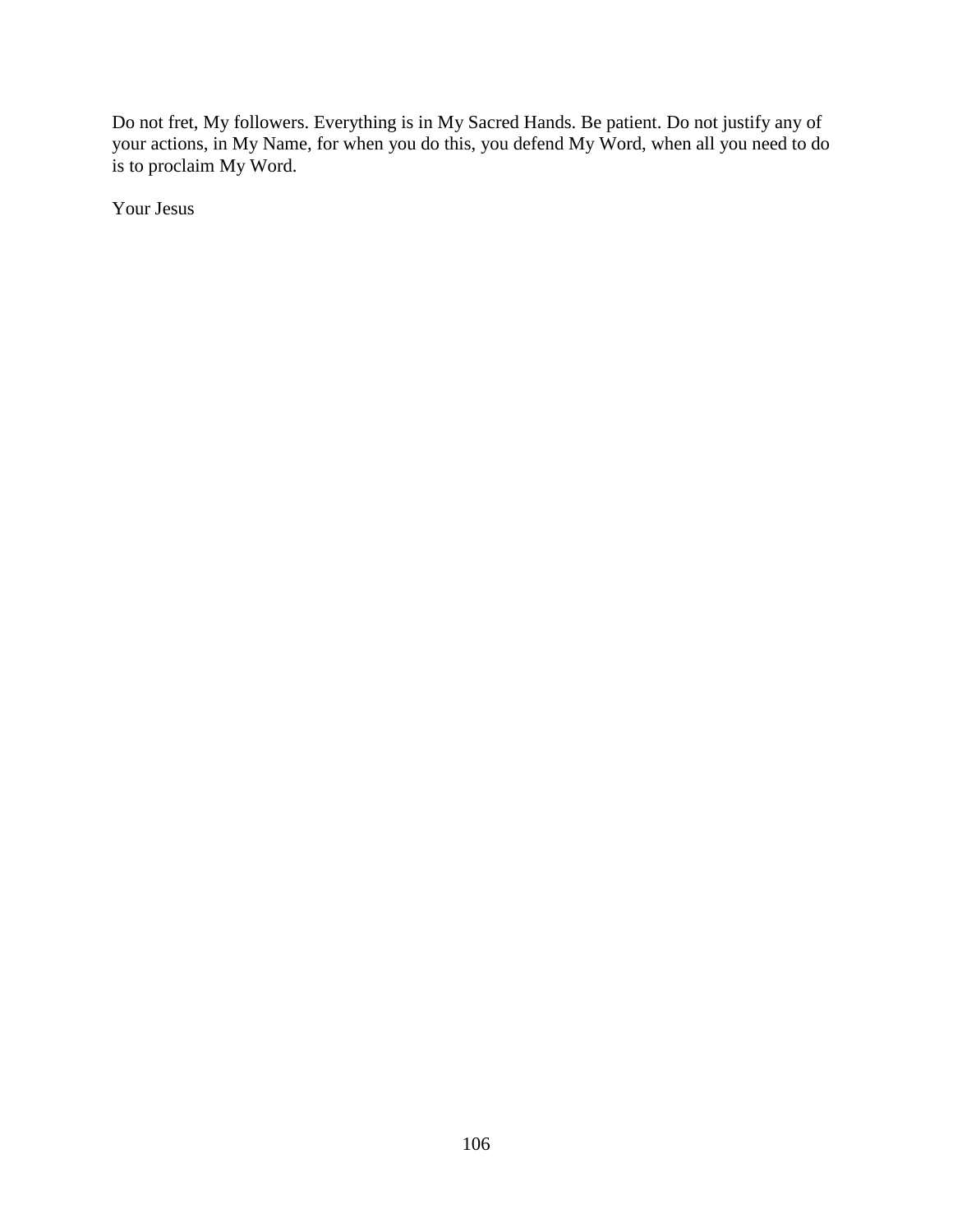Do not fret, My followers. Everything is in My Sacred Hands. Be patient. Do not justify any of your actions, in My Name, for when you do this, you defend My Word, when all you need to do is to proclaim My Word.

Your Jesus